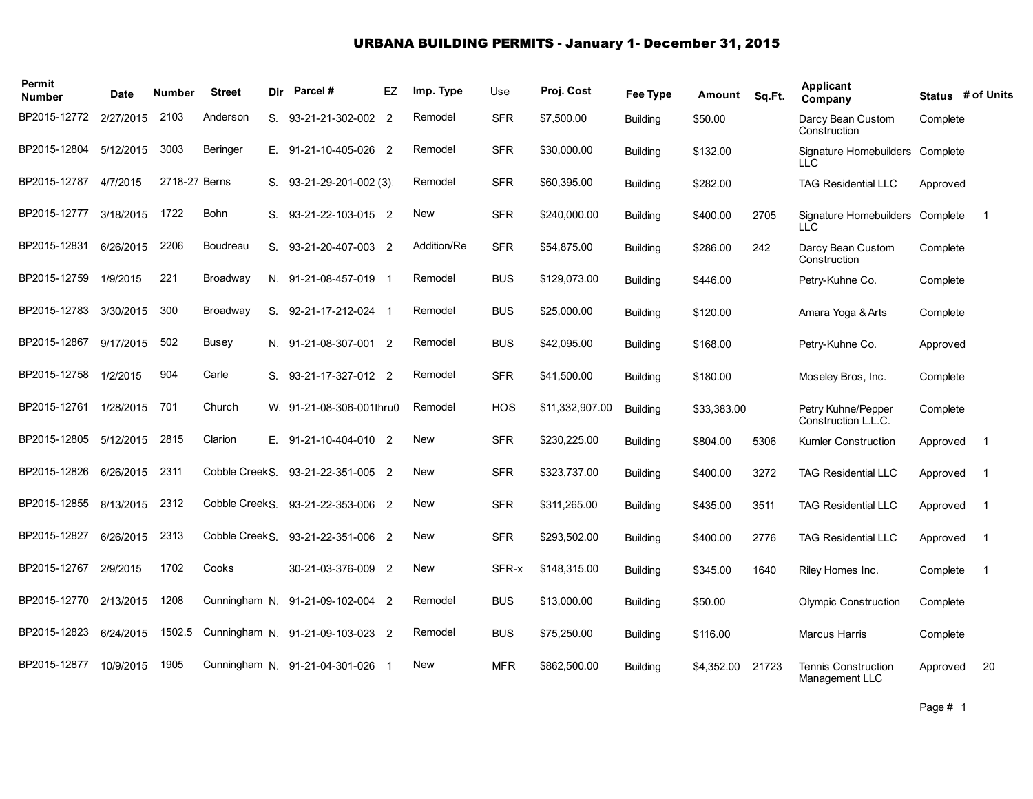# URBANA BUILDING PERMITS - January 1- December 31, 2015

| Permit Number | Date | Number | Street | Dir | Parcel # | EZ | Imp. Type | Use | Proj. Cost | Fee Type | Amount | Sq.Ft. | Applicant Company | Status | # of Units |
|---|---|---|---|---|---|---|---|---|---|---|---|---|---|---|---|
| BP2015-12772 | 2/27/2015 | 2103 | Anderson | S. | 93-21-21-302-002 | 2 | Remodel | SFR | $7,500.00 | Building | $50.00 | | Darcy Bean Custom Construction | Complete | |
| BP2015-12804 | 5/12/2015 | 3003 | Beringer | E. | 91-21-10-405-026 | 2 | Remodel | SFR | $30,000.00 | Building | $132.00 | | Signature Homebuilders LLC | Complete | |
| BP2015-12787 | 4/7/2015 | 2718-27 | Berns | S. | 93-21-29-201-002 (3) | | Remodel | SFR | $60,395.00 | Building | $282.00 | | TAG Residential LLC | Approved | |
| BP2015-12777 | 3/18/2015 | 1722 | Bohn | S. | 93-21-22-103-015 | 2 | New | SFR | $240,000.00 | Building | $400.00 | 2705 | Signature Homebuilders LLC | Complete | 1 |
| BP2015-12831 | 6/26/2015 | 2206 | Boudreau | S. | 93-21-20-407-003 | 2 | Addition/Re | SFR | $54,875.00 | Building | $286.00 | 242 | Darcy Bean Custom Construction | Complete | |
| BP2015-12759 | 1/9/2015 | 221 | Broadway | N. | 91-21-08-457-019 | 1 | Remodel | BUS | $129,073.00 | Building | $446.00 | | Petry-Kuhne Co. | Complete | |
| BP2015-12783 | 3/30/2015 | 300 | Broadway | S. | 92-21-17-212-024 | 1 | Remodel | BUS | $25,000.00 | Building | $120.00 | | Amara Yoga & Arts | Complete | |
| BP2015-12867 | 9/17/2015 | 502 | Busey | N. | 91-21-08-307-001 | 2 | Remodel | BUS | $42,095.00 | Building | $168.00 | | Petry-Kuhne Co. | Approved | |
| BP2015-12758 | 1/2/2015 | 904 | Carle | S. | 93-21-17-327-012 | 2 | Remodel | SFR | $41,500.00 | Building | $180.00 | | Moseley Bros, Inc. | Complete | |
| BP2015-12761 | 1/28/2015 | 701 | Church | W. | 91-21-08-306-001thru0 | | Remodel | HOS | $11,332,907.00 | Building | $33,383.00 | | Petry Kuhne/Pepper Construction L.L.C. | Complete | |
| BP2015-12805 | 5/12/2015 | 2815 | Clarion | E. | 91-21-10-404-010 | 2 | New | SFR | $230,225.00 | Building | $804.00 | 5306 | Kumler Construction | Approved | 1 |
| BP2015-12826 | 6/26/2015 | 2311 | Cobble Creek | S. | 93-21-22-351-005 | 2 | New | SFR | $323,737.00 | Building | $400.00 | 3272 | TAG Residential LLC | Approved | 1 |
| BP2015-12855 | 8/13/2015 | 2312 | Cobble Creek | S. | 93-21-22-353-006 | 2 | New | SFR | $311,265.00 | Building | $435.00 | 3511 | TAG Residential LLC | Approved | 1 |
| BP2015-12827 | 6/26/2015 | 2313 | Cobble Creek | S. | 93-21-22-351-006 | 2 | New | SFR | $293,502.00 | Building | $400.00 | 2776 | TAG Residential LLC | Approved | 1 |
| BP2015-12767 | 2/9/2015 | 1702 | Cooks | | 30-21-03-376-009 | 2 | New | SFR-x | $148,315.00 | Building | $345.00 | 1640 | Riley Homes Inc. | Complete | 1 |
| BP2015-12770 | 2/13/2015 | 1208 | Cunningham | N. | 91-21-09-102-004 | 2 | Remodel | BUS | $13,000.00 | Building | $50.00 | | Olympic Construction | Complete | |
| BP2015-12823 | 6/24/2015 | 1502.5 | Cunningham | N. | 91-21-09-103-023 | 2 | Remodel | BUS | $75,250.00 | Building | $116.00 | | Marcus Harris | Complete | |
| BP2015-12877 | 10/9/2015 | 1905 | Cunningham | N. | 91-21-04-301-026 | 1 | New | MFR | $862,500.00 | Building | $4,352.00 | 21723 | Tennis Construction Management LLC | Approved | 20 |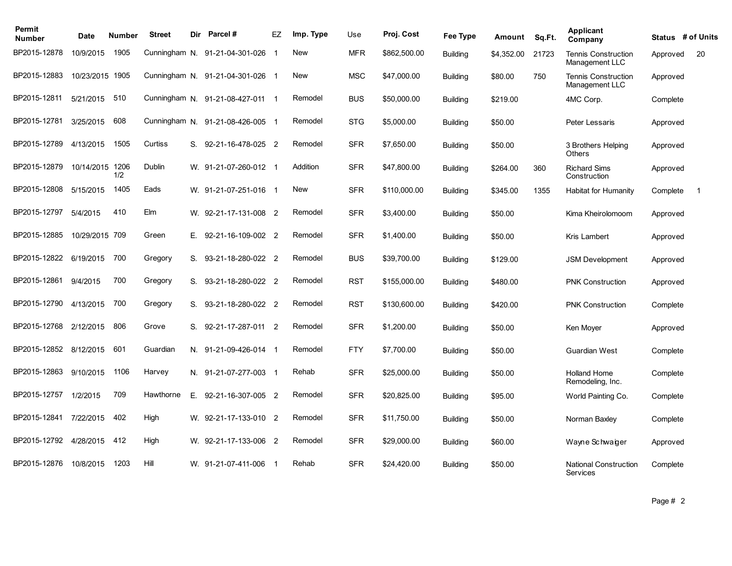| Permit Number | Date | Number | Street | Dir | Parcel # | EZ | Imp. Type | Use | Proj. Cost | Fee Type | Amount | Sq.Ft. | Applicant Company | Status | # of Units |
|---|---|---|---|---|---|---|---|---|---|---|---|---|---|---|---|
| BP2015-12878 | 10/9/2015 | 1905 | Cunningham | N. | 91-21-04-301-026 | 1 | New | MFR | $862,500.00 | Building | $4,352.00 | 21723 | Tennis Construction Management LLC | Approved | 20 |
| BP2015-12883 | 10/23/2015 | 1905 | Cunningham | N. | 91-21-04-301-026 | 1 | New | MSC | $47,000.00 | Building | $80.00 | 750 | Tennis Construction Management LLC | Approved | |
| BP2015-12811 | 5/21/2015 | 510 | Cunningham | N. | 91-21-08-427-011 | 1 | Remodel | BUS | $50,000.00 | Building | $219.00 | | 4MC Corp. | Complete | |
| BP2015-12781 | 3/25/2015 | 608 | Cunningham | N. | 91-21-08-426-005 | 1 | Remodel | STG | $5,000.00 | Building | $50.00 | | Peter Lessaris | Approved | |
| BP2015-12789 | 4/13/2015 | 1505 | Curtiss | S. | 92-21-16-478-025 | 2 | Remodel | SFR | $7,650.00 | Building | $50.00 | | 3 Brothers Helping Others | Approved | |
| BP2015-12879 | 10/14/2015 | 1206 1/2 | Dublin | W. | 91-21-07-260-012 | 1 | Addition | SFR | $47,800.00 | Building | $264.00 | 360 | Richard Sims Construction | Approved | |
| BP2015-12808 | 5/15/2015 | 1405 | Eads | W. | 91-21-07-251-016 | 1 | New | SFR | $110,000.00 | Building | $345.00 | 1355 | Habitat for Humanity | Complete | 1 |
| BP2015-12797 | 5/4/2015 | 410 | Elm | W. | 92-21-17-131-008 | 2 | Remodel | SFR | $3,400.00 | Building | $50.00 | | Kima Kheirolomoom | Approved | |
| BP2015-12885 | 10/29/2015 | 709 | Green | E. | 92-21-16-109-002 | 2 | Remodel | SFR | $1,400.00 | Building | $50.00 | | Kris Lambert | Approved | |
| BP2015-12822 | 6/19/2015 | 700 | Gregory | S. | 93-21-18-280-022 | 2 | Remodel | BUS | $39,700.00 | Building | $129.00 | | JSM Development | Approved | |
| BP2015-12861 | 9/4/2015 | 700 | Gregory | S. | 93-21-18-280-022 | 2 | Remodel | RST | $155,000.00 | Building | $480.00 | | PNK Construction | Approved | |
| BP2015-12790 | 4/13/2015 | 700 | Gregory | S. | 93-21-18-280-022 | 2 | Remodel | RST | $130,600.00 | Building | $420.00 | | PNK Construction | Complete | |
| BP2015-12768 | 2/12/2015 | 806 | Grove | S. | 92-21-17-287-011 | 2 | Remodel | SFR | $1,200.00 | Building | $50.00 | | Ken Moyer | Approved | |
| BP2015-12852 | 8/12/2015 | 601 | Guardian | N. | 91-21-09-426-014 | 1 | Remodel | FTY | $7,700.00 | Building | $50.00 | | Guardian West | Complete | |
| BP2015-12863 | 9/10/2015 | 1106 | Harvey | N. | 91-21-07-277-003 | 1 | Rehab | SFR | $25,000.00 | Building | $50.00 | | Holland Home Remodeling, Inc. | Complete | |
| BP2015-12757 | 1/2/2015 | 709 | Hawthorne | E. | 92-21-16-307-005 | 2 | Remodel | SFR | $20,825.00 | Building | $95.00 | | World Painting Co. | Complete | |
| BP2015-12841 | 7/22/2015 | 402 | High | W. | 92-21-17-133-010 | 2 | Remodel | SFR | $11,750.00 | Building | $50.00 | | Norman Baxley | Complete | |
| BP2015-12792 | 4/28/2015 | 412 | High | W. | 92-21-17-133-006 | 2 | Remodel | SFR | $29,000.00 | Building | $60.00 | | Wayne Schwaiger | Approved | |
| BP2015-12876 | 10/8/2015 | 1203 | Hill | W. | 91-21-07-411-006 | 1 | Rehab | SFR | $24,420.00 | Building | $50.00 | | National Construction Services | Complete | |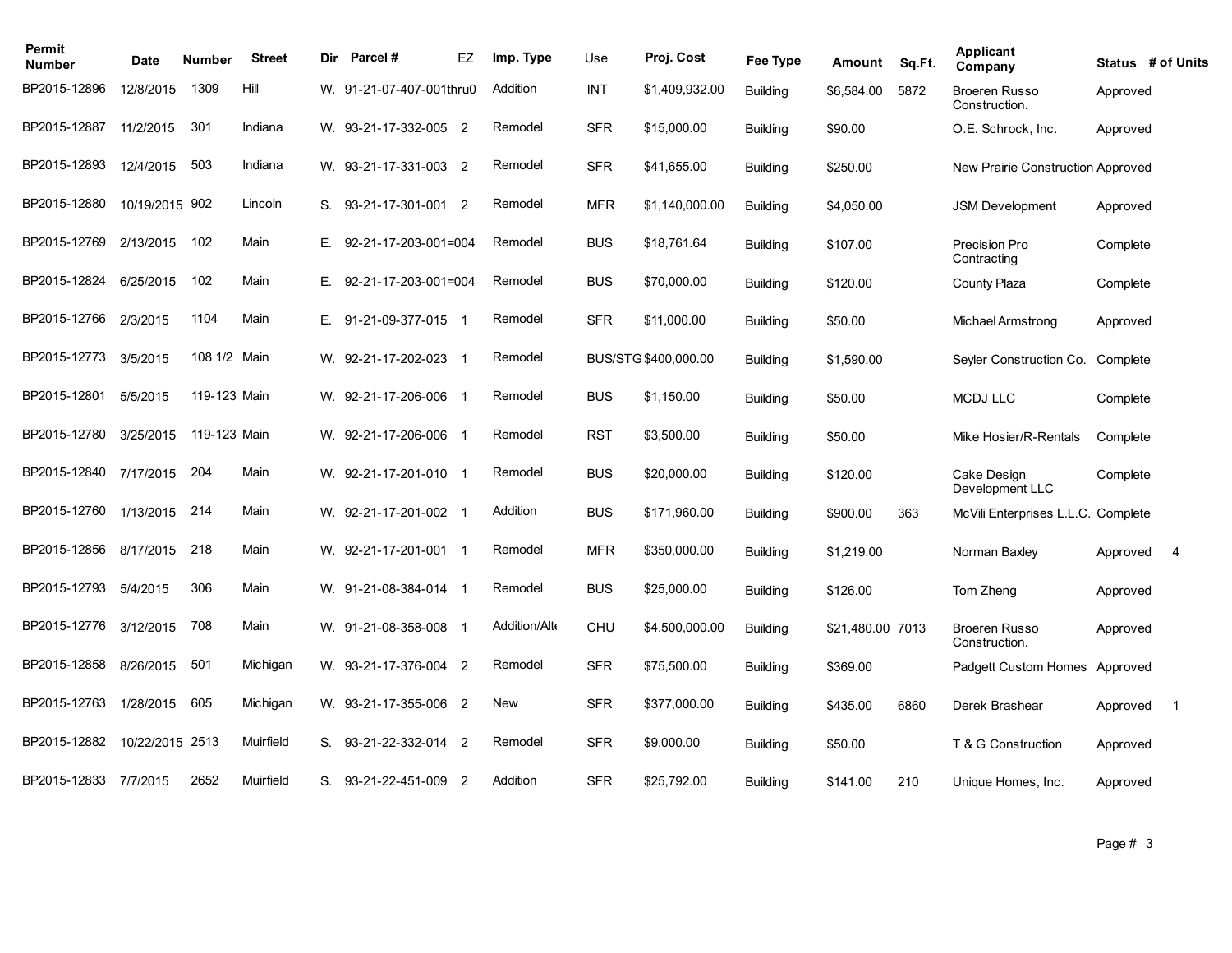| Permit Number | Date | Number | Street | Dir | Parcel # | EZ | Imp. Type | Use | Proj. Cost | Fee Type | Amount | Sq.Ft. | Applicant Company | Status | # of Units |
|---|---|---|---|---|---|---|---|---|---|---|---|---|---|---|---|
| BP2015-12896 | 12/8/2015 | 1309 | Hill | W. | 91-21-07-407-001thru0 | | Addition | INT | $1,409,932.00 | Building | $6,584.00 | 5872 | Broeren Russo Construction. | Approved | |
| BP2015-12887 | 11/2/2015 | 301 | Indiana | W. | 93-21-17-332-005 | 2 | Remodel | SFR | $15,000.00 | Building | $90.00 | | O.E. Schrock, Inc. | Approved | |
| BP2015-12893 | 12/4/2015 | 503 | Indiana | W. | 93-21-17-331-003 | 2 | Remodel | SFR | $41,655.00 | Building | $250.00 | | New Prairie Construction | Approved | |
| BP2015-12880 | 10/19/2015 | 902 | Lincoln | S. | 93-21-17-301-001 | 2 | Remodel | MFR | $1,140,000.00 | Building | $4,050.00 | | JSM Development | Approved | |
| BP2015-12769 | 2/13/2015 | 102 | Main | E. | 92-21-17-203-001=004 | | Remodel | BUS | $18,761.64 | Building | $107.00 | | Precision Pro Contracting | Complete | |
| BP2015-12824 | 6/25/2015 | 102 | Main | E. | 92-21-17-203-001=004 | | Remodel | BUS | $70,000.00 | Building | $120.00 | | County Plaza | Complete | |
| BP2015-12766 | 2/3/2015 | 1104 | Main | E. | 91-21-09-377-015 | 1 | Remodel | SFR | $11,000.00 | Building | $50.00 | | Michael Armstrong | Approved | |
| BP2015-12773 | 3/5/2015 | 108 1/2 | Main | W. | 92-21-17-202-023 | 1 | Remodel | BUS/STG | $400,000.00 | Building | $1,590.00 | | Seyler Construction Co. | Complete | |
| BP2015-12801 | 5/5/2015 | 119-123 | Main | W. | 92-21-17-206-006 | 1 | Remodel | BUS | $1,150.00 | Building | $50.00 | | MCDJ LLC | Complete | |
| BP2015-12780 | 3/25/2015 | 119-123 | Main | W. | 92-21-17-206-006 | 1 | Remodel | RST | $3,500.00 | Building | $50.00 | | Mike Hosier/R-Rentals | Complete | |
| BP2015-12840 | 7/17/2015 | 204 | Main | W. | 92-21-17-201-010 | 1 | Remodel | BUS | $20,000.00 | Building | $120.00 | | Cake Design Development LLC | Complete | |
| BP2015-12760 | 1/13/2015 | 214 | Main | W. | 92-21-17-201-002 | 1 | Addition | BUS | $171,960.00 | Building | $900.00 | 363 | McVili Enterprises L.L.C. | Complete | |
| BP2015-12856 | 8/17/2015 | 218 | Main | W. | 92-21-17-201-001 | 1 | Remodel | MFR | $350,000.00 | Building | $1,219.00 | | Norman Baxley | Approved | 4 |
| BP2015-12793 | 5/4/2015 | 306 | Main | W. | 91-21-08-384-014 | 1 | Remodel | BUS | $25,000.00 | Building | $126.00 | | Tom Zheng | Approved | |
| BP2015-12776 | 3/12/2015 | 708 | Main | W. | 91-21-08-358-008 | 1 | Addition/Alte | CHU | $4,500,000.00 | Building | $21,480.00 | 7013 | Broeren Russo Construction. | Approved | |
| BP2015-12858 | 8/26/2015 | 501 | Michigan | W. | 93-21-17-376-004 | 2 | Remodel | SFR | $75,500.00 | Building | $369.00 | | Padgett Custom Homes | Approved | |
| BP2015-12763 | 1/28/2015 | 605 | Michigan | W. | 93-21-17-355-006 | 2 | New | SFR | $377,000.00 | Building | $435.00 | 6860 | Derek Brashear | Approved | 1 |
| BP2015-12882 | 10/22/2015 | 2513 | Muirfield | S. | 93-21-22-332-014 | 2 | Remodel | SFR | $9,000.00 | Building | $50.00 | | T & G Construction | Approved | |
| BP2015-12833 | 7/7/2015 | 2652 | Muirfield | S. | 93-21-22-451-009 | 2 | Addition | SFR | $25,792.00 | Building | $141.00 | 210 | Unique Homes, Inc. | Approved | |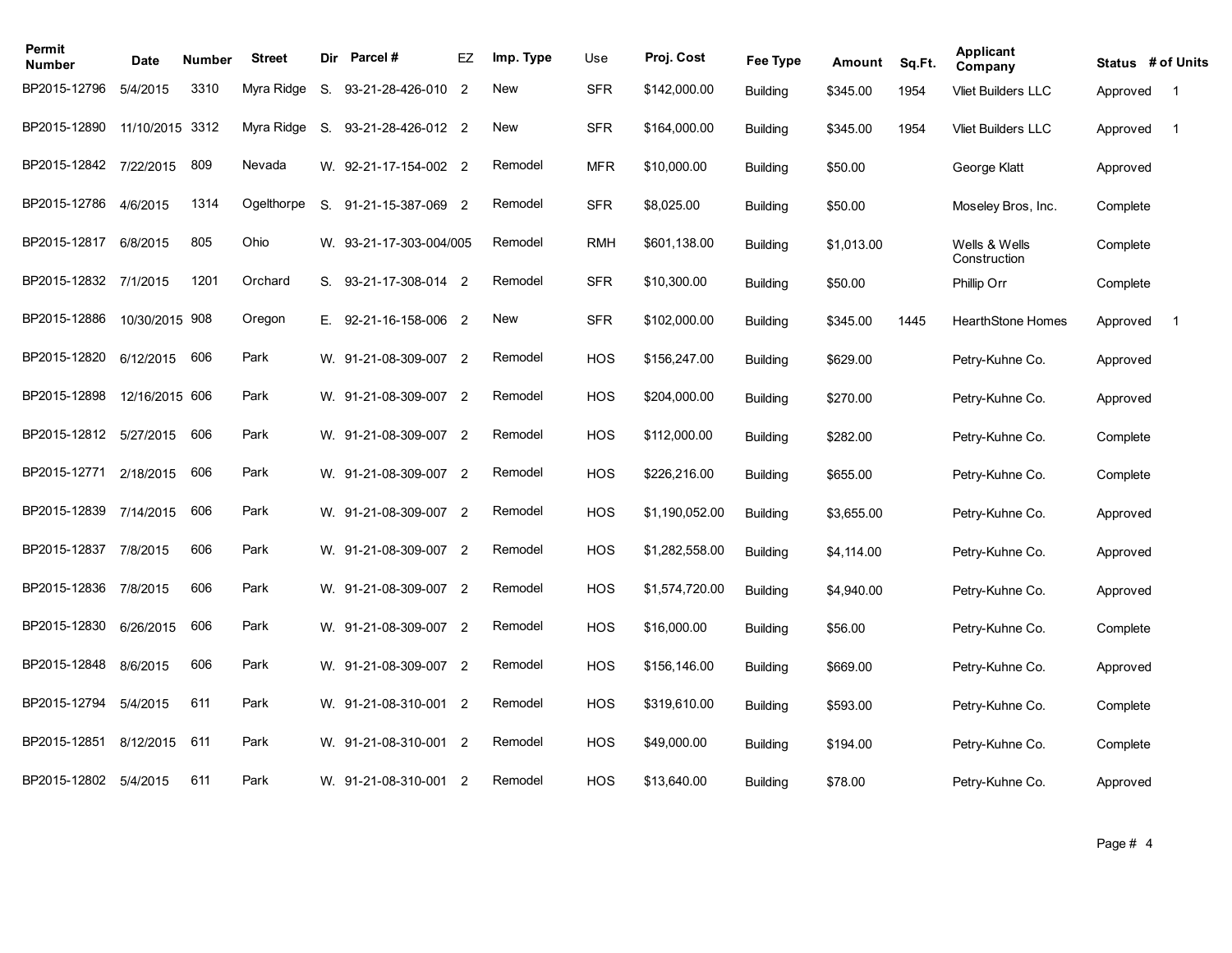| Permit Number | Date | Number | Street | Dir | Parcel # | EZ | Imp. Type | Use | Proj. Cost | Fee Type | Amount | Sq.Ft. | Applicant Company | Status | # of Units |
|---|---|---|---|---|---|---|---|---|---|---|---|---|---|---|---|
| BP2015-12796 | 5/4/2015 | 3310 | Myra Ridge | S. | 93-21-28-426-010 | 2 | New | SFR | $142,000.00 | Building | $345.00 | 1954 | Vliet Builders LLC | Approved | 1 |
| BP2015-12890 | 11/10/2015 | 3312 | Myra Ridge | S. | 93-21-28-426-012 | 2 | New | SFR | $164,000.00 | Building | $345.00 | 1954 | Vliet Builders LLC | Approved | 1 |
| BP2015-12842 | 7/22/2015 | 809 | Nevada | W. | 92-21-17-154-002 | 2 | Remodel | MFR | $10,000.00 | Building | $50.00 | | George Klatt | Approved | |
| BP2015-12786 | 4/6/2015 | 1314 | Ogelthorpe | S. | 91-21-15-387-069 | 2 | Remodel | SFR | $8,025.00 | Building | $50.00 | | Moseley Bros, Inc. | Complete | |
| BP2015-12817 | 6/8/2015 | 805 | Ohio | W. | 93-21-17-303-004/005 | | Remodel | RMH | $601,138.00 | Building | $1,013.00 | | Wells & Wells Construction | Complete | |
| BP2015-12832 | 7/1/2015 | 1201 | Orchard | S. | 93-21-17-308-014 | 2 | Remodel | SFR | $10,300.00 | Building | $50.00 | | Phillip Orr | Complete | |
| BP2015-12886 | 10/30/2015 | 908 | Oregon | E. | 92-21-16-158-006 | 2 | New | SFR | $102,000.00 | Building | $345.00 | 1445 | HearthStone Homes | Approved | 1 |
| BP2015-12820 | 6/12/2015 | 606 | Park | W. | 91-21-08-309-007 | 2 | Remodel | HOS | $156,247.00 | Building | $629.00 | | Petry-Kuhne Co. | Approved | |
| BP2015-12898 | 12/16/2015 | 606 | Park | W. | 91-21-08-309-007 | 2 | Remodel | HOS | $204,000.00 | Building | $270.00 | | Petry-Kuhne Co. | Approved | |
| BP2015-12812 | 5/27/2015 | 606 | Park | W. | 91-21-08-309-007 | 2 | Remodel | HOS | $112,000.00 | Building | $282.00 | | Petry-Kuhne Co. | Complete | |
| BP2015-12771 | 2/18/2015 | 606 | Park | W. | 91-21-08-309-007 | 2 | Remodel | HOS | $226,216.00 | Building | $655.00 | | Petry-Kuhne Co. | Complete | |
| BP2015-12839 | 7/14/2015 | 606 | Park | W. | 91-21-08-309-007 | 2 | Remodel | HOS | $1,190,052.00 | Building | $3,655.00 | | Petry-Kuhne Co. | Approved | |
| BP2015-12837 | 7/8/2015 | 606 | Park | W. | 91-21-08-309-007 | 2 | Remodel | HOS | $1,282,558.00 | Building | $4,114.00 | | Petry-Kuhne Co. | Approved | |
| BP2015-12836 | 7/8/2015 | 606 | Park | W. | 91-21-08-309-007 | 2 | Remodel | HOS | $1,574,720.00 | Building | $4,940.00 | | Petry-Kuhne Co. | Approved | |
| BP2015-12830 | 6/26/2015 | 606 | Park | W. | 91-21-08-309-007 | 2 | Remodel | HOS | $16,000.00 | Building | $56.00 | | Petry-Kuhne Co. | Complete | |
| BP2015-12848 | 8/6/2015 | 606 | Park | W. | 91-21-08-309-007 | 2 | Remodel | HOS | $156,146.00 | Building | $669.00 | | Petry-Kuhne Co. | Approved | |
| BP2015-12794 | 5/4/2015 | 611 | Park | W. | 91-21-08-310-001 | 2 | Remodel | HOS | $319,610.00 | Building | $593.00 | | Petry-Kuhne Co. | Complete | |
| BP2015-12851 | 8/12/2015 | 611 | Park | W. | 91-21-08-310-001 | 2 | Remodel | HOS | $49,000.00 | Building | $194.00 | | Petry-Kuhne Co. | Complete | |
| BP2015-12802 | 5/4/2015 | 611 | Park | W. | 91-21-08-310-001 | 2 | Remodel | HOS | $13,640.00 | Building | $78.00 | | Petry-Kuhne Co. | Approved | |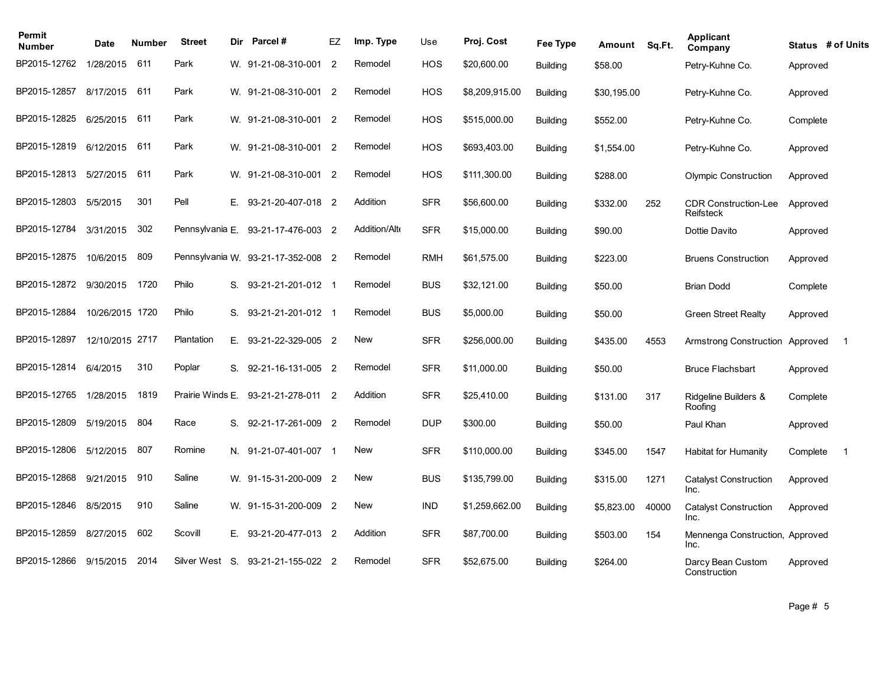| Permit Number | Date | Number | Street | Dir | Parcel # | EZ | Imp. Type | Use | Proj. Cost | Fee Type | Amount | Sq.Ft. | Applicant Company | Status | # of Units |
|---|---|---|---|---|---|---|---|---|---|---|---|---|---|---|---|
| BP2015-12762 | 1/28/2015 | 611 | Park | W. | 91-21-08-310-001 | 2 | Remodel | HOS | $20,600.00 | Building | $58.00 | | Petry-Kuhne Co. | Approved | |
| BP2015-12857 | 8/17/2015 | 611 | Park | W. | 91-21-08-310-001 | 2 | Remodel | HOS | $8,209,915.00 | Building | $30,195.00 | | Petry-Kuhne Co. | Approved | |
| BP2015-12825 | 6/25/2015 | 611 | Park | W. | 91-21-08-310-001 | 2 | Remodel | HOS | $515,000.00 | Building | $552.00 | | Petry-Kuhne Co. | Complete | |
| BP2015-12819 | 6/12/2015 | 611 | Park | W. | 91-21-08-310-001 | 2 | Remodel | HOS | $693,403.00 | Building | $1,554.00 | | Petry-Kuhne Co. | Approved | |
| BP2015-12813 | 5/27/2015 | 611 | Park | W. | 91-21-08-310-001 | 2 | Remodel | HOS | $111,300.00 | Building | $288.00 | | Olympic Construction | Approved | |
| BP2015-12803 | 5/5/2015 | 301 | Pell | E. | 93-21-20-407-018 | 2 | Addition | SFR | $56,600.00 | Building | $332.00 | 252 | CDR Construction-Lee Reifsteck | Approved | |
| BP2015-12784 | 3/31/2015 | 302 | Pennsylvania | E. | 93-21-17-476-003 | 2 | Addition/Alte | SFR | $15,000.00 | Building | $90.00 | | Dottie Davito | Approved | |
| BP2015-12875 | 10/6/2015 | 809 | Pennsylvania | W. | 93-21-17-352-008 | 2 | Remodel | RMH | $61,575.00 | Building | $223.00 | | Bruens Construction | Approved | |
| BP2015-12872 | 9/30/2015 | 1720 | Philo | S. | 93-21-21-201-012 | 1 | Remodel | BUS | $32,121.00 | Building | $50.00 | | Brian Dodd | Complete | |
| BP2015-12884 | 10/26/2015 | 1720 | Philo | S. | 93-21-21-201-012 | 1 | Remodel | BUS | $5,000.00 | Building | $50.00 | | Green Street Realty | Approved | |
| BP2015-12897 | 12/10/2015 | 2717 | Plantation | E. | 93-21-22-329-005 | 2 | New | SFR | $256,000.00 | Building | $435.00 | 4553 | Armstrong Construction | Approved | 1 |
| BP2015-12814 | 6/4/2015 | 310 | Poplar | S. | 92-21-16-131-005 | 2 | Remodel | SFR | $11,000.00 | Building | $50.00 | | Bruce Flachsbart | Approved | |
| BP2015-12765 | 1/28/2015 | 1819 | Prairie Winds | E. | 93-21-21-278-011 | 2 | Addition | SFR | $25,410.00 | Building | $131.00 | 317 | Ridgeline Builders & Roofing | Complete | |
| BP2015-12809 | 5/19/2015 | 804 | Race | S. | 92-21-17-261-009 | 2 | Remodel | DUP | $300.00 | Building | $50.00 | | Paul Khan | Approved | |
| BP2015-12806 | 5/12/2015 | 807 | Romine | N. | 91-21-07-401-007 | 1 | New | SFR | $110,000.00 | Building | $345.00 | 1547 | Habitat for Humanity | Complete | 1 |
| BP2015-12868 | 9/21/2015 | 910 | Saline | W. | 91-15-31-200-009 | 2 | New | BUS | $135,799.00 | Building | $315.00 | 1271 | Catalyst Construction Inc. | Approved | |
| BP2015-12846 | 8/5/2015 | 910 | Saline | W. | 91-15-31-200-009 | 2 | New | IND | $1,259,662.00 | Building | $5,823.00 | 40000 | Catalyst Construction Inc. | Approved | |
| BP2015-12859 | 8/27/2015 | 602 | Scovill | E. | 93-21-20-477-013 | 2 | Addition | SFR | $87,700.00 | Building | $503.00 | 154 | Mennenga Construction, Inc. | Approved | |
| BP2015-12866 | 9/15/2015 | 2014 | Silver West | S. | 93-21-21-155-022 | 2 | Remodel | SFR | $52,675.00 | Building | $264.00 | | Darcy Bean Custom Construction | Approved | |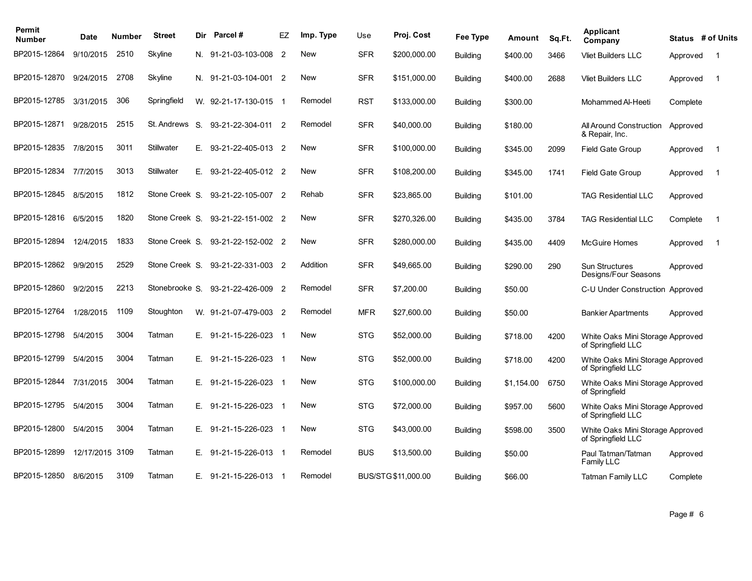| Permit Number | Date | Number | Street | Dir | Parcel # | EZ | Imp. Type | Use | Proj. Cost | Fee Type | Amount | Sq.Ft. | Applicant Company | Status | # of Units |
|---|---|---|---|---|---|---|---|---|---|---|---|---|---|---|---|
| BP2015-12864 | 9/10/2015 | 2510 | Skyline | N. | 91-21-03-103-008 | 2 | New | SFR | $200,000.00 | Building | $400.00 | 3466 | Vliet Builders LLC | Approved | 1 |
| BP2015-12870 | 9/24/2015 | 2708 | Skyline | N. | 91-21-03-104-001 | 2 | New | SFR | $151,000.00 | Building | $400.00 | 2688 | Vliet Builders LLC | Approved | 1 |
| BP2015-12785 | 3/31/2015 | 306 | Springfield | W. | 92-21-17-130-015 | 1 | Remodel | RST | $133,000.00 | Building | $300.00 | | Mohammed Al-Heeti | Complete | |
| BP2015-12871 | 9/28/2015 | 2515 | St. Andrews | S. | 93-21-22-304-011 | 2 | Remodel | SFR | $40,000.00 | Building | $180.00 | | All Around Construction & Repair, Inc. | Approved | |
| BP2015-12835 | 7/8/2015 | 3011 | Stillwater | E. | 93-21-22-405-013 | 2 | New | SFR | $100,000.00 | Building | $345.00 | 2099 | Field Gate Group | Approved | 1 |
| BP2015-12834 | 7/7/2015 | 3013 | Stillwater | E. | 93-21-22-405-012 | 2 | New | SFR | $108,200.00 | Building | $345.00 | 1741 | Field Gate Group | Approved | 1 |
| BP2015-12845 | 8/5/2015 | 1812 | Stone Creek | S. | 93-21-22-105-007 | 2 | Rehab | SFR | $23,865.00 | Building | $101.00 | | TAG Residential LLC | Approved | |
| BP2015-12816 | 6/5/2015 | 1820 | Stone Creek | S. | 93-21-22-151-002 | 2 | New | SFR | $270,326.00 | Building | $435.00 | 3784 | TAG Residential LLC | Complete | 1 |
| BP2015-12894 | 12/4/2015 | 1833 | Stone Creek | S. | 93-21-22-152-002 | 2 | New | SFR | $280,000.00 | Building | $435.00 | 4409 | McGuire Homes | Approved | 1 |
| BP2015-12862 | 9/9/2015 | 2529 | Stone Creek | S. | 93-21-22-331-003 | 2 | Addition | SFR | $49,665.00 | Building | $290.00 | 290 | Sun Structures Designs/Four Seasons | Approved | |
| BP2015-12860 | 9/2/2015 | 2213 | Stonebrooke | S. | 93-21-22-426-009 | 2 | Remodel | SFR | $7,200.00 | Building | $50.00 | | C-U Under Construction | Approved | |
| BP2015-12764 | 1/28/2015 | 1109 | Stoughton | W. | 91-21-07-479-003 | 2 | Remodel | MFR | $27,600.00 | Building | $50.00 | | Bankier Apartments | Approved | |
| BP2015-12798 | 5/4/2015 | 3004 | Tatman | E. | 91-21-15-226-023 | 1 | New | STG | $52,000.00 | Building | $718.00 | 4200 | White Oaks Mini Storage of Springfield LLC | Approved | |
| BP2015-12799 | 5/4/2015 | 3004 | Tatman | E. | 91-21-15-226-023 | 1 | New | STG | $52,000.00 | Building | $718.00 | 4200 | White Oaks Mini Storage of Springfield LLC | Approved | |
| BP2015-12844 | 7/31/2015 | 3004 | Tatman | E. | 91-21-15-226-023 | 1 | New | STG | $100,000.00 | Building | $1,154.00 | 6750 | White Oaks Mini Storage of Springfield | Approved | |
| BP2015-12795 | 5/4/2015 | 3004 | Tatman | E. | 91-21-15-226-023 | 1 | New | STG | $72,000.00 | Building | $957.00 | 5600 | White Oaks Mini Storage of Springfield LLC | Approved | |
| BP2015-12800 | 5/4/2015 | 3004 | Tatman | E. | 91-21-15-226-023 | 1 | New | STG | $43,000.00 | Building | $598.00 | 3500 | White Oaks Mini Storage of Springfield LLC | Approved | |
| BP2015-12899 | 12/17/2015 | 3109 | Tatman | E. | 91-21-15-226-013 | 1 | Remodel | BUS | $13,500.00 | Building | $50.00 | | Paul Tatman/Tatman Family LLC | Approved | |
| BP2015-12850 | 8/6/2015 | 3109 | Tatman | E. | 91-21-15-226-013 | 1 | Remodel | BUS/STG | $11,000.00 | Building | $66.00 | | Tatman Family LLC | Complete | |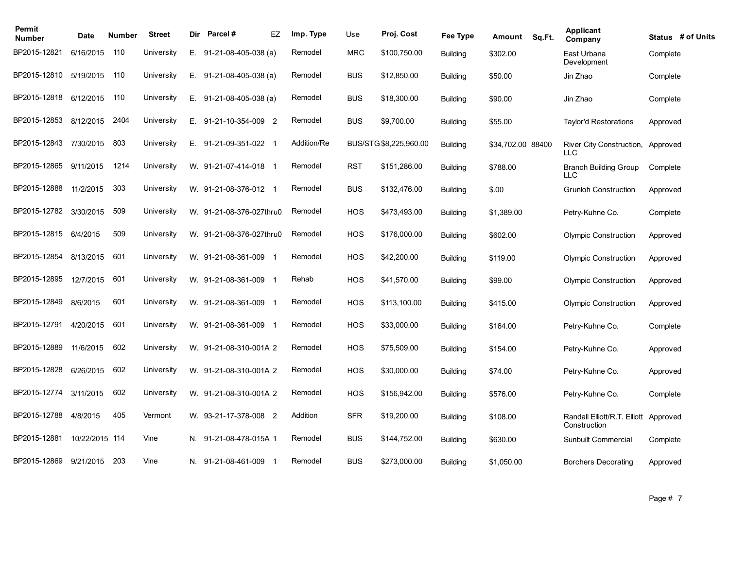| Permit Number | Date | Number | Street | Dir | Parcel # | EZ | Imp. Type | Use | Proj. Cost | Fee Type | Amount | Sq.Ft. | Applicant Company | Status | # of Units |
|---|---|---|---|---|---|---|---|---|---|---|---|---|---|---|---|
| BP2015-12821 | 6/16/2015 | 110 | University | E. | 91-21-08-405-038 (a) | | Remodel | MRC | $100,750.00 | Building | $302.00 | | East Urbana Development | Complete | |
| BP2015-12810 | 5/19/2015 | 110 | University | E. | 91-21-08-405-038 (a) | | Remodel | BUS | $12,850.00 | Building | $50.00 | | Jin Zhao | Complete | |
| BP2015-12818 | 6/12/2015 | 110 | University | E. | 91-21-08-405-038 (a) | | Remodel | BUS | $18,300.00 | Building | $90.00 | | Jin Zhao | Complete | |
| BP2015-12853 | 8/12/2015 | 2404 | University | E. | 91-21-10-354-009 | 2 | Remodel | BUS | $9,700.00 | Building | $55.00 | | Taylor'd Restorations | Approved | |
| BP2015-12843 | 7/30/2015 | 803 | University | E. | 91-21-09-351-022 | 1 | Addition/Re | BUS/STG | $8,225,960.00 | Building | $34,702.00 | 88400 | River City Construction, LLC | Approved | |
| BP2015-12865 | 9/11/2015 | 1214 | University | W. | 91-21-07-414-018 | 1 | Remodel | RST | $151,286.00 | Building | $788.00 | | Branch Building Group LLC | Complete | |
| BP2015-12888 | 11/2/2015 | 303 | University | W. | 91-21-08-376-012 | 1 | Remodel | BUS | $132,476.00 | Building | $.00 | | Grunloh Construction | Approved | |
| BP2015-12782 | 3/30/2015 | 509 | University | W. | 91-21-08-376-027thru0 | | Remodel | HOS | $473,493.00 | Building | $1,389.00 | | Petry-Kuhne Co. | Complete | |
| BP2015-12815 | 6/4/2015 | 509 | University | W. | 91-21-08-376-027thru0 | | Remodel | HOS | $176,000.00 | Building | $602.00 | | Olympic Construction | Approved | |
| BP2015-12854 | 8/13/2015 | 601 | University | W. | 91-21-08-361-009 | 1 | Remodel | HOS | $42,200.00 | Building | $119.00 | | Olympic Construction | Approved | |
| BP2015-12895 | 12/7/2015 | 601 | University | W. | 91-21-08-361-009 | 1 | Rehab | HOS | $41,570.00 | Building | $99.00 | | Olympic Construction | Approved | |
| BP2015-12849 | 8/6/2015 | 601 | University | W. | 91-21-08-361-009 | 1 | Remodel | HOS | $113,100.00 | Building | $415.00 | | Olympic Construction | Approved | |
| BP2015-12791 | 4/20/2015 | 601 | University | W. | 91-21-08-361-009 | 1 | Remodel | HOS | $33,000.00 | Building | $164.00 | | Petry-Kuhne Co. | Complete | |
| BP2015-12889 | 11/6/2015 | 602 | University | W. | 91-21-08-310-001A | 2 | Remodel | HOS | $75,509.00 | Building | $154.00 | | Petry-Kuhne Co. | Approved | |
| BP2015-12828 | 6/26/2015 | 602 | University | W. | 91-21-08-310-001A | 2 | Remodel | HOS | $30,000.00 | Building | $74.00 | | Petry-Kuhne Co. | Approved | |
| BP2015-12774 | 3/11/2015 | 602 | University | W. | 91-21-08-310-001A | 2 | Remodel | HOS | $156,942.00 | Building | $576.00 | | Petry-Kuhne Co. | Complete | |
| BP2015-12788 | 4/8/2015 | 405 | Vermont | W. | 93-21-17-378-008 | 2 | Addition | SFR | $19,200.00 | Building | $108.00 | | Randall Elliott/R.T. Elliott Construction | Approved | |
| BP2015-12881 | 10/22/2015 | 114 | Vine | N. | 91-21-08-478-015A | 1 | Remodel | BUS | $144,752.00 | Building | $630.00 | | Sunbuilt Commercial | Complete | |
| BP2015-12869 | 9/21/2015 | 203 | Vine | N. | 91-21-08-461-009 | 1 | Remodel | BUS | $273,000.00 | Building | $1,050.00 | | Borchers Decorating | Approved | |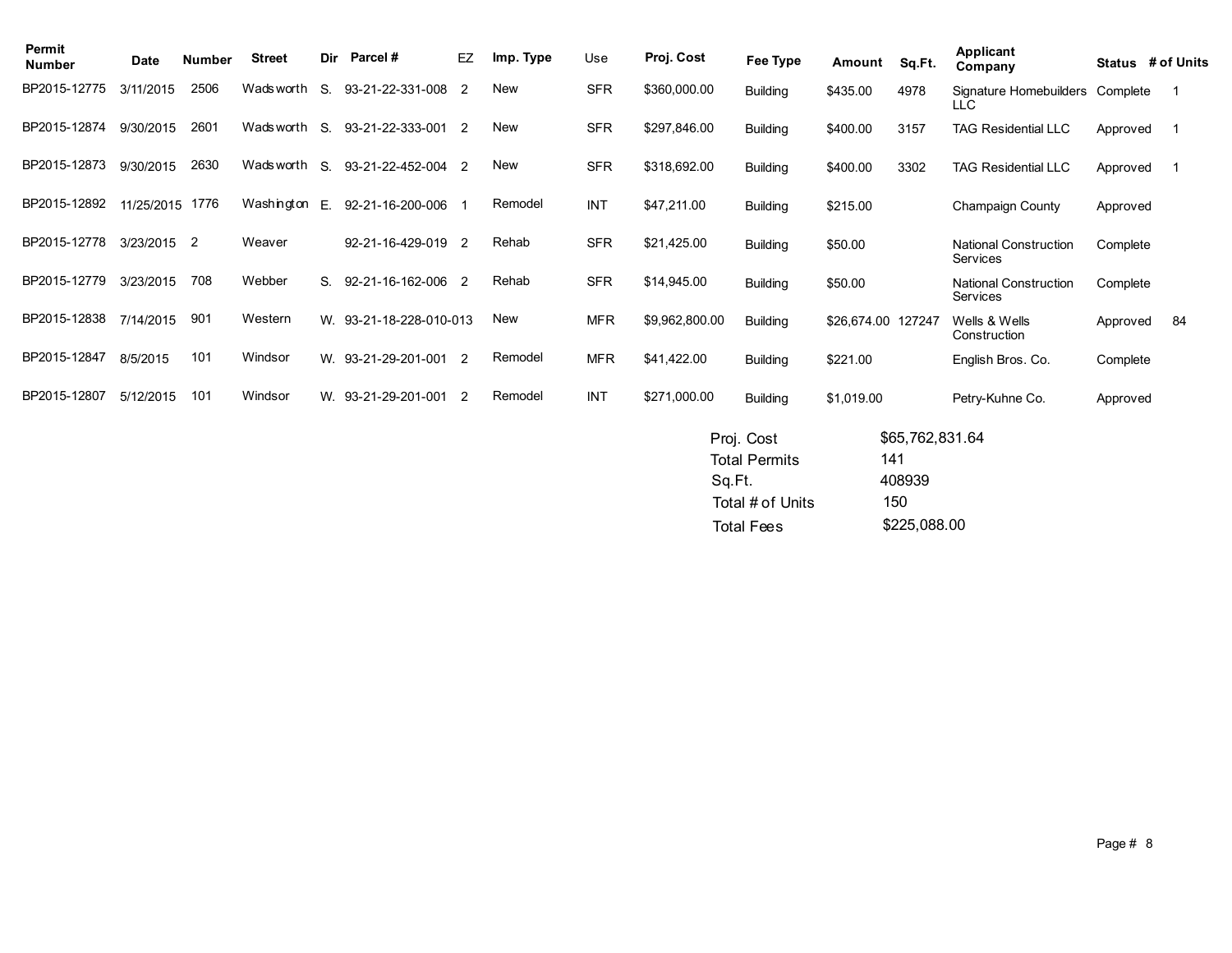| Permit Number | Date | Number | Street | Dir | Parcel # | EZ | Imp. Type | Use | Proj. Cost | Fee Type | Amount | Sq.Ft. | Applicant Company | Status | # of Units |
|---|---|---|---|---|---|---|---|---|---|---|---|---|---|---|---|
| BP2015-12775 | 3/11/2015 | 2506 | Wadsworth | S. | 93-21-22-331-008 | 2 | New | SFR | $360,000.00 | Building | $435.00 | 4978 | Signature Homebuilders LLC | Complete | 1 |
| BP2015-12874 | 9/30/2015 | 2601 | Wadsworth | S. | 93-21-22-333-001 | 2 | New | SFR | $297,846.00 | Building | $400.00 | 3157 | TAG Residential LLC | Approved | 1 |
| BP2015-12873 | 9/30/2015 | 2630 | Wadsworth | S. | 93-21-22-452-004 | 2 | New | SFR | $318,692.00 | Building | $400.00 | 3302 | TAG Residential LLC | Approved | 1 |
| BP2015-12892 | 11/25/2015 | 1776 | Washington | E. | 92-21-16-200-006 | 1 | Remodel | INT | $47,211.00 | Building | $215.00 | | Champaign County | Approved | |
| BP2015-12778 | 3/23/2015 | 2 | Weaver | | 92-21-16-429-019 | 2 | Rehab | SFR | $21,425.00 | Building | $50.00 | | National Construction Services | Complete | |
| BP2015-12779 | 3/23/2015 | 708 | Webber | S. | 92-21-16-162-006 | 2 | Rehab | SFR | $14,945.00 | Building | $50.00 | | National Construction Services | Complete | |
| BP2015-12838 | 7/14/2015 | 901 | Western | W. | 93-21-18-228-010-013 | | New | MFR | $9,962,800.00 | Building | $26,674.00 | 127247 | Wells & Wells Construction | Approved | 84 |
| BP2015-12847 | 8/5/2015 | 101 | Windsor | W. | 93-21-29-201-001 | 2 | Remodel | MFR | $41,422.00 | Building | $221.00 | | English Bros. Co. | Complete | |
| BP2015-12807 | 5/12/2015 | 101 | Windsor | W. | 93-21-29-201-001 | 2 | Remodel | INT | $271,000.00 | Building | $1,019.00 | | Petry-Kuhne Co. | Approved | |

| | |
|---|---|
| Proj. Cost | $65,762,831.64 |
| Total Permits | 141 |
| Sq.Ft. | 408939 |
| Total # of Units | 150 |
| Total Fees | $225,088.00 |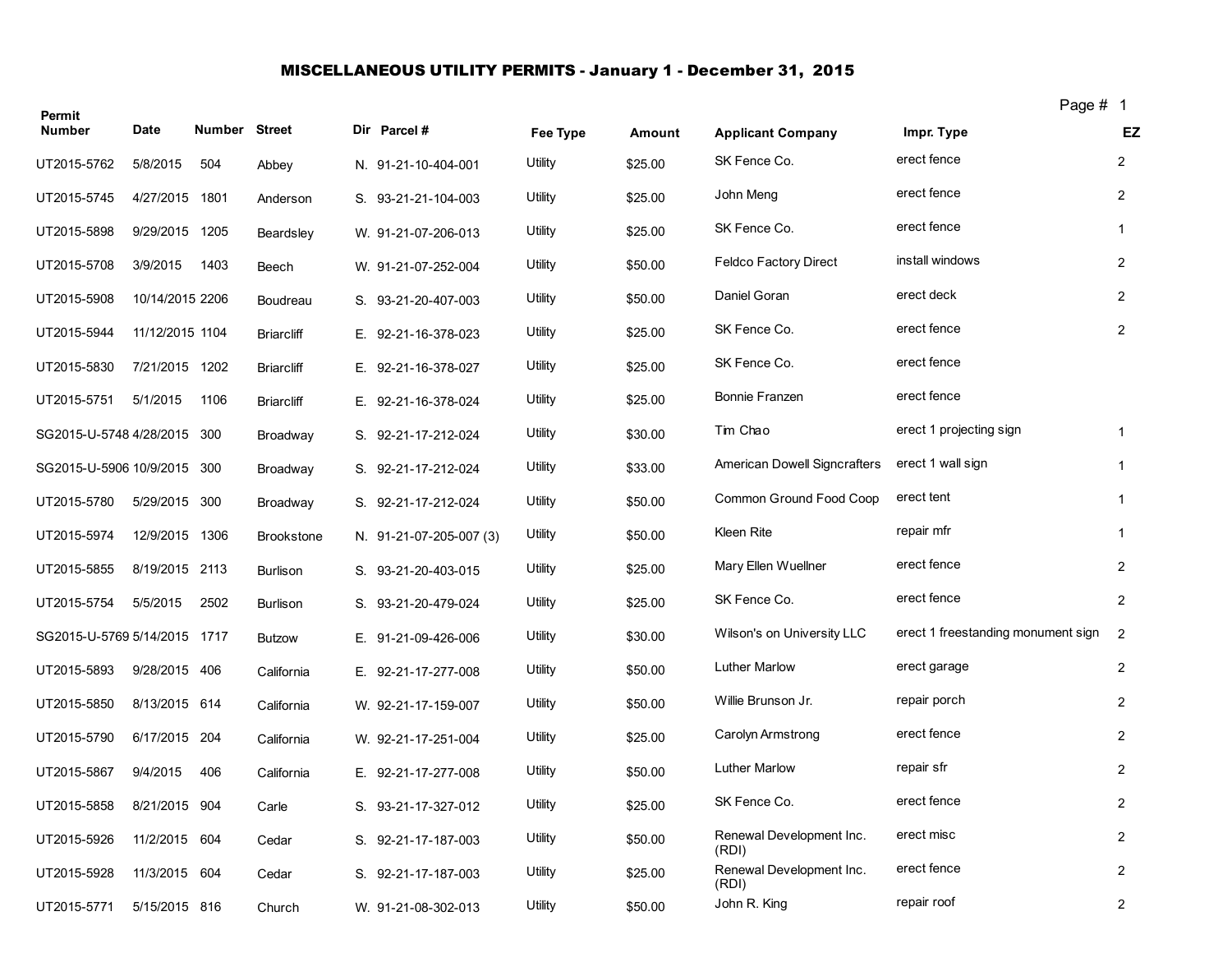# MISCELLANEOUS UTILITY PERMITS - January 1 - December 31, 2015

| Permit Number | Date | Number | Street | Dir | Parcel # | Fee Type | Amount | Applicant Company | Impr. Type | EZ |
|---|---|---|---|---|---|---|---|---|---|---|
| UT2015-5762 | 5/8/2015 | 504 | Abbey | N. | 91-21-10-404-001 | Utility | $25.00 | SK Fence Co. | erect fence | 2 |
| UT2015-5745 | 4/27/2015 | 1801 | Anderson | S. | 93-21-21-104-003 | Utility | $25.00 | John Meng | erect fence | 2 |
| UT2015-5898 | 9/29/2015 | 1205 | Beardsley | W. | 91-21-07-206-013 | Utility | $25.00 | SK Fence Co. | erect fence | 1 |
| UT2015-5708 | 3/9/2015 | 1403 | Beech | W. | 91-21-07-252-004 | Utility | $50.00 | Feldco Factory Direct | install windows | 2 |
| UT2015-5908 | 10/14/2015 | 2206 | Boudreau | S. | 93-21-20-407-003 | Utility | $50.00 | Daniel Goran | erect deck | 2 |
| UT2015-5944 | 11/12/2015 | 1104 | Briarcliff | E. | 92-21-16-378-023 | Utility | $25.00 | SK Fence Co. | erect fence | 2 |
| UT2015-5830 | 7/21/2015 | 1202 | Briarcliff | E. | 92-21-16-378-027 | Utility | $25.00 | SK Fence Co. | erect fence | |
| UT2015-5751 | 5/1/2015 | 1106 | Briarcliff | E. | 92-21-16-378-024 | Utility | $25.00 | Bonnie Franzen | erect fence | |
| SG2015-U-5748 | 4/28/2015 | 300 | Broadway | S. | 92-21-17-212-024 | Utility | $30.00 | Tim Chao | erect 1 projecting sign | 1 |
| SG2015-U-5906 | 10/9/2015 | 300 | Broadway | S. | 92-21-17-212-024 | Utility | $33.00 | American Dowell Signcrafters | erect 1 wall sign | 1 |
| UT2015-5780 | 5/29/2015 | 300 | Broadway | S. | 92-21-17-212-024 | Utility | $50.00 | Common Ground Food Coop | erect tent | 1 |
| UT2015-5974 | 12/9/2015 | 1306 | Brookstone | N. | 91-21-07-205-007 (3) | Utility | $50.00 | Kleen Rite | repair mfr | 1 |
| UT2015-5855 | 8/19/2015 | 2113 | Burlison | S. | 93-21-20-403-015 | Utility | $25.00 | Mary Ellen Wuellner | erect fence | 2 |
| UT2015-5754 | 5/5/2015 | 2502 | Burlison | S. | 93-21-20-479-024 | Utility | $25.00 | SK Fence Co. | erect fence | 2 |
| SG2015-U-5769 | 5/14/2015 | 1717 | Butzow | E. | 91-21-09-426-006 | Utility | $30.00 | Wilson's on University LLC | erect 1 freestanding monument sign | 2 |
| UT2015-5893 | 9/28/2015 | 406 | California | E. | 92-21-17-277-008 | Utility | $50.00 | Luther Marlow | erect garage | 2 |
| UT2015-5850 | 8/13/2015 | 614 | California | W. | 92-21-17-159-007 | Utility | $50.00 | Willie Brunson Jr. | repair porch | 2 |
| UT2015-5790 | 6/17/2015 | 204 | California | W. | 92-21-17-251-004 | Utility | $25.00 | Carolyn Armstrong | erect fence | 2 |
| UT2015-5867 | 9/4/2015 | 406 | California | E. | 92-21-17-277-008 | Utility | $50.00 | Luther Marlow | repair sfr | 2 |
| UT2015-5858 | 8/21/2015 | 904 | Carle | S. | 93-21-17-327-012 | Utility | $25.00 | SK Fence Co. | erect fence | 2 |
| UT2015-5926 | 11/2/2015 | 604 | Cedar | S. | 92-21-17-187-003 | Utility | $50.00 | Renewal Development Inc. (RDI) | erect misc | 2 |
| UT2015-5928 | 11/3/2015 | 604 | Cedar | S. | 92-21-17-187-003 | Utility | $25.00 | Renewal Development Inc. (RDI) | erect fence | 2 |
| UT2015-5771 | 5/15/2015 | 816 | Church | W. | 91-21-08-302-013 | Utility | $50.00 | John R. King | repair roof | 2 |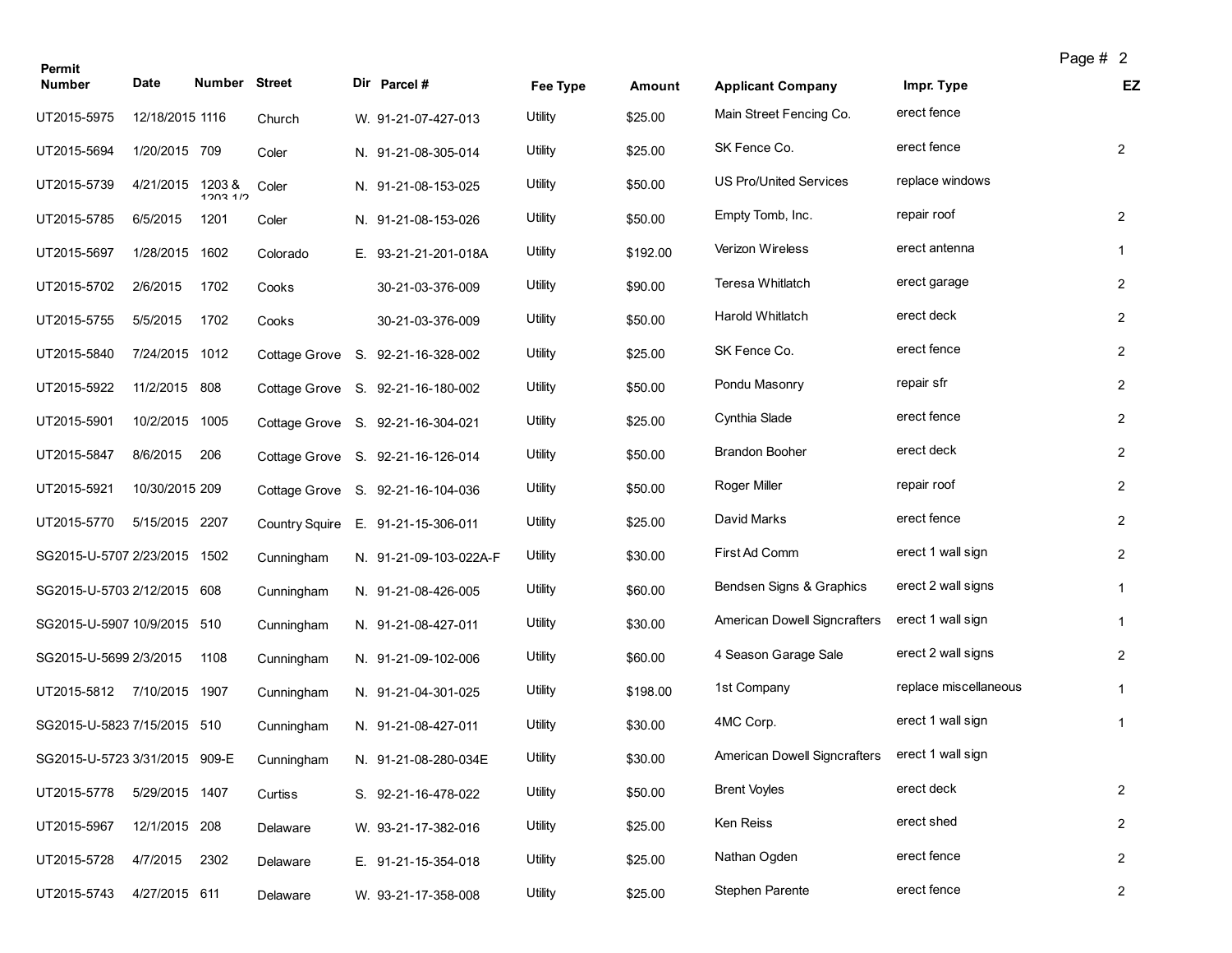| Permit Number | Date | Number | Street | Dir | Parcel # | Fee Type | Amount | Applicant Company | Impr. Type | EZ |
|---|---|---|---|---|---|---|---|---|---|---|
| UT2015-5975 | 12/18/2015 | 1116 | Church | W. | 91-21-07-427-013 | Utility | $25.00 | Main Street Fencing Co. | erect fence | |
| UT2015-5694 | 1/20/2015 | 709 | Coler | N. | 91-21-08-305-014 | Utility | $25.00 | SK Fence Co. | erect fence | 2 |
| UT2015-5739 | 4/21/2015 | 1203 & 1203 1/2 | Coler | N. | 91-21-08-153-025 | Utility | $50.00 | US Pro/United Services | replace windows | |
| UT2015-5785 | 6/5/2015 | 1201 | Coler | N. | 91-21-08-153-026 | Utility | $50.00 | Empty Tomb, Inc. | repair roof | 2 |
| UT2015-5697 | 1/28/2015 | 1602 | Colorado | E. | 93-21-21-201-018A | Utility | $192.00 | Verizon Wireless | erect antenna | 1 |
| UT2015-5702 | 2/6/2015 | 1702 | Cooks | | 30-21-03-376-009 | Utility | $90.00 | Teresa Whitlatch | erect garage | 2 |
| UT2015-5755 | 5/5/2015 | 1702 | Cooks | | 30-21-03-376-009 | Utility | $50.00 | Harold Whitlatch | erect deck | 2 |
| UT2015-5840 | 7/24/2015 | 1012 | Cottage Grove | S. | 92-21-16-328-002 | Utility | $25.00 | SK Fence Co. | erect fence | 2 |
| UT2015-5922 | 11/2/2015 | 808 | Cottage Grove | S. | 92-21-16-180-002 | Utility | $50.00 | Pondu Masonry | repair sfr | 2 |
| UT2015-5901 | 10/2/2015 | 1005 | Cottage Grove | S. | 92-21-16-304-021 | Utility | $25.00 | Cynthia Slade | erect fence | 2 |
| UT2015-5847 | 8/6/2015 | 206 | Cottage Grove | S. | 92-21-16-126-014 | Utility | $50.00 | Brandon Booher | erect deck | 2 |
| UT2015-5921 | 10/30/2015 | 209 | Cottage Grove | S. | 92-21-16-104-036 | Utility | $50.00 | Roger Miller | repair roof | 2 |
| UT2015-5770 | 5/15/2015 | 2207 | Country Squire | E. | 91-21-15-306-011 | Utility | $25.00 | David Marks | erect fence | 2 |
| SG2015-U-5707 | 2/23/2015 | 1502 | Cunningham | N. | 91-21-09-103-022A-F | Utility | $30.00 | First Ad Comm | erect 1 wall sign | 2 |
| SG2015-U-5703 | 2/12/2015 | 608 | Cunningham | N. | 91-21-08-426-005 | Utility | $60.00 | Bendsen Signs & Graphics | erect 2 wall signs | 1 |
| SG2015-U-5907 | 10/9/2015 | 510 | Cunningham | N. | 91-21-08-427-011 | Utility | $30.00 | American Dowell Signcrafters | erect 1 wall sign | 1 |
| SG2015-U-5699 | 2/3/2015 | 1108 | Cunningham | N. | 91-21-09-102-006 | Utility | $60.00 | 4 Season Garage Sale | erect 2 wall signs | 2 |
| UT2015-5812 | 7/10/2015 | 1907 | Cunningham | N. | 91-21-04-301-025 | Utility | $198.00 | 1st Company | replace miscellaneous | 1 |
| SG2015-U-5823 | 7/15/2015 | 510 | Cunningham | N. | 91-21-08-427-011 | Utility | $30.00 | 4MC Corp. | erect 1 wall sign | 1 |
| SG2015-U-5723 | 3/31/2015 | 909-E | Cunningham | N. | 91-21-08-280-034E | Utility | $30.00 | American Dowell Signcrafters | erect 1 wall sign | |
| UT2015-5778 | 5/29/2015 | 1407 | Curtiss | S. | 92-21-16-478-022 | Utility | $50.00 | Brent Voyles | erect deck | 2 |
| UT2015-5967 | 12/1/2015 | 208 | Delaware | W. | 93-21-17-382-016 | Utility | $25.00 | Ken Reiss | erect shed | 2 |
| UT2015-5728 | 4/7/2015 | 2302 | Delaware | E. | 91-21-15-354-018 | Utility | $25.00 | Nathan Ogden | erect fence | 2 |
| UT2015-5743 | 4/27/2015 | 611 | Delaware | W. | 93-21-17-358-008 | Utility | $25.00 | Stephen Parente | erect fence | 2 |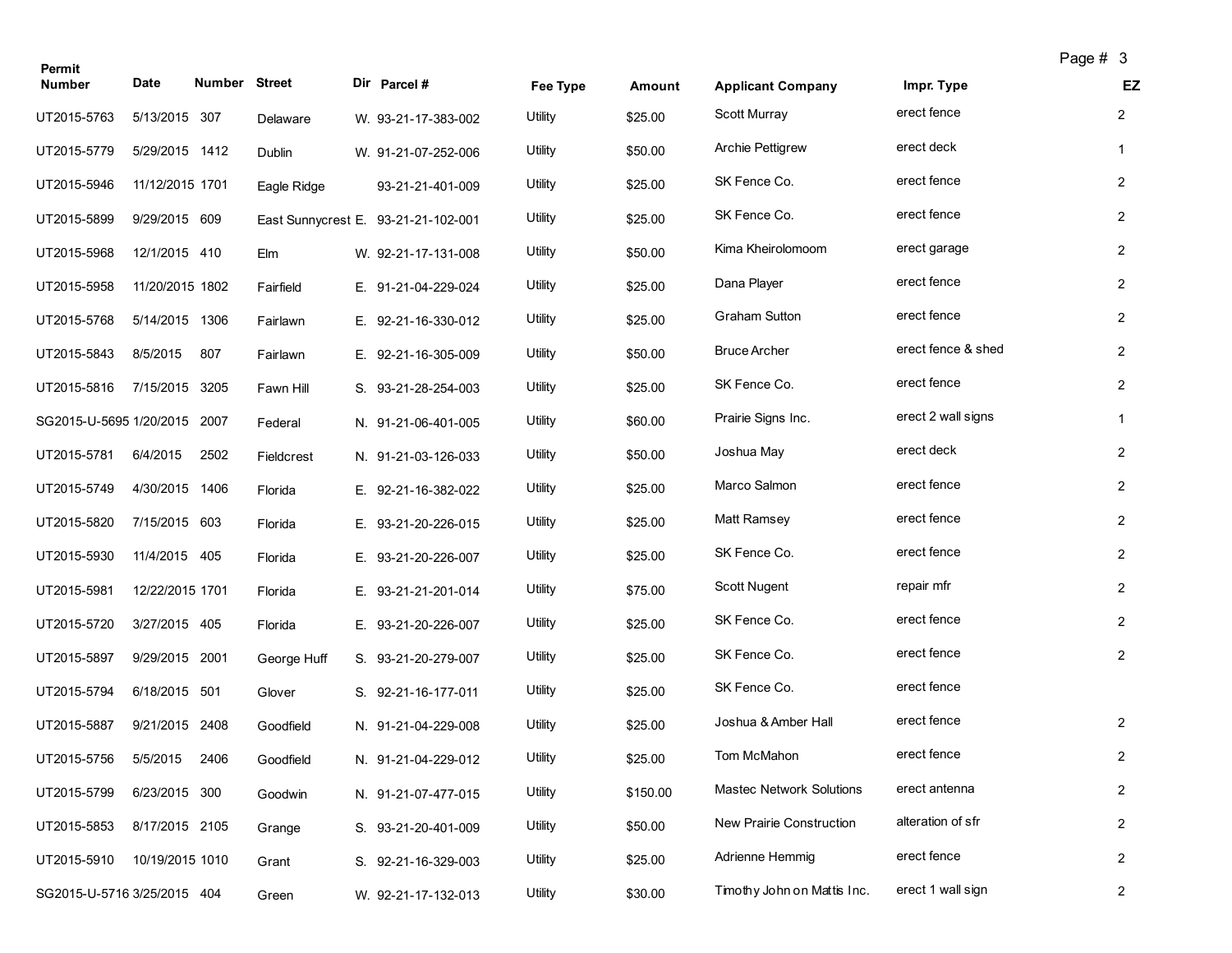| Permit Number | Date | Number | Street | Dir | Parcel # | Fee Type | Amount | Applicant Company | Impr. Type | EZ |
|---|---|---|---|---|---|---|---|---|---|---|
| UT2015-5763 | 5/13/2015 | 307 | Delaware | W. | 93-21-17-383-002 | Utility | $25.00 | Scott Murray | erect fence | 2 |
| UT2015-5779 | 5/29/2015 | 1412 | Dublin | W. | 91-21-07-252-006 | Utility | $50.00 | Archie Pettigrew | erect deck | 1 |
| UT2015-5946 | 11/12/2015 | 1701 | Eagle Ridge | | 93-21-21-401-009 | Utility | $25.00 | SK Fence Co. | erect fence | 2 |
| UT2015-5899 | 9/29/2015 | 609 | East Sunnycrest | E. | 93-21-21-102-001 | Utility | $25.00 | SK Fence Co. | erect fence | 2 |
| UT2015-5968 | 12/1/2015 | 410 | Elm | W. | 92-21-17-131-008 | Utility | $50.00 | Kima Kheirolomoom | erect garage | 2 |
| UT2015-5958 | 11/20/2015 | 1802 | Fairfield | E. | 91-21-04-229-024 | Utility | $25.00 | Dana Player | erect fence | 2 |
| UT2015-5768 | 5/14/2015 | 1306 | Fairlawn | E. | 92-21-16-330-012 | Utility | $25.00 | Graham Sutton | erect fence | 2 |
| UT2015-5843 | 8/5/2015 | 807 | Fairlawn | E. | 92-21-16-305-009 | Utility | $50.00 | Bruce Archer | erect fence & shed | 2 |
| UT2015-5816 | 7/15/2015 | 3205 | Fawn Hill | S. | 93-21-28-254-003 | Utility | $25.00 | SK Fence Co. | erect fence | 2 |
| SG2015-U-5695 | 1/20/2015 | 2007 | Federal | N. | 91-21-06-401-005 | Utility | $60.00 | Prairie Signs Inc. | erect 2 wall signs | 1 |
| UT2015-5781 | 6/4/2015 | 2502 | Fieldcrest | N. | 91-21-03-126-033 | Utility | $50.00 | Joshua May | erect deck | 2 |
| UT2015-5749 | 4/30/2015 | 1406 | Florida | E. | 92-21-16-382-022 | Utility | $25.00 | Marco Salmon | erect fence | 2 |
| UT2015-5820 | 7/15/2015 | 603 | Florida | E. | 93-21-20-226-015 | Utility | $25.00 | Matt Ramsey | erect fence | 2 |
| UT2015-5930 | 11/4/2015 | 405 | Florida | E. | 93-21-20-226-007 | Utility | $25.00 | SK Fence Co. | erect fence | 2 |
| UT2015-5981 | 12/22/2015 | 1701 | Florida | E. | 93-21-21-201-014 | Utility | $75.00 | Scott Nugent | repair mfr | 2 |
| UT2015-5720 | 3/27/2015 | 405 | Florida | E. | 93-21-20-226-007 | Utility | $25.00 | SK Fence Co. | erect fence | 2 |
| UT2015-5897 | 9/29/2015 | 2001 | George Huff | S. | 93-21-20-279-007 | Utility | $25.00 | SK Fence Co. | erect fence | 2 |
| UT2015-5794 | 6/18/2015 | 501 | Glover | S. | 92-21-16-177-011 | Utility | $25.00 | SK Fence Co. | erect fence | |
| UT2015-5887 | 9/21/2015 | 2408 | Goodfield | N. | 91-21-04-229-008 | Utility | $25.00 | Joshua & Amber Hall | erect fence | 2 |
| UT2015-5756 | 5/5/2015 | 2406 | Goodfield | N. | 91-21-04-229-012 | Utility | $25.00 | Tom McMahon | erect fence | 2 |
| UT2015-5799 | 6/23/2015 | 300 | Goodwin | N. | 91-21-07-477-015 | Utility | $150.00 | Mastec Network Solutions | erect antenna | 2 |
| UT2015-5853 | 8/17/2015 | 2105 | Grange | S. | 93-21-20-401-009 | Utility | $50.00 | New Prairie Construction | alteration of sfr | 2 |
| UT2015-5910 | 10/19/2015 | 1010 | Grant | S. | 92-21-16-329-003 | Utility | $25.00 | Adrienne Hemmig | erect fence | 2 |
| SG2015-U-5716 | 3/25/2015 | 404 | Green | W. | 92-21-17-132-013 | Utility | $30.00 | Timothy John on Mattis Inc. | erect 1 wall sign | 2 |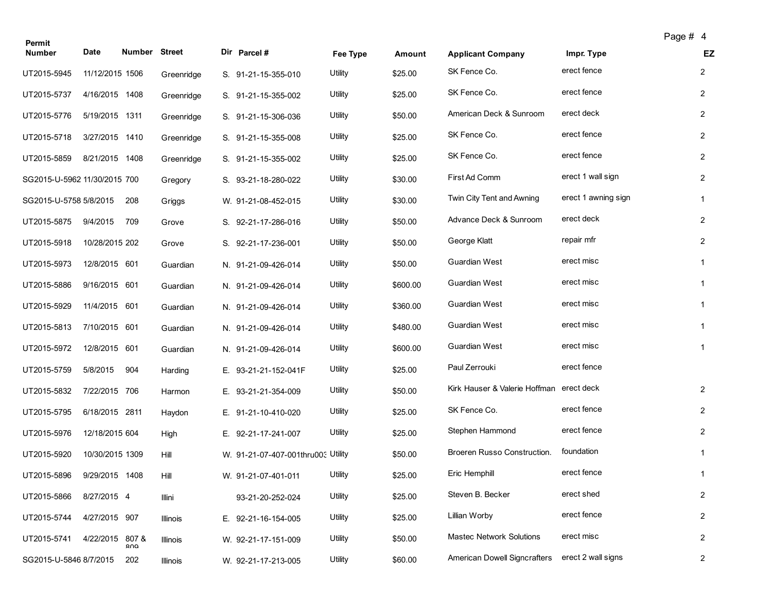| Permit Number | Date | Number | Street | Dir | Parcel # | Fee Type | Amount | Applicant Company | Impr. Type | EZ |
|---|---|---|---|---|---|---|---|---|---|---|
| UT2015-5945 | 11/12/2015 | 1506 | Greenridge | S. | 91-21-15-355-010 | Utility | $25.00 | SK Fence Co. | erect fence | 2 |
| UT2015-5737 | 4/16/2015 | 1408 | Greenridge | S. | 91-21-15-355-002 | Utility | $25.00 | SK Fence Co. | erect fence | 2 |
| UT2015-5776 | 5/19/2015 | 1311 | Greenridge | S. | 91-21-15-306-036 | Utility | $50.00 | American Deck & Sunroom | erect deck | 2 |
| UT2015-5718 | 3/27/2015 | 1410 | Greenridge | S. | 91-21-15-355-008 | Utility | $25.00 | SK Fence Co. | erect fence | 2 |
| UT2015-5859 | 8/21/2015 | 1408 | Greenridge | S. | 91-21-15-355-002 | Utility | $25.00 | SK Fence Co. | erect fence | 2 |
| SG2015-U-5962 | 11/30/2015 | 700 | Gregory | S. | 93-21-18-280-022 | Utility | $30.00 | First Ad Comm | erect 1 wall sign | 2 |
| SG2015-U-5758 | 5/8/2015 | 208 | Griggs | W. | 91-21-08-452-015 | Utility | $30.00 | Twin City Tent and Awning | erect 1 awning sign | 1 |
| UT2015-5875 | 9/4/2015 | 709 | Grove | S. | 92-21-17-286-016 | Utility | $50.00 | Advance Deck & Sunroom | erect deck | 2 |
| UT2015-5918 | 10/28/2015 | 202 | Grove | S. | 92-21-17-236-001 | Utility | $50.00 | George Klatt | repair mfr | 2 |
| UT2015-5973 | 12/8/2015 | 601 | Guardian | N. | 91-21-09-426-014 | Utility | $50.00 | Guardian West | erect misc | 1 |
| UT2015-5886 | 9/16/2015 | 601 | Guardian | N. | 91-21-09-426-014 | Utility | $600.00 | Guardian West | erect misc | 1 |
| UT2015-5929 | 11/4/2015 | 601 | Guardian | N. | 91-21-09-426-014 | Utility | $360.00 | Guardian West | erect misc | 1 |
| UT2015-5813 | 7/10/2015 | 601 | Guardian | N. | 91-21-09-426-014 | Utility | $480.00 | Guardian West | erect misc | 1 |
| UT2015-5972 | 12/8/2015 | 601 | Guardian | N. | 91-21-09-426-014 | Utility | $600.00 | Guardian West | erect misc | 1 |
| UT2015-5759 | 5/8/2015 | 904 | Harding | E. | 93-21-21-152-041F | Utility | $25.00 | Paul Zerrouki | erect fence | |
| UT2015-5832 | 7/22/2015 | 706 | Harmon | E. | 93-21-21-354-009 | Utility | $50.00 | Kirk Hauser & Valerie Hoffman | erect deck | 2 |
| UT2015-5795 | 6/18/2015 | 2811 | Haydon | E. | 91-21-10-410-020 | Utility | $25.00 | SK Fence Co. | erect fence | 2 |
| UT2015-5976 | 12/18/2015 | 604 | High | E. | 92-21-17-241-007 | Utility | $25.00 | Stephen Hammond | erect fence | 2 |
| UT2015-5920 | 10/30/2015 | 1309 | Hill | W. | 91-21-07-407-001thru003 | Utility | $50.00 | Broeren Russo Construction. | foundation | 1 |
| UT2015-5896 | 9/29/2015 | 1408 | Hill | W. | 91-21-07-401-011 | Utility | $25.00 | Eric Hemphill | erect fence | 1 |
| UT2015-5866 | 8/27/2015 | 4 | Illini | | 93-21-20-252-024 | Utility | $25.00 | Steven B. Becker | erect shed | 2 |
| UT2015-5744 | 4/27/2015 | 907 | Illinois | E. | 92-21-16-154-005 | Utility | $25.00 | Lillian Worby | erect fence | 2 |
| UT2015-5741 | 4/22/2015 | 807 & 809 | Illinois | W. | 92-21-17-151-009 | Utility | $50.00 | Mastec Network Solutions | erect misc | 2 |
| SG2015-U-5846 | 8/7/2015 | 202 | Illinois | W. | 92-21-17-213-005 | Utility | $60.00 | American Dowell Signcrafters | erect 2 wall signs | 2 |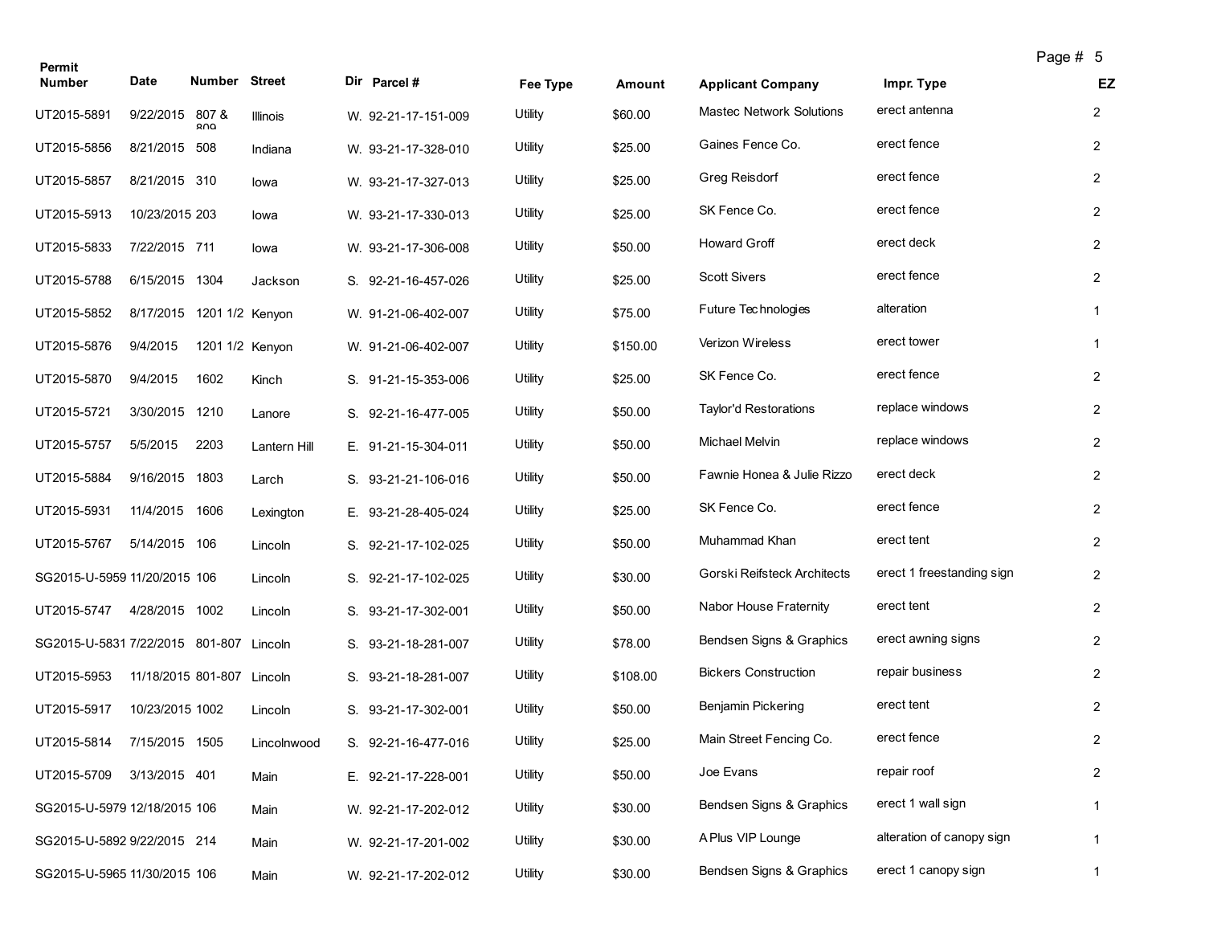| Permit Number | Date | Number | Street | Dir | Parcel # | Fee Type | Amount | Applicant Company | Impr. Type | EZ |
|---|---|---|---|---|---|---|---|---|---|---|
| UT2015-5891 | 9/22/2015 | 807 & 809 | Illinois | W. | 92-21-17-151-009 | Utility | $60.00 | Mastec Network Solutions | erect antenna | 2 |
| UT2015-5856 | 8/21/2015 | 508 | Indiana | W. | 93-21-17-328-010 | Utility | $25.00 | Gaines Fence Co. | erect fence | 2 |
| UT2015-5857 | 8/21/2015 | 310 | Iowa | W. | 93-21-17-327-013 | Utility | $25.00 | Greg Reisdorf | erect fence | 2 |
| UT2015-5913 | 10/23/2015 | 203 | Iowa | W. | 93-21-17-330-013 | Utility | $25.00 | SK Fence Co. | erect fence | 2 |
| UT2015-5833 | 7/22/2015 | 711 | Iowa | W. | 93-21-17-306-008 | Utility | $50.00 | Howard Groff | erect deck | 2 |
| UT2015-5788 | 6/15/2015 | 1304 | Jackson | S. | 92-21-16-457-026 | Utility | $25.00 | Scott Sivers | erect fence | 2 |
| UT2015-5852 | 8/17/2015 | 1201 1/2 | Kenyon | W. | 91-21-06-402-007 | Utility | $75.00 | Future Technologies | alteration | 1 |
| UT2015-5876 | 9/4/2015 | 1201 1/2 | Kenyon | W. | 91-21-06-402-007 | Utility | $150.00 | Verizon Wireless | erect tower | 1 |
| UT2015-5870 | 9/4/2015 | 1602 | Kinch | S. | 91-21-15-353-006 | Utility | $25.00 | SK Fence Co. | erect fence | 2 |
| UT2015-5721 | 3/30/2015 | 1210 | Lanore | S. | 92-21-16-477-005 | Utility | $50.00 | Taylor'd Restorations | replace windows | 2 |
| UT2015-5757 | 5/5/2015 | 2203 | Lantern Hill | E. | 91-21-15-304-011 | Utility | $50.00 | Michael Melvin | replace windows | 2 |
| UT2015-5884 | 9/16/2015 | 1803 | Larch | S. | 93-21-21-106-016 | Utility | $50.00 | Fawnie Honea & Julie Rizzo | erect deck | 2 |
| UT2015-5931 | 11/4/2015 | 1606 | Lexington | E. | 93-21-28-405-024 | Utility | $25.00 | SK Fence Co. | erect fence | 2 |
| UT2015-5767 | 5/14/2015 | 106 | Lincoln | S. | 92-21-17-102-025 | Utility | $50.00 | Muhammad Khan | erect tent | 2 |
| SG2015-U-5959 | 11/20/2015 | 106 | Lincoln | S. | 92-21-17-102-025 | Utility | $30.00 | Gorski Reifsteck Architects | erect 1 freestanding sign | 2 |
| UT2015-5747 | 4/28/2015 | 1002 | Lincoln | S. | 93-21-17-302-001 | Utility | $50.00 | Nabor House Fraternity | erect tent | 2 |
| SG2015-U-5831 | 7/22/2015 | 801-807 | Lincoln | S. | 93-21-18-281-007 | Utility | $78.00 | Bendsen Signs & Graphics | erect awning signs | 2 |
| UT2015-5953 | 11/18/2015 | 801-807 | Lincoln | S. | 93-21-18-281-007 | Utility | $108.00 | Bickers Construction | repair business | 2 |
| UT2015-5917 | 10/23/2015 | 1002 | Lincoln | S. | 93-21-17-302-001 | Utility | $50.00 | Benjamin Pickering | erect tent | 2 |
| UT2015-5814 | 7/15/2015 | 1505 | Lincolnwood | S. | 92-21-16-477-016 | Utility | $25.00 | Main Street Fencing Co. | erect fence | 2 |
| UT2015-5709 | 3/13/2015 | 401 | Main | E. | 92-21-17-228-001 | Utility | $50.00 | Joe Evans | repair roof | 2 |
| SG2015-U-5979 | 12/18/2015 | 106 | Main | W. | 92-21-17-202-012 | Utility | $30.00 | Bendsen Signs & Graphics | erect 1 wall sign | 1 |
| SG2015-U-5892 | 9/22/2015 | 214 | Main | W. | 92-21-17-201-002 | Utility | $30.00 | A Plus VIP Lounge | alteration of canopy sign | 1 |
| SG2015-U-5965 | 11/30/2015 | 106 | Main | W. | 92-21-17-202-012 | Utility | $30.00 | Bendsen Signs & Graphics | erect 1 canopy sign | 1 |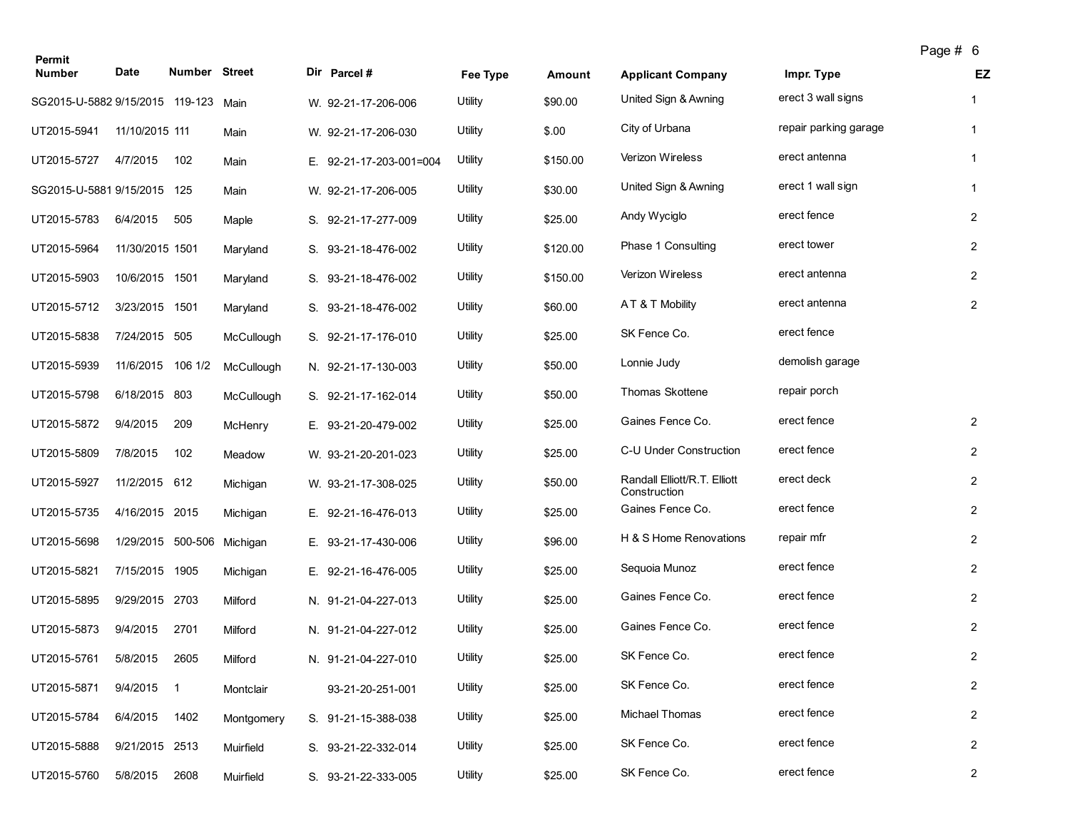| Permit Number | Date | Number | Street | Dir | Parcel # | Fee Type | Amount | Applicant Company | Impr. Type | EZ |
|---|---|---|---|---|---|---|---|---|---|---|
| SG2015-U-5882 | 9/15/2015 | 119-123 | Main | W. | 92-21-17-206-006 | Utility | $90.00 | United Sign & Awning | erect 3 wall signs | 1 |
| UT2015-5941 | 11/10/2015 | 111 | Main | W. | 92-21-17-206-030 | Utility | $.00 | City of Urbana | repair parking garage | 1 |
| UT2015-5727 | 4/7/2015 | 102 | Main | E. | 92-21-17-203-001=004 | Utility | $150.00 | Verizon Wireless | erect antenna | 1 |
| SG2015-U-5881 | 9/15/2015 | 125 | Main | W. | 92-21-17-206-005 | Utility | $30.00 | United Sign & Awning | erect 1 wall sign | 1 |
| UT2015-5783 | 6/4/2015 | 505 | Maple | S. | 92-21-17-277-009 | Utility | $25.00 | Andy Wyciglo | erect fence | 2 |
| UT2015-5964 | 11/30/2015 | 1501 | Maryland | S. | 93-21-18-476-002 | Utility | $120.00 | Phase 1 Consulting | erect tower | 2 |
| UT2015-5903 | 10/6/2015 | 1501 | Maryland | S. | 93-21-18-476-002 | Utility | $150.00 | Verizon Wireless | erect antenna | 2 |
| UT2015-5712 | 3/23/2015 | 1501 | Maryland | S. | 93-21-18-476-002 | Utility | $60.00 | A T & T Mobility | erect antenna | 2 |
| UT2015-5838 | 7/24/2015 | 505 | McCullough | S. | 92-21-17-176-010 | Utility | $25.00 | SK Fence Co. | erect fence | |
| UT2015-5939 | 11/6/2015 | 106 1/2 | McCullough | N. | 92-21-17-130-003 | Utility | $50.00 | Lonnie Judy | demolish garage | |
| UT2015-5798 | 6/18/2015 | 803 | McCullough | S. | 92-21-17-162-014 | Utility | $50.00 | Thomas Skottene | repair porch | |
| UT2015-5872 | 9/4/2015 | 209 | McHenry | E. | 93-21-20-479-002 | Utility | $25.00 | Gaines Fence Co. | erect fence | 2 |
| UT2015-5809 | 7/8/2015 | 102 | Meadow | W. | 93-21-20-201-023 | Utility | $25.00 | C-U Under Construction | erect fence | 2 |
| UT2015-5927 | 11/2/2015 | 612 | Michigan | W. | 93-21-17-308-025 | Utility | $50.00 | Randall Elliott/R.T. Elliott Construction | erect deck | 2 |
| UT2015-5735 | 4/16/2015 | 2015 | Michigan | E. | 92-21-16-476-013 | Utility | $25.00 | Gaines Fence Co. | erect fence | 2 |
| UT2015-5698 | 1/29/2015 | 500-506 | Michigan | E. | 93-21-17-430-006 | Utility | $96.00 | H & S Home Renovations | repair mfr | 2 |
| UT2015-5821 | 7/15/2015 | 1905 | Michigan | E. | 92-21-16-476-005 | Utility | $25.00 | Sequoia Munoz | erect fence | 2 |
| UT2015-5895 | 9/29/2015 | 2703 | Milford | N. | 91-21-04-227-013 | Utility | $25.00 | Gaines Fence Co. | erect fence | 2 |
| UT2015-5873 | 9/4/2015 | 2701 | Milford | N. | 91-21-04-227-012 | Utility | $25.00 | Gaines Fence Co. | erect fence | 2 |
| UT2015-5761 | 5/8/2015 | 2605 | Milford | N. | 91-21-04-227-010 | Utility | $25.00 | SK Fence Co. | erect fence | 2 |
| UT2015-5871 | 9/4/2015 | 1 | Montclair | | 93-21-20-251-001 | Utility | $25.00 | SK Fence Co. | erect fence | 2 |
| UT2015-5784 | 6/4/2015 | 1402 | Montgomery | S. | 91-21-15-388-038 | Utility | $25.00 | Michael Thomas | erect fence | 2 |
| UT2015-5888 | 9/21/2015 | 2513 | Muirfield | S. | 93-21-22-332-014 | Utility | $25.00 | SK Fence Co. | erect fence | 2 |
| UT2015-5760 | 5/8/2015 | 2608 | Muirfield | S. | 93-21-22-333-005 | Utility | $25.00 | SK Fence Co. | erect fence | 2 |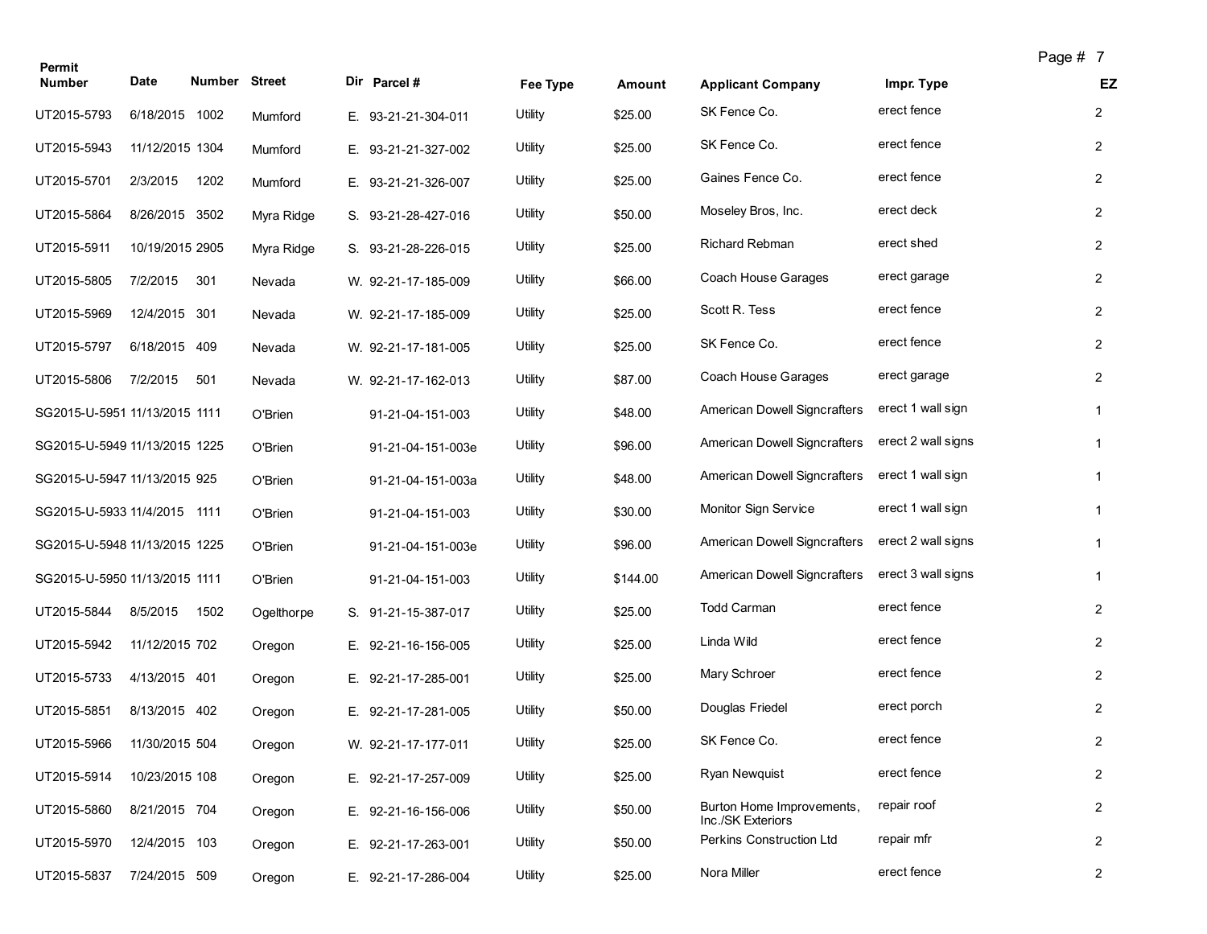| Permit Number | Date | Number | Street | Dir | Parcel # | Fee Type | Amount | Applicant Company | Impr. Type | EZ |
|---|---|---|---|---|---|---|---|---|---|---|
| UT2015-5793 | 6/18/2015 | 1002 | Mumford | E. | 93-21-21-304-011 | Utility | $25.00 | SK Fence Co. | erect fence | 2 |
| UT2015-5943 | 11/12/2015 | 1304 | Mumford | E. | 93-21-21-327-002 | Utility | $25.00 | SK Fence Co. | erect fence | 2 |
| UT2015-5701 | 2/3/2015 | 1202 | Mumford | E. | 93-21-21-326-007 | Utility | $25.00 | Gaines Fence Co. | erect fence | 2 |
| UT2015-5864 | 8/26/2015 | 3502 | Myra Ridge | S. | 93-21-28-427-016 | Utility | $50.00 | Moseley Bros, Inc. | erect deck | 2 |
| UT2015-5911 | 10/19/2015 | 2905 | Myra Ridge | S. | 93-21-28-226-015 | Utility | $25.00 | Richard Rebman | erect shed | 2 |
| UT2015-5805 | 7/2/2015 | 301 | Nevada | W. | 92-21-17-185-009 | Utility | $66.00 | Coach House Garages | erect garage | 2 |
| UT2015-5969 | 12/4/2015 | 301 | Nevada | W. | 92-21-17-185-009 | Utility | $25.00 | Scott R. Tess | erect fence | 2 |
| UT2015-5797 | 6/18/2015 | 409 | Nevada | W. | 92-21-17-181-005 | Utility | $25.00 | SK Fence Co. | erect fence | 2 |
| UT2015-5806 | 7/2/2015 | 501 | Nevada | W. | 92-21-17-162-013 | Utility | $87.00 | Coach House Garages | erect garage | 2 |
| SG2015-U-5951 | 11/13/2015 | 1111 | O'Brien | | 91-21-04-151-003 | Utility | $48.00 | American Dowell Signcrafters | erect 1 wall sign | 1 |
| SG2015-U-5949 | 11/13/2015 | 1225 | O'Brien | | 91-21-04-151-003e | Utility | $96.00 | American Dowell Signcrafters | erect 2 wall signs | 1 |
| SG2015-U-5947 | 11/13/2015 | 925 | O'Brien | | 91-21-04-151-003a | Utility | $48.00 | American Dowell Signcrafters | erect 1 wall sign | 1 |
| SG2015-U-5933 | 11/4/2015 | 1111 | O'Brien | | 91-21-04-151-003 | Utility | $30.00 | Monitor Sign Service | erect 1 wall sign | 1 |
| SG2015-U-5948 | 11/13/2015 | 1225 | O'Brien | | 91-21-04-151-003e | Utility | $96.00 | American Dowell Signcrafters | erect 2 wall signs | 1 |
| SG2015-U-5950 | 11/13/2015 | 1111 | O'Brien | | 91-21-04-151-003 | Utility | $144.00 | American Dowell Signcrafters | erect 3 wall signs | 1 |
| UT2015-5844 | 8/5/2015 | 1502 | Ogelthorpe | S. | 91-21-15-387-017 | Utility | $25.00 | Todd Carman | erect fence | 2 |
| UT2015-5942 | 11/12/2015 | 702 | Oregon | E. | 92-21-16-156-005 | Utility | $25.00 | Linda Wild | erect fence | 2 |
| UT2015-5733 | 4/13/2015 | 401 | Oregon | E. | 92-21-17-285-001 | Utility | $25.00 | Mary Schroer | erect fence | 2 |
| UT2015-5851 | 8/13/2015 | 402 | Oregon | E. | 92-21-17-281-005 | Utility | $50.00 | Douglas Friedel | erect porch | 2 |
| UT2015-5966 | 11/30/2015 | 504 | Oregon | W. | 92-21-17-177-011 | Utility | $25.00 | SK Fence Co. | erect fence | 2 |
| UT2015-5914 | 10/23/2015 | 108 | Oregon | E. | 92-21-17-257-009 | Utility | $25.00 | Ryan Newquist | erect fence | 2 |
| UT2015-5860 | 8/21/2015 | 704 | Oregon | E. | 92-21-16-156-006 | Utility | $50.00 | Burton Home Improvements, Inc./SK Exteriors | repair roof | 2 |
| UT2015-5970 | 12/4/2015 | 103 | Oregon | E. | 92-21-17-263-001 | Utility | $50.00 | Perkins Construction Ltd | repair mfr | 2 |
| UT2015-5837 | 7/24/2015 | 509 | Oregon | E. | 92-21-17-286-004 | Utility | $25.00 | Nora Miller | erect fence | 2 |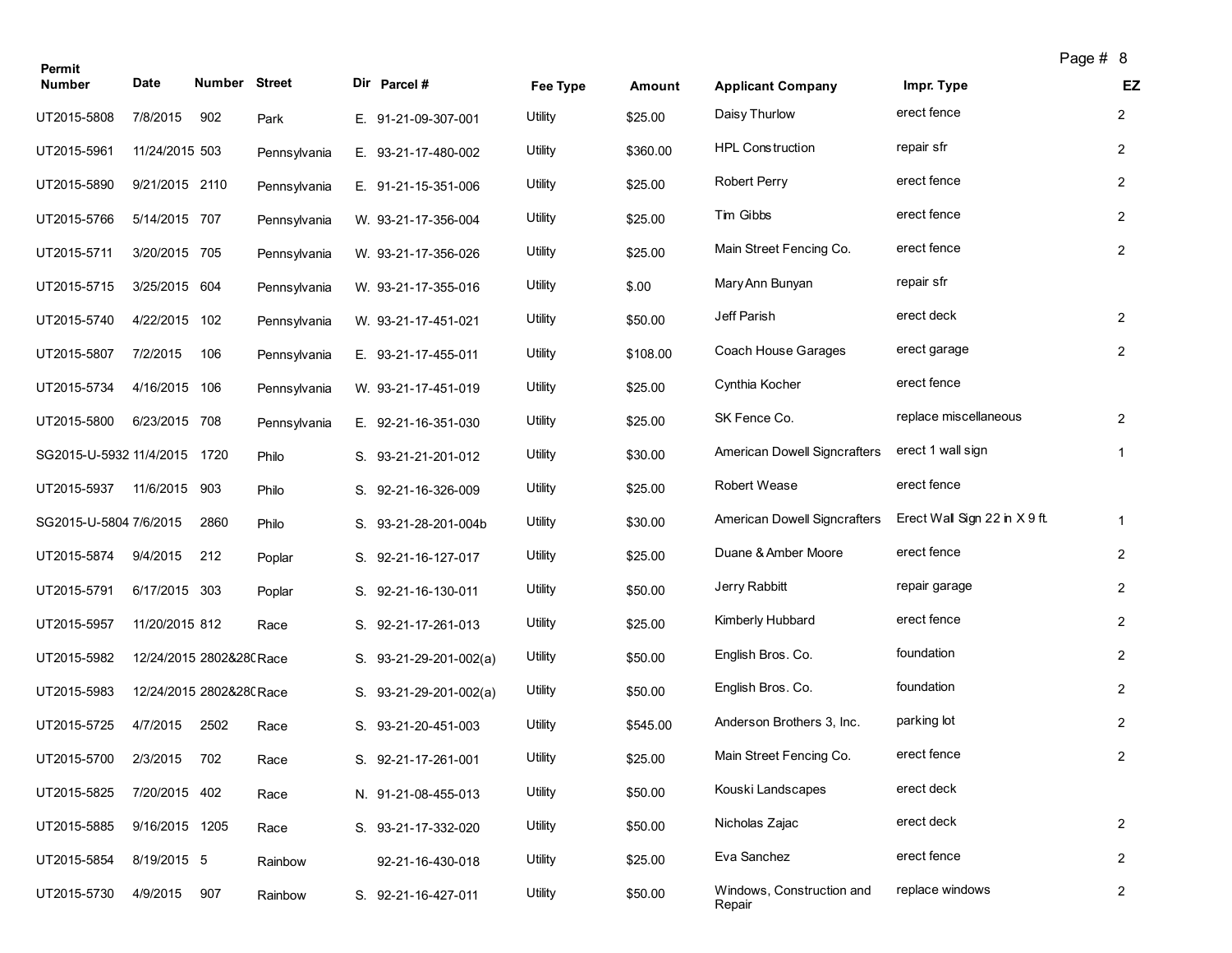| Permit Number | Date | Number | Street | Dir | Parcel # | Fee Type | Amount | Applicant Company | Impr. Type | EZ |
|---|---|---|---|---|---|---|---|---|---|---|
| UT2015-5808 | 7/8/2015 | 902 | Park | E. | 91-21-09-307-001 | Utility | $25.00 | Daisy Thurlow | erect fence | 2 |
| UT2015-5961 | 11/24/2015 | 503 | Pennsylvania | E. | 93-21-17-480-002 | Utility | $360.00 | HPL Construction | repair sfr | 2 |
| UT2015-5890 | 9/21/2015 | 2110 | Pennsylvania | E. | 91-21-15-351-006 | Utility | $25.00 | Robert Perry | erect fence | 2 |
| UT2015-5766 | 5/14/2015 | 707 | Pennsylvania | W. | 93-21-17-356-004 | Utility | $25.00 | Tim Gibbs | erect fence | 2 |
| UT2015-5711 | 3/20/2015 | 705 | Pennsylvania | W. | 93-21-17-356-026 | Utility | $25.00 | Main Street Fencing Co. | erect fence | 2 |
| UT2015-5715 | 3/25/2015 | 604 | Pennsylvania | W. | 93-21-17-355-016 | Utility | $.00 | Mary Ann Bunyan | repair sfr | |
| UT2015-5740 | 4/22/2015 | 102 | Pennsylvania | W. | 93-21-17-451-021 | Utility | $50.00 | Jeff Parish | erect deck | 2 |
| UT2015-5807 | 7/2/2015 | 106 | Pennsylvania | E. | 93-21-17-455-011 | Utility | $108.00 | Coach House Garages | erect garage | 2 |
| UT2015-5734 | 4/16/2015 | 106 | Pennsylvania | W. | 93-21-17-451-019 | Utility | $25.00 | Cynthia Kocher | erect fence | |
| UT2015-5800 | 6/23/2015 | 708 | Pennsylvania | E. | 92-21-16-351-030 | Utility | $25.00 | SK Fence Co. | replace miscellaneous | 2 |
| SG2015-U-5932 | 11/4/2015 | 1720 | Philo | S. | 93-21-21-201-012 | Utility | $30.00 | American Dowell Signcrafters | erect 1 wall sign | 1 |
| UT2015-5937 | 11/6/2015 | 903 | Philo | S. | 92-21-16-326-009 | Utility | $25.00 | Robert Wease | erect fence | |
| SG2015-U-5804 | 7/6/2015 | 2860 | Philo | S. | 93-21-28-201-004b | Utility | $30.00 | American Dowell Signcrafters | Erect Wall Sign 22 in X 9 ft. | 1 |
| UT2015-5874 | 9/4/2015 | 212 | Poplar | S. | 92-21-16-127-017 | Utility | $25.00 | Duane & Amber Moore | erect fence | 2 |
| UT2015-5791 | 6/17/2015 | 303 | Poplar | S. | 92-21-16-130-011 | Utility | $50.00 | Jerry Rabbitt | repair garage | 2 |
| UT2015-5957 | 11/20/2015 | 812 | Race | S. | 92-21-17-261-013 | Utility | $25.00 | Kimberly Hubbard | erect fence | 2 |
| UT2015-5982 | 12/24/2015 | 2802&280 | Race | S. | 93-21-29-201-002(a) | Utility | $50.00 | English Bros. Co. | foundation | 2 |
| UT2015-5983 | 12/24/2015 | 2802&280 | Race | S. | 93-21-29-201-002(a) | Utility | $50.00 | English Bros. Co. | foundation | 2 |
| UT2015-5725 | 4/7/2015 | 2502 | Race | S. | 93-21-20-451-003 | Utility | $545.00 | Anderson Brothers 3, Inc. | parking lot | 2 |
| UT2015-5700 | 2/3/2015 | 702 | Race | S. | 92-21-17-261-001 | Utility | $25.00 | Main Street Fencing Co. | erect fence | 2 |
| UT2015-5825 | 7/20/2015 | 402 | Race | N. | 91-21-08-455-013 | Utility | $50.00 | Kouski Landscapes | erect deck | |
| UT2015-5885 | 9/16/2015 | 1205 | Race | S. | 93-21-17-332-020 | Utility | $50.00 | Nicholas Zajac | erect deck | 2 |
| UT2015-5854 | 8/19/2015 | 5 | Rainbow | | 92-21-16-430-018 | Utility | $25.00 | Eva Sanchez | erect fence | 2 |
| UT2015-5730 | 4/9/2015 | 907 | Rainbow | S. | 92-21-16-427-011 | Utility | $50.00 | Windows, Construction and Repair | replace windows | 2 |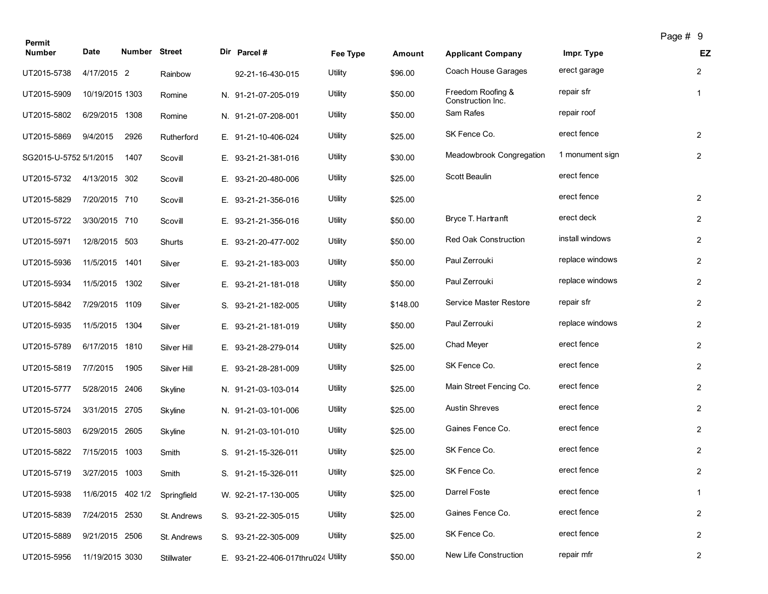| Permit Number | Date | Number | Street | Dir | Parcel # | Fee Type | Amount | Applicant Company | Impr. Type | EZ |
|---|---|---|---|---|---|---|---|---|---|---|
| UT2015-5738 | 4/17/2015 | 2 | Rainbow | | 92-21-16-430-015 | Utility | $96.00 | Coach House Garages | erect garage | 2 |
| UT2015-5909 | 10/19/2015 | 1303 | Romine | N. | 91-21-07-205-019 | Utility | $50.00 | Freedom Roofing & Construction Inc. | repair sfr | 1 |
| UT2015-5802 | 6/29/2015 | 1308 | Romine | N. | 91-21-07-208-001 | Utility | $50.00 | Sam Rafes | repair roof | |
| UT2015-5869 | 9/4/2015 | 2926 | Rutherford | E. | 91-21-10-406-024 | Utility | $25.00 | SK Fence Co. | erect fence | 2 |
| SG2015-U-5752 | 5/1/2015 | 1407 | Scovill | E. | 93-21-21-381-016 | Utility | $30.00 | Meadowbrook Congregation | 1 monument sign | 2 |
| UT2015-5732 | 4/13/2015 | 302 | Scovill | E. | 93-21-20-480-006 | Utility | $25.00 | Scott Beaulin | erect fence | |
| UT2015-5829 | 7/20/2015 | 710 | Scovill | E. | 93-21-21-356-016 | Utility | $25.00 | | erect fence | 2 |
| UT2015-5722 | 3/30/2015 | 710 | Scovill | E. | 93-21-21-356-016 | Utility | $50.00 | Bryce T. Hartranft | erect deck | 2 |
| UT2015-5971 | 12/8/2015 | 503 | Shurts | E. | 93-21-20-477-002 | Utility | $50.00 | Red Oak Construction | install windows | 2 |
| UT2015-5936 | 11/5/2015 | 1401 | Silver | E. | 93-21-21-183-003 | Utility | $50.00 | Paul Zerrouki | replace windows | 2 |
| UT2015-5934 | 11/5/2015 | 1302 | Silver | E. | 93-21-21-181-018 | Utility | $50.00 | Paul Zerrouki | replace windows | 2 |
| UT2015-5842 | 7/29/2015 | 1109 | Silver | S. | 93-21-21-182-005 | Utility | $148.00 | Service Master Restore | repair sfr | 2 |
| UT2015-5935 | 11/5/2015 | 1304 | Silver | E. | 93-21-21-181-019 | Utility | $50.00 | Paul Zerrouki | replace windows | 2 |
| UT2015-5789 | 6/17/2015 | 1810 | Silver Hill | E. | 93-21-28-279-014 | Utility | $25.00 | Chad Meyer | erect fence | 2 |
| UT2015-5819 | 7/7/2015 | 1905 | Silver Hill | E. | 93-21-28-281-009 | Utility | $25.00 | SK Fence Co. | erect fence | 2 |
| UT2015-5777 | 5/28/2015 | 2406 | Skyline | N. | 91-21-03-103-014 | Utility | $25.00 | Main Street Fencing Co. | erect fence | 2 |
| UT2015-5724 | 3/31/2015 | 2705 | Skyline | N. | 91-21-03-101-006 | Utility | $25.00 | Austin Shreves | erect fence | 2 |
| UT2015-5803 | 6/29/2015 | 2605 | Skyline | N. | 91-21-03-101-010 | Utility | $25.00 | Gaines Fence Co. | erect fence | 2 |
| UT2015-5822 | 7/15/2015 | 1003 | Smith | S. | 91-21-15-326-011 | Utility | $25.00 | SK Fence Co. | erect fence | 2 |
| UT2015-5719 | 3/27/2015 | 1003 | Smith | S. | 91-21-15-326-011 | Utility | $25.00 | SK Fence Co. | erect fence | 2 |
| UT2015-5938 | 11/6/2015 | 402 1/2 | Springfield | W. | 92-21-17-130-005 | Utility | $25.00 | Darrel Foste | erect fence | 1 |
| UT2015-5839 | 7/24/2015 | 2530 | St. Andrews | S. | 93-21-22-305-015 | Utility | $25.00 | Gaines Fence Co. | erect fence | 2 |
| UT2015-5889 | 9/21/2015 | 2506 | St. Andrews | S. | 93-21-22-305-009 | Utility | $25.00 | SK Fence Co. | erect fence | 2 |
| UT2015-5956 | 11/19/2015 | 3030 | Stillwater | E. | 93-21-22-406-017thru024 | Utility | $50.00 | New Life Construction | repair mfr | 2 |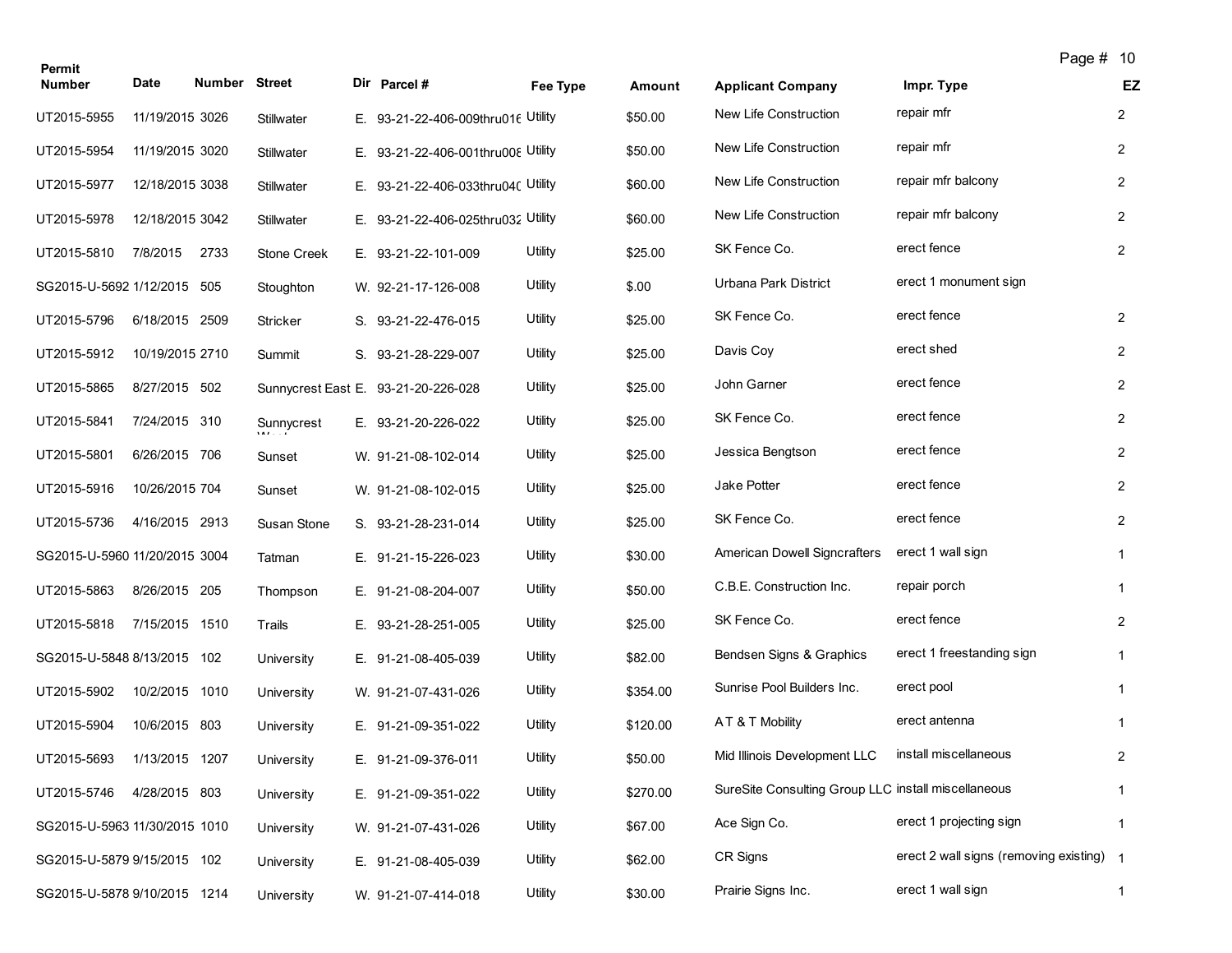| Permit Number | Date | Number | Street | Dir | Parcel # | Fee Type | Amount | Applicant Company | Impr. Type | EZ |
|---|---|---|---|---|---|---|---|---|---|---|
| UT2015-5955 | 11/19/2015 | 3026 | Stillwater | E. | 93-21-22-406-009thru016 | Utility | $50.00 | New Life Construction | repair mfr | 2 |
| UT2015-5954 | 11/19/2015 | 3020 | Stillwater | E. | 93-21-22-406-001thru008 | Utility | $50.00 | New Life Construction | repair mfr | 2 |
| UT2015-5977 | 12/18/2015 | 3038 | Stillwater | E. | 93-21-22-406-033thru040 | Utility | $60.00 | New Life Construction | repair mfr balcony | 2 |
| UT2015-5978 | 12/18/2015 | 3042 | Stillwater | E. | 93-21-22-406-025thru032 | Utility | $60.00 | New Life Construction | repair mfr balcony | 2 |
| UT2015-5810 | 7/8/2015 | 2733 | Stone Creek | E. | 93-21-22-101-009 | Utility | $25.00 | SK Fence Co. | erect fence | 2 |
| SG2015-U-5692 | 1/12/2015 | 505 | Stoughton | W. | 92-21-17-126-008 | Utility | $.00 | Urbana Park District | erect 1 monument sign | |
| UT2015-5796 | 6/18/2015 | 2509 | Stricker | S. | 93-21-22-476-015 | Utility | $25.00 | SK Fence Co. | erect fence | 2 |
| UT2015-5912 | 10/19/2015 | 2710 | Summit | S. | 93-21-28-229-007 | Utility | $25.00 | Davis Coy | erect shed | 2 |
| UT2015-5865 | 8/27/2015 | 502 | Sunnycrest East | E. | 93-21-20-226-028 | Utility | $25.00 | John Garner | erect fence | 2 |
| UT2015-5841 | 7/24/2015 | 310 | Sunnycrest West | E. | 93-21-20-226-022 | Utility | $25.00 | SK Fence Co. | erect fence | 2 |
| UT2015-5801 | 6/26/2015 | 706 | Sunset | W. | 91-21-08-102-014 | Utility | $25.00 | Jessica Bengtson | erect fence | 2 |
| UT2015-5916 | 10/26/2015 | 704 | Sunset | W. | 91-21-08-102-015 | Utility | $25.00 | Jake Potter | erect fence | 2 |
| UT2015-5736 | 4/16/2015 | 2913 | Susan Stone | S. | 93-21-28-231-014 | Utility | $25.00 | SK Fence Co. | erect fence | 2 |
| SG2015-U-5960 | 11/20/2015 | 3004 | Tatman | E. | 91-21-15-226-023 | Utility | $30.00 | American Dowell Signcrafters | erect 1 wall sign | 1 |
| UT2015-5863 | 8/26/2015 | 205 | Thompson | E. | 91-21-08-204-007 | Utility | $50.00 | C.B.E. Construction Inc. | repair porch | 1 |
| UT2015-5818 | 7/15/2015 | 1510 | Trails | E. | 93-21-28-251-005 | Utility | $25.00 | SK Fence Co. | erect fence | 2 |
| SG2015-U-5848 | 8/13/2015 | 102 | University | E. | 91-21-08-405-039 | Utility | $82.00 | Bendsen Signs & Graphics | erect 1 freestanding sign | 1 |
| UT2015-5902 | 10/2/2015 | 1010 | University | W. | 91-21-07-431-026 | Utility | $354.00 | Sunrise Pool Builders Inc. | erect pool | 1 |
| UT2015-5904 | 10/6/2015 | 803 | University | E. | 91-21-09-351-022 | Utility | $120.00 | A T & T Mobility | erect antenna | 1 |
| UT2015-5693 | 1/13/2015 | 1207 | University | E. | 91-21-09-376-011 | Utility | $50.00 | Mid Illinois Development LLC | install miscellaneous | 2 |
| UT2015-5746 | 4/28/2015 | 803 | University | E. | 91-21-09-351-022 | Utility | $270.00 | SureSite Consulting Group LLC | install miscellaneous | 1 |
| SG2015-U-5963 | 11/30/2015 | 1010 | University | W. | 91-21-07-431-026 | Utility | $67.00 | Ace Sign Co. | erect 1 projecting sign | 1 |
| SG2015-U-5879 | 9/15/2015 | 102 | University | E. | 91-21-08-405-039 | Utility | $62.00 | CR Signs | erect 2 wall signs (removing existing) | 1 |
| SG2015-U-5878 | 9/10/2015 | 1214 | University | W. | 91-21-07-414-018 | Utility | $30.00 | Prairie Signs Inc. | erect 1 wall sign | 1 |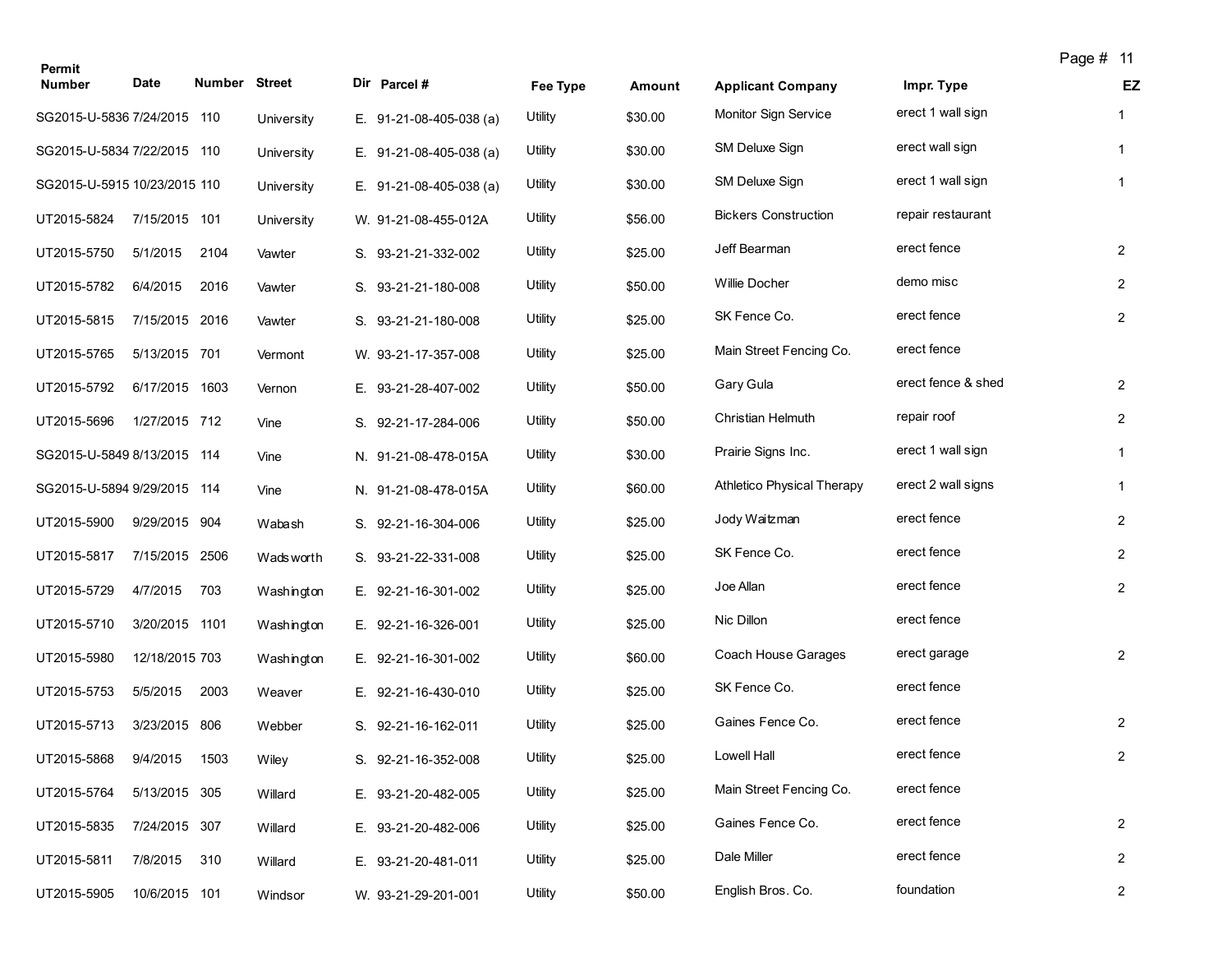| Permit Number | Date | Number | Street | Dir | Parcel # | Fee Type | Amount | Applicant Company | Impr. Type | EZ |
|---|---|---|---|---|---|---|---|---|---|---|
| SG2015-U-5836 | 7/24/2015 | 110 | University | E. | 91-21-08-405-038 (a) | Utility | $30.00 | Monitor Sign Service | erect 1 wall sign | 1 |
| SG2015-U-5834 | 7/22/2015 | 110 | University | E. | 91-21-08-405-038 (a) | Utility | $30.00 | SM Deluxe Sign | erect wall sign | 1 |
| SG2015-U-5915 | 10/23/2015 | 110 | University | E. | 91-21-08-405-038 (a) | Utility | $30.00 | SM Deluxe Sign | erect 1 wall sign | 1 |
| UT2015-5824 | 7/15/2015 | 101 | University | W. | 91-21-08-455-012A | Utility | $56.00 | Bickers Construction | repair restaurant | |
| UT2015-5750 | 5/1/2015 | 2104 | Vawter | S. | 93-21-21-332-002 | Utility | $25.00 | Jeff Bearman | erect fence | 2 |
| UT2015-5782 | 6/4/2015 | 2016 | Vawter | S. | 93-21-21-180-008 | Utility | $50.00 | Willie Docher | demo misc | 2 |
| UT2015-5815 | 7/15/2015 | 2016 | Vawter | S. | 93-21-21-180-008 | Utility | $25.00 | SK Fence Co. | erect fence | 2 |
| UT2015-5765 | 5/13/2015 | 701 | Vermont | W. | 93-21-17-357-008 | Utility | $25.00 | Main Street Fencing Co. | erect fence | |
| UT2015-5792 | 6/17/2015 | 1603 | Vernon | E. | 93-21-28-407-002 | Utility | $50.00 | Gary Gula | erect fence & shed | 2 |
| UT2015-5696 | 1/27/2015 | 712 | Vine | S. | 92-21-17-284-006 | Utility | $50.00 | Christian Helmuth | repair roof | 2 |
| SG2015-U-5849 | 8/13/2015 | 114 | Vine | N. | 91-21-08-478-015A | Utility | $30.00 | Prairie Signs Inc. | erect 1 wall sign | 1 |
| SG2015-U-5894 | 9/29/2015 | 114 | Vine | N. | 91-21-08-478-015A | Utility | $60.00 | Athletico Physical Therapy | erect 2 wall signs | 1 |
| UT2015-5900 | 9/29/2015 | 904 | Wabash | S. | 92-21-16-304-006 | Utility | $25.00 | Jody Waitzman | erect fence | 2 |
| UT2015-5817 | 7/15/2015 | 2506 | Wadsworth | S. | 93-21-22-331-008 | Utility | $25.00 | SK Fence Co. | erect fence | 2 |
| UT2015-5729 | 4/7/2015 | 703 | Washington | E. | 92-21-16-301-002 | Utility | $25.00 | Joe Allan | erect fence | 2 |
| UT2015-5710 | 3/20/2015 | 1101 | Washington | E. | 92-21-16-326-001 | Utility | $25.00 | Nic Dillon | erect fence | |
| UT2015-5980 | 12/18/2015 | 703 | Washington | E. | 92-21-16-301-002 | Utility | $60.00 | Coach House Garages | erect garage | 2 |
| UT2015-5753 | 5/5/2015 | 2003 | Weaver | E. | 92-21-16-430-010 | Utility | $25.00 | SK Fence Co. | erect fence | |
| UT2015-5713 | 3/23/2015 | 806 | Webber | S. | 92-21-16-162-011 | Utility | $25.00 | Gaines Fence Co. | erect fence | 2 |
| UT2015-5868 | 9/4/2015 | 1503 | Wiley | S. | 92-21-16-352-008 | Utility | $25.00 | Lowell Hall | erect fence | 2 |
| UT2015-5764 | 5/13/2015 | 305 | Willard | E. | 93-21-20-482-005 | Utility | $25.00 | Main Street Fencing Co. | erect fence | |
| UT2015-5835 | 7/24/2015 | 307 | Willard | E. | 93-21-20-482-006 | Utility | $25.00 | Gaines Fence Co. | erect fence | 2 |
| UT2015-5811 | 7/8/2015 | 310 | Willard | E. | 93-21-20-481-011 | Utility | $25.00 | Dale Miller | erect fence | 2 |
| UT2015-5905 | 10/6/2015 | 101 | Windsor | W. | 93-21-29-201-001 | Utility | $50.00 | English Bros. Co. | foundation | 2 |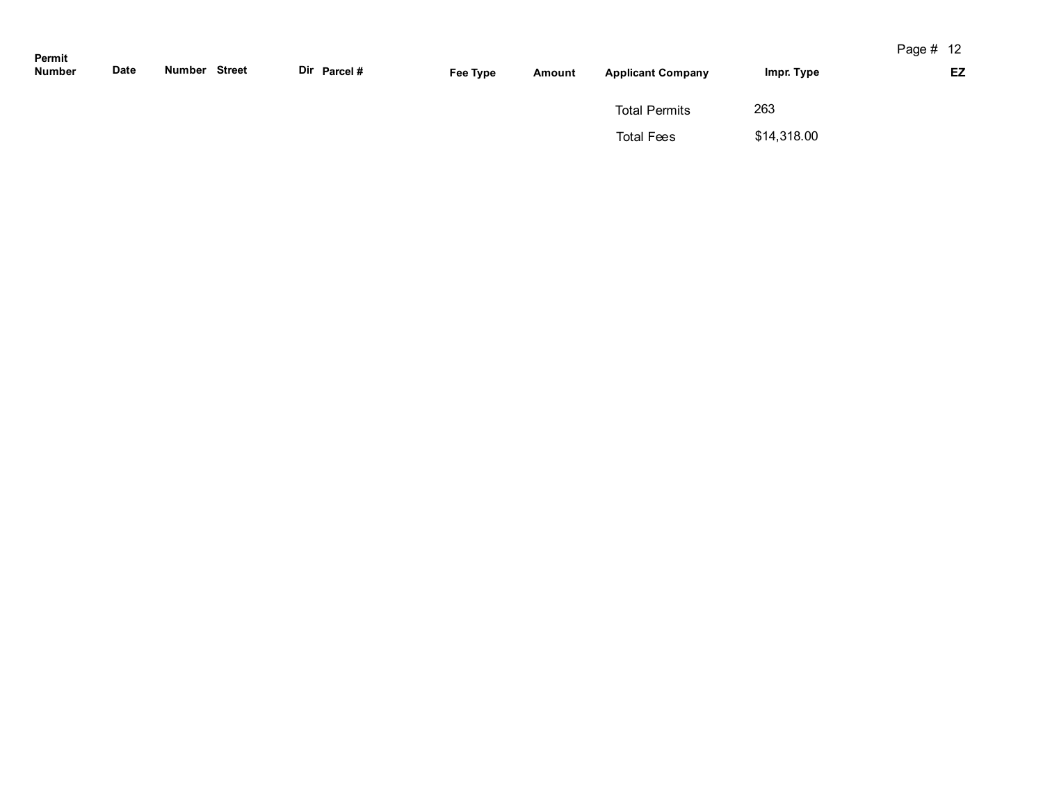| Permit Number | Date | Number | Street | Dir | Parcel # | Fee Type | Amount | Applicant Company | Impr. Type | EZ |
|---|---|---|---|---|---|---|---|---|---|---|

Total Permits 263

Total Fees $14,318.00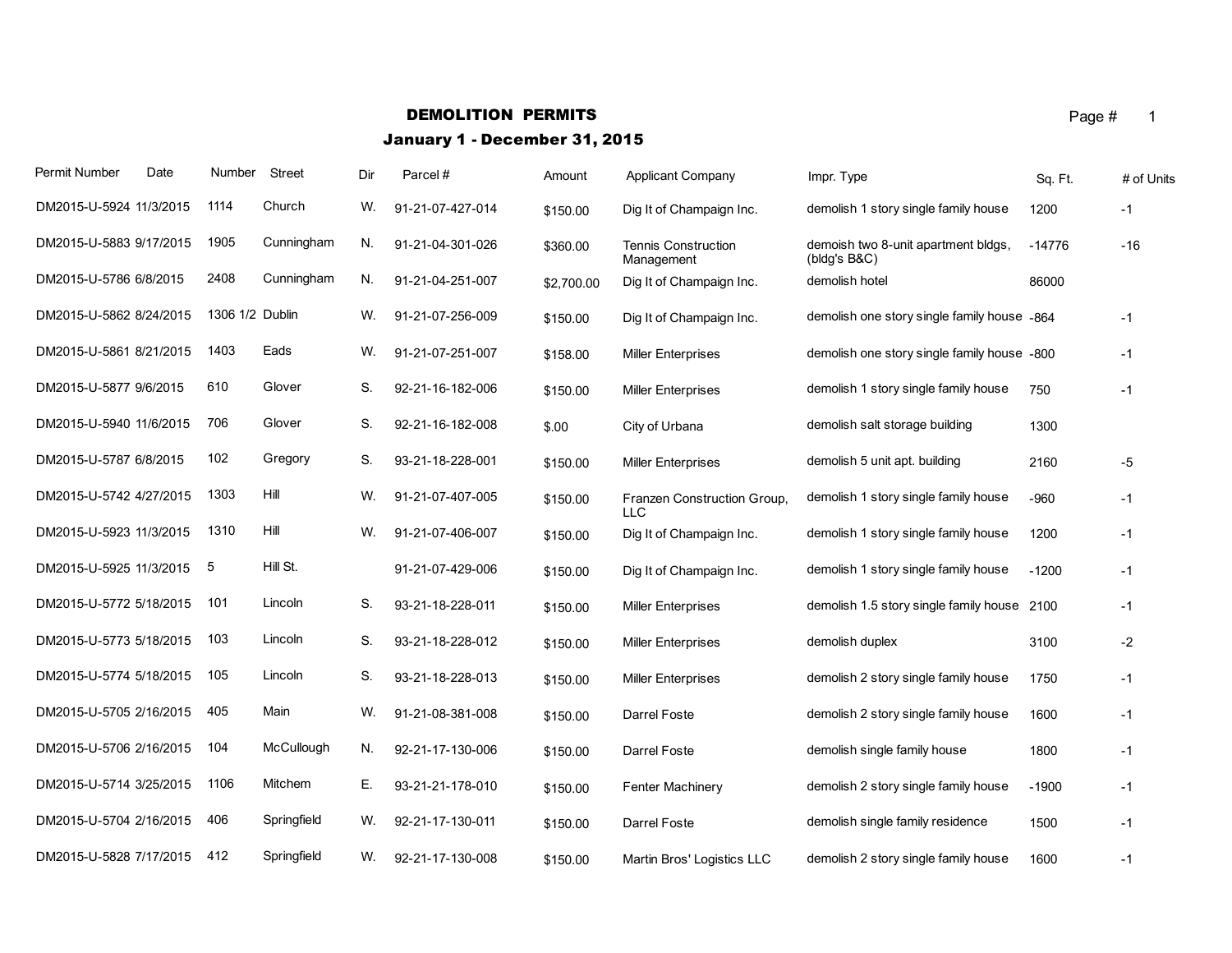# DEMOLITION PERMITS

## January 1 - December 31, 2015

| Permit Number | Date | Number | Street | Dir | Parcel # | Amount | Applicant Company | Impr. Type | Sq. Ft. | # of Units |
|---|---|---|---|---|---|---|---|---|---|---|
| DM2015-U-5924 | 11/3/2015 | 1114 | Church | W. | 91-21-07-427-014 | $150.00 | Dig It of Champaign Inc. | demolish 1 story single family house | 1200 | -1 |
| DM2015-U-5883 | 9/17/2015 | 1905 | Cunningham | N. | 91-21-04-301-026 | $360.00 | Tennis Construction Management | demoish two 8-unit apartment bldgs, (bldg's B&C) | -14776 | -16 |
| DM2015-U-5786 | 6/8/2015 | 2408 | Cunningham | N. | 91-21-04-251-007 | $2,700.00 | Dig It of Champaign Inc. | demolish hotel | 86000 | |
| DM2015-U-5862 | 8/24/2015 | 1306 1/2 | Dublin | W. | 91-21-07-256-009 | $150.00 | Dig It of Champaign Inc. | demolish one story single family house | -864 | -1 |
| DM2015-U-5861 | 8/21/2015 | 1403 | Eads | W. | 91-21-07-251-007 | $158.00 | Miller Enterprises | demolish one story single family house | -800 | -1 |
| DM2015-U-5877 | 9/6/2015 | 610 | Glover | S. | 92-21-16-182-006 | $150.00 | Miller Enterprises | demolish 1 story single family house | 750 | -1 |
| DM2015-U-5940 | 11/6/2015 | 706 | Glover | S. | 92-21-16-182-008 | $.00 | City of Urbana | demolish salt storage building | 1300 | |
| DM2015-U-5787 | 6/8/2015 | 102 | Gregory | S. | 93-21-18-228-001 | $150.00 | Miller Enterprises | demolish 5 unit apt. building | 2160 | -5 |
| DM2015-U-5742 | 4/27/2015 | 1303 | Hill | W. | 91-21-07-407-005 | $150.00 | Franzen Construction Group, LLC | demolish 1 story single family house | -960 | -1 |
| DM2015-U-5923 | 11/3/2015 | 1310 | Hill | W. | 91-21-07-406-007 | $150.00 | Dig It of Champaign Inc. | demolish 1 story single family house | 1200 | -1 |
| DM2015-U-5925 | 11/3/2015 | 5 | Hill St. | | 91-21-07-429-006 | $150.00 | Dig It of Champaign Inc. | demolish 1 story single family house | -1200 | -1 |
| DM2015-U-5772 | 5/18/2015 | 101 | Lincoln | S. | 93-21-18-228-011 | $150.00 | Miller Enterprises | demolish 1.5 story single family house | 2100 | -1 |
| DM2015-U-5773 | 5/18/2015 | 103 | Lincoln | S. | 93-21-18-228-012 | $150.00 | Miller Enterprises | demolish duplex | 3100 | -2 |
| DM2015-U-5774 | 5/18/2015 | 105 | Lincoln | S. | 93-21-18-228-013 | $150.00 | Miller Enterprises | demolish 2 story single family house | 1750 | -1 |
| DM2015-U-5705 | 2/16/2015 | 405 | Main | W. | 91-21-08-381-008 | $150.00 | Darrel Foste | demolish 2 story single family house | 1600 | -1 |
| DM2015-U-5706 | 2/16/2015 | 104 | McCullough | N. | 92-21-17-130-006 | $150.00 | Darrel Foste | demolish single family house | 1800 | -1 |
| DM2015-U-5714 | 3/25/2015 | 1106 | Mitchem | E. | 93-21-21-178-010 | $150.00 | Fenter Machinery | demolish 2 story single family house | -1900 | -1 |
| DM2015-U-5704 | 2/16/2015 | 406 | Springfield | W. | 92-21-17-130-011 | $150.00 | Darrel Foste | demolish single family residence | 1500 | -1 |
| DM2015-U-5828 | 7/17/2015 | 412 | Springfield | W. | 92-21-17-130-008 | $150.00 | Martin Bros' Logistics LLC | demolish 2 story single family house | 1600 | -1 |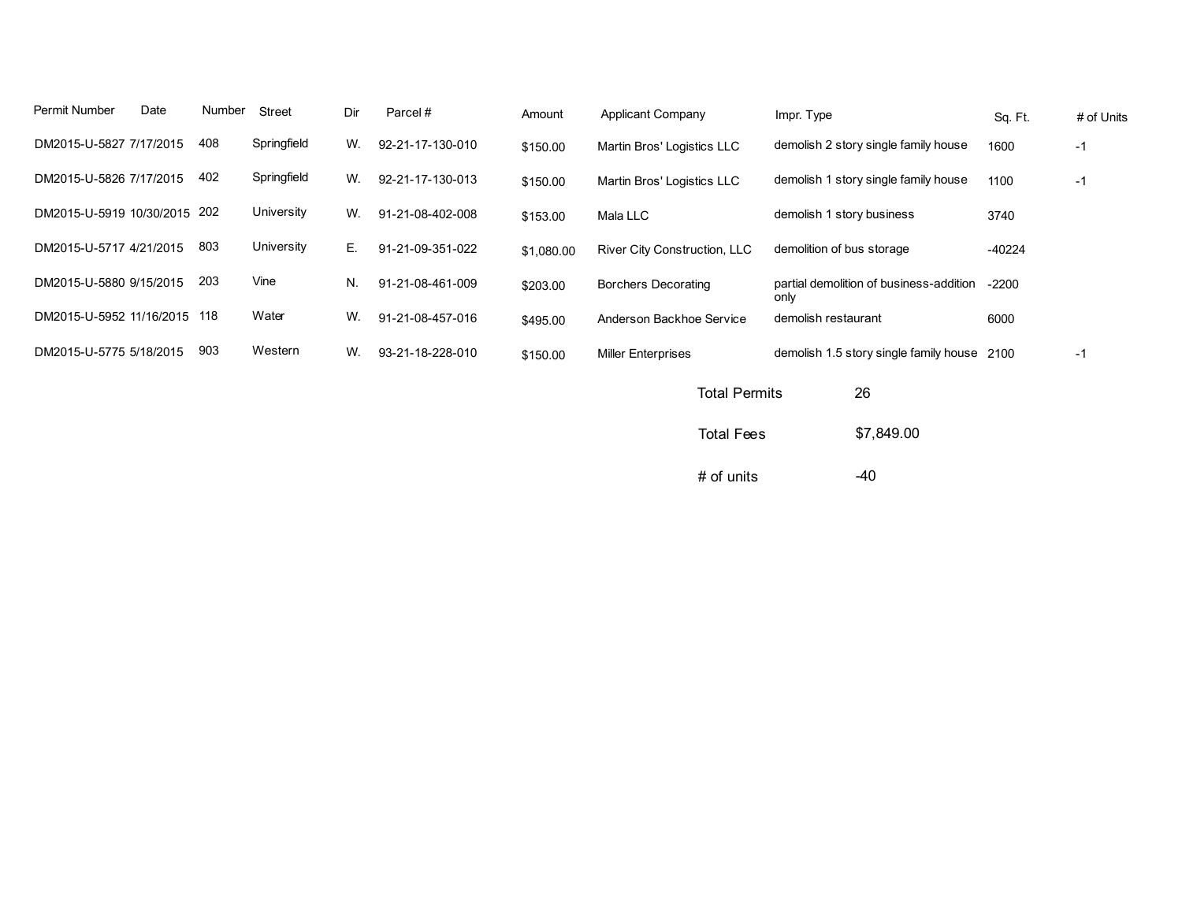| Permit Number | Date | Number | Street | Dir | Parcel # | Amount | Applicant Company | Impr. Type | Sq. Ft. | # of Units |
|---|---|---|---|---|---|---|---|---|---|---|
| DM2015-U-5827 | 7/17/2015 | 408 | Springfield | W. | 92-21-17-130-010 | $150.00 | Martin Bros' Logistics LLC | demolish 2 story single family house | 1600 | -1 |
| DM2015-U-5826 | 7/17/2015 | 402 | Springfield | W. | 92-21-17-130-013 | $150.00 | Martin Bros' Logistics LLC | demolish 1 story single family house | 1100 | -1 |
| DM2015-U-5919 | 10/30/2015 | 202 | University | W. | 91-21-08-402-008 | $153.00 | Mala LLC | demolish 1 story business | 3740 | |
| DM2015-U-5717 | 4/21/2015 | 803 | University | E. | 91-21-09-351-022 | $1,080.00 | River City Construction, LLC | demolition of bus storage | -40224 | |
| DM2015-U-5880 | 9/15/2015 | 203 | Vine | N. | 91-21-08-461-009 | $203.00 | Borchers Decorating | partial demolition of business-addition only | -2200 | |
| DM2015-U-5952 | 11/16/2015 | 118 | Water | W. | 91-21-08-457-016 | $495.00 | Anderson Backhoe Service | demolish restaurant | 6000 | |
| DM2015-U-5775 | 5/18/2015 | 903 | Western | W. | 93-21-18-228-010 | $150.00 | Miller Enterprises | demolish 1.5 story single family house | 2100 | -1 |

| | |
|---|---|
| Total Permits | 26 |
| Total Fees | $7,849.00 |
| # of units | -40 |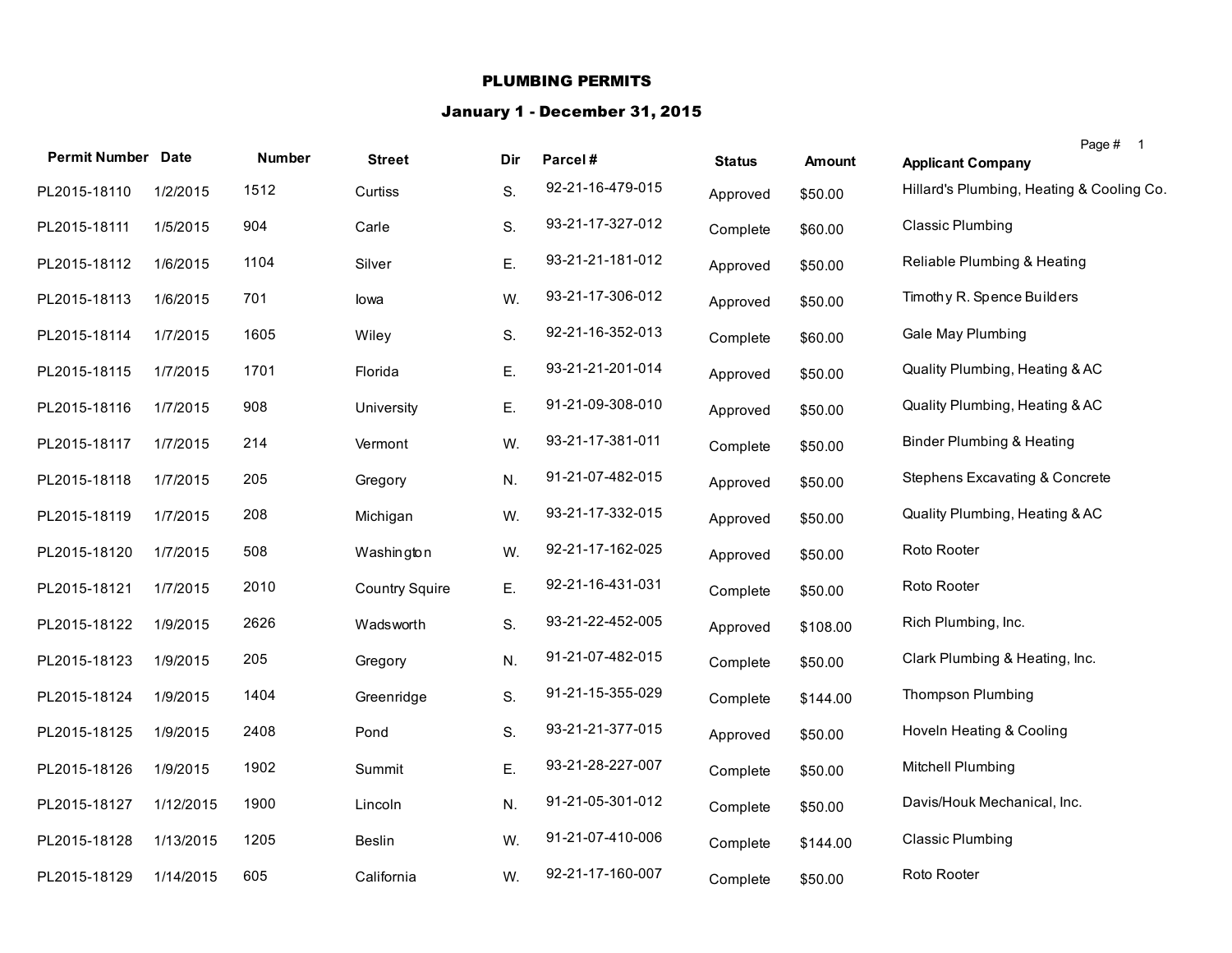# PLUMBING PERMITS

## January 1 - December 31, 2015

| Permit Number | Date | Number | Street | Dir | Parcel # | Status | Amount | Applicant Company |
|---|---|---|---|---|---|---|---|---|
| PL2015-18110 | 1/2/2015 | 1512 | Curtiss | S. | 92-21-16-479-015 | Approved | $50.00 | Hillard's Plumbing, Heating & Cooling Co. |
| PL2015-18111 | 1/5/2015 | 904 | Carle | S. | 93-21-17-327-012 | Complete | $60.00 | Classic Plumbing |
| PL2015-18112 | 1/6/2015 | 1104 | Silver | E. | 93-21-21-181-012 | Approved | $50.00 | Reliable Plumbing & Heating |
| PL2015-18113 | 1/6/2015 | 701 | Iowa | W. | 93-21-17-306-012 | Approved | $50.00 | Timothy R. Spence Builders |
| PL2015-18114 | 1/7/2015 | 1605 | Wiley | S. | 92-21-16-352-013 | Complete | $60.00 | Gale May Plumbing |
| PL2015-18115 | 1/7/2015 | 1701 | Florida | E. | 93-21-21-201-014 | Approved | $50.00 | Quality Plumbing, Heating & AC |
| PL2015-18116 | 1/7/2015 | 908 | University | E. | 91-21-09-308-010 | Approved | $50.00 | Quality Plumbing, Heating & AC |
| PL2015-18117 | 1/7/2015 | 214 | Vermont | W. | 93-21-17-381-011 | Complete | $50.00 | Binder Plumbing & Heating |
| PL2015-18118 | 1/7/2015 | 205 | Gregory | N. | 91-21-07-482-015 | Approved | $50.00 | Stephens Excavating & Concrete |
| PL2015-18119 | 1/7/2015 | 208 | Michigan | W. | 93-21-17-332-015 | Approved | $50.00 | Quality Plumbing, Heating & AC |
| PL2015-18120 | 1/7/2015 | 508 | Washington | W. | 92-21-17-162-025 | Approved | $50.00 | Roto Rooter |
| PL2015-18121 | 1/7/2015 | 2010 | Country Squire | E. | 92-21-16-431-031 | Complete | $50.00 | Roto Rooter |
| PL2015-18122 | 1/9/2015 | 2626 | Wadsworth | S. | 93-21-22-452-005 | Approved | $108.00 | Rich Plumbing, Inc. |
| PL2015-18123 | 1/9/2015 | 205 | Gregory | N. | 91-21-07-482-015 | Complete | $50.00 | Clark Plumbing & Heating, Inc. |
| PL2015-18124 | 1/9/2015 | 1404 | Greenridge | S. | 91-21-15-355-029 | Complete | $144.00 | Thompson Plumbing |
| PL2015-18125 | 1/9/2015 | 2408 | Pond | S. | 93-21-21-377-015 | Approved | $50.00 | Hoveln Heating & Cooling |
| PL2015-18126 | 1/9/2015 | 1902 | Summit | E. | 93-21-28-227-007 | Complete | $50.00 | Mitchell Plumbing |
| PL2015-18127 | 1/12/2015 | 1900 | Lincoln | N. | 91-21-05-301-012 | Complete | $50.00 | Davis/Houk Mechanical, Inc. |
| PL2015-18128 | 1/13/2015 | 1205 | Beslin | W. | 91-21-07-410-006 | Complete | $144.00 | Classic Plumbing |
| PL2015-18129 | 1/14/2015 | 605 | California | W. | 92-21-17-160-007 | Complete | $50.00 | Roto Rooter |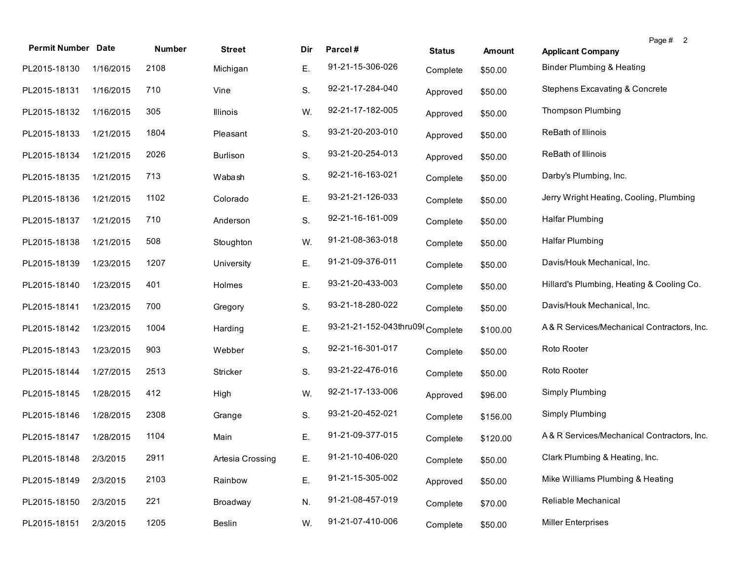| Permit Number | Date | Number | Street | Dir | Parcel # | Status | Amount | Applicant Company |
|---|---|---|---|---|---|---|---|---|
| PL2015-18130 | 1/16/2015 | 2108 | Michigan | E. | 91-21-15-306-026 | Complete | $50.00 | Binder Plumbing & Heating |
| PL2015-18131 | 1/16/2015 | 710 | Vine | S. | 92-21-17-284-040 | Approved | $50.00 | Stephens Excavating & Concrete |
| PL2015-18132 | 1/16/2015 | 305 | Illinois | W. | 92-21-17-182-005 | Approved | $50.00 | Thompson Plumbing |
| PL2015-18133 | 1/21/2015 | 1804 | Pleasant | S. | 93-21-20-203-010 | Approved | $50.00 | ReBath of Illinois |
| PL2015-18134 | 1/21/2015 | 2026 | Burlison | S. | 93-21-20-254-013 | Approved | $50.00 | ReBath of Illinois |
| PL2015-18135 | 1/21/2015 | 713 | Wabash | S. | 92-21-16-163-021 | Complete | $50.00 | Darby's Plumbing, Inc. |
| PL2015-18136 | 1/21/2015 | 1102 | Colorado | E. | 93-21-21-126-033 | Complete | $50.00 | Jerry Wright Heating, Cooling, Plumbing |
| PL2015-18137 | 1/21/2015 | 710 | Anderson | S. | 92-21-16-161-009 | Complete | $50.00 | Halfar Plumbing |
| PL2015-18138 | 1/21/2015 | 508 | Stoughton | W. | 91-21-08-363-018 | Complete | $50.00 | Halfar Plumbing |
| PL2015-18139 | 1/23/2015 | 1207 | University | E. | 91-21-09-376-011 | Complete | $50.00 | Davis/Houk Mechanical, Inc. |
| PL2015-18140 | 1/23/2015 | 401 | Holmes | E. | 93-21-20-433-003 | Complete | $50.00 | Hillard's Plumbing, Heating & Cooling Co. |
| PL2015-18141 | 1/23/2015 | 700 | Gregory | S. | 93-21-18-280-022 | Complete | $50.00 | Davis/Houk Mechanical, Inc. |
| PL2015-18142 | 1/23/2015 | 1004 | Harding | E. | 93-21-21-152-043thru09( | Complete | $100.00 | A & R Services/Mechanical Contractors, Inc. |
| PL2015-18143 | 1/23/2015 | 903 | Webber | S. | 92-21-16-301-017 | Complete | $50.00 | Roto Rooter |
| PL2015-18144 | 1/27/2015 | 2513 | Stricker | S. | 93-21-22-476-016 | Complete | $50.00 | Roto Rooter |
| PL2015-18145 | 1/28/2015 | 412 | High | W. | 92-21-17-133-006 | Approved | $96.00 | Simply Plumbing |
| PL2015-18146 | 1/28/2015 | 2308 | Grange | S. | 93-21-20-452-021 | Complete | $156.00 | Simply Plumbing |
| PL2015-18147 | 1/28/2015 | 1104 | Main | E. | 91-21-09-377-015 | Complete | $120.00 | A & R Services/Mechanical Contractors, Inc. |
| PL2015-18148 | 2/3/2015 | 2911 | Artesia Crossing | E. | 91-21-10-406-020 | Complete | $50.00 | Clark Plumbing & Heating, Inc. |
| PL2015-18149 | 2/3/2015 | 2103 | Rainbow | E. | 91-21-15-305-002 | Approved | $50.00 | Mike Williams Plumbing & Heating |
| PL2015-18150 | 2/3/2015 | 221 | Broadway | N. | 91-21-08-457-019 | Complete | $70.00 | Reliable Mechanical |
| PL2015-18151 | 2/3/2015 | 1205 | Beslin | W. | 91-21-07-410-006 | Complete | $50.00 | Miller Enterprises |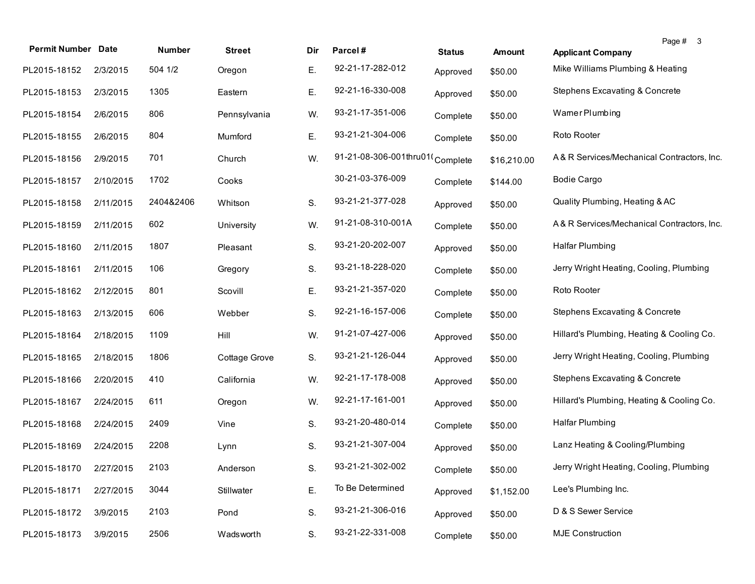| Permit Number | Date | Number | Street | Dir | Parcel # | Status | Amount | Applicant Company |
|---|---|---|---|---|---|---|---|---|
| PL2015-18152 | 2/3/2015 | 504 1/2 | Oregon | E. | 92-21-17-282-012 | Approved | $50.00 | Mike Williams Plumbing & Heating |
| PL2015-18153 | 2/3/2015 | 1305 | Eastern | E. | 92-21-16-330-008 | Approved | $50.00 | Stephens Excavating & Concrete |
| PL2015-18154 | 2/6/2015 | 806 | Pennsylvania | W. | 93-21-17-351-006 | Complete | $50.00 | Warner Plumbing |
| PL2015-18155 | 2/6/2015 | 804 | Mumford | E. | 93-21-21-304-006 | Complete | $50.00 | Roto Rooter |
| PL2015-18156 | 2/9/2015 | 701 | Church | W. | 91-21-08-306-001thru01( | Complete | $16,210.00 | A & R Services/Mechanical Contractors, Inc. |
| PL2015-18157 | 2/10/2015 | 1702 | Cooks | | 30-21-03-376-009 | Complete | $144.00 | Bodie Cargo |
| PL2015-18158 | 2/11/2015 | 2404&2406 | Whitson | S. | 93-21-21-377-028 | Approved | $50.00 | Quality Plumbing, Heating & AC |
| PL2015-18159 | 2/11/2015 | 602 | University | W. | 91-21-08-310-001A | Complete | $50.00 | A & R Services/Mechanical Contractors, Inc. |
| PL2015-18160 | 2/11/2015 | 1807 | Pleasant | S. | 93-21-20-202-007 | Approved | $50.00 | Halfar Plumbing |
| PL2015-18161 | 2/11/2015 | 106 | Gregory | S. | 93-21-18-228-020 | Complete | $50.00 | Jerry Wright Heating, Cooling, Plumbing |
| PL2015-18162 | 2/12/2015 | 801 | Scovill | E. | 93-21-21-357-020 | Complete | $50.00 | Roto Rooter |
| PL2015-18163 | 2/13/2015 | 606 | Webber | S. | 92-21-16-157-006 | Complete | $50.00 | Stephens Excavating & Concrete |
| PL2015-18164 | 2/18/2015 | 1109 | Hill | W. | 91-21-07-427-006 | Approved | $50.00 | Hillard's Plumbing, Heating & Cooling Co. |
| PL2015-18165 | 2/18/2015 | 1806 | Cottage Grove | S. | 93-21-21-126-044 | Approved | $50.00 | Jerry Wright Heating, Cooling, Plumbing |
| PL2015-18166 | 2/20/2015 | 410 | California | W. | 92-21-17-178-008 | Approved | $50.00 | Stephens Excavating & Concrete |
| PL2015-18167 | 2/24/2015 | 611 | Oregon | W. | 92-21-17-161-001 | Approved | $50.00 | Hillard's Plumbing, Heating & Cooling Co. |
| PL2015-18168 | 2/24/2015 | 2409 | Vine | S. | 93-21-20-480-014 | Complete | $50.00 | Halfar Plumbing |
| PL2015-18169 | 2/24/2015 | 2208 | Lynn | S. | 93-21-21-307-004 | Approved | $50.00 | Lanz Heating & Cooling/Plumbing |
| PL2015-18170 | 2/27/2015 | 2103 | Anderson | S. | 93-21-21-302-002 | Complete | $50.00 | Jerry Wright Heating, Cooling, Plumbing |
| PL2015-18171 | 2/27/2015 | 3044 | Stillwater | E. | To Be Determined | Approved | $1,152.00 | Lee's Plumbing Inc. |
| PL2015-18172 | 3/9/2015 | 2103 | Pond | S. | 93-21-21-306-016 | Approved | $50.00 | D & S Sewer Service |
| PL2015-18173 | 3/9/2015 | 2506 | Wadsworth | S. | 93-21-22-331-008 | Complete | $50.00 | MJE Construction |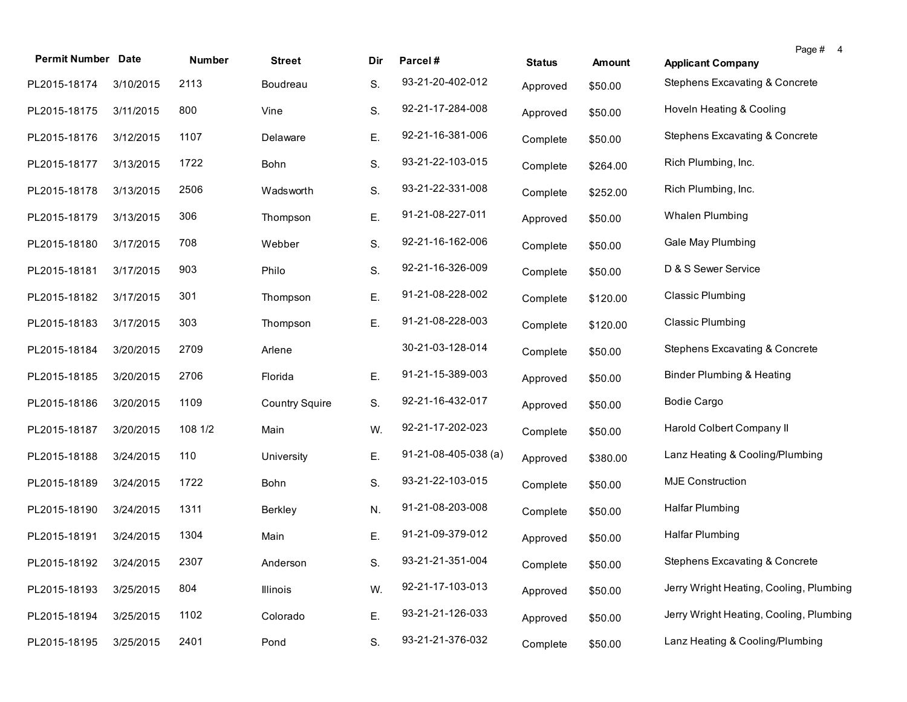| Permit Number | Date | Number | Street | Dir | Parcel # | Status | Amount | Applicant Company |
|---|---|---|---|---|---|---|---|---|
| PL2015-18174 | 3/10/2015 | 2113 | Boudreau | S. | 93-21-20-402-012 | Approved | $50.00 | Stephens Excavating & Concrete |
| PL2015-18175 | 3/11/2015 | 800 | Vine | S. | 92-21-17-284-008 | Approved | $50.00 | Hoveln Heating & Cooling |
| PL2015-18176 | 3/12/2015 | 1107 | Delaware | E. | 92-21-16-381-006 | Complete | $50.00 | Stephens Excavating & Concrete |
| PL2015-18177 | 3/13/2015 | 1722 | Bohn | S. | 93-21-22-103-015 | Complete | $264.00 | Rich Plumbing, Inc. |
| PL2015-18178 | 3/13/2015 | 2506 | Wadsworth | S. | 93-21-22-331-008 | Complete | $252.00 | Rich Plumbing, Inc. |
| PL2015-18179 | 3/13/2015 | 306 | Thompson | E. | 91-21-08-227-011 | Approved | $50.00 | Whalen Plumbing |
| PL2015-18180 | 3/17/2015 | 708 | Webber | S. | 92-21-16-162-006 | Complete | $50.00 | Gale May Plumbing |
| PL2015-18181 | 3/17/2015 | 903 | Philo | S. | 92-21-16-326-009 | Complete | $50.00 | D & S Sewer Service |
| PL2015-18182 | 3/17/2015 | 301 | Thompson | E. | 91-21-08-228-002 | Complete | $120.00 | Classic Plumbing |
| PL2015-18183 | 3/17/2015 | 303 | Thompson | E. | 91-21-08-228-003 | Complete | $120.00 | Classic Plumbing |
| PL2015-18184 | 3/20/2015 | 2709 | Arlene | | 30-21-03-128-014 | Complete | $50.00 | Stephens Excavating & Concrete |
| PL2015-18185 | 3/20/2015 | 2706 | Florida | E. | 91-21-15-389-003 | Approved | $50.00 | Binder Plumbing & Heating |
| PL2015-18186 | 3/20/2015 | 1109 | Country Squire | S. | 92-21-16-432-017 | Approved | $50.00 | Bodie Cargo |
| PL2015-18187 | 3/20/2015 | 108 1/2 | Main | W. | 92-21-17-202-023 | Complete | $50.00 | Harold Colbert Company II |
| PL2015-18188 | 3/24/2015 | 110 | University | E. | 91-21-08-405-038 (a) | Approved | $380.00 | Lanz Heating & Cooling/Plumbing |
| PL2015-18189 | 3/24/2015 | 1722 | Bohn | S. | 93-21-22-103-015 | Complete | $50.00 | MJE Construction |
| PL2015-18190 | 3/24/2015 | 1311 | Berkley | N. | 91-21-08-203-008 | Complete | $50.00 | Halfar Plumbing |
| PL2015-18191 | 3/24/2015 | 1304 | Main | E. | 91-21-09-379-012 | Approved | $50.00 | Halfar Plumbing |
| PL2015-18192 | 3/24/2015 | 2307 | Anderson | S. | 93-21-21-351-004 | Complete | $50.00 | Stephens Excavating & Concrete |
| PL2015-18193 | 3/25/2015 | 804 | Illinois | W. | 92-21-17-103-013 | Approved | $50.00 | Jerry Wright Heating, Cooling, Plumbing |
| PL2015-18194 | 3/25/2015 | 1102 | Colorado | E. | 93-21-21-126-033 | Approved | $50.00 | Jerry Wright Heating, Cooling, Plumbing |
| PL2015-18195 | 3/25/2015 | 2401 | Pond | S. | 93-21-21-376-032 | Complete | $50.00 | Lanz Heating & Cooling/Plumbing |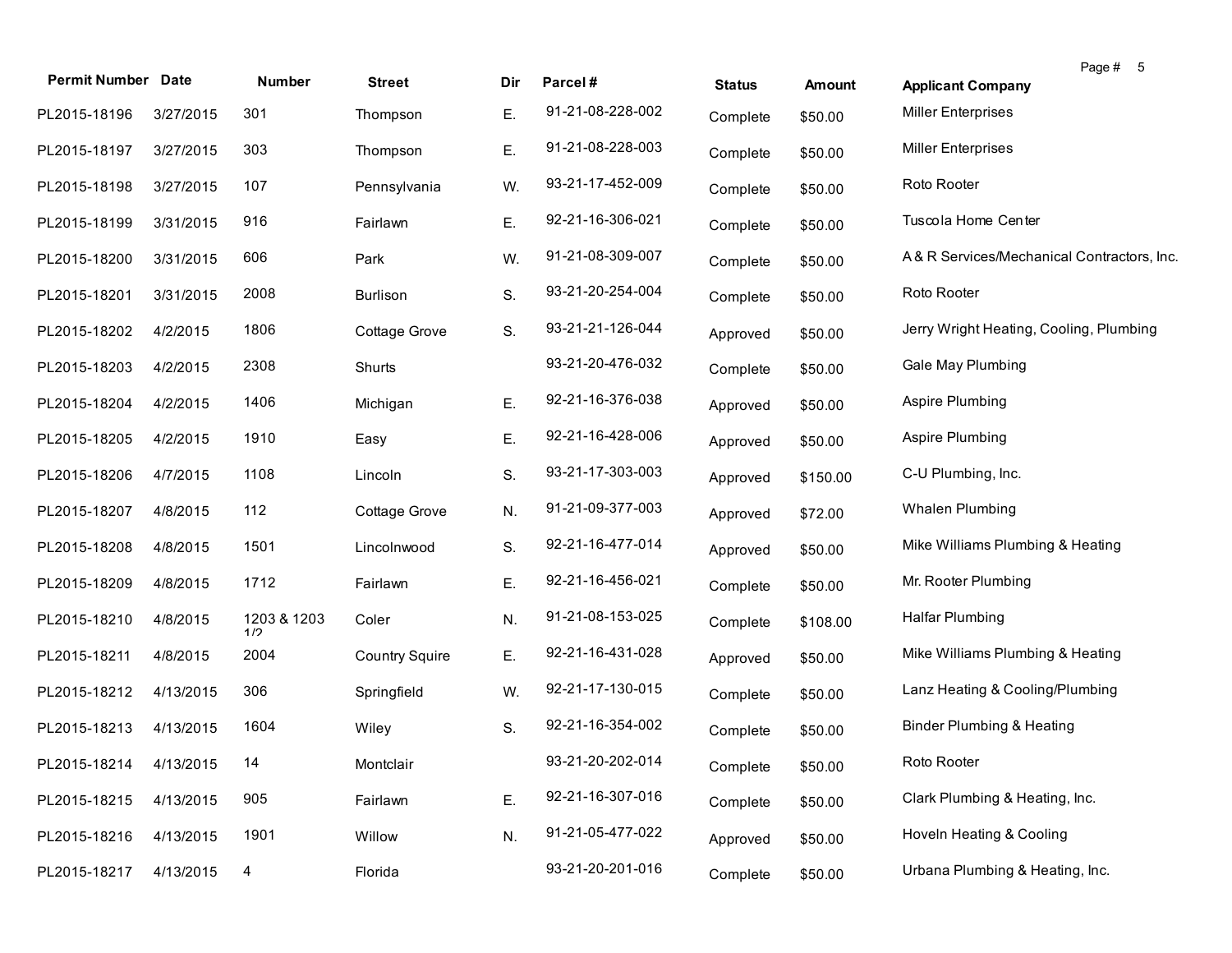| Permit Number | Date | Number | Street | Dir | Parcel # | Status | Amount | Applicant Company |
|---|---|---|---|---|---|---|---|---|
| PL2015-18196 | 3/27/2015 | 301 | Thompson | E. | 91-21-08-228-002 | Complete | $50.00 | Miller Enterprises |
| PL2015-18197 | 3/27/2015 | 303 | Thompson | E. | 91-21-08-228-003 | Complete | $50.00 | Miller Enterprises |
| PL2015-18198 | 3/27/2015 | 107 | Pennsylvania | W. | 93-21-17-452-009 | Complete | $50.00 | Roto Rooter |
| PL2015-18199 | 3/31/2015 | 916 | Fairlawn | E. | 92-21-16-306-021 | Complete | $50.00 | Tuscola Home Center |
| PL2015-18200 | 3/31/2015 | 606 | Park | W. | 91-21-08-309-007 | Complete | $50.00 | A & R Services/Mechanical Contractors, Inc. |
| PL2015-18201 | 3/31/2015 | 2008 | Burlison | S. | 93-21-20-254-004 | Complete | $50.00 | Roto Rooter |
| PL2015-18202 | 4/2/2015 | 1806 | Cottage Grove | S. | 93-21-21-126-044 | Approved | $50.00 | Jerry Wright Heating, Cooling, Plumbing |
| PL2015-18203 | 4/2/2015 | 2308 | Shurts | | 93-21-20-476-032 | Complete | $50.00 | Gale May Plumbing |
| PL2015-18204 | 4/2/2015 | 1406 | Michigan | E. | 92-21-16-376-038 | Approved | $50.00 | Aspire Plumbing |
| PL2015-18205 | 4/2/2015 | 1910 | Easy | E. | 92-21-16-428-006 | Approved | $50.00 | Aspire Plumbing |
| PL2015-18206 | 4/7/2015 | 1108 | Lincoln | S. | 93-21-17-303-003 | Approved | $150.00 | C-U Plumbing, Inc. |
| PL2015-18207 | 4/8/2015 | 112 | Cottage Grove | N. | 91-21-09-377-003 | Approved | $72.00 | Whalen Plumbing |
| PL2015-18208 | 4/8/2015 | 1501 | Lincolnwood | S. | 92-21-16-477-014 | Approved | $50.00 | Mike Williams Plumbing & Heating |
| PL2015-18209 | 4/8/2015 | 1712 | Fairlawn | E. | 92-21-16-456-021 | Complete | $50.00 | Mr. Rooter Plumbing |
| PL2015-18210 | 4/8/2015 | 1203 & 1203 1/2 | Coler | N. | 91-21-08-153-025 | Complete | $108.00 | Halfar Plumbing |
| PL2015-18211 | 4/8/2015 | 2004 | Country Squire | E. | 92-21-16-431-028 | Approved | $50.00 | Mike Williams Plumbing & Heating |
| PL2015-18212 | 4/13/2015 | 306 | Springfield | W. | 92-21-17-130-015 | Complete | $50.00 | Lanz Heating & Cooling/Plumbing |
| PL2015-18213 | 4/13/2015 | 1604 | Wiley | S. | 92-21-16-354-002 | Complete | $50.00 | Binder Plumbing & Heating |
| PL2015-18214 | 4/13/2015 | 14 | Montclair | | 93-21-20-202-014 | Complete | $50.00 | Roto Rooter |
| PL2015-18215 | 4/13/2015 | 905 | Fairlawn | E. | 92-21-16-307-016 | Complete | $50.00 | Clark Plumbing & Heating, Inc. |
| PL2015-18216 | 4/13/2015 | 1901 | Willow | N. | 91-21-05-477-022 | Approved | $50.00 | Hoveln Heating & Cooling |
| PL2015-18217 | 4/13/2015 | 4 | Florida | | 93-21-20-201-016 | Complete | $50.00 | Urbana Plumbing & Heating, Inc. |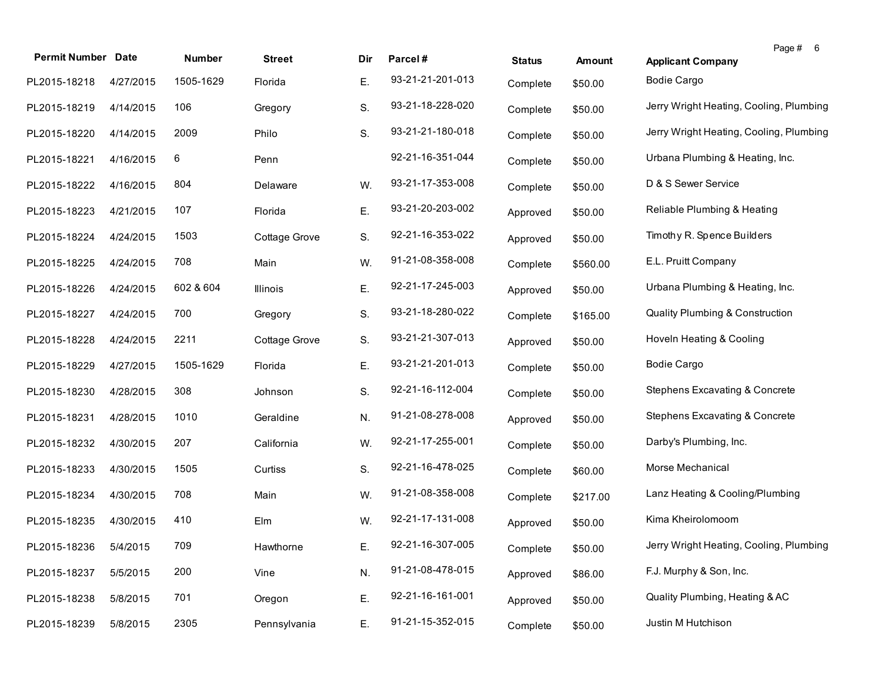| Permit Number | Date | Number | Street | Dir | Parcel # | Status | Amount | Applicant Company |
|---|---|---|---|---|---|---|---|---|
| PL2015-18218 | 4/27/2015 | 1505-1629 | Florida | E. | 93-21-21-201-013 | Complete | $50.00 | Bodie Cargo |
| PL2015-18219 | 4/14/2015 | 106 | Gregory | S. | 93-21-18-228-020 | Complete | $50.00 | Jerry Wright Heating, Cooling, Plumbing |
| PL2015-18220 | 4/14/2015 | 2009 | Philo | S. | 93-21-21-180-018 | Complete | $50.00 | Jerry Wright Heating, Cooling, Plumbing |
| PL2015-18221 | 4/16/2015 | 6 | Penn | | 92-21-16-351-044 | Complete | $50.00 | Urbana Plumbing & Heating, Inc. |
| PL2015-18222 | 4/16/2015 | 804 | Delaware | W. | 93-21-17-353-008 | Complete | $50.00 | D & S Sewer Service |
| PL2015-18223 | 4/21/2015 | 107 | Florida | E. | 93-21-20-203-002 | Approved | $50.00 | Reliable Plumbing & Heating |
| PL2015-18224 | 4/24/2015 | 1503 | Cottage Grove | S. | 92-21-16-353-022 | Approved | $50.00 | Timothy R. Spence Builders |
| PL2015-18225 | 4/24/2015 | 708 | Main | W. | 91-21-08-358-008 | Complete | $560.00 | E.L. Pruitt Company |
| PL2015-18226 | 4/24/2015 | 602 & 604 | Illinois | E. | 92-21-17-245-003 | Approved | $50.00 | Urbana Plumbing & Heating, Inc. |
| PL2015-18227 | 4/24/2015 | 700 | Gregory | S. | 93-21-18-280-022 | Complete | $165.00 | Quality Plumbing & Construction |
| PL2015-18228 | 4/24/2015 | 2211 | Cottage Grove | S. | 93-21-21-307-013 | Approved | $50.00 | Hoveln Heating & Cooling |
| PL2015-18229 | 4/27/2015 | 1505-1629 | Florida | E. | 93-21-21-201-013 | Complete | $50.00 | Bodie Cargo |
| PL2015-18230 | 4/28/2015 | 308 | Johnson | S. | 92-21-16-112-004 | Complete | $50.00 | Stephens Excavating & Concrete |
| PL2015-18231 | 4/28/2015 | 1010 | Geraldine | N. | 91-21-08-278-008 | Approved | $50.00 | Stephens Excavating & Concrete |
| PL2015-18232 | 4/30/2015 | 207 | California | W. | 92-21-17-255-001 | Complete | $50.00 | Darby's Plumbing, Inc. |
| PL2015-18233 | 4/30/2015 | 1505 | Curtiss | S. | 92-21-16-478-025 | Complete | $60.00 | Morse Mechanical |
| PL2015-18234 | 4/30/2015 | 708 | Main | W. | 91-21-08-358-008 | Complete | $217.00 | Lanz Heating & Cooling/Plumbing |
| PL2015-18235 | 4/30/2015 | 410 | Elm | W. | 92-21-17-131-008 | Approved | $50.00 | Kima Kheirolomoom |
| PL2015-18236 | 5/4/2015 | 709 | Hawthorne | E. | 92-21-16-307-005 | Complete | $50.00 | Jerry Wright Heating, Cooling, Plumbing |
| PL2015-18237 | 5/5/2015 | 200 | Vine | N. | 91-21-08-478-015 | Approved | $86.00 | F.J. Murphy & Son, Inc. |
| PL2015-18238 | 5/8/2015 | 701 | Oregon | E. | 92-21-16-161-001 | Approved | $50.00 | Quality Plumbing, Heating & AC |
| PL2015-18239 | 5/8/2015 | 2305 | Pennsylvania | E. | 91-21-15-352-015 | Complete | $50.00 | Justin M Hutchison |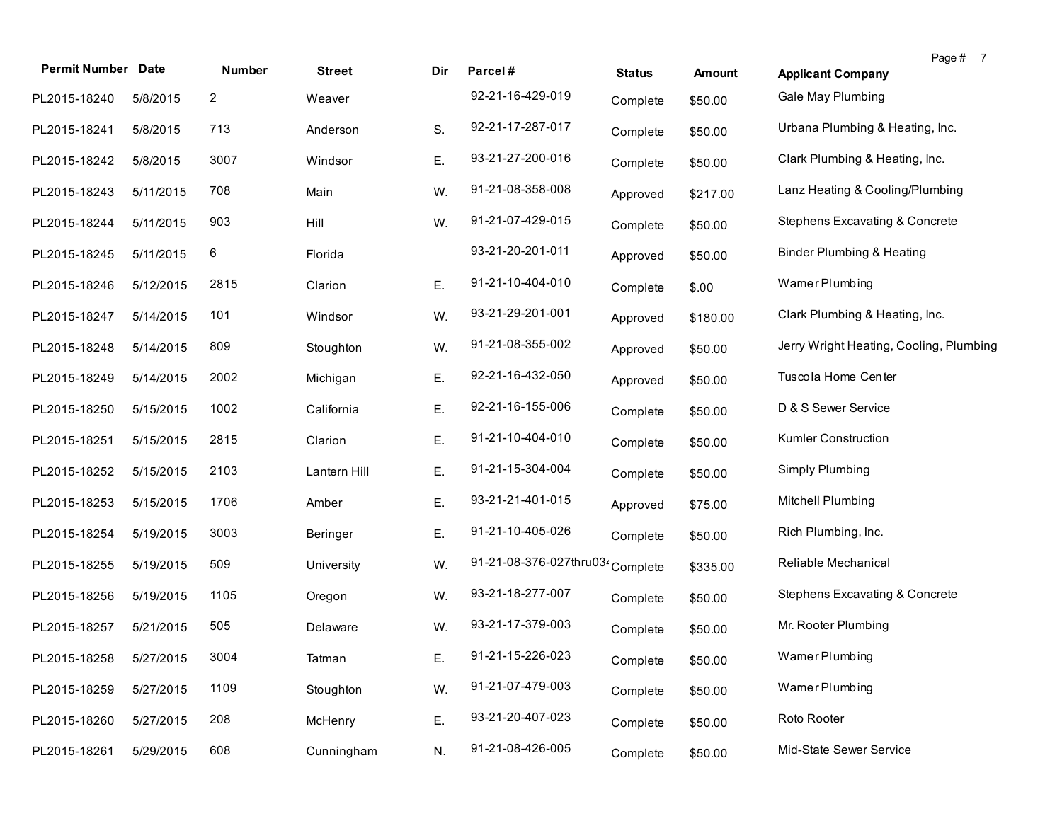| Permit Number | Date | Number | Street | Dir | Parcel # | Status | Amount | Applicant Company |
|---|---|---|---|---|---|---|---|---|
| PL2015-18240 | 5/8/2015 | 2 | Weaver | | 92-21-16-429-019 | Complete | $50.00 | Gale May Plumbing |
| PL2015-18241 | 5/8/2015 | 713 | Anderson | S. | 92-21-17-287-017 | Complete | $50.00 | Urbana Plumbing & Heating, Inc. |
| PL2015-18242 | 5/8/2015 | 3007 | Windsor | E. | 93-21-27-200-016 | Complete | $50.00 | Clark Plumbing & Heating, Inc. |
| PL2015-18243 | 5/11/2015 | 708 | Main | W. | 91-21-08-358-008 | Approved | $217.00 | Lanz Heating & Cooling/Plumbing |
| PL2015-18244 | 5/11/2015 | 903 | Hill | W. | 91-21-07-429-015 | Complete | $50.00 | Stephens Excavating & Concrete |
| PL2015-18245 | 5/11/2015 | 6 | Florida | | 93-21-20-201-011 | Approved | $50.00 | Binder Plumbing & Heating |
| PL2015-18246 | 5/12/2015 | 2815 | Clarion | E. | 91-21-10-404-010 | Complete | $.00 | Warner Plumbing |
| PL2015-18247 | 5/14/2015 | 101 | Windsor | W. | 93-21-29-201-001 | Approved | $180.00 | Clark Plumbing & Heating, Inc. |
| PL2015-18248 | 5/14/2015 | 809 | Stoughton | W. | 91-21-08-355-002 | Approved | $50.00 | Jerry Wright Heating, Cooling, Plumbing |
| PL2015-18249 | 5/14/2015 | 2002 | Michigan | E. | 92-21-16-432-050 | Approved | $50.00 | Tuscola Home Center |
| PL2015-18250 | 5/15/2015 | 1002 | California | E. | 92-21-16-155-006 | Complete | $50.00 | D & S Sewer Service |
| PL2015-18251 | 5/15/2015 | 2815 | Clarion | E. | 91-21-10-404-010 | Complete | $50.00 | Kumler Construction |
| PL2015-18252 | 5/15/2015 | 2103 | Lantern Hill | E. | 91-21-15-304-004 | Complete | $50.00 | Simply Plumbing |
| PL2015-18253 | 5/15/2015 | 1706 | Amber | E. | 93-21-21-401-015 | Approved | $75.00 | Mitchell Plumbing |
| PL2015-18254 | 5/19/2015 | 3003 | Beringer | E. | 91-21-10-405-026 | Complete | $50.00 | Rich Plumbing, Inc. |
| PL2015-18255 | 5/19/2015 | 509 | University | W. | 91-21-08-376-027thru034 | Complete | $335.00 | Reliable Mechanical |
| PL2015-18256 | 5/19/2015 | 1105 | Oregon | W. | 93-21-18-277-007 | Complete | $50.00 | Stephens Excavating & Concrete |
| PL2015-18257 | 5/21/2015 | 505 | Delaware | W. | 93-21-17-379-003 | Complete | $50.00 | Mr. Rooter Plumbing |
| PL2015-18258 | 5/27/2015 | 3004 | Tatman | E. | 91-21-15-226-023 | Complete | $50.00 | Warner Plumbing |
| PL2015-18259 | 5/27/2015 | 1109 | Stoughton | W. | 91-21-07-479-003 | Complete | $50.00 | Warner Plumbing |
| PL2015-18260 | 5/27/2015 | 208 | McHenry | E. | 93-21-20-407-023 | Complete | $50.00 | Roto Rooter |
| PL2015-18261 | 5/29/2015 | 608 | Cunningham | N. | 91-21-08-426-005 | Complete | $50.00 | Mid-State Sewer Service |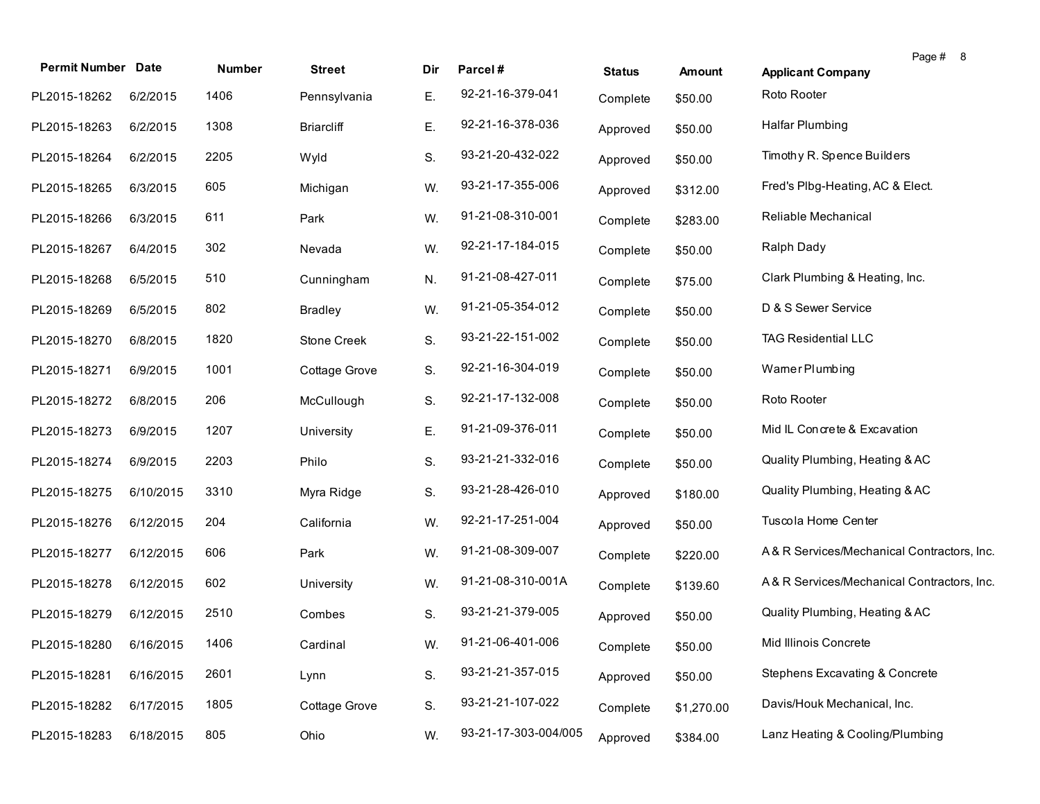| Permit Number | Date | Number | Street | Dir | Parcel # | Status | Amount | Applicant Company |
|---|---|---|---|---|---|---|---|---|
| PL2015-18262 | 6/2/2015 | 1406 | Pennsylvania | E. | 92-21-16-379-041 | Complete | $50.00 | Roto Rooter |
| PL2015-18263 | 6/2/2015 | 1308 | Briarcliff | E. | 92-21-16-378-036 | Approved | $50.00 | Halfar Plumbing |
| PL2015-18264 | 6/2/2015 | 2205 | Wyld | S. | 93-21-20-432-022 | Approved | $50.00 | Timothy R. Spence Builders |
| PL2015-18265 | 6/3/2015 | 605 | Michigan | W. | 93-21-17-355-006 | Approved | $312.00 | Fred's Plbg-Heating, AC & Elect. |
| PL2015-18266 | 6/3/2015 | 611 | Park | W. | 91-21-08-310-001 | Complete | $283.00 | Reliable Mechanical |
| PL2015-18267 | 6/4/2015 | 302 | Nevada | W. | 92-21-17-184-015 | Complete | $50.00 | Ralph Dady |
| PL2015-18268 | 6/5/2015 | 510 | Cunningham | N. | 91-21-08-427-011 | Complete | $75.00 | Clark Plumbing & Heating, Inc. |
| PL2015-18269 | 6/5/2015 | 802 | Bradley | W. | 91-21-05-354-012 | Complete | $50.00 | D & S Sewer Service |
| PL2015-18270 | 6/8/2015 | 1820 | Stone Creek | S. | 93-21-22-151-002 | Complete | $50.00 | TAG Residential LLC |
| PL2015-18271 | 6/9/2015 | 1001 | Cottage Grove | S. | 92-21-16-304-019 | Complete | $50.00 | Warner Plumbing |
| PL2015-18272 | 6/8/2015 | 206 | McCullough | S. | 92-21-17-132-008 | Complete | $50.00 | Roto Rooter |
| PL2015-18273 | 6/9/2015 | 1207 | University | E. | 91-21-09-376-011 | Complete | $50.00 | Mid IL Concrete & Excavation |
| PL2015-18274 | 6/9/2015 | 2203 | Philo | S. | 93-21-21-332-016 | Complete | $50.00 | Quality Plumbing, Heating & AC |
| PL2015-18275 | 6/10/2015 | 3310 | Myra Ridge | S. | 93-21-28-426-010 | Approved | $180.00 | Quality Plumbing, Heating & AC |
| PL2015-18276 | 6/12/2015 | 204 | California | W. | 92-21-17-251-004 | Approved | $50.00 | Tuscola Home Center |
| PL2015-18277 | 6/12/2015 | 606 | Park | W. | 91-21-08-309-007 | Complete | $220.00 | A & R Services/Mechanical Contractors, Inc. |
| PL2015-18278 | 6/12/2015 | 602 | University | W. | 91-21-08-310-001A | Complete | $139.60 | A & R Services/Mechanical Contractors, Inc. |
| PL2015-18279 | 6/12/2015 | 2510 | Combes | S. | 93-21-21-379-005 | Approved | $50.00 | Quality Plumbing, Heating & AC |
| PL2015-18280 | 6/16/2015 | 1406 | Cardinal | W. | 91-21-06-401-006 | Complete | $50.00 | Mid Illinois Concrete |
| PL2015-18281 | 6/16/2015 | 2601 | Lynn | S. | 93-21-21-357-015 | Approved | $50.00 | Stephens Excavating & Concrete |
| PL2015-18282 | 6/17/2015 | 1805 | Cottage Grove | S. | 93-21-21-107-022 | Complete | $1,270.00 | Davis/Houk Mechanical, Inc. |
| PL2015-18283 | 6/18/2015 | 805 | Ohio | W. | 93-21-17-303-004/005 | Approved | $384.00 | Lanz Heating & Cooling/Plumbing |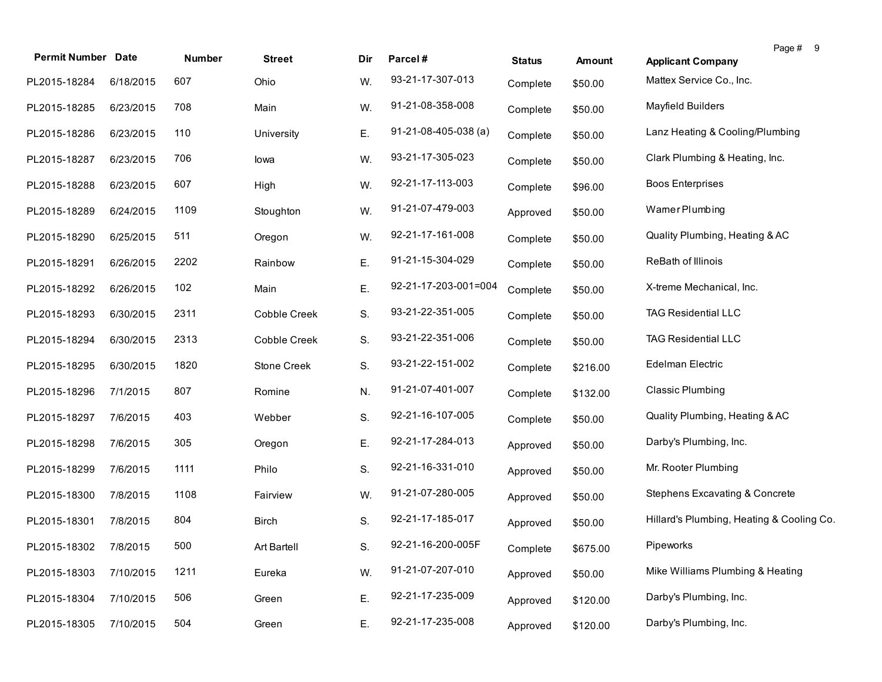| Permit Number | Date | Number | Street | Dir | Parcel # | Status | Amount | Applicant Company |
|---|---|---|---|---|---|---|---|---|
| PL2015-18284 | 6/18/2015 | 607 | Ohio | W. | 93-21-17-307-013 | Complete | $50.00 | Mattex Service Co., Inc. |
| PL2015-18285 | 6/23/2015 | 708 | Main | W. | 91-21-08-358-008 | Complete | $50.00 | Mayfield Builders |
| PL2015-18286 | 6/23/2015 | 110 | University | E. | 91-21-08-405-038 (a) | Complete | $50.00 | Lanz Heating & Cooling/Plumbing |
| PL2015-18287 | 6/23/2015 | 706 | Iowa | W. | 93-21-17-305-023 | Complete | $50.00 | Clark Plumbing & Heating, Inc. |
| PL2015-18288 | 6/23/2015 | 607 | High | W. | 92-21-17-113-003 | Complete | $96.00 | Boos Enterprises |
| PL2015-18289 | 6/24/2015 | 1109 | Stoughton | W. | 91-21-07-479-003 | Approved | $50.00 | Warner Plumbing |
| PL2015-18290 | 6/25/2015 | 511 | Oregon | W. | 92-21-17-161-008 | Complete | $50.00 | Quality Plumbing, Heating & AC |
| PL2015-18291 | 6/26/2015 | 2202 | Rainbow | E. | 91-21-15-304-029 | Complete | $50.00 | ReBath of Illinois |
| PL2015-18292 | 6/26/2015 | 102 | Main | E. | 92-21-17-203-001=004 | Complete | $50.00 | X-treme Mechanical, Inc. |
| PL2015-18293 | 6/30/2015 | 2311 | Cobble Creek | S. | 93-21-22-351-005 | Complete | $50.00 | TAG Residential LLC |
| PL2015-18294 | 6/30/2015 | 2313 | Cobble Creek | S. | 93-21-22-351-006 | Complete | $50.00 | TAG Residential LLC |
| PL2015-18295 | 6/30/2015 | 1820 | Stone Creek | S. | 93-21-22-151-002 | Complete | $216.00 | Edelman Electric |
| PL2015-18296 | 7/1/2015 | 807 | Romine | N. | 91-21-07-401-007 | Complete | $132.00 | Classic Plumbing |
| PL2015-18297 | 7/6/2015 | 403 | Webber | S. | 92-21-16-107-005 | Complete | $50.00 | Quality Plumbing, Heating & AC |
| PL2015-18298 | 7/6/2015 | 305 | Oregon | E. | 92-21-17-284-013 | Approved | $50.00 | Darby's Plumbing, Inc. |
| PL2015-18299 | 7/6/2015 | 1111 | Philo | S. | 92-21-16-331-010 | Approved | $50.00 | Mr. Rooter Plumbing |
| PL2015-18300 | 7/8/2015 | 1108 | Fairview | W. | 91-21-07-280-005 | Approved | $50.00 | Stephens Excavating & Concrete |
| PL2015-18301 | 7/8/2015 | 804 | Birch | S. | 92-21-17-185-017 | Approved | $50.00 | Hillard's Plumbing, Heating & Cooling Co. |
| PL2015-18302 | 7/8/2015 | 500 | Art Bartell | S. | 92-21-16-200-005F | Complete | $675.00 | Pipeworks |
| PL2015-18303 | 7/10/2015 | 1211 | Eureka | W. | 91-21-07-207-010 | Approved | $50.00 | Mike Williams Plumbing & Heating |
| PL2015-18304 | 7/10/2015 | 506 | Green | E. | 92-21-17-235-009 | Approved | $120.00 | Darby's Plumbing, Inc. |
| PL2015-18305 | 7/10/2015 | 504 | Green | E. | 92-21-17-235-008 | Approved | $120.00 | Darby's Plumbing, Inc. |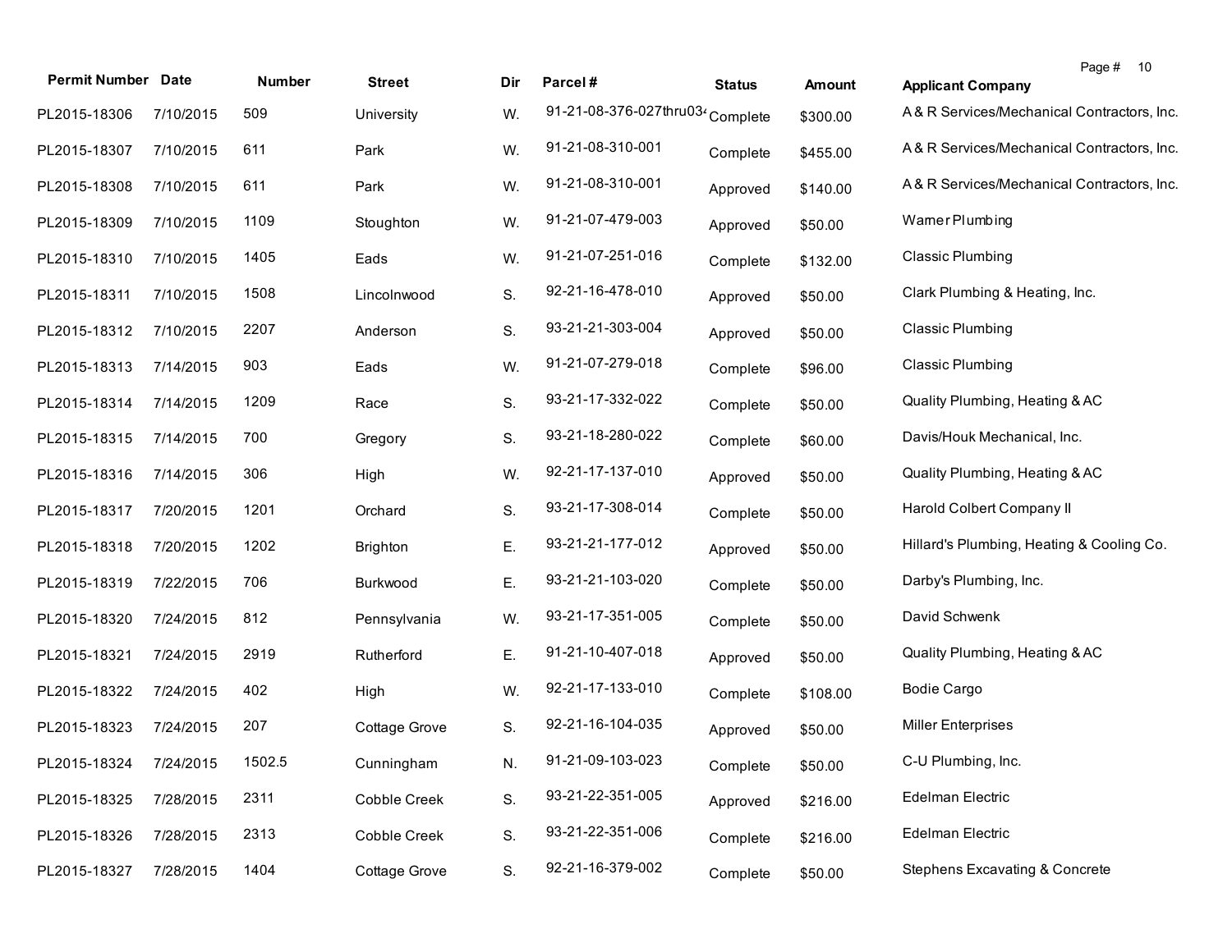| Permit Number | Date | Number | Street | Dir | Parcel # | Status | Amount | Applicant Company |
|---|---|---|---|---|---|---|---|---|
| PL2015-18306 | 7/10/2015 | 509 | University | W. | 91-21-08-376-027thru034 | Complete | $300.00 | A & R Services/Mechanical Contractors, Inc. |
| PL2015-18307 | 7/10/2015 | 611 | Park | W. | 91-21-08-310-001 | Complete | $455.00 | A & R Services/Mechanical Contractors, Inc. |
| PL2015-18308 | 7/10/2015 | 611 | Park | W. | 91-21-08-310-001 | Approved | $140.00 | A & R Services/Mechanical Contractors, Inc. |
| PL2015-18309 | 7/10/2015 | 1109 | Stoughton | W. | 91-21-07-479-003 | Approved | $50.00 | Warner Plumbing |
| PL2015-18310 | 7/10/2015 | 1405 | Eads | W. | 91-21-07-251-016 | Complete | $132.00 | Classic Plumbing |
| PL2015-18311 | 7/10/2015 | 1508 | Lincolnwood | S. | 92-21-16-478-010 | Approved | $50.00 | Clark Plumbing & Heating, Inc. |
| PL2015-18312 | 7/10/2015 | 2207 | Anderson | S. | 93-21-21-303-004 | Approved | $50.00 | Classic Plumbing |
| PL2015-18313 | 7/14/2015 | 903 | Eads | W. | 91-21-07-279-018 | Complete | $96.00 | Classic Plumbing |
| PL2015-18314 | 7/14/2015 | 1209 | Race | S. | 93-21-17-332-022 | Complete | $50.00 | Quality Plumbing, Heating & AC |
| PL2015-18315 | 7/14/2015 | 700 | Gregory | S. | 93-21-18-280-022 | Complete | $60.00 | Davis/Houk Mechanical, Inc. |
| PL2015-18316 | 7/14/2015 | 306 | High | W. | 92-21-17-137-010 | Approved | $50.00 | Quality Plumbing, Heating & AC |
| PL2015-18317 | 7/20/2015 | 1201 | Orchard | S. | 93-21-17-308-014 | Complete | $50.00 | Harold Colbert Company II |
| PL2015-18318 | 7/20/2015 | 1202 | Brighton | E. | 93-21-21-177-012 | Approved | $50.00 | Hillard's Plumbing, Heating & Cooling Co. |
| PL2015-18319 | 7/22/2015 | 706 | Burkwood | E. | 93-21-21-103-020 | Complete | $50.00 | Darby's Plumbing, Inc. |
| PL2015-18320 | 7/24/2015 | 812 | Pennsylvania | W. | 93-21-17-351-005 | Complete | $50.00 | David Schwenk |
| PL2015-18321 | 7/24/2015 | 2919 | Rutherford | E. | 91-21-10-407-018 | Approved | $50.00 | Quality Plumbing, Heating & AC |
| PL2015-18322 | 7/24/2015 | 402 | High | W. | 92-21-17-133-010 | Complete | $108.00 | Bodie Cargo |
| PL2015-18323 | 7/24/2015 | 207 | Cottage Grove | S. | 92-21-16-104-035 | Approved | $50.00 | Miller Enterprises |
| PL2015-18324 | 7/24/2015 | 1502.5 | Cunningham | N. | 91-21-09-103-023 | Complete | $50.00 | C-U Plumbing, Inc. |
| PL2015-18325 | 7/28/2015 | 2311 | Cobble Creek | S. | 93-21-22-351-005 | Approved | $216.00 | Edelman Electric |
| PL2015-18326 | 7/28/2015 | 2313 | Cobble Creek | S. | 93-21-22-351-006 | Complete | $216.00 | Edelman Electric |
| PL2015-18327 | 7/28/2015 | 1404 | Cottage Grove | S. | 92-21-16-379-002 | Complete | $50.00 | Stephens Excavating & Concrete |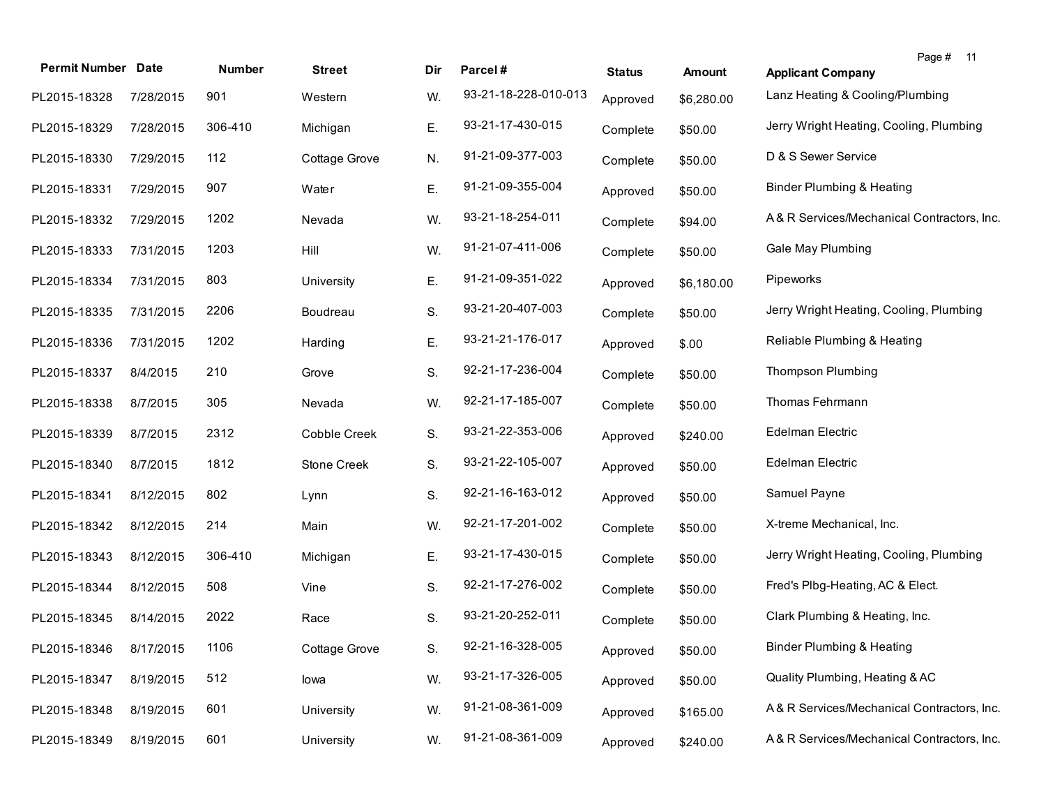| Permit Number | Date | Number | Street | Dir | Parcel # | Status | Amount | Applicant Company |
|---|---|---|---|---|---|---|---|---|
| PL2015-18328 | 7/28/2015 | 901 | Western | W. | 93-21-18-228-010-013 | Approved | $6,280.00 | Lanz Heating & Cooling/Plumbing |
| PL2015-18329 | 7/28/2015 | 306-410 | Michigan | E. | 93-21-17-430-015 | Complete | $50.00 | Jerry Wright Heating, Cooling, Plumbing |
| PL2015-18330 | 7/29/2015 | 112 | Cottage Grove | N. | 91-21-09-377-003 | Complete | $50.00 | D & S Sewer Service |
| PL2015-18331 | 7/29/2015 | 907 | Water | E. | 91-21-09-355-004 | Approved | $50.00 | Binder Plumbing & Heating |
| PL2015-18332 | 7/29/2015 | 1202 | Nevada | W. | 93-21-18-254-011 | Complete | $94.00 | A & R Services/Mechanical Contractors, Inc. |
| PL2015-18333 | 7/31/2015 | 1203 | Hill | W. | 91-21-07-411-006 | Complete | $50.00 | Gale May Plumbing |
| PL2015-18334 | 7/31/2015 | 803 | University | E. | 91-21-09-351-022 | Approved | $6,180.00 | Pipeworks |
| PL2015-18335 | 7/31/2015 | 2206 | Boudreau | S. | 93-21-20-407-003 | Complete | $50.00 | Jerry Wright Heating, Cooling, Plumbing |
| PL2015-18336 | 7/31/2015 | 1202 | Harding | E. | 93-21-21-176-017 | Approved | $.00 | Reliable Plumbing & Heating |
| PL2015-18337 | 8/4/2015 | 210 | Grove | S. | 92-21-17-236-004 | Complete | $50.00 | Thompson Plumbing |
| PL2015-18338 | 8/7/2015 | 305 | Nevada | W. | 92-21-17-185-007 | Complete | $50.00 | Thomas Fehrmann |
| PL2015-18339 | 8/7/2015 | 2312 | Cobble Creek | S. | 93-21-22-353-006 | Approved | $240.00 | Edelman Electric |
| PL2015-18340 | 8/7/2015 | 1812 | Stone Creek | S. | 93-21-22-105-007 | Approved | $50.00 | Edelman Electric |
| PL2015-18341 | 8/12/2015 | 802 | Lynn | S. | 92-21-16-163-012 | Approved | $50.00 | Samuel Payne |
| PL2015-18342 | 8/12/2015 | 214 | Main | W. | 92-21-17-201-002 | Complete | $50.00 | X-treme Mechanical, Inc. |
| PL2015-18343 | 8/12/2015 | 306-410 | Michigan | E. | 93-21-17-430-015 | Complete | $50.00 | Jerry Wright Heating, Cooling, Plumbing |
| PL2015-18344 | 8/12/2015 | 508 | Vine | S. | 92-21-17-276-002 | Complete | $50.00 | Fred's Plbg-Heating, AC & Elect. |
| PL2015-18345 | 8/14/2015 | 2022 | Race | S. | 93-21-20-252-011 | Complete | $50.00 | Clark Plumbing & Heating, Inc. |
| PL2015-18346 | 8/17/2015 | 1106 | Cottage Grove | S. | 92-21-16-328-005 | Approved | $50.00 | Binder Plumbing & Heating |
| PL2015-18347 | 8/19/2015 | 512 | Iowa | W. | 93-21-17-326-005 | Approved | $50.00 | Quality Plumbing, Heating & AC |
| PL2015-18348 | 8/19/2015 | 601 | University | W. | 91-21-08-361-009 | Approved | $165.00 | A & R Services/Mechanical Contractors, Inc. |
| PL2015-18349 | 8/19/2015 | 601 | University | W. | 91-21-08-361-009 | Approved | $240.00 | A & R Services/Mechanical Contractors, Inc. |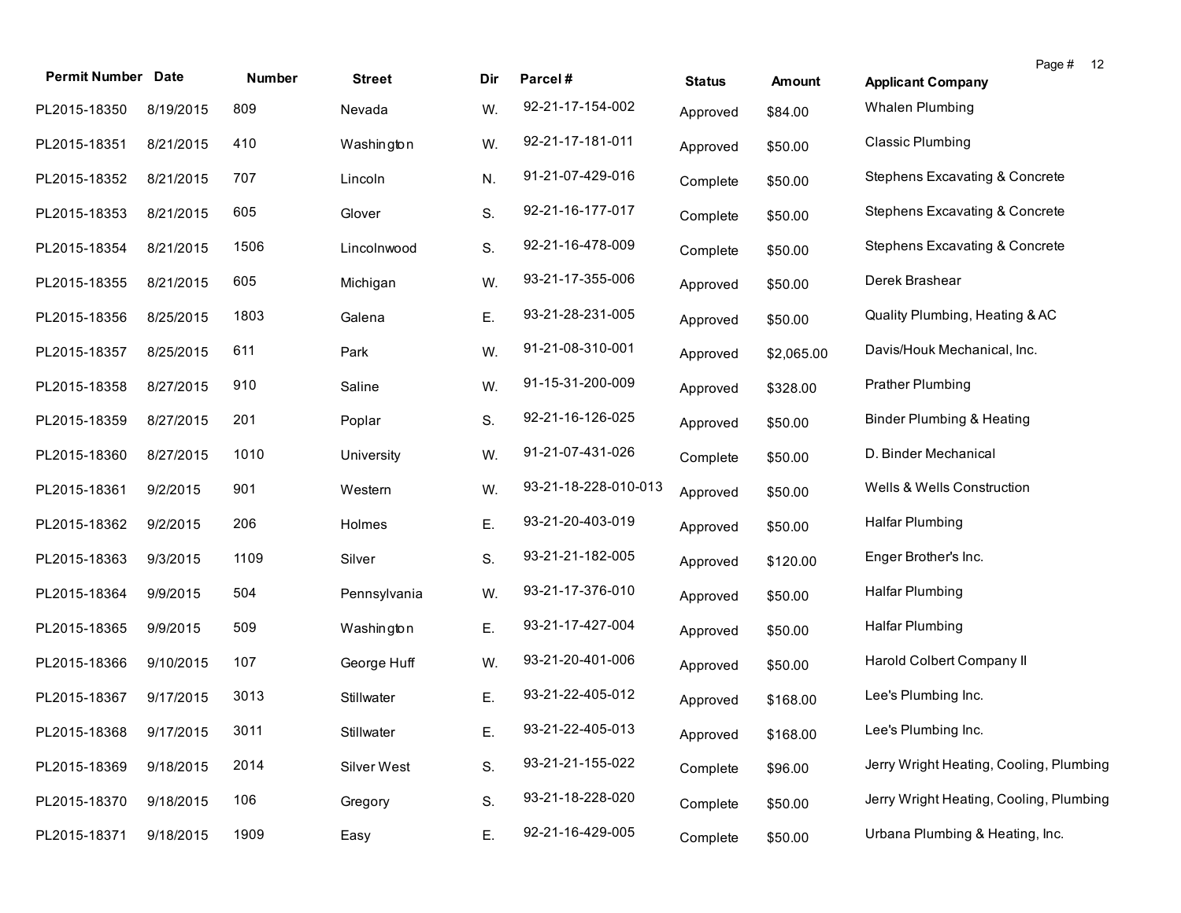| Permit Number | Date | Number | Street | Dir | Parcel # | Status | Amount | Applicant Company |
|---|---|---|---|---|---|---|---|---|
| PL2015-18350 | 8/19/2015 | 809 | Nevada | W. | 92-21-17-154-002 | Approved | $84.00 | Whalen Plumbing |
| PL2015-18351 | 8/21/2015 | 410 | Washington | W. | 92-21-17-181-011 | Approved | $50.00 | Classic Plumbing |
| PL2015-18352 | 8/21/2015 | 707 | Lincoln | N. | 91-21-07-429-016 | Complete | $50.00 | Stephens Excavating & Concrete |
| PL2015-18353 | 8/21/2015 | 605 | Glover | S. | 92-21-16-177-017 | Complete | $50.00 | Stephens Excavating & Concrete |
| PL2015-18354 | 8/21/2015 | 1506 | Lincolnwood | S. | 92-21-16-478-009 | Complete | $50.00 | Stephens Excavating & Concrete |
| PL2015-18355 | 8/21/2015 | 605 | Michigan | W. | 93-21-17-355-006 | Approved | $50.00 | Derek Brashear |
| PL2015-18356 | 8/25/2015 | 1803 | Galena | E. | 93-21-28-231-005 | Approved | $50.00 | Quality Plumbing, Heating & AC |
| PL2015-18357 | 8/25/2015 | 611 | Park | W. | 91-21-08-310-001 | Approved | $2,065.00 | Davis/Houk Mechanical, Inc. |
| PL2015-18358 | 8/27/2015 | 910 | Saline | W. | 91-15-31-200-009 | Approved | $328.00 | Prather Plumbing |
| PL2015-18359 | 8/27/2015 | 201 | Poplar | S. | 92-21-16-126-025 | Approved | $50.00 | Binder Plumbing & Heating |
| PL2015-18360 | 8/27/2015 | 1010 | University | W. | 91-21-07-431-026 | Complete | $50.00 | D. Binder Mechanical |
| PL2015-18361 | 9/2/2015 | 901 | Western | W. | 93-21-18-228-010-013 | Approved | $50.00 | Wells & Wells Construction |
| PL2015-18362 | 9/2/2015 | 206 | Holmes | E. | 93-21-20-403-019 | Approved | $50.00 | Halfar Plumbing |
| PL2015-18363 | 9/3/2015 | 1109 | Silver | S. | 93-21-21-182-005 | Approved | $120.00 | Enger Brother's Inc. |
| PL2015-18364 | 9/9/2015 | 504 | Pennsylvania | W. | 93-21-17-376-010 | Approved | $50.00 | Halfar Plumbing |
| PL2015-18365 | 9/9/2015 | 509 | Washington | E. | 93-21-17-427-004 | Approved | $50.00 | Halfar Plumbing |
| PL2015-18366 | 9/10/2015 | 107 | George Huff | W. | 93-21-20-401-006 | Approved | $50.00 | Harold Colbert Company II |
| PL2015-18367 | 9/17/2015 | 3013 | Stillwater | E. | 93-21-22-405-012 | Approved | $168.00 | Lee's Plumbing Inc. |
| PL2015-18368 | 9/17/2015 | 3011 | Stillwater | E. | 93-21-22-405-013 | Approved | $168.00 | Lee's Plumbing Inc. |
| PL2015-18369 | 9/18/2015 | 2014 | Silver West | S. | 93-21-21-155-022 | Complete | $96.00 | Jerry Wright Heating, Cooling, Plumbing |
| PL2015-18370 | 9/18/2015 | 106 | Gregory | S. | 93-21-18-228-020 | Complete | $50.00 | Jerry Wright Heating, Cooling, Plumbing |
| PL2015-18371 | 9/18/2015 | 1909 | Easy | E. | 92-21-16-429-005 | Complete | $50.00 | Urbana Plumbing & Heating, Inc. |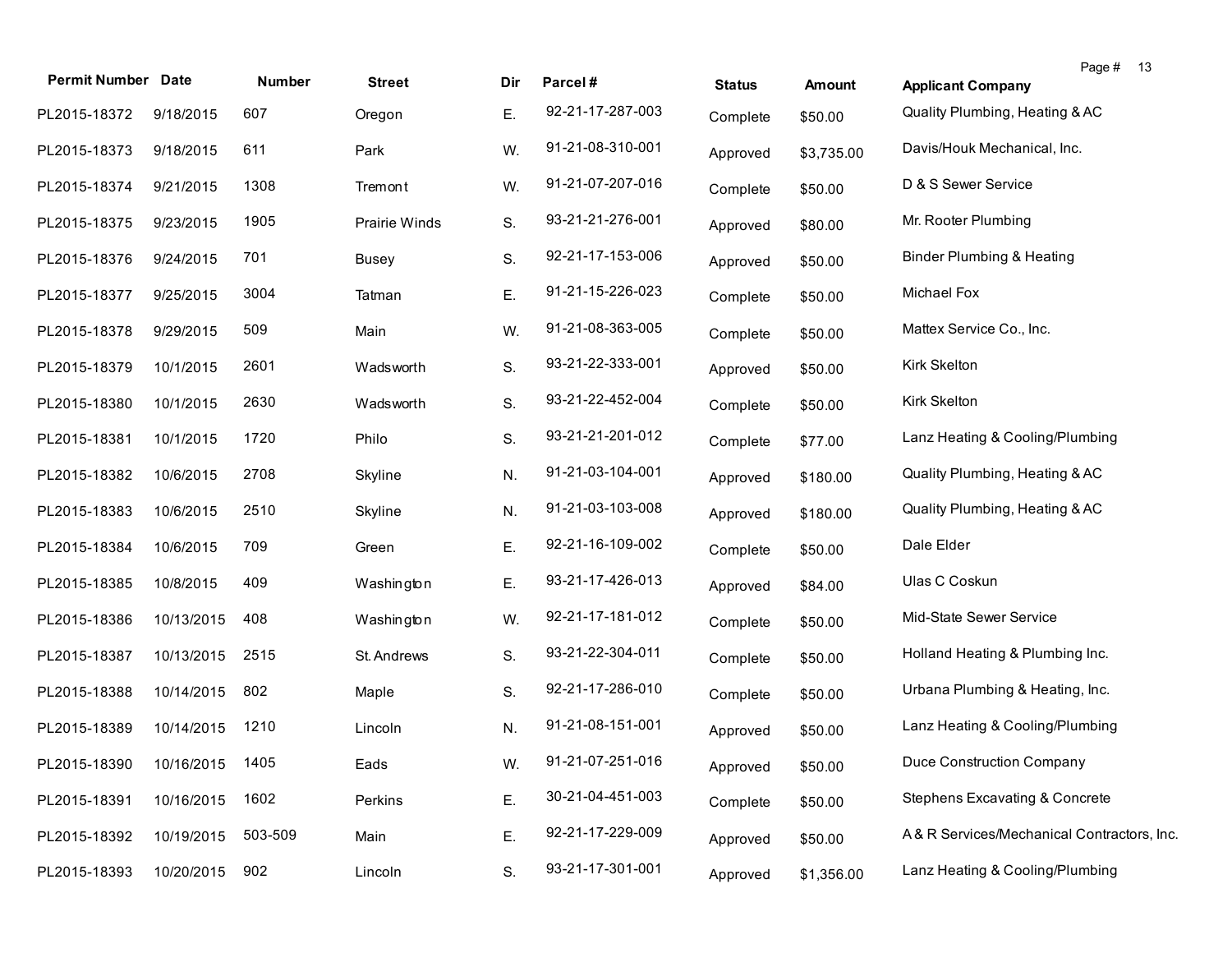| Permit Number | Date | Number | Street | Dir | Parcel # | Status | Amount | Applicant Company |
|---|---|---|---|---|---|---|---|---|
| PL2015-18372 | 9/18/2015 | 607 | Oregon | E. | 92-21-17-287-003 | Complete | $50.00 | Quality Plumbing, Heating & AC |
| PL2015-18373 | 9/18/2015 | 611 | Park | W. | 91-21-08-310-001 | Approved | $3,735.00 | Davis/Houk Mechanical, Inc. |
| PL2015-18374 | 9/21/2015 | 1308 | Tremont | W. | 91-21-07-207-016 | Complete | $50.00 | D & S Sewer Service |
| PL2015-18375 | 9/23/2015 | 1905 | Prairie Winds | S. | 93-21-21-276-001 | Approved | $80.00 | Mr. Rooter Plumbing |
| PL2015-18376 | 9/24/2015 | 701 | Busey | S. | 92-21-17-153-006 | Approved | $50.00 | Binder Plumbing & Heating |
| PL2015-18377 | 9/25/2015 | 3004 | Tatman | E. | 91-21-15-226-023 | Complete | $50.00 | Michael Fox |
| PL2015-18378 | 9/29/2015 | 509 | Main | W. | 91-21-08-363-005 | Complete | $50.00 | Mattex Service Co., Inc. |
| PL2015-18379 | 10/1/2015 | 2601 | Wadsworth | S. | 93-21-22-333-001 | Approved | $50.00 | Kirk Skelton |
| PL2015-18380 | 10/1/2015 | 2630 | Wadsworth | S. | 93-21-22-452-004 | Complete | $50.00 | Kirk Skelton |
| PL2015-18381 | 10/1/2015 | 1720 | Philo | S. | 93-21-21-201-012 | Complete | $77.00 | Lanz Heating & Cooling/Plumbing |
| PL2015-18382 | 10/6/2015 | 2708 | Skyline | N. | 91-21-03-104-001 | Approved | $180.00 | Quality Plumbing, Heating & AC |
| PL2015-18383 | 10/6/2015 | 2510 | Skyline | N. | 91-21-03-103-008 | Approved | $180.00 | Quality Plumbing, Heating & AC |
| PL2015-18384 | 10/6/2015 | 709 | Green | E. | 92-21-16-109-002 | Complete | $50.00 | Dale Elder |
| PL2015-18385 | 10/8/2015 | 409 | Washington | E. | 93-21-17-426-013 | Approved | $84.00 | Ulas C Coskun |
| PL2015-18386 | 10/13/2015 | 408 | Washington | W. | 92-21-17-181-012 | Complete | $50.00 | Mid-State Sewer Service |
| PL2015-18387 | 10/13/2015 | 2515 | St. Andrews | S. | 93-21-22-304-011 | Complete | $50.00 | Holland Heating & Plumbing Inc. |
| PL2015-18388 | 10/14/2015 | 802 | Maple | S. | 92-21-17-286-010 | Complete | $50.00 | Urbana Plumbing & Heating, Inc. |
| PL2015-18389 | 10/14/2015 | 1210 | Lincoln | N. | 91-21-08-151-001 | Approved | $50.00 | Lanz Heating & Cooling/Plumbing |
| PL2015-18390 | 10/16/2015 | 1405 | Eads | W. | 91-21-07-251-016 | Approved | $50.00 | Duce Construction Company |
| PL2015-18391 | 10/16/2015 | 1602 | Perkins | E. | 30-21-04-451-003 | Complete | $50.00 | Stephens Excavating & Concrete |
| PL2015-18392 | 10/19/2015 | 503-509 | Main | E. | 92-21-17-229-009 | Approved | $50.00 | A & R Services/Mechanical Contractors, Inc. |
| PL2015-18393 | 10/20/2015 | 902 | Lincoln | S. | 93-21-17-301-001 | Approved | $1,356.00 | Lanz Heating & Cooling/Plumbing |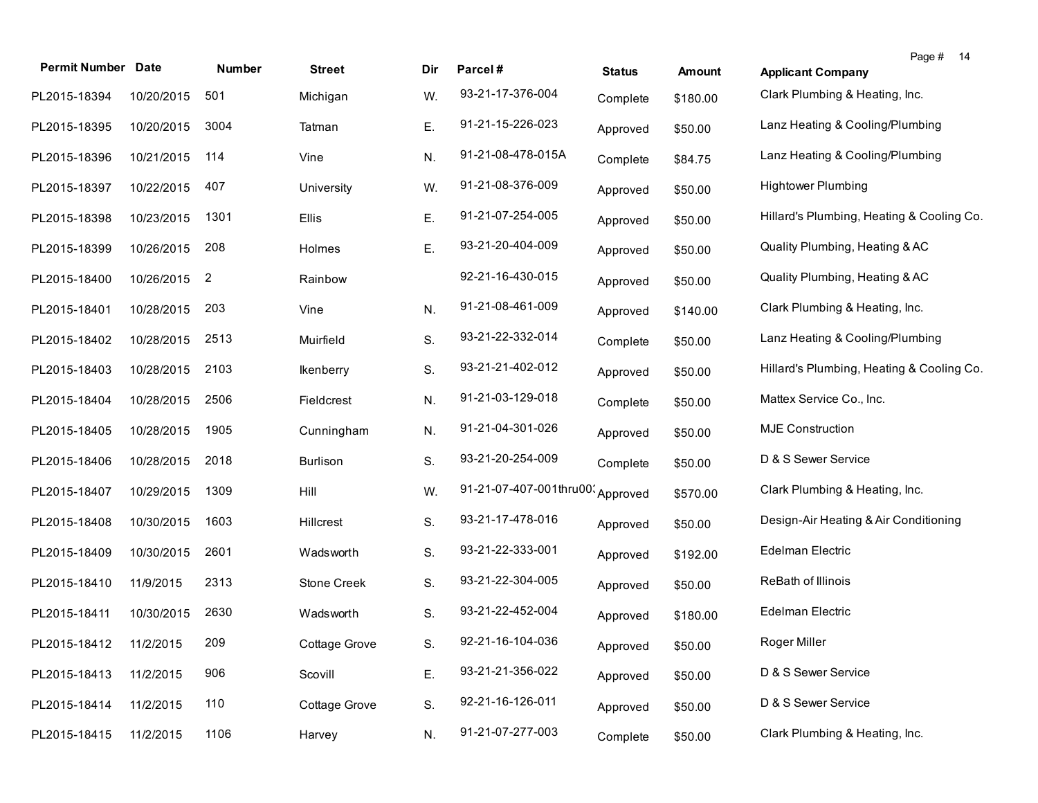| Permit Number | Date | Number | Street | Dir | Parcel # | Status | Amount | Applicant Company |
| --- | --- | --- | --- | --- | --- | --- | --- | --- |
| PL2015-18394 | 10/20/2015 | 501 | Michigan | W. | 93-21-17-376-004 | Complete | $180.00 | Clark Plumbing & Heating, Inc. |
| PL2015-18395 | 10/20/2015 | 3004 | Tatman | E. | 91-21-15-226-023 | Approved | $50.00 | Lanz Heating & Cooling/Plumbing |
| PL2015-18396 | 10/21/2015 | 114 | Vine | N. | 91-21-08-478-015A | Complete | $84.75 | Lanz Heating & Cooling/Plumbing |
| PL2015-18397 | 10/22/2015 | 407 | University | W. | 91-21-08-376-009 | Approved | $50.00 | Hightower Plumbing |
| PL2015-18398 | 10/23/2015 | 1301 | Ellis | E. | 91-21-07-254-005 | Approved | $50.00 | Hillard's Plumbing, Heating & Cooling Co. |
| PL2015-18399 | 10/26/2015 | 208 | Holmes | E. | 93-21-20-404-009 | Approved | $50.00 | Quality Plumbing, Heating & AC |
| PL2015-18400 | 10/26/2015 | 2 | Rainbow | | 92-21-16-430-015 | Approved | $50.00 | Quality Plumbing, Heating & AC |
| PL2015-18401 | 10/28/2015 | 203 | Vine | N. | 91-21-08-461-009 | Approved | $140.00 | Clark Plumbing & Heating, Inc. |
| PL2015-18402 | 10/28/2015 | 2513 | Muirfield | S. | 93-21-22-332-014 | Complete | $50.00 | Lanz Heating & Cooling/Plumbing |
| PL2015-18403 | 10/28/2015 | 2103 | Ikenberry | S. | 93-21-21-402-012 | Approved | $50.00 | Hillard's Plumbing, Heating & Cooling Co. |
| PL2015-18404 | 10/28/2015 | 2506 | Fieldcrest | N. | 91-21-03-129-018 | Complete | $50.00 | Mattex Service Co., Inc. |
| PL2015-18405 | 10/28/2015 | 1905 | Cunningham | N. | 91-21-04-301-026 | Approved | $50.00 | MJE Construction |
| PL2015-18406 | 10/28/2015 | 2018 | Burlison | S. | 93-21-20-254-009 | Complete | $50.00 | D & S Sewer Service |
| PL2015-18407 | 10/29/2015 | 1309 | Hill | W. | 91-21-07-407-001thru003 | Approved | $570.00 | Clark Plumbing & Heating, Inc. |
| PL2015-18408 | 10/30/2015 | 1603 | Hillcrest | S. | 93-21-17-478-016 | Approved | $50.00 | Design-Air Heating & Air Conditioning |
| PL2015-18409 | 10/30/2015 | 2601 | Wadsworth | S. | 93-21-22-333-001 | Approved | $192.00 | Edelman Electric |
| PL2015-18410 | 11/9/2015 | 2313 | Stone Creek | S. | 93-21-22-304-005 | Approved | $50.00 | ReBath of Illinois |
| PL2015-18411 | 10/30/2015 | 2630 | Wadsworth | S. | 93-21-22-452-004 | Approved | $180.00 | Edelman Electric |
| PL2015-18412 | 11/2/2015 | 209 | Cottage Grove | S. | 92-21-16-104-036 | Approved | $50.00 | Roger Miller |
| PL2015-18413 | 11/2/2015 | 906 | Scovill | E. | 93-21-21-356-022 | Approved | $50.00 | D & S Sewer Service |
| PL2015-18414 | 11/2/2015 | 110 | Cottage Grove | S. | 92-21-16-126-011 | Approved | $50.00 | D & S Sewer Service |
| PL2015-18415 | 11/2/2015 | 1106 | Harvey | N. | 91-21-07-277-003 | Complete | $50.00 | Clark Plumbing & Heating, Inc. |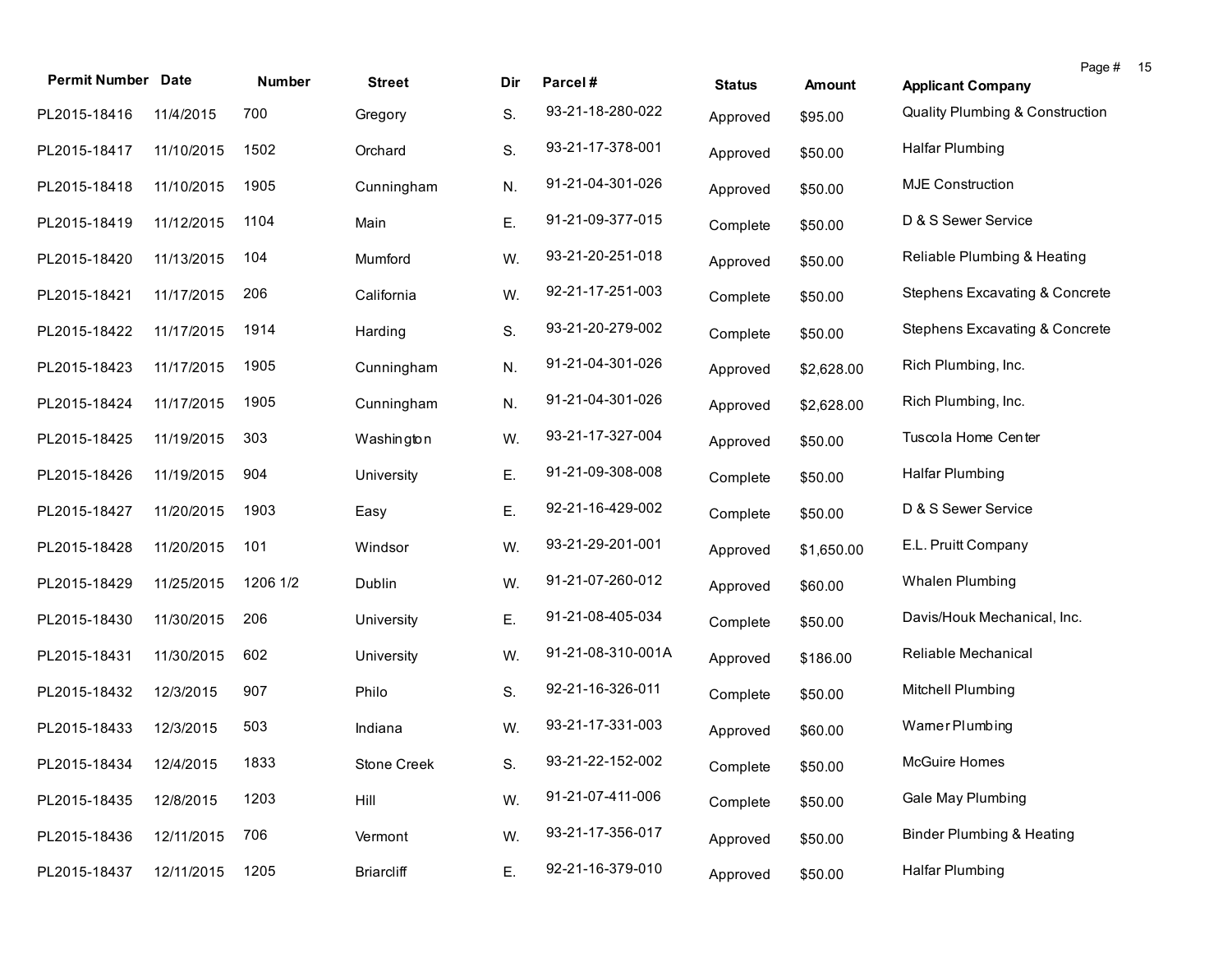| Permit Number | Date | Number | Street | Dir | Parcel # | Status | Amount | Applicant Company |
|---|---|---|---|---|---|---|---|---|
| PL2015-18416 | 11/4/2015 | 700 | Gregory | S. | 93-21-18-280-022 | Approved | $95.00 | Quality Plumbing & Construction |
| PL2015-18417 | 11/10/2015 | 1502 | Orchard | S. | 93-21-17-378-001 | Approved | $50.00 | Halfar Plumbing |
| PL2015-18418 | 11/10/2015 | 1905 | Cunningham | N. | 91-21-04-301-026 | Approved | $50.00 | MJE Construction |
| PL2015-18419 | 11/12/2015 | 1104 | Main | E. | 91-21-09-377-015 | Complete | $50.00 | D & S Sewer Service |
| PL2015-18420 | 11/13/2015 | 104 | Mumford | W. | 93-21-20-251-018 | Approved | $50.00 | Reliable Plumbing & Heating |
| PL2015-18421 | 11/17/2015 | 206 | California | W. | 92-21-17-251-003 | Complete | $50.00 | Stephens Excavating & Concrete |
| PL2015-18422 | 11/17/2015 | 1914 | Harding | S. | 93-21-20-279-002 | Complete | $50.00 | Stephens Excavating & Concrete |
| PL2015-18423 | 11/17/2015 | 1905 | Cunningham | N. | 91-21-04-301-026 | Approved | $2,628.00 | Rich Plumbing, Inc. |
| PL2015-18424 | 11/17/2015 | 1905 | Cunningham | N. | 91-21-04-301-026 | Approved | $2,628.00 | Rich Plumbing, Inc. |
| PL2015-18425 | 11/19/2015 | 303 | Washington | W. | 93-21-17-327-004 | Approved | $50.00 | Tuscola Home Center |
| PL2015-18426 | 11/19/2015 | 904 | University | E. | 91-21-09-308-008 | Complete | $50.00 | Halfar Plumbing |
| PL2015-18427 | 11/20/2015 | 1903 | Easy | E. | 92-21-16-429-002 | Complete | $50.00 | D & S Sewer Service |
| PL2015-18428 | 11/20/2015 | 101 | Windsor | W. | 93-21-29-201-001 | Approved | $1,650.00 | E.L. Pruitt Company |
| PL2015-18429 | 11/25/2015 | 1206 1/2 | Dublin | W. | 91-21-07-260-012 | Approved | $60.00 | Whalen Plumbing |
| PL2015-18430 | 11/30/2015 | 206 | University | E. | 91-21-08-405-034 | Complete | $50.00 | Davis/Houk Mechanical, Inc. |
| PL2015-18431 | 11/30/2015 | 602 | University | W. | 91-21-08-310-001A | Approved | $186.00 | Reliable Mechanical |
| PL2015-18432 | 12/3/2015 | 907 | Philo | S. | 92-21-16-326-011 | Complete | $50.00 | Mitchell Plumbing |
| PL2015-18433 | 12/3/2015 | 503 | Indiana | W. | 93-21-17-331-003 | Approved | $60.00 | Warner Plumbing |
| PL2015-18434 | 12/4/2015 | 1833 | Stone Creek | S. | 93-21-22-152-002 | Complete | $50.00 | McGuire Homes |
| PL2015-18435 | 12/8/2015 | 1203 | Hill | W. | 91-21-07-411-006 | Complete | $50.00 | Gale May Plumbing |
| PL2015-18436 | 12/11/2015 | 706 | Vermont | W. | 93-21-17-356-017 | Approved | $50.00 | Binder Plumbing & Heating |
| PL2015-18437 | 12/11/2015 | 1205 | Briarcliff | E. | 92-21-16-379-010 | Approved | $50.00 | Halfar Plumbing |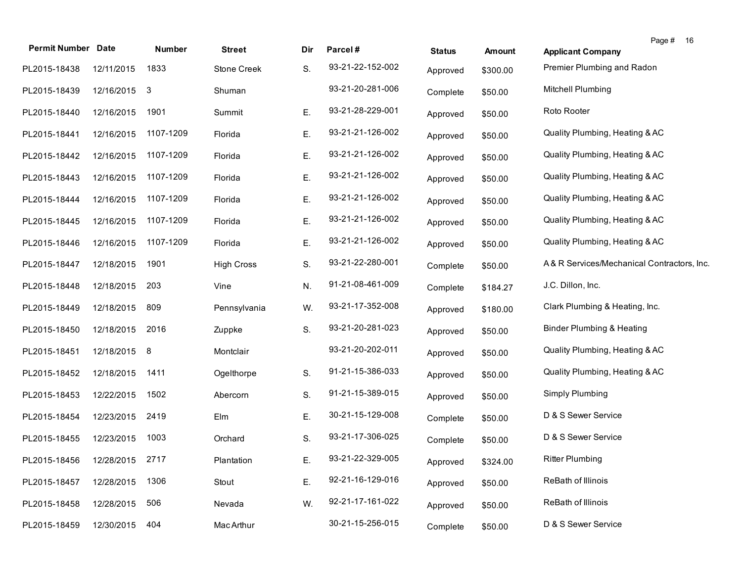| Permit Number | Date | Number | Street | Dir | Parcel # | Status | Amount | Applicant Company |
|---|---|---|---|---|---|---|---|---|
| PL2015-18438 | 12/11/2015 | 1833 | Stone Creek | S. | 93-21-22-152-002 | Approved | $300.00 | Premier Plumbing and Radon |
| PL2015-18439 | 12/16/2015 | 3 | Shuman | | 93-21-20-281-006 | Complete | $50.00 | Mitchell Plumbing |
| PL2015-18440 | 12/16/2015 | 1901 | Summit | E. | 93-21-28-229-001 | Approved | $50.00 | Roto Rooter |
| PL2015-18441 | 12/16/2015 | 1107-1209 | Florida | E. | 93-21-21-126-002 | Approved | $50.00 | Quality Plumbing, Heating & AC |
| PL2015-18442 | 12/16/2015 | 1107-1209 | Florida | E. | 93-21-21-126-002 | Approved | $50.00 | Quality Plumbing, Heating & AC |
| PL2015-18443 | 12/16/2015 | 1107-1209 | Florida | E. | 93-21-21-126-002 | Approved | $50.00 | Quality Plumbing, Heating & AC |
| PL2015-18444 | 12/16/2015 | 1107-1209 | Florida | E. | 93-21-21-126-002 | Approved | $50.00 | Quality Plumbing, Heating & AC |
| PL2015-18445 | 12/16/2015 | 1107-1209 | Florida | E. | 93-21-21-126-002 | Approved | $50.00 | Quality Plumbing, Heating & AC |
| PL2015-18446 | 12/16/2015 | 1107-1209 | Florida | E. | 93-21-21-126-002 | Approved | $50.00 | Quality Plumbing, Heating & AC |
| PL2015-18447 | 12/18/2015 | 1901 | High Cross | S. | 93-21-22-280-001 | Complete | $50.00 | A & R Services/Mechanical Contractors, Inc. |
| PL2015-18448 | 12/18/2015 | 203 | Vine | N. | 91-21-08-461-009 | Complete | $184.27 | J.C. Dillon, Inc. |
| PL2015-18449 | 12/18/2015 | 809 | Pennsylvania | W. | 93-21-17-352-008 | Approved | $180.00 | Clark Plumbing & Heating, Inc. |
| PL2015-18450 | 12/18/2015 | 2016 | Zuppke | S. | 93-21-20-281-023 | Approved | $50.00 | Binder Plumbing & Heating |
| PL2015-18451 | 12/18/2015 | 8 | Montclair | | 93-21-20-202-011 | Approved | $50.00 | Quality Plumbing, Heating & AC |
| PL2015-18452 | 12/18/2015 | 1411 | Ogelthorpe | S. | 91-21-15-386-033 | Approved | $50.00 | Quality Plumbing, Heating & AC |
| PL2015-18453 | 12/22/2015 | 1502 | Abercorn | S. | 91-21-15-389-015 | Approved | $50.00 | Simply Plumbing |
| PL2015-18454 | 12/23/2015 | 2419 | Elm | E. | 30-21-15-129-008 | Complete | $50.00 | D & S Sewer Service |
| PL2015-18455 | 12/23/2015 | 1003 | Orchard | S. | 93-21-17-306-025 | Complete | $50.00 | D & S Sewer Service |
| PL2015-18456 | 12/28/2015 | 2717 | Plantation | E. | 93-21-22-329-005 | Approved | $324.00 | Ritter Plumbing |
| PL2015-18457 | 12/28/2015 | 1306 | Stout | E. | 92-21-16-129-016 | Approved | $50.00 | ReBath of Illinois |
| PL2015-18458 | 12/28/2015 | 506 | Nevada | W. | 92-21-17-161-022 | Approved | $50.00 | ReBath of Illinois |
| PL2015-18459 | 12/30/2015 | 404 | Mac Arthur | | 30-21-15-256-015 | Complete | $50.00 | D & S Sewer Service |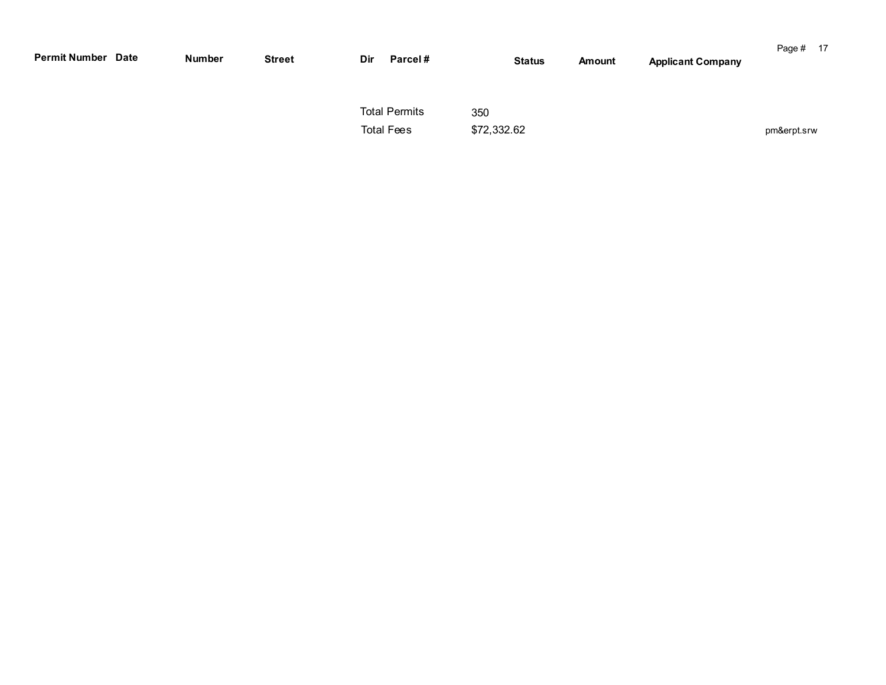| Permit Number | Date | Number | Street | Dir | Parcel # | Status | Amount | Applicant Company |
|---|---|---|---|---|---|---|---|---|

Total Permits 350

Total Fees $72,332.62

pm&erpt.srw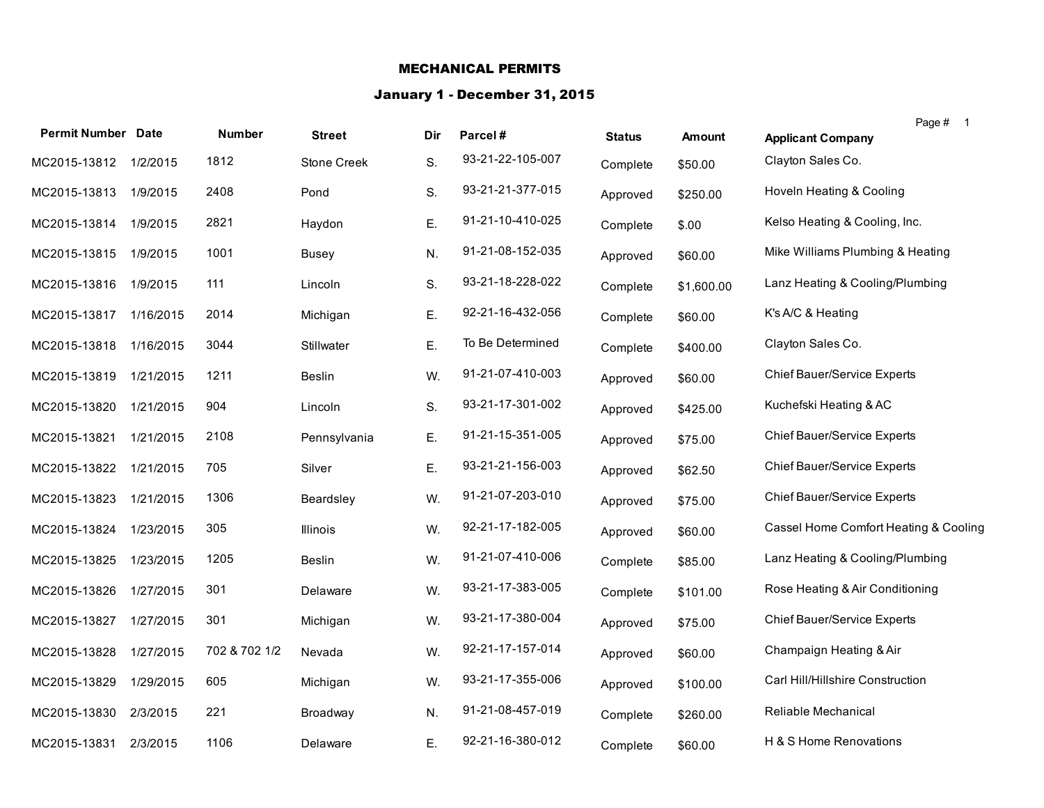# MECHANICAL PERMITS

## January 1 - December 31, 2015

| Permit Number | Date | Number | Street | Dir | Parcel # | Status | Amount | Applicant Company |
|---|---|---|---|---|---|---|---|---|
| MC2015-13812 | 1/2/2015 | 1812 | Stone Creek | S. | 93-21-22-105-007 | Complete | $50.00 | Clayton Sales Co. |
| MC2015-13813 | 1/9/2015 | 2408 | Pond | S. | 93-21-21-377-015 | Approved | $250.00 | Hoveln Heating & Cooling |
| MC2015-13814 | 1/9/2015 | 2821 | Haydon | E. | 91-21-10-410-025 | Complete | $.00 | Kelso Heating & Cooling, Inc. |
| MC2015-13815 | 1/9/2015 | 1001 | Busey | N. | 91-21-08-152-035 | Approved | $60.00 | Mike Williams Plumbing & Heating |
| MC2015-13816 | 1/9/2015 | 111 | Lincoln | S. | 93-21-18-228-022 | Complete | $1,600.00 | Lanz Heating & Cooling/Plumbing |
| MC2015-13817 | 1/16/2015 | 2014 | Michigan | E. | 92-21-16-432-056 | Complete | $60.00 | K's A/C & Heating |
| MC2015-13818 | 1/16/2015 | 3044 | Stillwater | E. | To Be Determined | Complete | $400.00 | Clayton Sales Co. |
| MC2015-13819 | 1/21/2015 | 1211 | Beslin | W. | 91-21-07-410-003 | Approved | $60.00 | Chief Bauer/Service Experts |
| MC2015-13820 | 1/21/2015 | 904 | Lincoln | S. | 93-21-17-301-002 | Approved | $425.00 | Kuchefski Heating & AC |
| MC2015-13821 | 1/21/2015 | 2108 | Pennsylvania | E. | 91-21-15-351-005 | Approved | $75.00 | Chief Bauer/Service Experts |
| MC2015-13822 | 1/21/2015 | 705 | Silver | E. | 93-21-21-156-003 | Approved | $62.50 | Chief Bauer/Service Experts |
| MC2015-13823 | 1/21/2015 | 1306 | Beardsley | W. | 91-21-07-203-010 | Approved | $75.00 | Chief Bauer/Service Experts |
| MC2015-13824 | 1/23/2015 | 305 | Illinois | W. | 92-21-17-182-005 | Approved | $60.00 | Cassel Home Comfort Heating & Cooling |
| MC2015-13825 | 1/23/2015 | 1205 | Beslin | W. | 91-21-07-410-006 | Complete | $85.00 | Lanz Heating & Cooling/Plumbing |
| MC2015-13826 | 1/27/2015 | 301 | Delaware | W. | 93-21-17-383-005 | Complete | $101.00 | Rose Heating & Air Conditioning |
| MC2015-13827 | 1/27/2015 | 301 | Michigan | W. | 93-21-17-380-004 | Approved | $75.00 | Chief Bauer/Service Experts |
| MC2015-13828 | 1/27/2015 | 702 & 702 1/2 | Nevada | W. | 92-21-17-157-014 | Approved | $60.00 | Champaign Heating & Air |
| MC2015-13829 | 1/29/2015 | 605 | Michigan | W. | 93-21-17-355-006 | Approved | $100.00 | Carl Hill/Hillshire Construction |
| MC2015-13830 | 2/3/2015 | 221 | Broadway | N. | 91-21-08-457-019 | Complete | $260.00 | Reliable Mechanical |
| MC2015-13831 | 2/3/2015 | 1106 | Delaware | E. | 92-21-16-380-012 | Complete | $60.00 | H & S Home Renovations |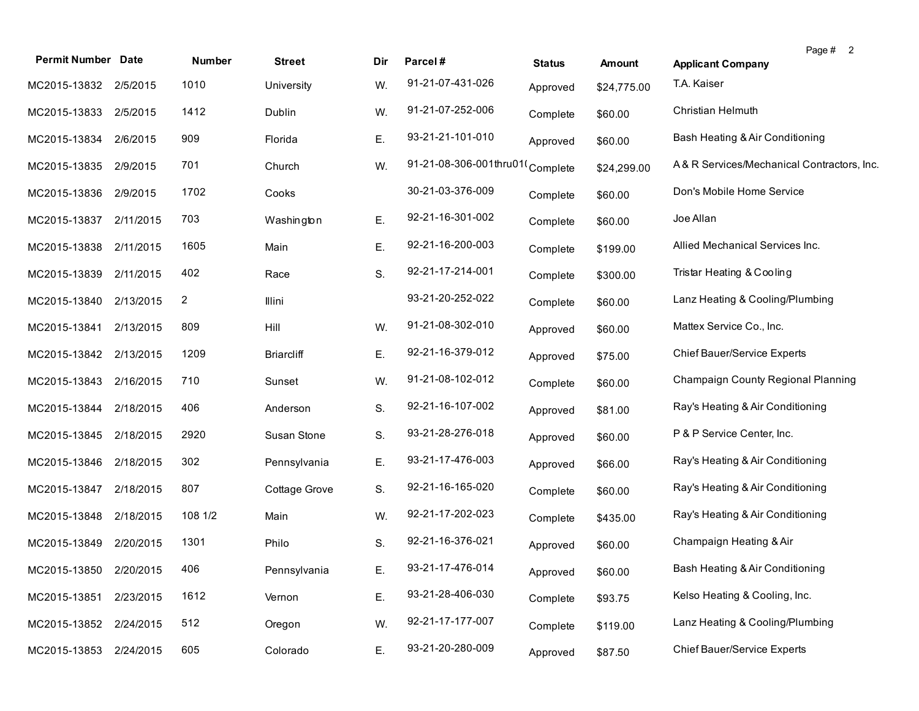| Permit Number | Date | Number | Street | Dir | Parcel # | Status | Amount | Applicant Company |
|---|---|---|---|---|---|---|---|---|
| MC2015-13832 | 2/5/2015 | 1010 | University | W. | 91-21-07-431-026 | Approved | $24,775.00 | T.A. Kaiser |
| MC2015-13833 | 2/5/2015 | 1412 | Dublin | W. | 91-21-07-252-006 | Complete | $60.00 | Christian Helmuth |
| MC2015-13834 | 2/6/2015 | 909 | Florida | E. | 93-21-21-101-010 | Approved | $60.00 | Bash Heating & Air Conditioning |
| MC2015-13835 | 2/9/2015 | 701 | Church | W. | 91-21-08-306-001thru01( | Complete | $24,299.00 | A & R Services/Mechanical Contractors, Inc. |
| MC2015-13836 | 2/9/2015 | 1702 | Cooks | | 30-21-03-376-009 | Complete | $60.00 | Don's Mobile Home Service |
| MC2015-13837 | 2/11/2015 | 703 | Washington | E. | 92-21-16-301-002 | Complete | $60.00 | Joe Allan |
| MC2015-13838 | 2/11/2015 | 1605 | Main | E. | 92-21-16-200-003 | Complete | $199.00 | Allied Mechanical Services Inc. |
| MC2015-13839 | 2/11/2015 | 402 | Race | S. | 92-21-17-214-001 | Complete | $300.00 | Tristar Heating & Cooling |
| MC2015-13840 | 2/13/2015 | 2 | Illini | | 93-21-20-252-022 | Complete | $60.00 | Lanz Heating & Cooling/Plumbing |
| MC2015-13841 | 2/13/2015 | 809 | Hill | W. | 91-21-08-302-010 | Approved | $60.00 | Mattex Service Co., Inc. |
| MC2015-13842 | 2/13/2015 | 1209 | Briarcliff | E. | 92-21-16-379-012 | Approved | $75.00 | Chief Bauer/Service Experts |
| MC2015-13843 | 2/16/2015 | 710 | Sunset | W. | 91-21-08-102-012 | Complete | $60.00 | Champaign County Regional Planning |
| MC2015-13844 | 2/18/2015 | 406 | Anderson | S. | 92-21-16-107-002 | Approved | $81.00 | Ray's Heating & Air Conditioning |
| MC2015-13845 | 2/18/2015 | 2920 | Susan Stone | S. | 93-21-28-276-018 | Approved | $60.00 | P & P Service Center, Inc. |
| MC2015-13846 | 2/18/2015 | 302 | Pennsylvania | E. | 93-21-17-476-003 | Approved | $66.00 | Ray's Heating & Air Conditioning |
| MC2015-13847 | 2/18/2015 | 807 | Cottage Grove | S. | 92-21-16-165-020 | Complete | $60.00 | Ray's Heating & Air Conditioning |
| MC2015-13848 | 2/18/2015 | 108 1/2 | Main | W. | 92-21-17-202-023 | Complete | $435.00 | Ray's Heating & Air Conditioning |
| MC2015-13849 | 2/20/2015 | 1301 | Philo | S. | 92-21-16-376-021 | Approved | $60.00 | Champaign Heating & Air |
| MC2015-13850 | 2/20/2015 | 406 | Pennsylvania | E. | 93-21-17-476-014 | Approved | $60.00 | Bash Heating & Air Conditioning |
| MC2015-13851 | 2/23/2015 | 1612 | Vernon | E. | 93-21-28-406-030 | Complete | $93.75 | Kelso Heating & Cooling, Inc. |
| MC2015-13852 | 2/24/2015 | 512 | Oregon | W. | 92-21-17-177-007 | Complete | $119.00 | Lanz Heating & Cooling/Plumbing |
| MC2015-13853 | 2/24/2015 | 605 | Colorado | E. | 93-21-20-280-009 | Approved | $87.50 | Chief Bauer/Service Experts |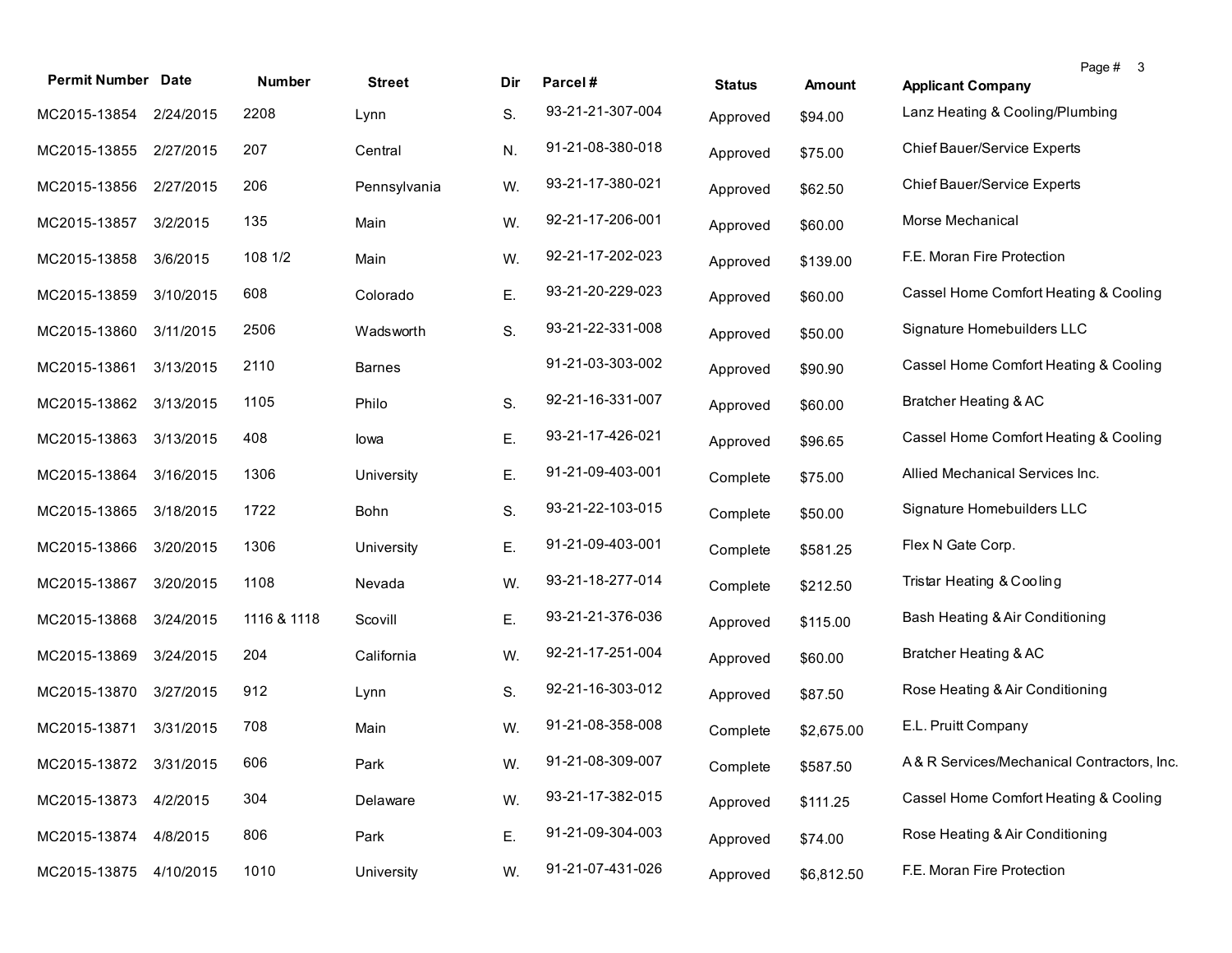| Permit Number | Date | Number | Street | Dir | Parcel # | Status | Amount | Applicant Company |
|---|---|---|---|---|---|---|---|---|
| MC2015-13854 | 2/24/2015 | 2208 | Lynn | S. | 93-21-21-307-004 | Approved | $94.00 | Lanz Heating & Cooling/Plumbing |
| MC2015-13855 | 2/27/2015 | 207 | Central | N. | 91-21-08-380-018 | Approved | $75.00 | Chief Bauer/Service Experts |
| MC2015-13856 | 2/27/2015 | 206 | Pennsylvania | W. | 93-21-17-380-021 | Approved | $62.50 | Chief Bauer/Service Experts |
| MC2015-13857 | 3/2/2015 | 135 | Main | W. | 92-21-17-206-001 | Approved | $60.00 | Morse Mechanical |
| MC2015-13858 | 3/6/2015 | 108 1/2 | Main | W. | 92-21-17-202-023 | Approved | $139.00 | F.E. Moran Fire Protection |
| MC2015-13859 | 3/10/2015 | 608 | Colorado | E. | 93-21-20-229-023 | Approved | $60.00 | Cassel Home Comfort Heating & Cooling |
| MC2015-13860 | 3/11/2015 | 2506 | Wadsworth | S. | 93-21-22-331-008 | Approved | $50.00 | Signature Homebuilders LLC |
| MC2015-13861 | 3/13/2015 | 2110 | Barnes | | 91-21-03-303-002 | Approved | $90.90 | Cassel Home Comfort Heating & Cooling |
| MC2015-13862 | 3/13/2015 | 1105 | Philo | S. | 92-21-16-331-007 | Approved | $60.00 | Bratcher Heating & AC |
| MC2015-13863 | 3/13/2015 | 408 | Iowa | E. | 93-21-17-426-021 | Approved | $96.65 | Cassel Home Comfort Heating & Cooling |
| MC2015-13864 | 3/16/2015 | 1306 | University | E. | 91-21-09-403-001 | Complete | $75.00 | Allied Mechanical Services Inc. |
| MC2015-13865 | 3/18/2015 | 1722 | Bohn | S. | 93-21-22-103-015 | Complete | $50.00 | Signature Homebuilders LLC |
| MC2015-13866 | 3/20/2015 | 1306 | University | E. | 91-21-09-403-001 | Complete | $581.25 | Flex N Gate Corp. |
| MC2015-13867 | 3/20/2015 | 1108 | Nevada | W. | 93-21-18-277-014 | Complete | $212.50 | Tristar Heating & Cooling |
| MC2015-13868 | 3/24/2015 | 1116 & 1118 | Scovill | E. | 93-21-21-376-036 | Approved | $115.00 | Bash Heating & Air Conditioning |
| MC2015-13869 | 3/24/2015 | 204 | California | W. | 92-21-17-251-004 | Approved | $60.00 | Bratcher Heating & AC |
| MC2015-13870 | 3/27/2015 | 912 | Lynn | S. | 92-21-16-303-012 | Approved | $87.50 | Rose Heating & Air Conditioning |
| MC2015-13871 | 3/31/2015 | 708 | Main | W. | 91-21-08-358-008 | Complete | $2,675.00 | E.L. Pruitt Company |
| MC2015-13872 | 3/31/2015 | 606 | Park | W. | 91-21-08-309-007 | Complete | $587.50 | A & R Services/Mechanical Contractors, Inc. |
| MC2015-13873 | 4/2/2015 | 304 | Delaware | W. | 93-21-17-382-015 | Approved | $111.25 | Cassel Home Comfort Heating & Cooling |
| MC2015-13874 | 4/8/2015 | 806 | Park | E. | 91-21-09-304-003 | Approved | $74.00 | Rose Heating & Air Conditioning |
| MC2015-13875 | 4/10/2015 | 1010 | University | W. | 91-21-07-431-026 | Approved | $6,812.50 | F.E. Moran Fire Protection |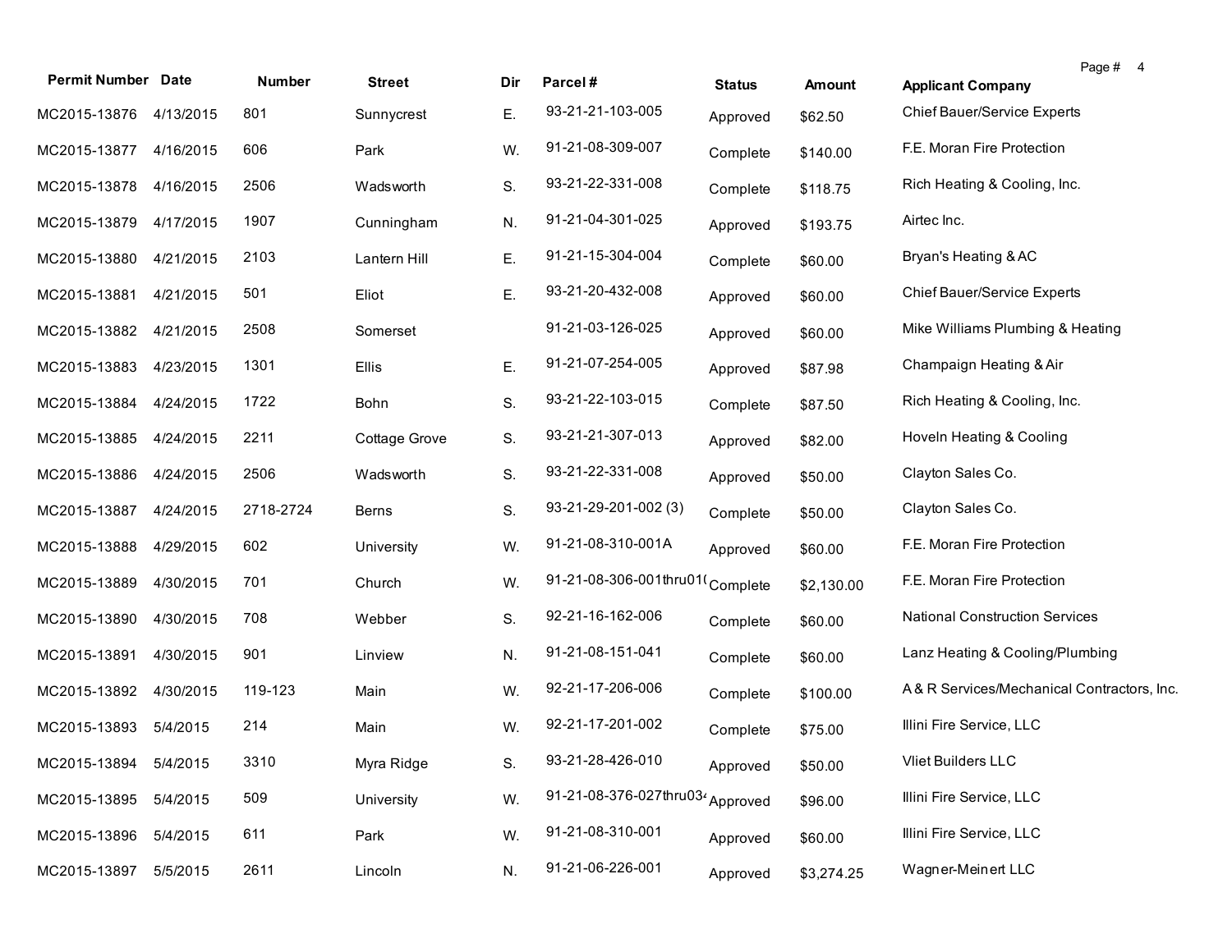| Permit Number | Date | Number | Street | Dir | Parcel # | Status | Amount | Applicant Company |
|---|---|---|---|---|---|---|---|---|
| MC2015-13876 | 4/13/2015 | 801 | Sunnycrest | E. | 93-21-21-103-005 | Approved | $62.50 | Chief Bauer/Service Experts |
| MC2015-13877 | 4/16/2015 | 606 | Park | W. | 91-21-08-309-007 | Complete | $140.00 | F.E. Moran Fire Protection |
| MC2015-13878 | 4/16/2015 | 2506 | Wadsworth | S. | 93-21-22-331-008 | Complete | $118.75 | Rich Heating & Cooling, Inc. |
| MC2015-13879 | 4/17/2015 | 1907 | Cunningham | N. | 91-21-04-301-025 | Approved | $193.75 | Airtec Inc. |
| MC2015-13880 | 4/21/2015 | 2103 | Lantern Hill | E. | 91-21-15-304-004 | Complete | $60.00 | Bryan's Heating & AC |
| MC2015-13881 | 4/21/2015 | 501 | Eliot | E. | 93-21-20-432-008 | Approved | $60.00 | Chief Bauer/Service Experts |
| MC2015-13882 | 4/21/2015 | 2508 | Somerset | | 91-21-03-126-025 | Approved | $60.00 | Mike Williams Plumbing & Heating |
| MC2015-13883 | 4/23/2015 | 1301 | Ellis | E. | 91-21-07-254-005 | Approved | $87.98 | Champaign Heating & Air |
| MC2015-13884 | 4/24/2015 | 1722 | Bohn | S. | 93-21-22-103-015 | Complete | $87.50 | Rich Heating & Cooling, Inc. |
| MC2015-13885 | 4/24/2015 | 2211 | Cottage Grove | S. | 93-21-21-307-013 | Approved | $82.00 | Hoveln Heating & Cooling |
| MC2015-13886 | 4/24/2015 | 2506 | Wadsworth | S. | 93-21-22-331-008 | Approved | $50.00 | Clayton Sales Co. |
| MC2015-13887 | 4/24/2015 | 2718-2724 | Berns | S. | 93-21-29-201-002 (3) | Complete | $50.00 | Clayton Sales Co. |
| MC2015-13888 | 4/29/2015 | 602 | University | W. | 91-21-08-310-001A | Approved | $60.00 | F.E. Moran Fire Protection |
| MC2015-13889 | 4/30/2015 | 701 | Church | W. | 91-21-08-306-001thru01( | Complete | $2,130.00 | F.E. Moran Fire Protection |
| MC2015-13890 | 4/30/2015 | 708 | Webber | S. | 92-21-16-162-006 | Complete | $60.00 | National Construction Services |
| MC2015-13891 | 4/30/2015 | 901 | Linview | N. | 91-21-08-151-041 | Complete | $60.00 | Lanz Heating & Cooling/Plumbing |
| MC2015-13892 | 4/30/2015 | 119-123 | Main | W. | 92-21-17-206-006 | Complete | $100.00 | A & R Services/Mechanical Contractors, Inc. |
| MC2015-13893 | 5/4/2015 | 214 | Main | W. | 92-21-17-201-002 | Complete | $75.00 | Illini Fire Service, LLC |
| MC2015-13894 | 5/4/2015 | 3310 | Myra Ridge | S. | 93-21-28-426-010 | Approved | $50.00 | Vliet Builders LLC |
| MC2015-13895 | 5/4/2015 | 509 | University | W. | 91-21-08-376-027thru03 | Approved | $96.00 | Illini Fire Service, LLC |
| MC2015-13896 | 5/4/2015 | 611 | Park | W. | 91-21-08-310-001 | Approved | $60.00 | Illini Fire Service, LLC |
| MC2015-13897 | 5/5/2015 | 2611 | Lincoln | N. | 91-21-06-226-001 | Approved | $3,274.25 | Wagner-Meinert LLC |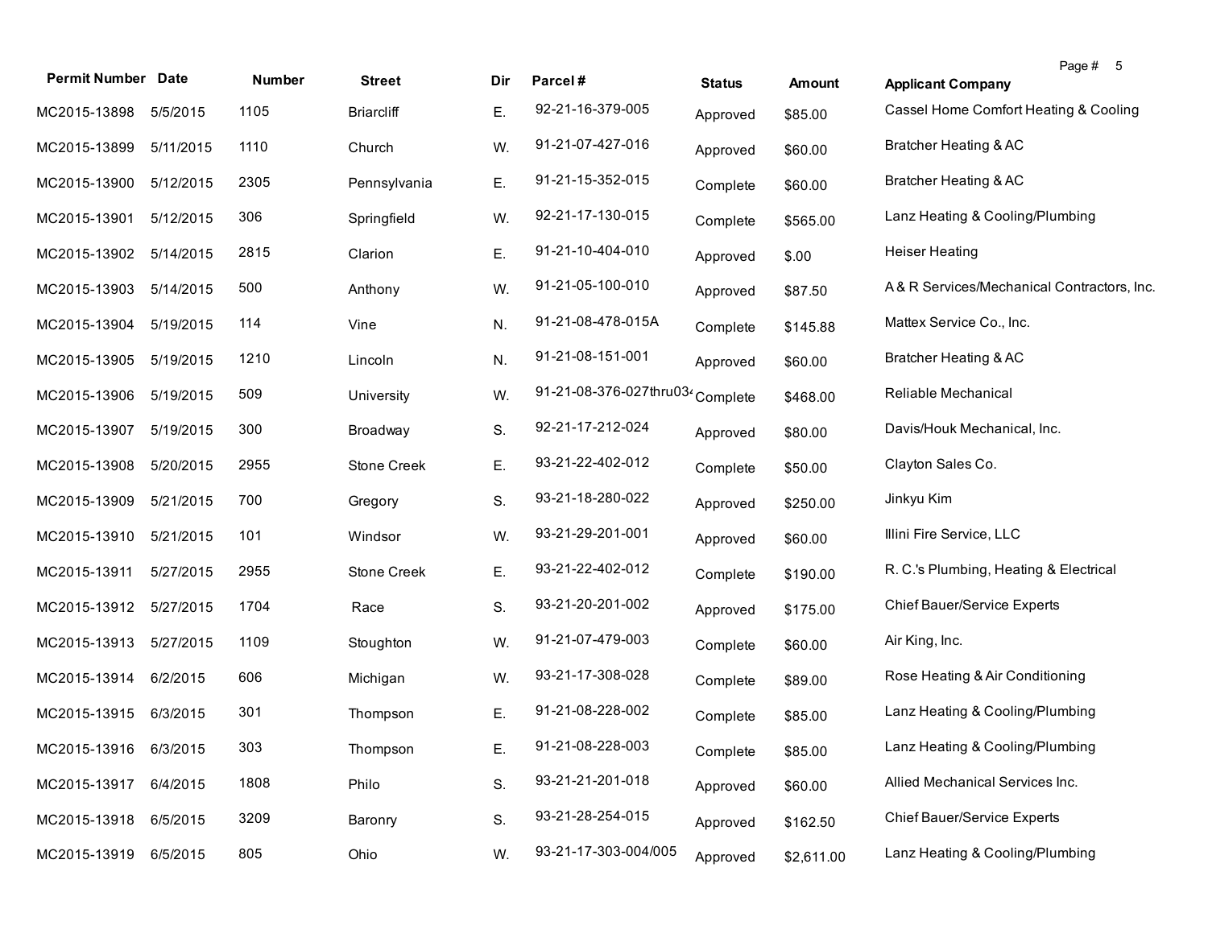| Permit Number | Date | Number | Street | Dir | Parcel # | Status | Amount | Applicant Company |
|---|---|---|---|---|---|---|---|---|
| MC2015-13898 | 5/5/2015 | 1105 | Briarcliff | E. | 92-21-16-379-005 | Approved | $85.00 | Cassel Home Comfort Heating & Cooling |
| MC2015-13899 | 5/11/2015 | 1110 | Church | W. | 91-21-07-427-016 | Approved | $60.00 | Bratcher Heating & AC |
| MC2015-13900 | 5/12/2015 | 2305 | Pennsylvania | E. | 91-21-15-352-015 | Complete | $60.00 | Bratcher Heating & AC |
| MC2015-13901 | 5/12/2015 | 306 | Springfield | W. | 92-21-17-130-015 | Complete | $565.00 | Lanz Heating & Cooling/Plumbing |
| MC2015-13902 | 5/14/2015 | 2815 | Clarion | E. | 91-21-10-404-010 | Approved | $.00 | Heiser Heating |
| MC2015-13903 | 5/14/2015 | 500 | Anthony | W. | 91-21-05-100-010 | Approved | $87.50 | A & R Services/Mechanical Contractors, Inc. |
| MC2015-13904 | 5/19/2015 | 114 | Vine | N. | 91-21-08-478-015A | Complete | $145.88 | Mattex Service Co., Inc. |
| MC2015-13905 | 5/19/2015 | 1210 | Lincoln | N. | 91-21-08-151-001 | Approved | $60.00 | Bratcher Heating & AC |
| MC2015-13906 | 5/19/2015 | 509 | University | W. | 91-21-08-376-027thru034 | Complete | $468.00 | Reliable Mechanical |
| MC2015-13907 | 5/19/2015 | 300 | Broadway | S. | 92-21-17-212-024 | Approved | $80.00 | Davis/Houk Mechanical, Inc. |
| MC2015-13908 | 5/20/2015 | 2955 | Stone Creek | E. | 93-21-22-402-012 | Complete | $50.00 | Clayton Sales Co. |
| MC2015-13909 | 5/21/2015 | 700 | Gregory | S. | 93-21-18-280-022 | Approved | $250.00 | Jinkyu Kim |
| MC2015-13910 | 5/21/2015 | 101 | Windsor | W. | 93-21-29-201-001 | Approved | $60.00 | Illini Fire Service, LLC |
| MC2015-13911 | 5/27/2015 | 2955 | Stone Creek | E. | 93-21-22-402-012 | Complete | $190.00 | R. C.'s Plumbing, Heating & Electrical |
| MC2015-13912 | 5/27/2015 | 1704 | Race | S. | 93-21-20-201-002 | Approved | $175.00 | Chief Bauer/Service Experts |
| MC2015-13913 | 5/27/2015 | 1109 | Stoughton | W. | 91-21-07-479-003 | Complete | $60.00 | Air King, Inc. |
| MC2015-13914 | 6/2/2015 | 606 | Michigan | W. | 93-21-17-308-028 | Complete | $89.00 | Rose Heating & Air Conditioning |
| MC2015-13915 | 6/3/2015 | 301 | Thompson | E. | 91-21-08-228-002 | Complete | $85.00 | Lanz Heating & Cooling/Plumbing |
| MC2015-13916 | 6/3/2015 | 303 | Thompson | E. | 91-21-08-228-003 | Complete | $85.00 | Lanz Heating & Cooling/Plumbing |
| MC2015-13917 | 6/4/2015 | 1808 | Philo | S. | 93-21-21-201-018 | Approved | $60.00 | Allied Mechanical Services Inc. |
| MC2015-13918 | 6/5/2015 | 3209 | Baronry | S. | 93-21-28-254-015 | Approved | $162.50 | Chief Bauer/Service Experts |
| MC2015-13919 | 6/5/2015 | 805 | Ohio | W. | 93-21-17-303-004/005 | Approved | $2,611.00 | Lanz Heating & Cooling/Plumbing |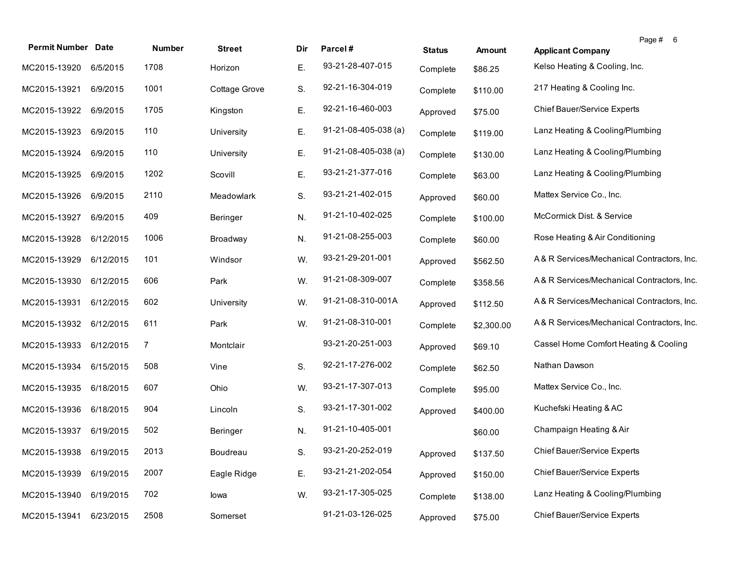| Permit Number | Date | Number | Street | Dir | Parcel # | Status | Amount | Applicant Company |
|---|---|---|---|---|---|---|---|---|
| MC2015-13920 | 6/5/2015 | 1708 | Horizon | E. | 93-21-28-407-015 | Complete | $86.25 | Kelso Heating & Cooling, Inc. |
| MC2015-13921 | 6/9/2015 | 1001 | Cottage Grove | S. | 92-21-16-304-019 | Complete | $110.00 | 217 Heating & Cooling Inc. |
| MC2015-13922 | 6/9/2015 | 1705 | Kingston | E. | 92-21-16-460-003 | Approved | $75.00 | Chief Bauer/Service Experts |
| MC2015-13923 | 6/9/2015 | 110 | University | E. | 91-21-08-405-038 (a) | Complete | $119.00 | Lanz Heating & Cooling/Plumbing |
| MC2015-13924 | 6/9/2015 | 110 | University | E. | 91-21-08-405-038 (a) | Complete | $130.00 | Lanz Heating & Cooling/Plumbing |
| MC2015-13925 | 6/9/2015 | 1202 | Scovill | E. | 93-21-21-377-016 | Complete | $63.00 | Lanz Heating & Cooling/Plumbing |
| MC2015-13926 | 6/9/2015 | 2110 | Meadowlark | S. | 93-21-21-402-015 | Approved | $60.00 | Mattex Service Co., Inc. |
| MC2015-13927 | 6/9/2015 | 409 | Beringer | N. | 91-21-10-402-025 | Complete | $100.00 | McCormick Dist. & Service |
| MC2015-13928 | 6/12/2015 | 1006 | Broadway | N. | 91-21-08-255-003 | Complete | $60.00 | Rose Heating & Air Conditioning |
| MC2015-13929 | 6/12/2015 | 101 | Windsor | W. | 93-21-29-201-001 | Approved | $562.50 | A & R Services/Mechanical Contractors, Inc. |
| MC2015-13930 | 6/12/2015 | 606 | Park | W. | 91-21-08-309-007 | Complete | $358.56 | A & R Services/Mechanical Contractors, Inc. |
| MC2015-13931 | 6/12/2015 | 602 | University | W. | 91-21-08-310-001A | Approved | $112.50 | A & R Services/Mechanical Contractors, Inc. |
| MC2015-13932 | 6/12/2015 | 611 | Park | W. | 91-21-08-310-001 | Complete | $2,300.00 | A & R Services/Mechanical Contractors, Inc. |
| MC2015-13933 | 6/12/2015 | 7 | Montclair | | 93-21-20-251-003 | Approved | $69.10 | Cassel Home Comfort Heating & Cooling |
| MC2015-13934 | 6/15/2015 | 508 | Vine | S. | 92-21-17-276-002 | Complete | $62.50 | Nathan Dawson |
| MC2015-13935 | 6/18/2015 | 607 | Ohio | W. | 93-21-17-307-013 | Complete | $95.00 | Mattex Service Co., Inc. |
| MC2015-13936 | 6/18/2015 | 904 | Lincoln | S. | 93-21-17-301-002 | Approved | $400.00 | Kuchefski Heating & AC |
| MC2015-13937 | 6/19/2015 | 502 | Beringer | N. | 91-21-10-405-001 | | $60.00 | Champaign Heating & Air |
| MC2015-13938 | 6/19/2015 | 2013 | Boudreau | S. | 93-21-20-252-019 | Approved | $137.50 | Chief Bauer/Service Experts |
| MC2015-13939 | 6/19/2015 | 2007 | Eagle Ridge | E. | 93-21-21-202-054 | Approved | $150.00 | Chief Bauer/Service Experts |
| MC2015-13940 | 6/19/2015 | 702 | Iowa | W. | 93-21-17-305-025 | Complete | $138.00 | Lanz Heating & Cooling/Plumbing |
| MC2015-13941 | 6/23/2015 | 2508 | Somerset | | 91-21-03-126-025 | Approved | $75.00 | Chief Bauer/Service Experts |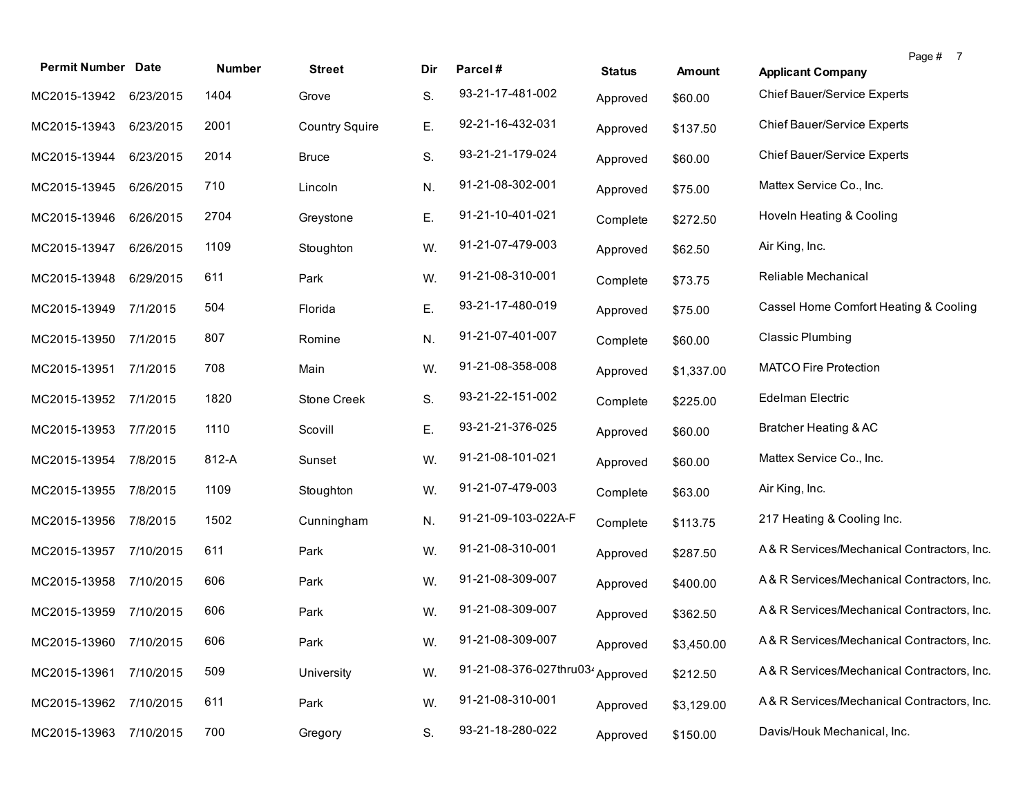| Permit Number | Date | Number | Street | Dir | Parcel # | Status | Amount | Applicant Company |
|---|---|---|---|---|---|---|---|---|
| MC2015-13942 | 6/23/2015 | 1404 | Grove | S. | 93-21-17-481-002 | Approved | $60.00 | Chief Bauer/Service Experts |
| MC2015-13943 | 6/23/2015 | 2001 | Country Squire | E. | 92-21-16-432-031 | Approved | $137.50 | Chief Bauer/Service Experts |
| MC2015-13944 | 6/23/2015 | 2014 | Bruce | S. | 93-21-21-179-024 | Approved | $60.00 | Chief Bauer/Service Experts |
| MC2015-13945 | 6/26/2015 | 710 | Lincoln | N. | 91-21-08-302-001 | Approved | $75.00 | Mattex Service Co., Inc. |
| MC2015-13946 | 6/26/2015 | 2704 | Greystone | E. | 91-21-10-401-021 | Complete | $272.50 | Hoveln Heating & Cooling |
| MC2015-13947 | 6/26/2015 | 1109 | Stoughton | W. | 91-21-07-479-003 | Approved | $62.50 | Air King, Inc. |
| MC2015-13948 | 6/29/2015 | 611 | Park | W. | 91-21-08-310-001 | Complete | $73.75 | Reliable Mechanical |
| MC2015-13949 | 7/1/2015 | 504 | Florida | E. | 93-21-17-480-019 | Approved | $75.00 | Cassel Home Comfort Heating & Cooling |
| MC2015-13950 | 7/1/2015 | 807 | Romine | N. | 91-21-07-401-007 | Complete | $60.00 | Classic Plumbing |
| MC2015-13951 | 7/1/2015 | 708 | Main | W. | 91-21-08-358-008 | Approved | $1,337.00 | MATCO Fire Protection |
| MC2015-13952 | 7/1/2015 | 1820 | Stone Creek | S. | 93-21-22-151-002 | Complete | $225.00 | Edelman Electric |
| MC2015-13953 | 7/7/2015 | 1110 | Scovill | E. | 93-21-21-376-025 | Approved | $60.00 | Bratcher Heating & AC |
| MC2015-13954 | 7/8/2015 | 812-A | Sunset | W. | 91-21-08-101-021 | Approved | $60.00 | Mattex Service Co., Inc. |
| MC2015-13955 | 7/8/2015 | 1109 | Stoughton | W. | 91-21-07-479-003 | Complete | $63.00 | Air King, Inc. |
| MC2015-13956 | 7/8/2015 | 1502 | Cunningham | N. | 91-21-09-103-022A-F | Complete | $113.75 | 217 Heating & Cooling Inc. |
| MC2015-13957 | 7/10/2015 | 611 | Park | W. | 91-21-08-310-001 | Approved | $287.50 | A & R Services/Mechanical Contractors, Inc. |
| MC2015-13958 | 7/10/2015 | 606 | Park | W. | 91-21-08-309-007 | Approved | $400.00 | A & R Services/Mechanical Contractors, Inc. |
| MC2015-13959 | 7/10/2015 | 606 | Park | W. | 91-21-08-309-007 | Approved | $362.50 | A & R Services/Mechanical Contractors, Inc. |
| MC2015-13960 | 7/10/2015 | 606 | Park | W. | 91-21-08-309-007 | Approved | $3,450.00 | A & R Services/Mechanical Contractors, Inc. |
| MC2015-13961 | 7/10/2015 | 509 | University | W. | 91-21-08-376-027thru034 | Approved | $212.50 | A & R Services/Mechanical Contractors, Inc. |
| MC2015-13962 | 7/10/2015 | 611 | Park | W. | 91-21-08-310-001 | Approved | $3,129.00 | A & R Services/Mechanical Contractors, Inc. |
| MC2015-13963 | 7/10/2015 | 700 | Gregory | S. | 93-21-18-280-022 | Approved | $150.00 | Davis/Houk Mechanical, Inc. |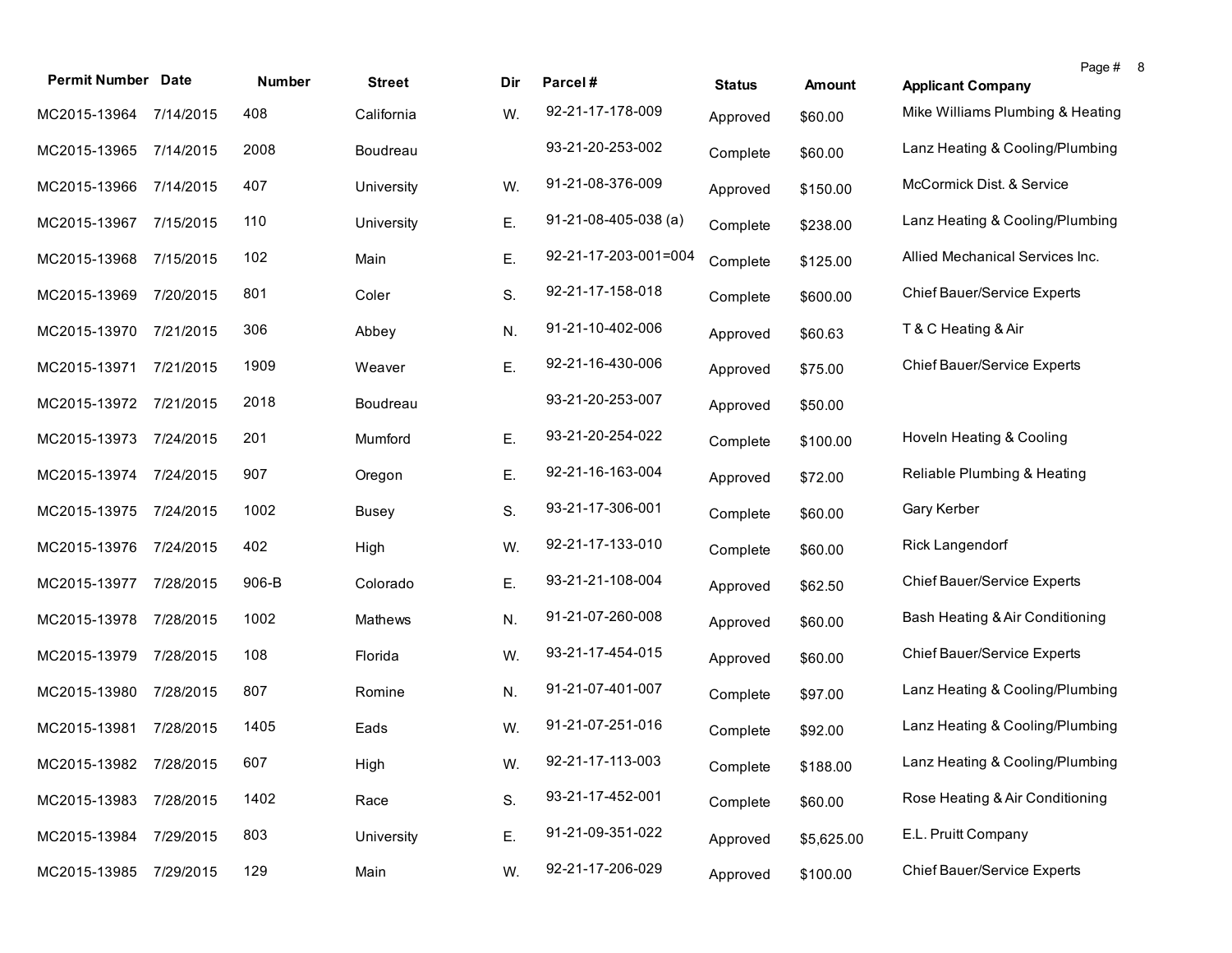| Permit Number | Date | Number | Street | Dir | Parcel # | Status | Amount | Applicant Company |
|---|---|---|---|---|---|---|---|---|
| MC2015-13964 | 7/14/2015 | 408 | California | W. | 92-21-17-178-009 | Approved | $60.00 | Mike Williams Plumbing & Heating |
| MC2015-13965 | 7/14/2015 | 2008 | Boudreau | | 93-21-20-253-002 | Complete | $60.00 | Lanz Heating & Cooling/Plumbing |
| MC2015-13966 | 7/14/2015 | 407 | University | W. | 91-21-08-376-009 | Approved | $150.00 | McCormick Dist. & Service |
| MC2015-13967 | 7/15/2015 | 110 | University | E. | 91-21-08-405-038 (a) | Complete | $238.00 | Lanz Heating & Cooling/Plumbing |
| MC2015-13968 | 7/15/2015 | 102 | Main | E. | 92-21-17-203-001=004 | Complete | $125.00 | Allied Mechanical Services Inc. |
| MC2015-13969 | 7/20/2015 | 801 | Coler | S. | 92-21-17-158-018 | Complete | $600.00 | Chief Bauer/Service Experts |
| MC2015-13970 | 7/21/2015 | 306 | Abbey | N. | 91-21-10-402-006 | Approved | $60.63 | T & C Heating & Air |
| MC2015-13971 | 7/21/2015 | 1909 | Weaver | E. | 92-21-16-430-006 | Approved | $75.00 | Chief Bauer/Service Experts |
| MC2015-13972 | 7/21/2015 | 2018 | Boudreau | | 93-21-20-253-007 | Approved | $50.00 | |
| MC2015-13973 | 7/24/2015 | 201 | Mumford | E. | 93-21-20-254-022 | Complete | $100.00 | Hoveln Heating & Cooling |
| MC2015-13974 | 7/24/2015 | 907 | Oregon | E. | 92-21-16-163-004 | Approved | $72.00 | Reliable Plumbing & Heating |
| MC2015-13975 | 7/24/2015 | 1002 | Busey | S. | 93-21-17-306-001 | Complete | $60.00 | Gary Kerber |
| MC2015-13976 | 7/24/2015 | 402 | High | W. | 92-21-17-133-010 | Complete | $60.00 | Rick Langendorf |
| MC2015-13977 | 7/28/2015 | 906-B | Colorado | E. | 93-21-21-108-004 | Approved | $62.50 | Chief Bauer/Service Experts |
| MC2015-13978 | 7/28/2015 | 1002 | Mathews | N. | 91-21-07-260-008 | Approved | $60.00 | Bash Heating & Air Conditioning |
| MC2015-13979 | 7/28/2015 | 108 | Florida | W. | 93-21-17-454-015 | Approved | $60.00 | Chief Bauer/Service Experts |
| MC2015-13980 | 7/28/2015 | 807 | Romine | N. | 91-21-07-401-007 | Complete | $97.00 | Lanz Heating & Cooling/Plumbing |
| MC2015-13981 | 7/28/2015 | 1405 | Eads | W. | 91-21-07-251-016 | Complete | $92.00 | Lanz Heating & Cooling/Plumbing |
| MC2015-13982 | 7/28/2015 | 607 | High | W. | 92-21-17-113-003 | Complete | $188.00 | Lanz Heating & Cooling/Plumbing |
| MC2015-13983 | 7/28/2015 | 1402 | Race | S. | 93-21-17-452-001 | Complete | $60.00 | Rose Heating & Air Conditioning |
| MC2015-13984 | 7/29/2015 | 803 | University | E. | 91-21-09-351-022 | Approved | $5,625.00 | E.L. Pruitt Company |
| MC2015-13985 | 7/29/2015 | 129 | Main | W. | 92-21-17-206-029 | Approved | $100.00 | Chief Bauer/Service Experts |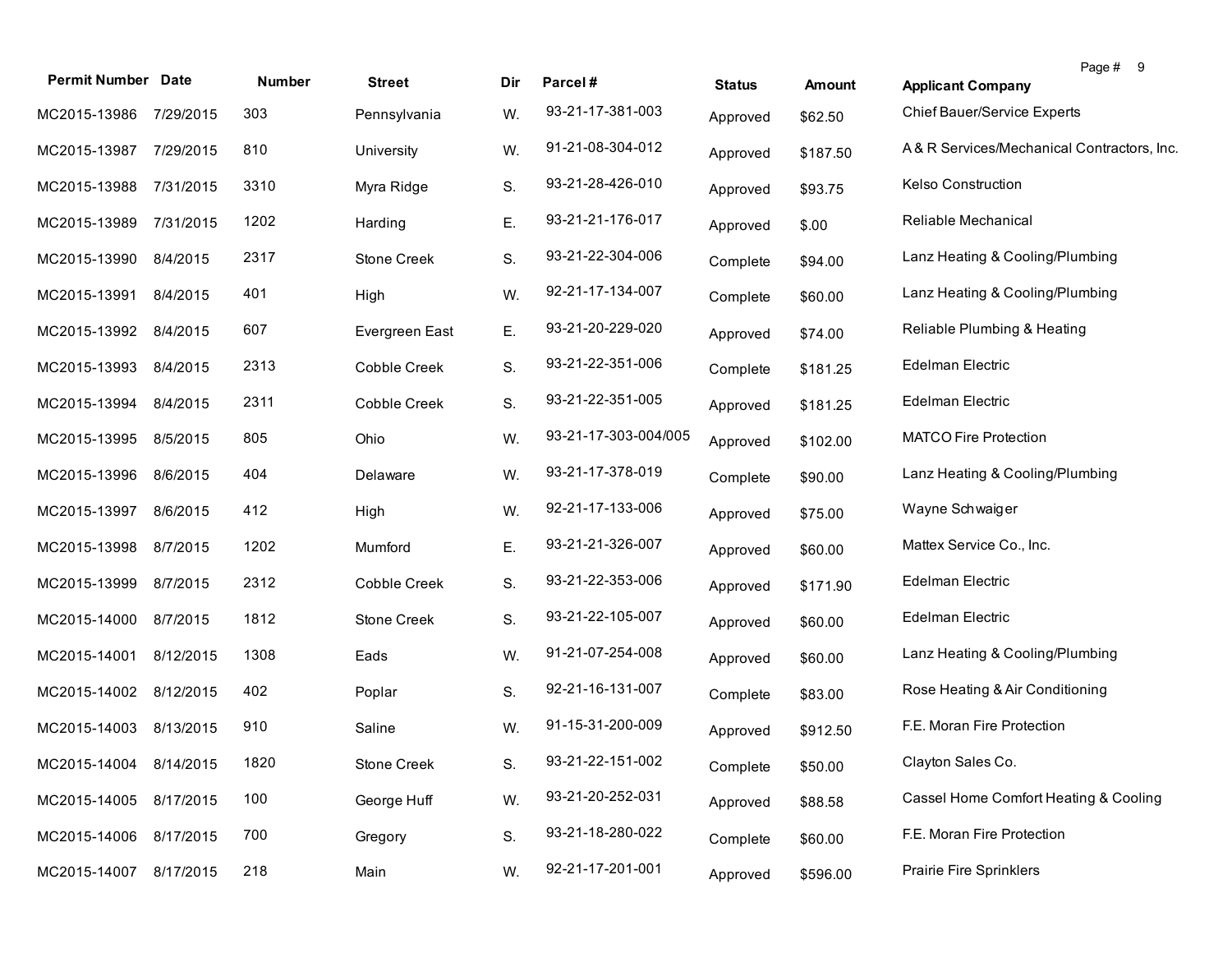| Permit Number | Date | Number | Street | Dir | Parcel # | Status | Amount | Applicant Company |
|---|---|---|---|---|---|---|---|---|
| MC2015-13986 | 7/29/2015 | 303 | Pennsylvania | W. | 93-21-17-381-003 | Approved | $62.50 | Chief Bauer/Service Experts |
| MC2015-13987 | 7/29/2015 | 810 | University | W. | 91-21-08-304-012 | Approved | $187.50 | A & R Services/Mechanical Contractors, Inc. |
| MC2015-13988 | 7/31/2015 | 3310 | Myra Ridge | S. | 93-21-28-426-010 | Approved | $93.75 | Kelso Construction |
| MC2015-13989 | 7/31/2015 | 1202 | Harding | E. | 93-21-21-176-017 | Approved | $.00 | Reliable Mechanical |
| MC2015-13990 | 8/4/2015 | 2317 | Stone Creek | S. | 93-21-22-304-006 | Complete | $94.00 | Lanz Heating & Cooling/Plumbing |
| MC2015-13991 | 8/4/2015 | 401 | High | W. | 92-21-17-134-007 | Complete | $60.00 | Lanz Heating & Cooling/Plumbing |
| MC2015-13992 | 8/4/2015 | 607 | Evergreen East | E. | 93-21-20-229-020 | Approved | $74.00 | Reliable Plumbing & Heating |
| MC2015-13993 | 8/4/2015 | 2313 | Cobble Creek | S. | 93-21-22-351-006 | Complete | $181.25 | Edelman Electric |
| MC2015-13994 | 8/4/2015 | 2311 | Cobble Creek | S. | 93-21-22-351-005 | Approved | $181.25 | Edelman Electric |
| MC2015-13995 | 8/5/2015 | 805 | Ohio | W. | 93-21-17-303-004/005 | Approved | $102.00 | MATCO Fire Protection |
| MC2015-13996 | 8/6/2015 | 404 | Delaware | W. | 93-21-17-378-019 | Complete | $90.00 | Lanz Heating & Cooling/Plumbing |
| MC2015-13997 | 8/6/2015 | 412 | High | W. | 92-21-17-133-006 | Approved | $75.00 | Wayne Schwaiger |
| MC2015-13998 | 8/7/2015 | 1202 | Mumford | E. | 93-21-21-326-007 | Approved | $60.00 | Mattex Service Co., Inc. |
| MC2015-13999 | 8/7/2015 | 2312 | Cobble Creek | S. | 93-21-22-353-006 | Approved | $171.90 | Edelman Electric |
| MC2015-14000 | 8/7/2015 | 1812 | Stone Creek | S. | 93-21-22-105-007 | Approved | $60.00 | Edelman Electric |
| MC2015-14001 | 8/12/2015 | 1308 | Eads | W. | 91-21-07-254-008 | Approved | $60.00 | Lanz Heating & Cooling/Plumbing |
| MC2015-14002 | 8/12/2015 | 402 | Poplar | S. | 92-21-16-131-007 | Complete | $83.00 | Rose Heating & Air Conditioning |
| MC2015-14003 | 8/13/2015 | 910 | Saline | W. | 91-15-31-200-009 | Approved | $912.50 | F.E. Moran Fire Protection |
| MC2015-14004 | 8/14/2015 | 1820 | Stone Creek | S. | 93-21-22-151-002 | Complete | $50.00 | Clayton Sales Co. |
| MC2015-14005 | 8/17/2015 | 100 | George Huff | W. | 93-21-20-252-031 | Approved | $88.58 | Cassel Home Comfort Heating & Cooling |
| MC2015-14006 | 8/17/2015 | 700 | Gregory | S. | 93-21-18-280-022 | Complete | $60.00 | F.E. Moran Fire Protection |
| MC2015-14007 | 8/17/2015 | 218 | Main | W. | 92-21-17-201-001 | Approved | $596.00 | Prairie Fire Sprinklers |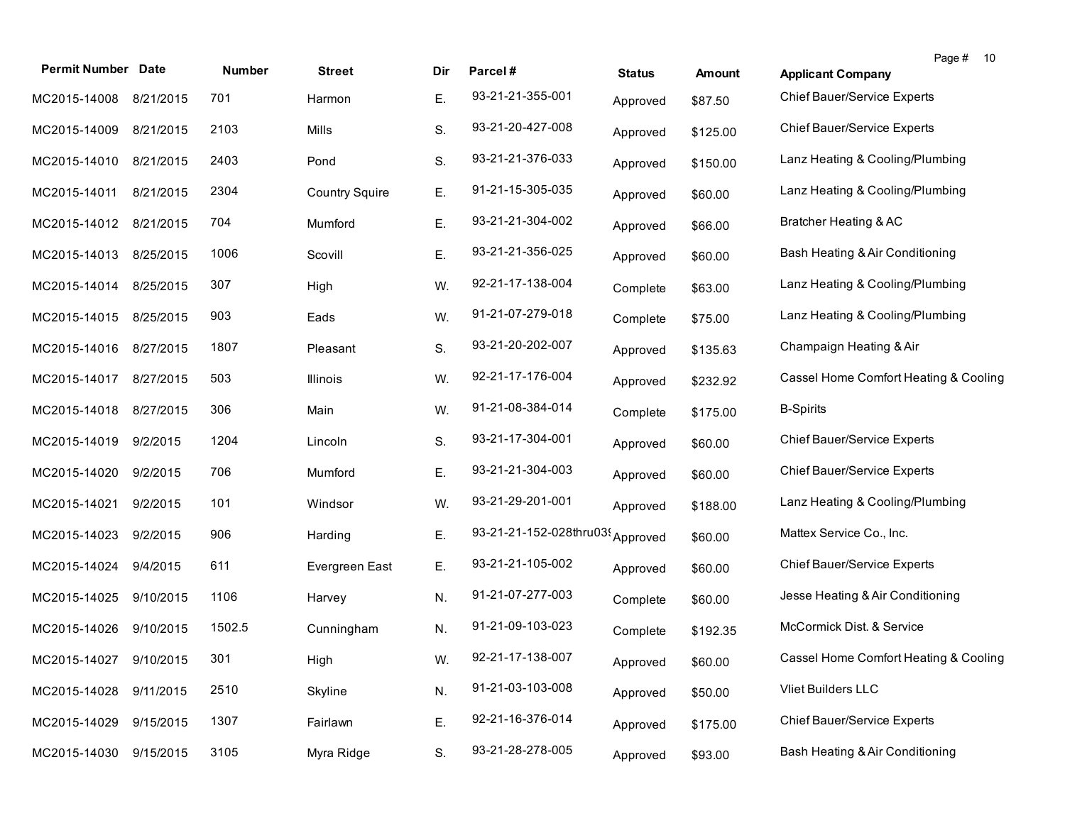| Permit Number | Date | Number | Street | Dir | Parcel # | Status | Amount | Applicant Company |
|---|---|---|---|---|---|---|---|---|
| MC2015-14008 | 8/21/2015 | 701 | Harmon | E. | 93-21-21-355-001 | Approved | $87.50 | Chief Bauer/Service Experts |
| MC2015-14009 | 8/21/2015 | 2103 | Mills | S. | 93-21-20-427-008 | Approved | $125.00 | Chief Bauer/Service Experts |
| MC2015-14010 | 8/21/2015 | 2403 | Pond | S. | 93-21-21-376-033 | Approved | $150.00 | Lanz Heating & Cooling/Plumbing |
| MC2015-14011 | 8/21/2015 | 2304 | Country Squire | E. | 91-21-15-305-035 | Approved | $60.00 | Lanz Heating & Cooling/Plumbing |
| MC2015-14012 | 8/21/2015 | 704 | Mumford | E. | 93-21-21-304-002 | Approved | $66.00 | Bratcher Heating & AC |
| MC2015-14013 | 8/25/2015 | 1006 | Scovill | E. | 93-21-21-356-025 | Approved | $60.00 | Bash Heating & Air Conditioning |
| MC2015-14014 | 8/25/2015 | 307 | High | W. | 92-21-17-138-004 | Complete | $63.00 | Lanz Heating & Cooling/Plumbing |
| MC2015-14015 | 8/25/2015 | 903 | Eads | W. | 91-21-07-279-018 | Complete | $75.00 | Lanz Heating & Cooling/Plumbing |
| MC2015-14016 | 8/27/2015 | 1807 | Pleasant | S. | 93-21-20-202-007 | Approved | $135.63 | Champaign Heating & Air |
| MC2015-14017 | 8/27/2015 | 503 | Illinois | W. | 92-21-17-176-004 | Approved | $232.92 | Cassel Home Comfort Heating & Cooling |
| MC2015-14018 | 8/27/2015 | 306 | Main | W. | 91-21-08-384-014 | Complete | $175.00 | B-Spirits |
| MC2015-14019 | 9/2/2015 | 1204 | Lincoln | S. | 93-21-17-304-001 | Approved | $60.00 | Chief Bauer/Service Experts |
| MC2015-14020 | 9/2/2015 | 706 | Mumford | E. | 93-21-21-304-003 | Approved | $60.00 | Chief Bauer/Service Experts |
| MC2015-14021 | 9/2/2015 | 101 | Windsor | W. | 93-21-29-201-001 | Approved | $188.00 | Lanz Heating & Cooling/Plumbing |
| MC2015-14023 | 9/2/2015 | 906 | Harding | E. | 93-21-21-152-028thru03 | Approved | $60.00 | Mattex Service Co., Inc. |
| MC2015-14024 | 9/4/2015 | 611 | Evergreen East | E. | 93-21-21-105-002 | Approved | $60.00 | Chief Bauer/Service Experts |
| MC2015-14025 | 9/10/2015 | 1106 | Harvey | N. | 91-21-07-277-003 | Complete | $60.00 | Jesse Heating & Air Conditioning |
| MC2015-14026 | 9/10/2015 | 1502.5 | Cunningham | N. | 91-21-09-103-023 | Complete | $192.35 | McCormick Dist. & Service |
| MC2015-14027 | 9/10/2015 | 301 | High | W. | 92-21-17-138-007 | Approved | $60.00 | Cassel Home Comfort Heating & Cooling |
| MC2015-14028 | 9/11/2015 | 2510 | Skyline | N. | 91-21-03-103-008 | Approved | $50.00 | Vliet Builders LLC |
| MC2015-14029 | 9/15/2015 | 1307 | Fairlawn | E. | 92-21-16-376-014 | Approved | $175.00 | Chief Bauer/Service Experts |
| MC2015-14030 | 9/15/2015 | 3105 | Myra Ridge | S. | 93-21-28-278-005 | Approved | $93.00 | Bash Heating & Air Conditioning |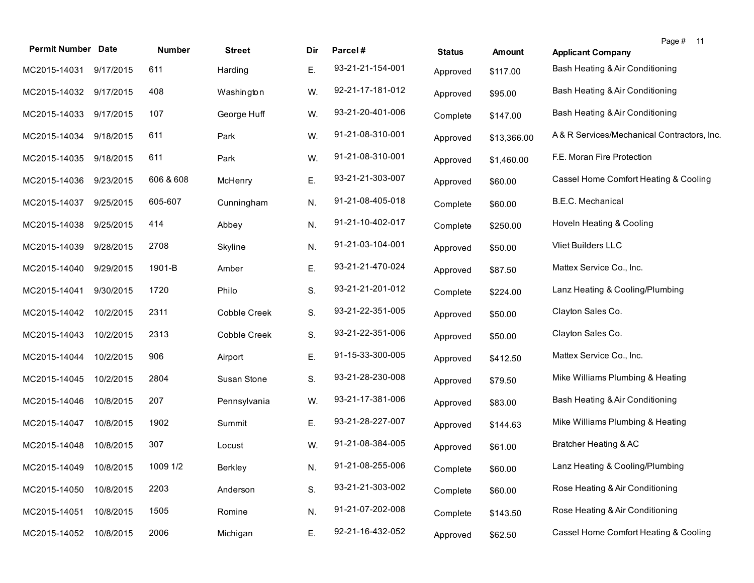| Permit Number | Date | Number | Street | Dir | Parcel # | Status | Amount | Applicant Company |
|---|---|---|---|---|---|---|---|---|
| MC2015-14031 | 9/17/2015 | 611 | Harding | E. | 93-21-21-154-001 | Approved | $117.00 | Bash Heating & Air Conditioning |
| MC2015-14032 | 9/17/2015 | 408 | Washington | W. | 92-21-17-181-012 | Approved | $95.00 | Bash Heating & Air Conditioning |
| MC2015-14033 | 9/17/2015 | 107 | George Huff | W. | 93-21-20-401-006 | Complete | $147.00 | Bash Heating & Air Conditioning |
| MC2015-14034 | 9/18/2015 | 611 | Park | W. | 91-21-08-310-001 | Approved | $13,366.00 | A & R Services/Mechanical Contractors, Inc. |
| MC2015-14035 | 9/18/2015 | 611 | Park | W. | 91-21-08-310-001 | Approved | $1,460.00 | F.E. Moran Fire Protection |
| MC2015-14036 | 9/23/2015 | 606 & 608 | McHenry | E. | 93-21-21-303-007 | Approved | $60.00 | Cassel Home Comfort Heating & Cooling |
| MC2015-14037 | 9/25/2015 | 605-607 | Cunningham | N. | 91-21-08-405-018 | Complete | $60.00 | B.E.C. Mechanical |
| MC2015-14038 | 9/25/2015 | 414 | Abbey | N. | 91-21-10-402-017 | Complete | $250.00 | Hoveln Heating & Cooling |
| MC2015-14039 | 9/28/2015 | 2708 | Skyline | N. | 91-21-03-104-001 | Approved | $50.00 | Vliet Builders LLC |
| MC2015-14040 | 9/29/2015 | 1901-B | Amber | E. | 93-21-21-470-024 | Approved | $87.50 | Mattex Service Co., Inc. |
| MC2015-14041 | 9/30/2015 | 1720 | Philo | S. | 93-21-21-201-012 | Complete | $224.00 | Lanz Heating & Cooling/Plumbing |
| MC2015-14042 | 10/2/2015 | 2311 | Cobble Creek | S. | 93-21-22-351-005 | Approved | $50.00 | Clayton Sales Co. |
| MC2015-14043 | 10/2/2015 | 2313 | Cobble Creek | S. | 93-21-22-351-006 | Approved | $50.00 | Clayton Sales Co. |
| MC2015-14044 | 10/2/2015 | 906 | Airport | E. | 91-15-33-300-005 | Approved | $412.50 | Mattex Service Co., Inc. |
| MC2015-14045 | 10/2/2015 | 2804 | Susan Stone | S. | 93-21-28-230-008 | Approved | $79.50 | Mike Williams Plumbing & Heating |
| MC2015-14046 | 10/8/2015 | 207 | Pennsylvania | W. | 93-21-17-381-006 | Approved | $83.00 | Bash Heating & Air Conditioning |
| MC2015-14047 | 10/8/2015 | 1902 | Summit | E. | 93-21-28-227-007 | Approved | $144.63 | Mike Williams Plumbing & Heating |
| MC2015-14048 | 10/8/2015 | 307 | Locust | W. | 91-21-08-384-005 | Approved | $61.00 | Bratcher Heating & AC |
| MC2015-14049 | 10/8/2015 | 1009 1/2 | Berkley | N. | 91-21-08-255-006 | Complete | $60.00 | Lanz Heating & Cooling/Plumbing |
| MC2015-14050 | 10/8/2015 | 2203 | Anderson | S. | 93-21-21-303-002 | Complete | $60.00 | Rose Heating & Air Conditioning |
| MC2015-14051 | 10/8/2015 | 1505 | Romine | N. | 91-21-07-202-008 | Complete | $143.50 | Rose Heating & Air Conditioning |
| MC2015-14052 | 10/8/2015 | 2006 | Michigan | E. | 92-21-16-432-052 | Approved | $62.50 | Cassel Home Comfort Heating & Cooling |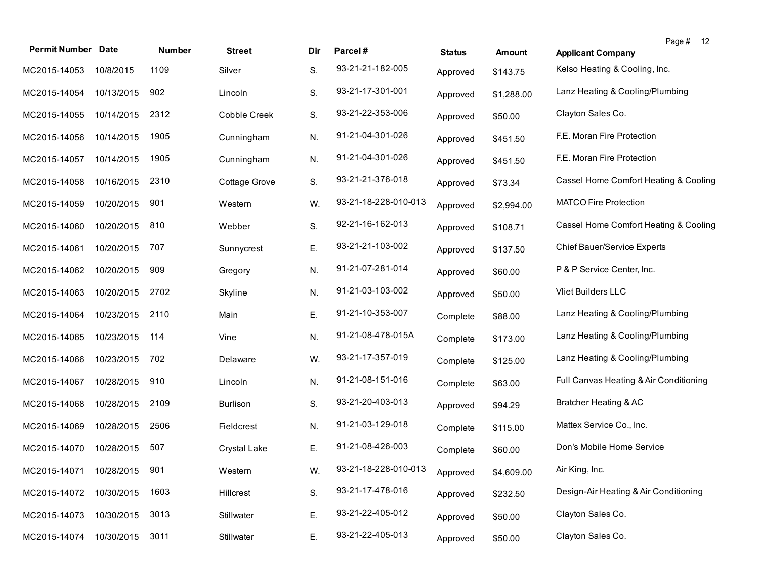| Permit Number | Date | Number | Street | Dir | Parcel # | Status | Amount | Applicant Company |
|---|---|---|---|---|---|---|---|---|
| MC2015-14053 | 10/8/2015 | 1109 | Silver | S. | 93-21-21-182-005 | Approved | $143.75 | Kelso Heating & Cooling, Inc. |
| MC2015-14054 | 10/13/2015 | 902 | Lincoln | S. | 93-21-17-301-001 | Approved | $1,288.00 | Lanz Heating & Cooling/Plumbing |
| MC2015-14055 | 10/14/2015 | 2312 | Cobble Creek | S. | 93-21-22-353-006 | Approved | $50.00 | Clayton Sales Co. |
| MC2015-14056 | 10/14/2015 | 1905 | Cunningham | N. | 91-21-04-301-026 | Approved | $451.50 | F.E. Moran Fire Protection |
| MC2015-14057 | 10/14/2015 | 1905 | Cunningham | N. | 91-21-04-301-026 | Approved | $451.50 | F.E. Moran Fire Protection |
| MC2015-14058 | 10/16/2015 | 2310 | Cottage Grove | S. | 93-21-21-376-018 | Approved | $73.34 | Cassel Home Comfort Heating & Cooling |
| MC2015-14059 | 10/20/2015 | 901 | Western | W. | 93-21-18-228-010-013 | Approved | $2,994.00 | MATCO Fire Protection |
| MC2015-14060 | 10/20/2015 | 810 | Webber | S. | 92-21-16-162-013 | Approved | $108.71 | Cassel Home Comfort Heating & Cooling |
| MC2015-14061 | 10/20/2015 | 707 | Sunnycrest | E. | 93-21-21-103-002 | Approved | $137.50 | Chief Bauer/Service Experts |
| MC2015-14062 | 10/20/2015 | 909 | Gregory | N. | 91-21-07-281-014 | Approved | $60.00 | P & P Service Center, Inc. |
| MC2015-14063 | 10/20/2015 | 2702 | Skyline | N. | 91-21-03-103-002 | Approved | $50.00 | Vliet Builders LLC |
| MC2015-14064 | 10/23/2015 | 2110 | Main | E. | 91-21-10-353-007 | Complete | $88.00 | Lanz Heating & Cooling/Plumbing |
| MC2015-14065 | 10/23/2015 | 114 | Vine | N. | 91-21-08-478-015A | Complete | $173.00 | Lanz Heating & Cooling/Plumbing |
| MC2015-14066 | 10/23/2015 | 702 | Delaware | W. | 93-21-17-357-019 | Complete | $125.00 | Lanz Heating & Cooling/Plumbing |
| MC2015-14067 | 10/28/2015 | 910 | Lincoln | N. | 91-21-08-151-016 | Complete | $63.00 | Full Canvas Heating & Air Conditioning |
| MC2015-14068 | 10/28/2015 | 2109 | Burlison | S. | 93-21-20-403-013 | Approved | $94.29 | Bratcher Heating & AC |
| MC2015-14069 | 10/28/2015 | 2506 | Fieldcrest | N. | 91-21-03-129-018 | Complete | $115.00 | Mattex Service Co., Inc. |
| MC2015-14070 | 10/28/2015 | 507 | Crystal Lake | E. | 91-21-08-426-003 | Complete | $60.00 | Don's Mobile Home Service |
| MC2015-14071 | 10/28/2015 | 901 | Western | W. | 93-21-18-228-010-013 | Approved | $4,609.00 | Air King, Inc. |
| MC2015-14072 | 10/30/2015 | 1603 | Hillcrest | S. | 93-21-17-478-016 | Approved | $232.50 | Design-Air Heating & Air Conditioning |
| MC2015-14073 | 10/30/2015 | 3013 | Stillwater | E. | 93-21-22-405-012 | Approved | $50.00 | Clayton Sales Co. |
| MC2015-14074 | 10/30/2015 | 3011 | Stillwater | E. | 93-21-22-405-013 | Approved | $50.00 | Clayton Sales Co. |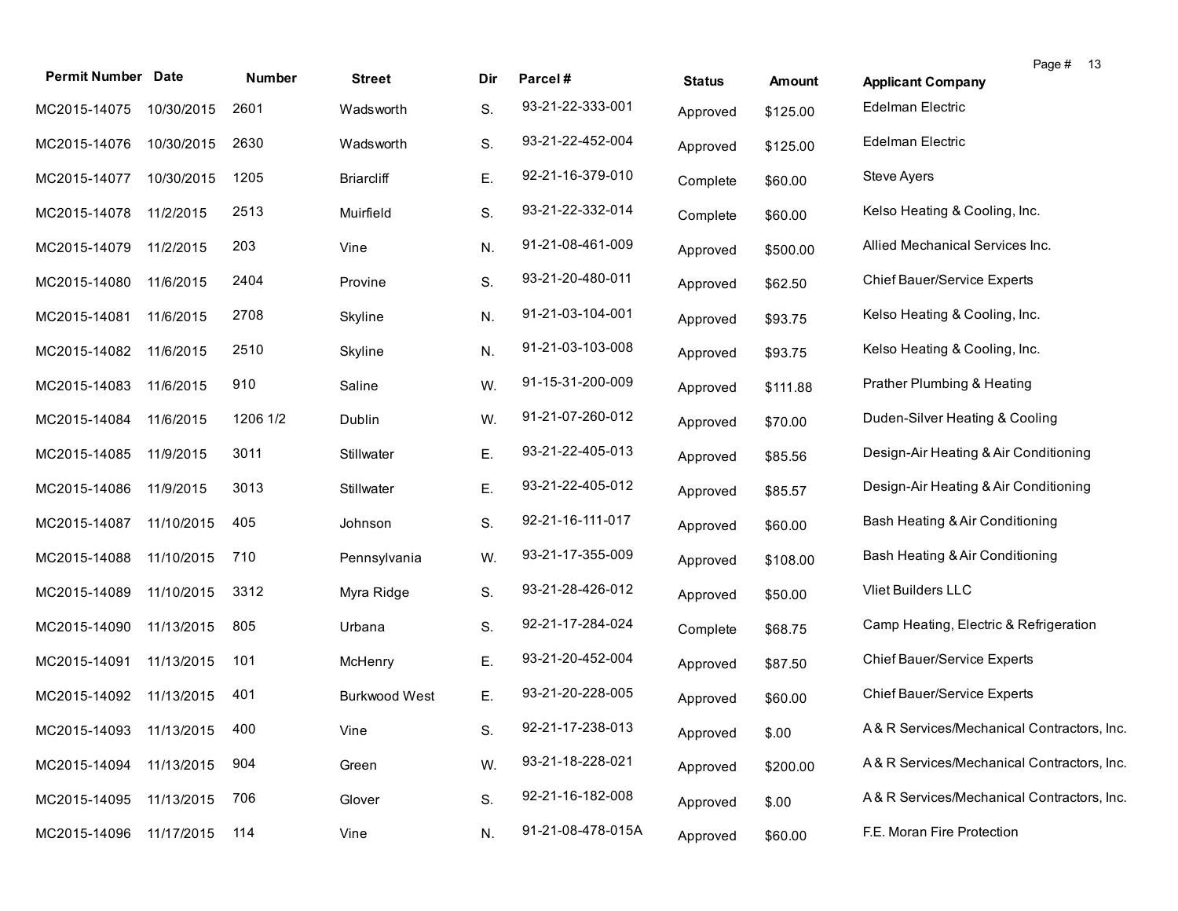| Permit Number | Date | Number | Street | Dir | Parcel # | Status | Amount | Applicant Company |
|---|---|---|---|---|---|---|---|---|
| MC2015-14075 | 10/30/2015 | 2601 | Wadsworth | S. | 93-21-22-333-001 | Approved | $125.00 | Edelman Electric |
| MC2015-14076 | 10/30/2015 | 2630 | Wadsworth | S. | 93-21-22-452-004 | Approved | $125.00 | Edelman Electric |
| MC2015-14077 | 10/30/2015 | 1205 | Briarcliff | E. | 92-21-16-379-010 | Complete | $60.00 | Steve Ayers |
| MC2015-14078 | 11/2/2015 | 2513 | Muirfield | S. | 93-21-22-332-014 | Complete | $60.00 | Kelso Heating & Cooling, Inc. |
| MC2015-14079 | 11/2/2015 | 203 | Vine | N. | 91-21-08-461-009 | Approved | $500.00 | Allied Mechanical Services Inc. |
| MC2015-14080 | 11/6/2015 | 2404 | Provine | S. | 93-21-20-480-011 | Approved | $62.50 | Chief Bauer/Service Experts |
| MC2015-14081 | 11/6/2015 | 2708 | Skyline | N. | 91-21-03-104-001 | Approved | $93.75 | Kelso Heating & Cooling, Inc. |
| MC2015-14082 | 11/6/2015 | 2510 | Skyline | N. | 91-21-03-103-008 | Approved | $93.75 | Kelso Heating & Cooling, Inc. |
| MC2015-14083 | 11/6/2015 | 910 | Saline | W. | 91-15-31-200-009 | Approved | $111.88 | Prather Plumbing & Heating |
| MC2015-14084 | 11/6/2015 | 1206 1/2 | Dublin | W. | 91-21-07-260-012 | Approved | $70.00 | Duden-Silver Heating & Cooling |
| MC2015-14085 | 11/9/2015 | 3011 | Stillwater | E. | 93-21-22-405-013 | Approved | $85.56 | Design-Air Heating & Air Conditioning |
| MC2015-14086 | 11/9/2015 | 3013 | Stillwater | E. | 93-21-22-405-012 | Approved | $85.57 | Design-Air Heating & Air Conditioning |
| MC2015-14087 | 11/10/2015 | 405 | Johnson | S. | 92-21-16-111-017 | Approved | $60.00 | Bash Heating & Air Conditioning |
| MC2015-14088 | 11/10/2015 | 710 | Pennsylvania | W. | 93-21-17-355-009 | Approved | $108.00 | Bash Heating & Air Conditioning |
| MC2015-14089 | 11/10/2015 | 3312 | Myra Ridge | S. | 93-21-28-426-012 | Approved | $50.00 | Vliet Builders LLC |
| MC2015-14090 | 11/13/2015 | 805 | Urbana | S. | 92-21-17-284-024 | Complete | $68.75 | Camp Heating, Electric & Refrigeration |
| MC2015-14091 | 11/13/2015 | 101 | McHenry | E. | 93-21-20-452-004 | Approved | $87.50 | Chief Bauer/Service Experts |
| MC2015-14092 | 11/13/2015 | 401 | Burkwood West | E. | 93-21-20-228-005 | Approved | $60.00 | Chief Bauer/Service Experts |
| MC2015-14093 | 11/13/2015 | 400 | Vine | S. | 92-21-17-238-013 | Approved | $.00 | A & R Services/Mechanical Contractors, Inc. |
| MC2015-14094 | 11/13/2015 | 904 | Green | W. | 93-21-18-228-021 | Approved | $200.00 | A & R Services/Mechanical Contractors, Inc. |
| MC2015-14095 | 11/13/2015 | 706 | Glover | S. | 92-21-16-182-008 | Approved | $.00 | A & R Services/Mechanical Contractors, Inc. |
| MC2015-14096 | 11/17/2015 | 114 | Vine | N. | 91-21-08-478-015A | Approved | $60.00 | F.E. Moran Fire Protection |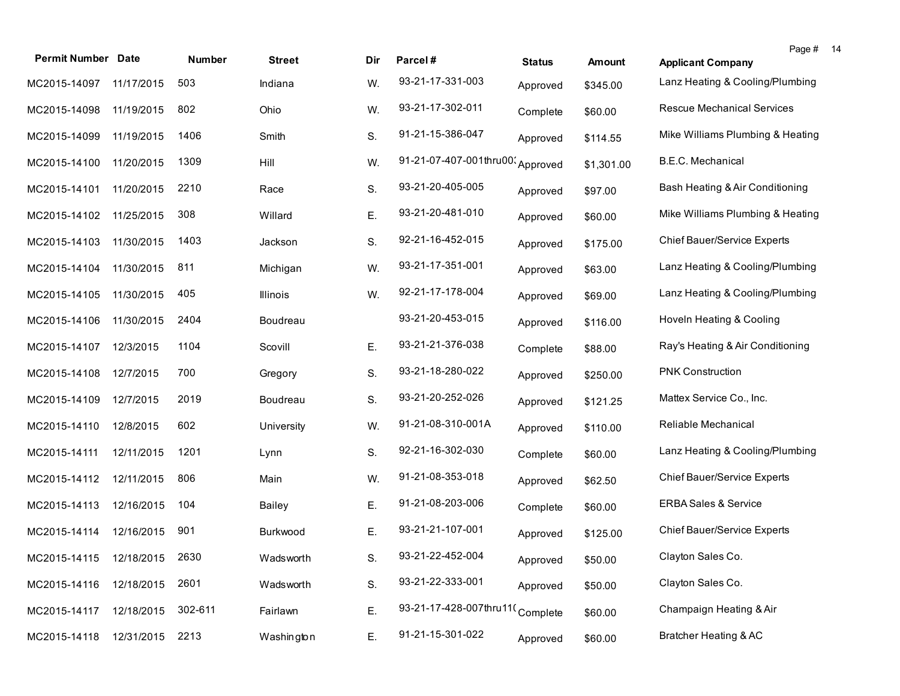| Permit Number | Date | Number | Street | Dir | Parcel # | Status | Amount | Applicant Company |
|---|---|---|---|---|---|---|---|---|
| MC2015-14097 | 11/17/2015 | 503 | Indiana | W. | 93-21-17-331-003 | Approved | $345.00 | Lanz Heating & Cooling/Plumbing |
| MC2015-14098 | 11/19/2015 | 802 | Ohio | W. | 93-21-17-302-011 | Complete | $60.00 | Rescue Mechanical Services |
| MC2015-14099 | 11/19/2015 | 1406 | Smith | S. | 91-21-15-386-047 | Approved | $114.55 | Mike Williams Plumbing & Heating |
| MC2015-14100 | 11/20/2015 | 1309 | Hill | W. | 91-21-07-407-001thru003 | Approved | $1,301.00 | B.E.C. Mechanical |
| MC2015-14101 | 11/20/2015 | 2210 | Race | S. | 93-21-20-405-005 | Approved | $97.00 | Bash Heating & Air Conditioning |
| MC2015-14102 | 11/25/2015 | 308 | Willard | E. | 93-21-20-481-010 | Approved | $60.00 | Mike Williams Plumbing & Heating |
| MC2015-14103 | 11/30/2015 | 1403 | Jackson | S. | 92-21-16-452-015 | Approved | $175.00 | Chief Bauer/Service Experts |
| MC2015-14104 | 11/30/2015 | 811 | Michigan | W. | 93-21-17-351-001 | Approved | $63.00 | Lanz Heating & Cooling/Plumbing |
| MC2015-14105 | 11/30/2015 | 405 | Illinois | W. | 92-21-17-178-004 | Approved | $69.00 | Lanz Heating & Cooling/Plumbing |
| MC2015-14106 | 11/30/2015 | 2404 | Boudreau | | 93-21-20-453-015 | Approved | $116.00 | Hoveln Heating & Cooling |
| MC2015-14107 | 12/3/2015 | 1104 | Scovill | E. | 93-21-21-376-038 | Complete | $88.00 | Ray's Heating & Air Conditioning |
| MC2015-14108 | 12/7/2015 | 700 | Gregory | S. | 93-21-18-280-022 | Approved | $250.00 | PNK Construction |
| MC2015-14109 | 12/7/2015 | 2019 | Boudreau | S. | 93-21-20-252-026 | Approved | $121.25 | Mattex Service Co., Inc. |
| MC2015-14110 | 12/8/2015 | 602 | University | W. | 91-21-08-310-001A | Approved | $110.00 | Reliable Mechanical |
| MC2015-14111 | 12/11/2015 | 1201 | Lynn | S. | 92-21-16-302-030 | Complete | $60.00 | Lanz Heating & Cooling/Plumbing |
| MC2015-14112 | 12/11/2015 | 806 | Main | W. | 91-21-08-353-018 | Approved | $62.50 | Chief Bauer/Service Experts |
| MC2015-14113 | 12/16/2015 | 104 | Bailey | E. | 91-21-08-203-006 | Complete | $60.00 | ERBA Sales & Service |
| MC2015-14114 | 12/16/2015 | 901 | Burkwood | E. | 93-21-21-107-001 | Approved | $125.00 | Chief Bauer/Service Experts |
| MC2015-14115 | 12/18/2015 | 2630 | Wadsworth | S. | 93-21-22-452-004 | Approved | $50.00 | Clayton Sales Co. |
| MC2015-14116 | 12/18/2015 | 2601 | Wadsworth | S. | 93-21-22-333-001 | Approved | $50.00 | Clayton Sales Co. |
| MC2015-14117 | 12/18/2015 | 302-611 | Fairlawn | E. | 93-21-17-428-007thru110 | Complete | $60.00 | Champaign Heating & Air |
| MC2015-14118 | 12/31/2015 | 2213 | Washington | E. | 91-21-15-301-022 | Approved | $60.00 | Bratcher Heating & AC |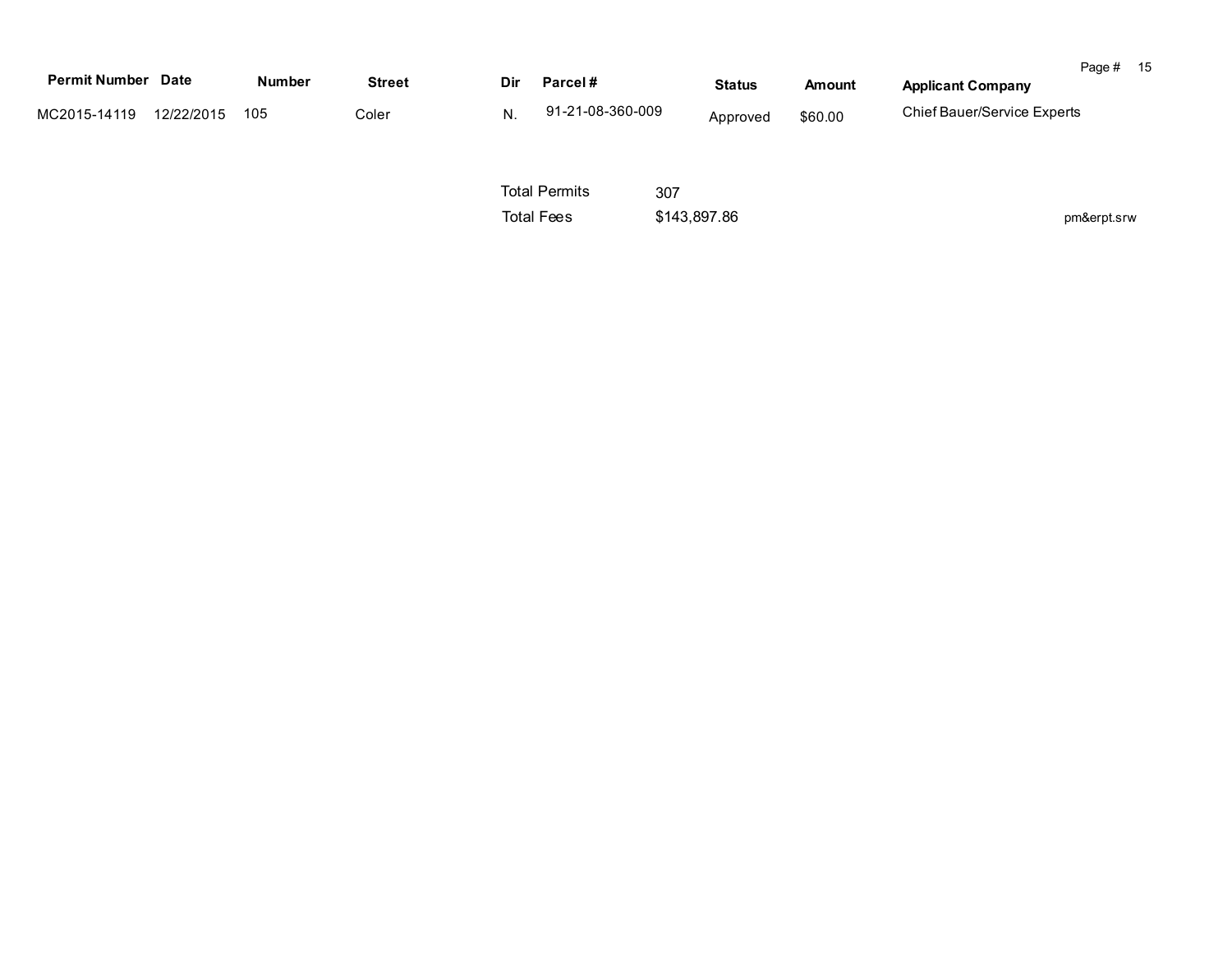| Permit Number | Date | Number | Street | Dir | Parcel # | Status | Amount | Applicant Company |
|---|---|---|---|---|---|---|---|---|
| MC2015-14119 | 12/22/2015 | 105 | Coler | N. | 91-21-08-360-009 | Approved | $60.00 | Chief Bauer/Service Experts |

Total Permits 307

Total Fees $143,897.86

pm&erpt.srw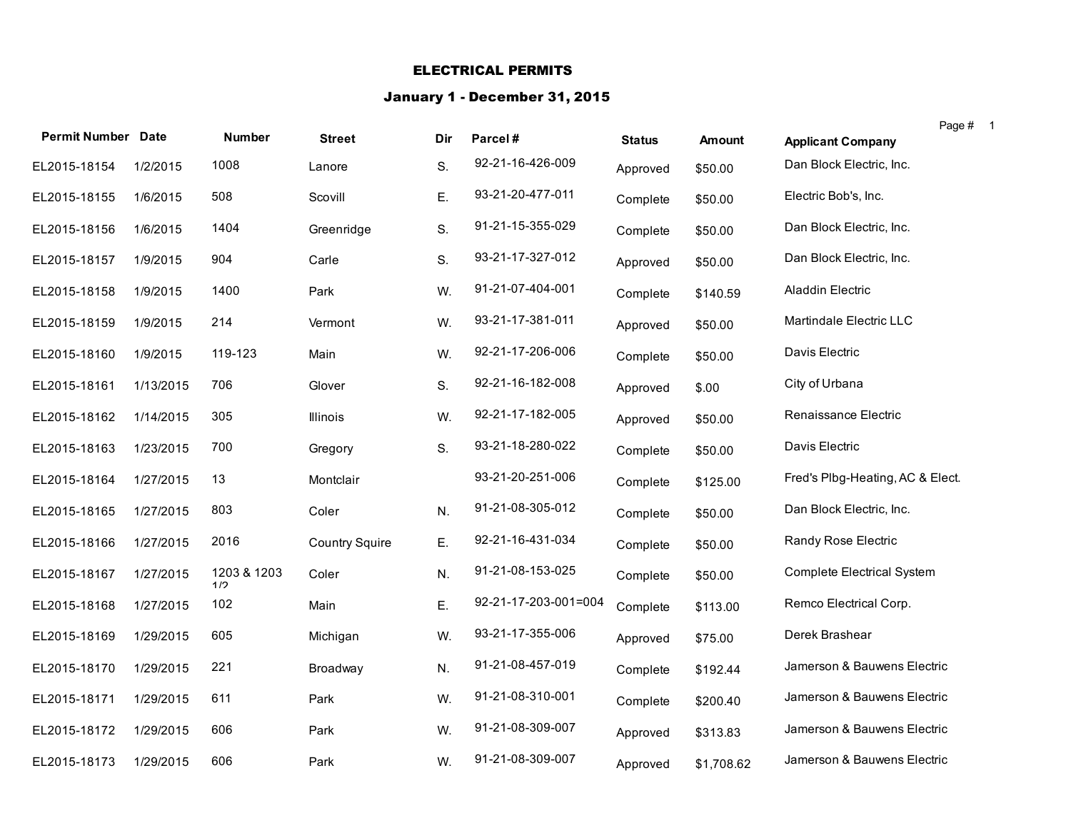# ELECTRICAL PERMITS

## January 1 - December 31, 2015

| Permit Number | Date | Number | Street | Dir | Parcel # | Status | Amount | Applicant Company |
|---|---|---|---|---|---|---|---|---|
| EL2015-18154 | 1/2/2015 | 1008 | Lanore | S. | 92-21-16-426-009 | Approved | $50.00 | Dan Block Electric, Inc. |
| EL2015-18155 | 1/6/2015 | 508 | Scovill | E. | 93-21-20-477-011 | Complete | $50.00 | Electric Bob's, Inc. |
| EL2015-18156 | 1/6/2015 | 1404 | Greenridge | S. | 91-21-15-355-029 | Complete | $50.00 | Dan Block Electric, Inc. |
| EL2015-18157 | 1/9/2015 | 904 | Carle | S. | 93-21-17-327-012 | Approved | $50.00 | Dan Block Electric, Inc. |
| EL2015-18158 | 1/9/2015 | 1400 | Park | W. | 91-21-07-404-001 | Complete | $140.59 | Aladdin Electric |
| EL2015-18159 | 1/9/2015 | 214 | Vermont | W. | 93-21-17-381-011 | Approved | $50.00 | Martindale Electric LLC |
| EL2015-18160 | 1/9/2015 | 119-123 | Main | W. | 92-21-17-206-006 | Complete | $50.00 | Davis Electric |
| EL2015-18161 | 1/13/2015 | 706 | Glover | S. | 92-21-16-182-008 | Approved | $.00 | City of Urbana |
| EL2015-18162 | 1/14/2015 | 305 | Illinois | W. | 92-21-17-182-005 | Approved | $50.00 | Renaissance Electric |
| EL2015-18163 | 1/23/2015 | 700 | Gregory | S. | 93-21-18-280-022 | Complete | $50.00 | Davis Electric |
| EL2015-18164 | 1/27/2015 | 13 | Montclair | | 93-21-20-251-006 | Complete | $125.00 | Fred's Plbg-Heating, AC & Elect. |
| EL2015-18165 | 1/27/2015 | 803 | Coler | N. | 91-21-08-305-012 | Complete | $50.00 | Dan Block Electric, Inc. |
| EL2015-18166 | 1/27/2015 | 2016 | Country Squire | E. | 92-21-16-431-034 | Complete | $50.00 | Randy Rose Electric |
| EL2015-18167 | 1/27/2015 | 1203 & 1203 1/2 | Coler | N. | 91-21-08-153-025 | Complete | $50.00 | Complete Electrical System |
| EL2015-18168 | 1/27/2015 | 102 | Main | E. | 92-21-17-203-001=004 | Complete | $113.00 | Remco Electrical Corp. |
| EL2015-18169 | 1/29/2015 | 605 | Michigan | W. | 93-21-17-355-006 | Approved | $75.00 | Derek Brashear |
| EL2015-18170 | 1/29/2015 | 221 | Broadway | N. | 91-21-08-457-019 | Complete | $192.44 | Jamerson & Bauwens Electric |
| EL2015-18171 | 1/29/2015 | 611 | Park | W. | 91-21-08-310-001 | Complete | $200.40 | Jamerson & Bauwens Electric |
| EL2015-18172 | 1/29/2015 | 606 | Park | W. | 91-21-08-309-007 | Approved | $313.83 | Jamerson & Bauwens Electric |
| EL2015-18173 | 1/29/2015 | 606 | Park | W. | 91-21-08-309-007 | Approved | $1,708.62 | Jamerson & Bauwens Electric |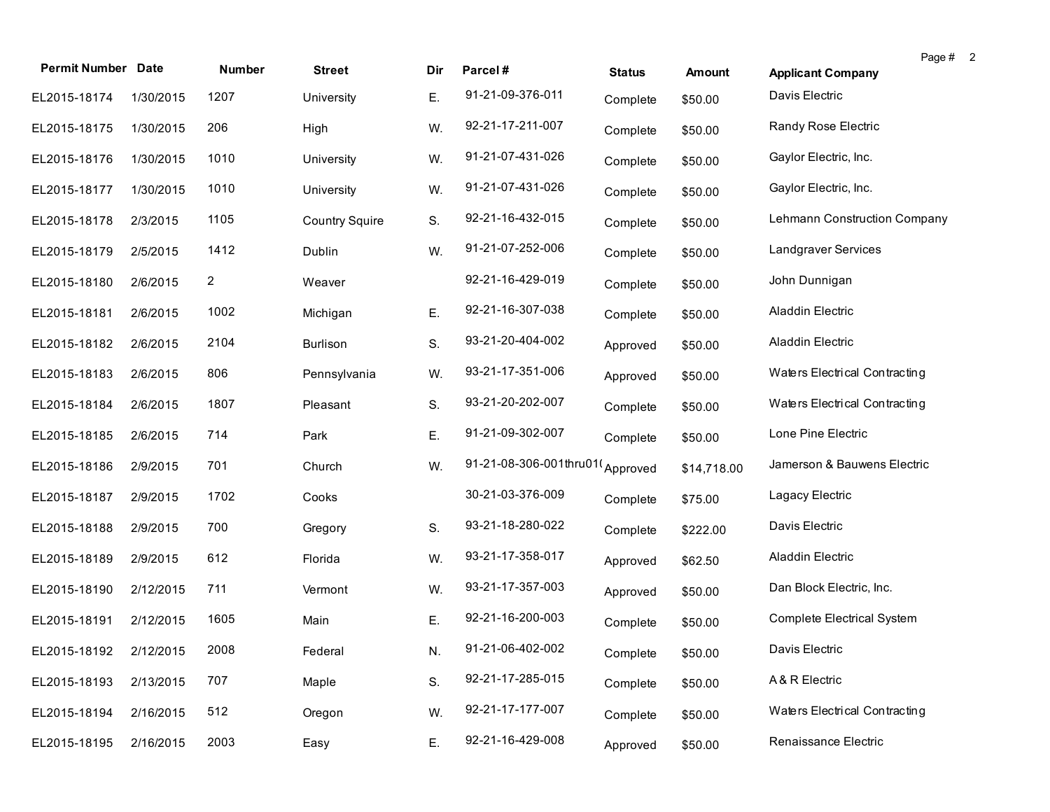| Permit Number | Date | Number | Street | Dir | Parcel # | Status | Amount | Applicant Company |
|---|---|---|---|---|---|---|---|---|
| EL2015-18174 | 1/30/2015 | 1207 | University | E. | 91-21-09-376-011 | Complete | $50.00 | Davis Electric |
| EL2015-18175 | 1/30/2015 | 206 | High | W. | 92-21-17-211-007 | Complete | $50.00 | Randy Rose Electric |
| EL2015-18176 | 1/30/2015 | 1010 | University | W. | 91-21-07-431-026 | Complete | $50.00 | Gaylor Electric, Inc. |
| EL2015-18177 | 1/30/2015 | 1010 | University | W. | 91-21-07-431-026 | Complete | $50.00 | Gaylor Electric, Inc. |
| EL2015-18178 | 2/3/2015 | 1105 | Country Squire | S. | 92-21-16-432-015 | Complete | $50.00 | Lehmann Construction Company |
| EL2015-18179 | 2/5/2015 | 1412 | Dublin | W. | 91-21-07-252-006 | Complete | $50.00 | Landgraver Services |
| EL2015-18180 | 2/6/2015 | 2 | Weaver | | 92-21-16-429-019 | Complete | $50.00 | John Dunnigan |
| EL2015-18181 | 2/6/2015 | 1002 | Michigan | E. | 92-21-16-307-038 | Complete | $50.00 | Aladdin Electric |
| EL2015-18182 | 2/6/2015 | 2104 | Burlison | S. | 93-21-20-404-002 | Approved | $50.00 | Aladdin Electric |
| EL2015-18183 | 2/6/2015 | 806 | Pennsylvania | W. | 93-21-17-351-006 | Approved | $50.00 | Waters Electrical Contracting |
| EL2015-18184 | 2/6/2015 | 1807 | Pleasant | S. | 93-21-20-202-007 | Complete | $50.00 | Waters Electrical Contracting |
| EL2015-18185 | 2/6/2015 | 714 | Park | E. | 91-21-09-302-007 | Complete | $50.00 | Lone Pine Electric |
| EL2015-18186 | 2/9/2015 | 701 | Church | W. | 91-21-08-306-001thru01( | Approved | $14,718.00 | Jamerson & Bauwens Electric |
| EL2015-18187 | 2/9/2015 | 1702 | Cooks | | 30-21-03-376-009 | Complete | $75.00 | Lagacy Electric |
| EL2015-18188 | 2/9/2015 | 700 | Gregory | S. | 93-21-18-280-022 | Complete | $222.00 | Davis Electric |
| EL2015-18189 | 2/9/2015 | 612 | Florida | W. | 93-21-17-358-017 | Approved | $62.50 | Aladdin Electric |
| EL2015-18190 | 2/12/2015 | 711 | Vermont | W. | 93-21-17-357-003 | Approved | $50.00 | Dan Block Electric, Inc. |
| EL2015-18191 | 2/12/2015 | 1605 | Main | E. | 92-21-16-200-003 | Complete | $50.00 | Complete Electrical System |
| EL2015-18192 | 2/12/2015 | 2008 | Federal | N. | 91-21-06-402-002 | Complete | $50.00 | Davis Electric |
| EL2015-18193 | 2/13/2015 | 707 | Maple | S. | 92-21-17-285-015 | Complete | $50.00 | A & R Electric |
| EL2015-18194 | 2/16/2015 | 512 | Oregon | W. | 92-21-17-177-007 | Complete | $50.00 | Waters Electrical Contracting |
| EL2015-18195 | 2/16/2015 | 2003 | Easy | E. | 92-21-16-429-008 | Approved | $50.00 | Renaissance Electric |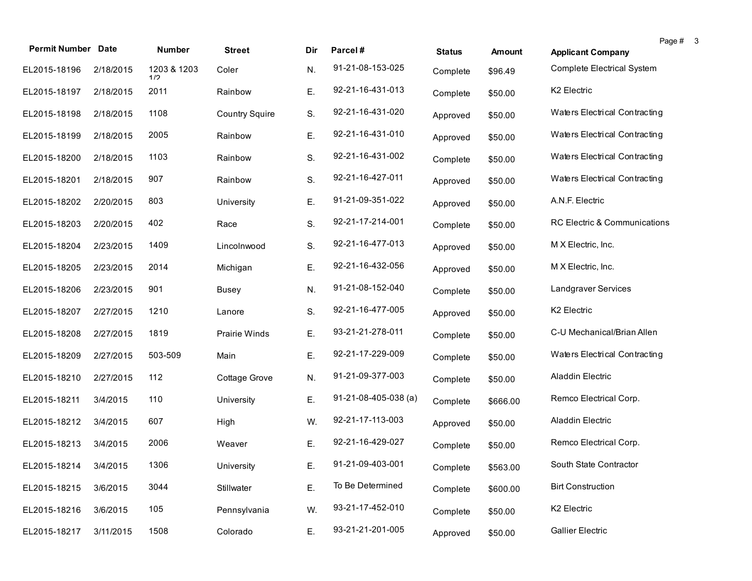| Permit Number | Date | Number | Street | Dir | Parcel # | Status | Amount | Applicant Company |
|---|---|---|---|---|---|---|---|---|
| EL2015-18196 | 2/18/2015 | 1203 & 1203 1/2 | Coler | N. | 91-21-08-153-025 | Complete | $96.49 | Complete Electrical System |
| EL2015-18197 | 2/18/2015 | 2011 | Rainbow | E. | 92-21-16-431-013 | Complete | $50.00 | K2 Electric |
| EL2015-18198 | 2/18/2015 | 1108 | Country Squire | S. | 92-21-16-431-020 | Approved | $50.00 | Waters Electrical Contracting |
| EL2015-18199 | 2/18/2015 | 2005 | Rainbow | E. | 92-21-16-431-010 | Approved | $50.00 | Waters Electrical Contracting |
| EL2015-18200 | 2/18/2015 | 1103 | Rainbow | S. | 92-21-16-431-002 | Complete | $50.00 | Waters Electrical Contracting |
| EL2015-18201 | 2/18/2015 | 907 | Rainbow | S. | 92-21-16-427-011 | Approved | $50.00 | Waters Electrical Contracting |
| EL2015-18202 | 2/20/2015 | 803 | University | E. | 91-21-09-351-022 | Approved | $50.00 | A.N.F. Electric |
| EL2015-18203 | 2/20/2015 | 402 | Race | S. | 92-21-17-214-001 | Complete | $50.00 | RC Electric & Communications |
| EL2015-18204 | 2/23/2015 | 1409 | Lincolnwood | S. | 92-21-16-477-013 | Approved | $50.00 | M X Electric, Inc. |
| EL2015-18205 | 2/23/2015 | 2014 | Michigan | E. | 92-21-16-432-056 | Approved | $50.00 | M X Electric, Inc. |
| EL2015-18206 | 2/23/2015 | 901 | Busey | N. | 91-21-08-152-040 | Complete | $50.00 | Landgraver Services |
| EL2015-18207 | 2/27/2015 | 1210 | Lanore | S. | 92-21-16-477-005 | Approved | $50.00 | K2 Electric |
| EL2015-18208 | 2/27/2015 | 1819 | Prairie Winds | E. | 93-21-21-278-011 | Complete | $50.00 | C-U Mechanical/Brian Allen |
| EL2015-18209 | 2/27/2015 | 503-509 | Main | E. | 92-21-17-229-009 | Complete | $50.00 | Waters Electrical Contracting |
| EL2015-18210 | 2/27/2015 | 112 | Cottage Grove | N. | 91-21-09-377-003 | Complete | $50.00 | Aladdin Electric |
| EL2015-18211 | 3/4/2015 | 110 | University | E. | 91-21-08-405-038 (a) | Complete | $666.00 | Remco Electrical Corp. |
| EL2015-18212 | 3/4/2015 | 607 | High | W. | 92-21-17-113-003 | Approved | $50.00 | Aladdin Electric |
| EL2015-18213 | 3/4/2015 | 2006 | Weaver | E. | 92-21-16-429-027 | Complete | $50.00 | Remco Electrical Corp. |
| EL2015-18214 | 3/4/2015 | 1306 | University | E. | 91-21-09-403-001 | Complete | $563.00 | South State Contractor |
| EL2015-18215 | 3/6/2015 | 3044 | Stillwater | E. | To Be Determined | Complete | $600.00 | Birt Construction |
| EL2015-18216 | 3/6/2015 | 105 | Pennsylvania | W. | 93-21-17-452-010 | Complete | $50.00 | K2 Electric |
| EL2015-18217 | 3/11/2015 | 1508 | Colorado | E. | 93-21-21-201-005 | Approved | $50.00 | Gallier Electric |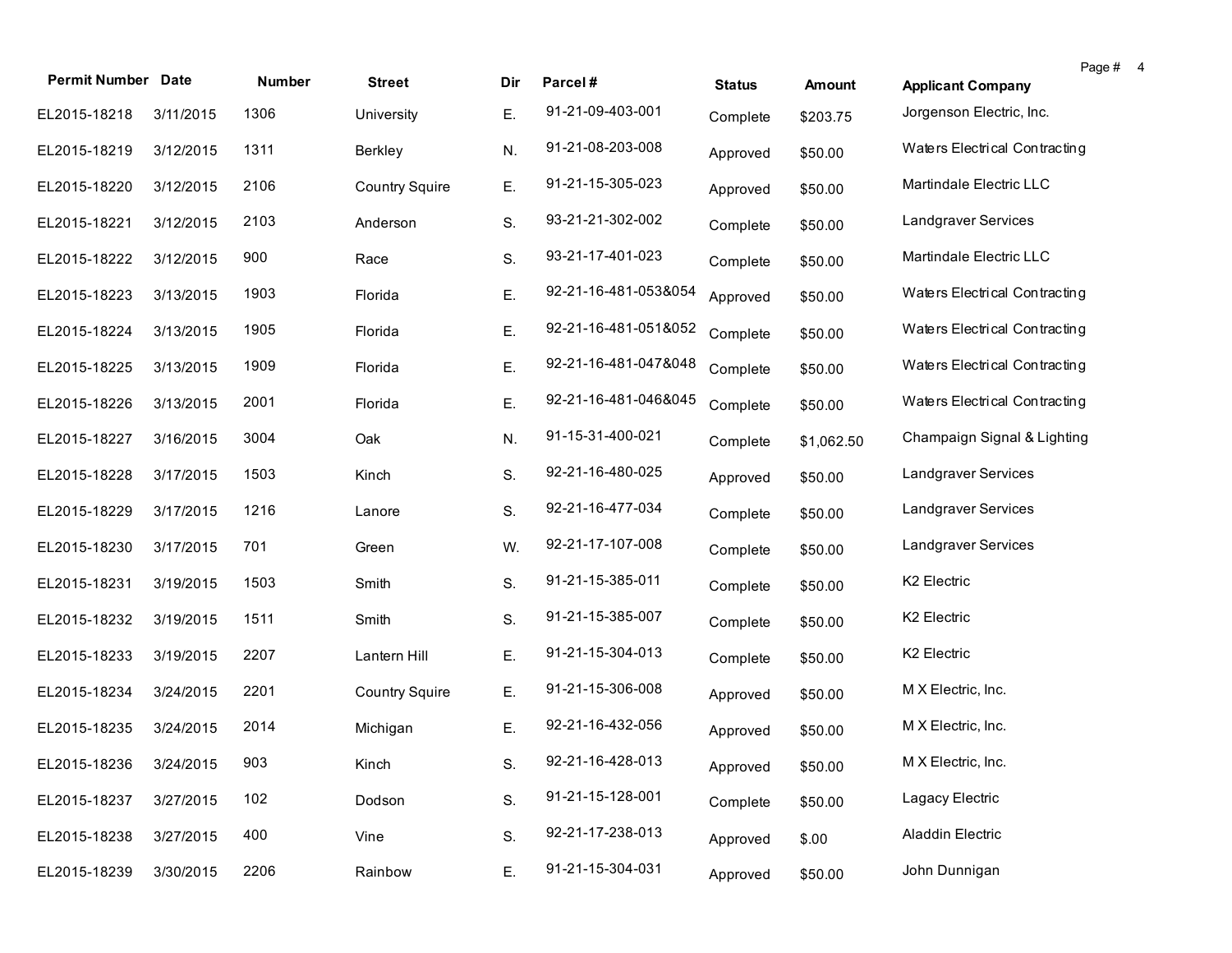| Permit Number | Date | Number | Street | Dir | Parcel # | Status | Amount | Applicant Company |
|---|---|---|---|---|---|---|---|---|
| EL2015-18218 | 3/11/2015 | 1306 | University | E. | 91-21-09-403-001 | Complete | $203.75 | Jorgenson Electric, Inc. |
| EL2015-18219 | 3/12/2015 | 1311 | Berkley | N. | 91-21-08-203-008 | Approved | $50.00 | Waters Electrical Contracting |
| EL2015-18220 | 3/12/2015 | 2106 | Country Squire | E. | 91-21-15-305-023 | Approved | $50.00 | Martindale Electric LLC |
| EL2015-18221 | 3/12/2015 | 2103 | Anderson | S. | 93-21-21-302-002 | Complete | $50.00 | Landgraver Services |
| EL2015-18222 | 3/12/2015 | 900 | Race | S. | 93-21-17-401-023 | Complete | $50.00 | Martindale Electric LLC |
| EL2015-18223 | 3/13/2015 | 1903 | Florida | E. | 92-21-16-481-053&054 | Approved | $50.00 | Waters Electrical Contracting |
| EL2015-18224 | 3/13/2015 | 1905 | Florida | E. | 92-21-16-481-051&052 | Complete | $50.00 | Waters Electrical Contracting |
| EL2015-18225 | 3/13/2015 | 1909 | Florida | E. | 92-21-16-481-047&048 | Complete | $50.00 | Waters Electrical Contracting |
| EL2015-18226 | 3/13/2015 | 2001 | Florida | E. | 92-21-16-481-046&045 | Complete | $50.00 | Waters Electrical Contracting |
| EL2015-18227 | 3/16/2015 | 3004 | Oak | N. | 91-15-31-400-021 | Complete | $1,062.50 | Champaign Signal & Lighting |
| EL2015-18228 | 3/17/2015 | 1503 | Kinch | S. | 92-21-16-480-025 | Approved | $50.00 | Landgraver Services |
| EL2015-18229 | 3/17/2015 | 1216 | Lanore | S. | 92-21-16-477-034 | Complete | $50.00 | Landgraver Services |
| EL2015-18230 | 3/17/2015 | 701 | Green | W. | 92-21-17-107-008 | Complete | $50.00 | Landgraver Services |
| EL2015-18231 | 3/19/2015 | 1503 | Smith | S. | 91-21-15-385-011 | Complete | $50.00 | K2 Electric |
| EL2015-18232 | 3/19/2015 | 1511 | Smith | S. | 91-21-15-385-007 | Complete | $50.00 | K2 Electric |
| EL2015-18233 | 3/19/2015 | 2207 | Lantern Hill | E. | 91-21-15-304-013 | Complete | $50.00 | K2 Electric |
| EL2015-18234 | 3/24/2015 | 2201 | Country Squire | E. | 91-21-15-306-008 | Approved | $50.00 | M X Electric, Inc. |
| EL2015-18235 | 3/24/2015 | 2014 | Michigan | E. | 92-21-16-432-056 | Approved | $50.00 | M X Electric, Inc. |
| EL2015-18236 | 3/24/2015 | 903 | Kinch | S. | 92-21-16-428-013 | Approved | $50.00 | M X Electric, Inc. |
| EL2015-18237 | 3/27/2015 | 102 | Dodson | S. | 91-21-15-128-001 | Complete | $50.00 | Lagacy Electric |
| EL2015-18238 | 3/27/2015 | 400 | Vine | S. | 92-21-17-238-013 | Approved | $.00 | Aladdin Electric |
| EL2015-18239 | 3/30/2015 | 2206 | Rainbow | E. | 91-21-15-304-031 | Approved | $50.00 | John Dunnigan |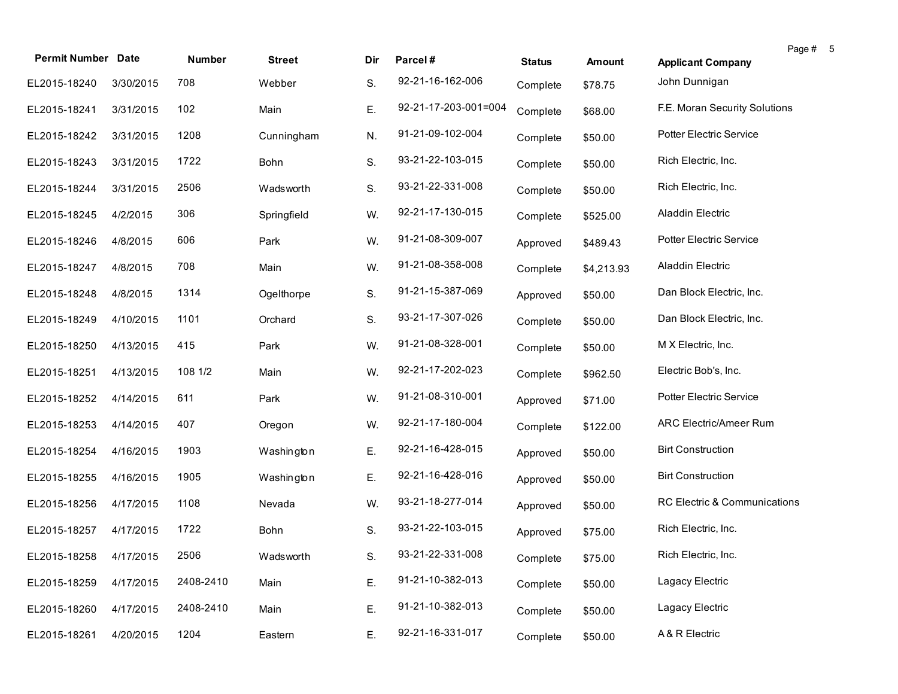| Permit Number | Date | Number | Street | Dir | Parcel # | Status | Amount | Applicant Company |
|---|---|---|---|---|---|---|---|---|
| EL2015-18240 | 3/30/2015 | 708 | Webber | S. | 92-21-16-162-006 | Complete | $78.75 | John Dunnigan |
| EL2015-18241 | 3/31/2015 | 102 | Main | E. | 92-21-17-203-001=004 | Complete | $68.00 | F.E. Moran Security Solutions |
| EL2015-18242 | 3/31/2015 | 1208 | Cunningham | N. | 91-21-09-102-004 | Complete | $50.00 | Potter Electric Service |
| EL2015-18243 | 3/31/2015 | 1722 | Bohn | S. | 93-21-22-103-015 | Complete | $50.00 | Rich Electric, Inc. |
| EL2015-18244 | 3/31/2015 | 2506 | Wadsworth | S. | 93-21-22-331-008 | Complete | $50.00 | Rich Electric, Inc. |
| EL2015-18245 | 4/2/2015 | 306 | Springfield | W. | 92-21-17-130-015 | Complete | $525.00 | Aladdin Electric |
| EL2015-18246 | 4/8/2015 | 606 | Park | W. | 91-21-08-309-007 | Approved | $489.43 | Potter Electric Service |
| EL2015-18247 | 4/8/2015 | 708 | Main | W. | 91-21-08-358-008 | Complete | $4,213.93 | Aladdin Electric |
| EL2015-18248 | 4/8/2015 | 1314 | Ogelthorpe | S. | 91-21-15-387-069 | Approved | $50.00 | Dan Block Electric, Inc. |
| EL2015-18249 | 4/10/2015 | 1101 | Orchard | S. | 93-21-17-307-026 | Complete | $50.00 | Dan Block Electric, Inc. |
| EL2015-18250 | 4/13/2015 | 415 | Park | W. | 91-21-08-328-001 | Complete | $50.00 | M X Electric, Inc. |
| EL2015-18251 | 4/13/2015 | 108 1/2 | Main | W. | 92-21-17-202-023 | Complete | $962.50 | Electric Bob's, Inc. |
| EL2015-18252 | 4/14/2015 | 611 | Park | W. | 91-21-08-310-001 | Approved | $71.00 | Potter Electric Service |
| EL2015-18253 | 4/14/2015 | 407 | Oregon | W. | 92-21-17-180-004 | Complete | $122.00 | ARC Electric/Ameer Rum |
| EL2015-18254 | 4/16/2015 | 1903 | Washington | E. | 92-21-16-428-015 | Approved | $50.00 | Birt Construction |
| EL2015-18255 | 4/16/2015 | 1905 | Washington | E. | 92-21-16-428-016 | Approved | $50.00 | Birt Construction |
| EL2015-18256 | 4/17/2015 | 1108 | Nevada | W. | 93-21-18-277-014 | Approved | $50.00 | RC Electric & Communications |
| EL2015-18257 | 4/17/2015 | 1722 | Bohn | S. | 93-21-22-103-015 | Approved | $75.00 | Rich Electric, Inc. |
| EL2015-18258 | 4/17/2015 | 2506 | Wadsworth | S. | 93-21-22-331-008 | Complete | $75.00 | Rich Electric, Inc. |
| EL2015-18259 | 4/17/2015 | 2408-2410 | Main | E. | 91-21-10-382-013 | Complete | $50.00 | Lagacy Electric |
| EL2015-18260 | 4/17/2015 | 2408-2410 | Main | E. | 91-21-10-382-013 | Complete | $50.00 | Lagacy Electric |
| EL2015-18261 | 4/20/2015 | 1204 | Eastern | E. | 92-21-16-331-017 | Complete | $50.00 | A & R Electric |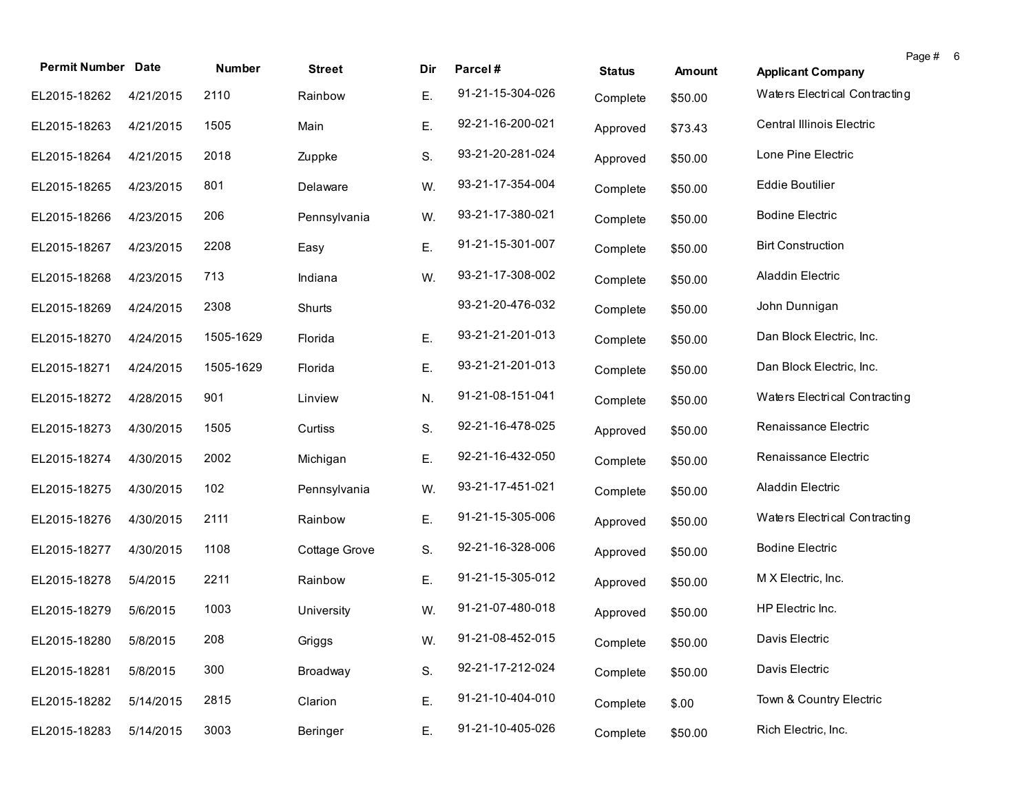| Permit Number | Date | Number | Street | Dir | Parcel # | Status | Amount | Applicant Company |
|---|---|---|---|---|---|---|---|---|
| EL2015-18262 | 4/21/2015 | 2110 | Rainbow | E. | 91-21-15-304-026 | Complete | $50.00 | Waters Electrical Contracting |
| EL2015-18263 | 4/21/2015 | 1505 | Main | E. | 92-21-16-200-021 | Approved | $73.43 | Central Illinois Electric |
| EL2015-18264 | 4/21/2015 | 2018 | Zuppke | S. | 93-21-20-281-024 | Approved | $50.00 | Lone Pine Electric |
| EL2015-18265 | 4/23/2015 | 801 | Delaware | W. | 93-21-17-354-004 | Complete | $50.00 | Eddie Boutilier |
| EL2015-18266 | 4/23/2015 | 206 | Pennsylvania | W. | 93-21-17-380-021 | Complete | $50.00 | Bodine Electric |
| EL2015-18267 | 4/23/2015 | 2208 | Easy | E. | 91-21-15-301-007 | Complete | $50.00 | Birt Construction |
| EL2015-18268 | 4/23/2015 | 713 | Indiana | W. | 93-21-17-308-002 | Complete | $50.00 | Aladdin Electric |
| EL2015-18269 | 4/24/2015 | 2308 | Shurts | | 93-21-20-476-032 | Complete | $50.00 | John Dunnigan |
| EL2015-18270 | 4/24/2015 | 1505-1629 | Florida | E. | 93-21-21-201-013 | Complete | $50.00 | Dan Block Electric, Inc. |
| EL2015-18271 | 4/24/2015 | 1505-1629 | Florida | E. | 93-21-21-201-013 | Complete | $50.00 | Dan Block Electric, Inc. |
| EL2015-18272 | 4/28/2015 | 901 | Linview | N. | 91-21-08-151-041 | Complete | $50.00 | Waters Electrical Contracting |
| EL2015-18273 | 4/30/2015 | 1505 | Curtiss | S. | 92-21-16-478-025 | Approved | $50.00 | Renaissance Electric |
| EL2015-18274 | 4/30/2015 | 2002 | Michigan | E. | 92-21-16-432-050 | Complete | $50.00 | Renaissance Electric |
| EL2015-18275 | 4/30/2015 | 102 | Pennsylvania | W. | 93-21-17-451-021 | Complete | $50.00 | Aladdin Electric |
| EL2015-18276 | 4/30/2015 | 2111 | Rainbow | E. | 91-21-15-305-006 | Approved | $50.00 | Waters Electrical Contracting |
| EL2015-18277 | 4/30/2015 | 1108 | Cottage Grove | S. | 92-21-16-328-006 | Approved | $50.00 | Bodine Electric |
| EL2015-18278 | 5/4/2015 | 2211 | Rainbow | E. | 91-21-15-305-012 | Approved | $50.00 | M X Electric, Inc. |
| EL2015-18279 | 5/6/2015 | 1003 | University | W. | 91-21-07-480-018 | Approved | $50.00 | HP Electric Inc. |
| EL2015-18280 | 5/8/2015 | 208 | Griggs | W. | 91-21-08-452-015 | Complete | $50.00 | Davis Electric |
| EL2015-18281 | 5/8/2015 | 300 | Broadway | S. | 92-21-17-212-024 | Complete | $50.00 | Davis Electric |
| EL2015-18282 | 5/14/2015 | 2815 | Clarion | E. | 91-21-10-404-010 | Complete | $.00 | Town & Country Electric |
| EL2015-18283 | 5/14/2015 | 3003 | Beringer | E. | 91-21-10-405-026 | Complete | $50.00 | Rich Electric, Inc. |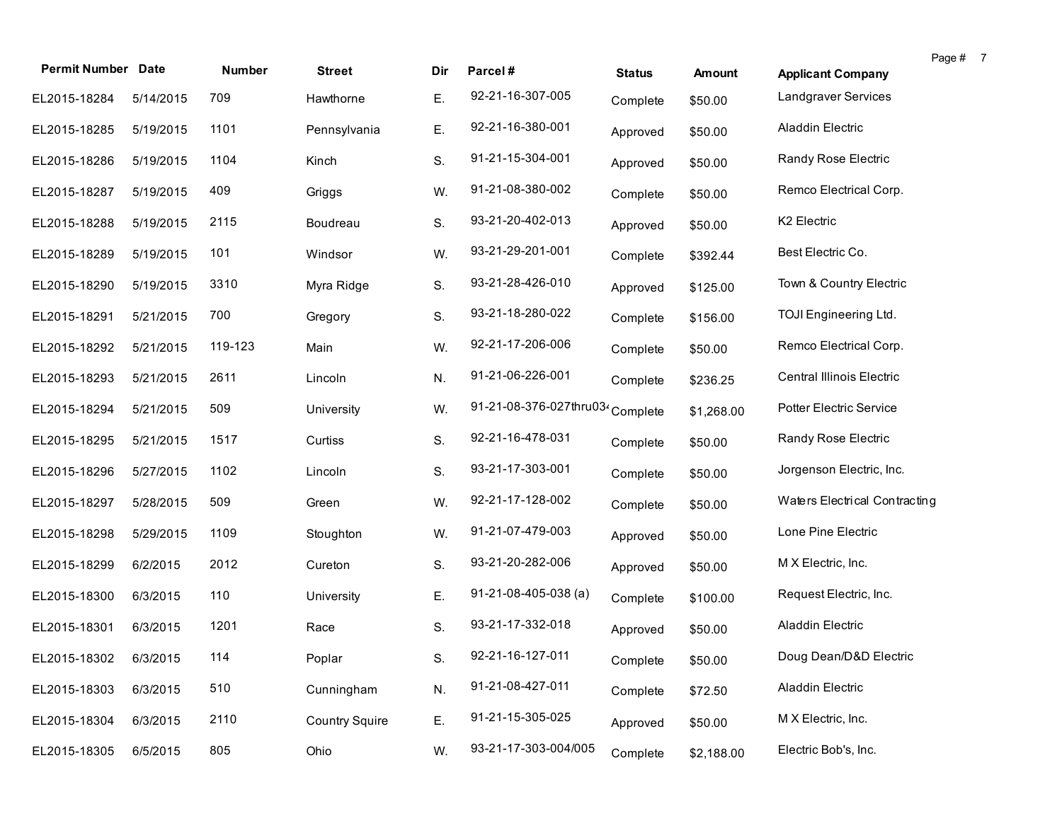| Permit Number | Date | Number | Street | Dir | Parcel # | Status | Amount | Applicant Company |
|---|---|---|---|---|---|---|---|---|
| EL2015-18284 | 5/14/2015 | 709 | Hawthorne | E. | 92-21-16-307-005 | Complete | $50.00 | Landgraver Services |
| EL2015-18285 | 5/19/2015 | 1101 | Pennsylvania | E. | 92-21-16-380-001 | Approved | $50.00 | Aladdin Electric |
| EL2015-18286 | 5/19/2015 | 1104 | Kinch | S. | 91-21-15-304-001 | Approved | $50.00 | Randy Rose Electric |
| EL2015-18287 | 5/19/2015 | 409 | Griggs | W. | 91-21-08-380-002 | Complete | $50.00 | Remco Electrical Corp. |
| EL2015-18288 | 5/19/2015 | 2115 | Boudreau | S. | 93-21-20-402-013 | Approved | $50.00 | K2 Electric |
| EL2015-18289 | 5/19/2015 | 101 | Windsor | W. | 93-21-29-201-001 | Complete | $392.44 | Best Electric Co. |
| EL2015-18290 | 5/19/2015 | 3310 | Myra Ridge | S. | 93-21-28-426-010 | Approved | $125.00 | Town & Country Electric |
| EL2015-18291 | 5/21/2015 | 700 | Gregory | S. | 93-21-18-280-022 | Complete | $156.00 | TOJI Engineering Ltd. |
| EL2015-18292 | 5/21/2015 | 119-123 | Main | W. | 92-21-17-206-006 | Complete | $50.00 | Remco Electrical Corp. |
| EL2015-18293 | 5/21/2015 | 2611 | Lincoln | N. | 91-21-06-226-001 | Complete | $236.25 | Central Illinois Electric |
| EL2015-18294 | 5/21/2015 | 509 | University | W. | 91-21-08-376-027thru034 | Complete | $1,268.00 | Potter Electric Service |
| EL2015-18295 | 5/21/2015 | 1517 | Curtiss | S. | 92-21-16-478-031 | Complete | $50.00 | Randy Rose Electric |
| EL2015-18296 | 5/27/2015 | 1102 | Lincoln | S. | 93-21-17-303-001 | Complete | $50.00 | Jorgenson Electric, Inc. |
| EL2015-18297 | 5/28/2015 | 509 | Green | W. | 92-21-17-128-002 | Complete | $50.00 | Waters Electrical Contracting |
| EL2015-18298 | 5/29/2015 | 1109 | Stoughton | W. | 91-21-07-479-003 | Approved | $50.00 | Lone Pine Electric |
| EL2015-18299 | 6/2/2015 | 2012 | Cureton | S. | 93-21-20-282-006 | Approved | $50.00 | M X Electric, Inc. |
| EL2015-18300 | 6/3/2015 | 110 | University | E. | 91-21-08-405-038 (a) | Complete | $100.00 | Request Electric, Inc. |
| EL2015-18301 | 6/3/2015 | 1201 | Race | S. | 93-21-17-332-018 | Approved | $50.00 | Aladdin Electric |
| EL2015-18302 | 6/3/2015 | 114 | Poplar | S. | 92-21-16-127-011 | Complete | $50.00 | Doug Dean/D&D Electric |
| EL2015-18303 | 6/3/2015 | 510 | Cunningham | N. | 91-21-08-427-011 | Complete | $72.50 | Aladdin Electric |
| EL2015-18304 | 6/3/2015 | 2110 | Country Squire | E. | 91-21-15-305-025 | Approved | $50.00 | M X Electric, Inc. |
| EL2015-18305 | 6/5/2015 | 805 | Ohio | W. | 93-21-17-303-004/005 | Complete | $2,188.00 | Electric Bob's, Inc. |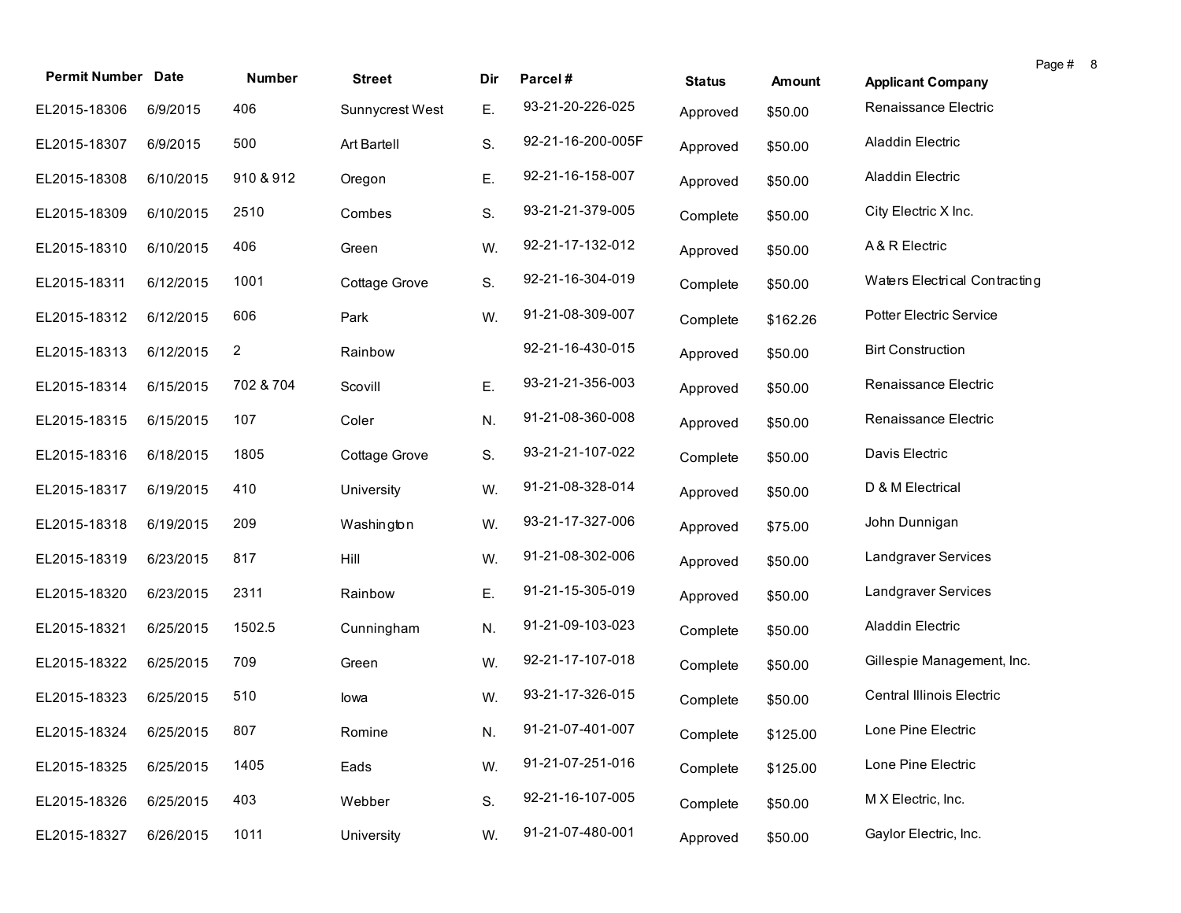| Permit Number | Date | Number | Street | Dir | Parcel # | Status | Amount | Applicant Company |
|---|---|---|---|---|---|---|---|---|
| EL2015-18306 | 6/9/2015 | 406 | Sunnycrest West | E. | 93-21-20-226-025 | Approved | $50.00 | Renaissance Electric |
| EL2015-18307 | 6/9/2015 | 500 | Art Bartell | S. | 92-21-16-200-005F | Approved | $50.00 | Aladdin Electric |
| EL2015-18308 | 6/10/2015 | 910 & 912 | Oregon | E. | 92-21-16-158-007 | Approved | $50.00 | Aladdin Electric |
| EL2015-18309 | 6/10/2015 | 2510 | Combes | S. | 93-21-21-379-005 | Complete | $50.00 | City Electric X Inc. |
| EL2015-18310 | 6/10/2015 | 406 | Green | W. | 92-21-17-132-012 | Approved | $50.00 | A & R Electric |
| EL2015-18311 | 6/12/2015 | 1001 | Cottage Grove | S. | 92-21-16-304-019 | Complete | $50.00 | Waters Electrical Contracting |
| EL2015-18312 | 6/12/2015 | 606 | Park | W. | 91-21-08-309-007 | Complete | $162.26 | Potter Electric Service |
| EL2015-18313 | 6/12/2015 | 2 | Rainbow | | 92-21-16-430-015 | Approved | $50.00 | Birt Construction |
| EL2015-18314 | 6/15/2015 | 702 & 704 | Scovill | E. | 93-21-21-356-003 | Approved | $50.00 | Renaissance Electric |
| EL2015-18315 | 6/15/2015 | 107 | Coler | N. | 91-21-08-360-008 | Approved | $50.00 | Renaissance Electric |
| EL2015-18316 | 6/18/2015 | 1805 | Cottage Grove | S. | 93-21-21-107-022 | Complete | $50.00 | Davis Electric |
| EL2015-18317 | 6/19/2015 | 410 | University | W. | 91-21-08-328-014 | Approved | $50.00 | D & M Electrical |
| EL2015-18318 | 6/19/2015 | 209 | Washington | W. | 93-21-17-327-006 | Approved | $75.00 | John Dunnigan |
| EL2015-18319 | 6/23/2015 | 817 | Hill | W. | 91-21-08-302-006 | Approved | $50.00 | Landgraver Services |
| EL2015-18320 | 6/23/2015 | 2311 | Rainbow | E. | 91-21-15-305-019 | Approved | $50.00 | Landgraver Services |
| EL2015-18321 | 6/25/2015 | 1502.5 | Cunningham | N. | 91-21-09-103-023 | Complete | $50.00 | Aladdin Electric |
| EL2015-18322 | 6/25/2015 | 709 | Green | W. | 92-21-17-107-018 | Complete | $50.00 | Gillespie Management, Inc. |
| EL2015-18323 | 6/25/2015 | 510 | Iowa | W. | 93-21-17-326-015 | Complete | $50.00 | Central Illinois Electric |
| EL2015-18324 | 6/25/2015 | 807 | Romine | N. | 91-21-07-401-007 | Complete | $125.00 | Lone Pine Electric |
| EL2015-18325 | 6/25/2015 | 1405 | Eads | W. | 91-21-07-251-016 | Complete | $125.00 | Lone Pine Electric |
| EL2015-18326 | 6/25/2015 | 403 | Webber | S. | 92-21-16-107-005 | Complete | $50.00 | M X Electric, Inc. |
| EL2015-18327 | 6/26/2015 | 1011 | University | W. | 91-21-07-480-001 | Approved | $50.00 | Gaylor Electric, Inc. |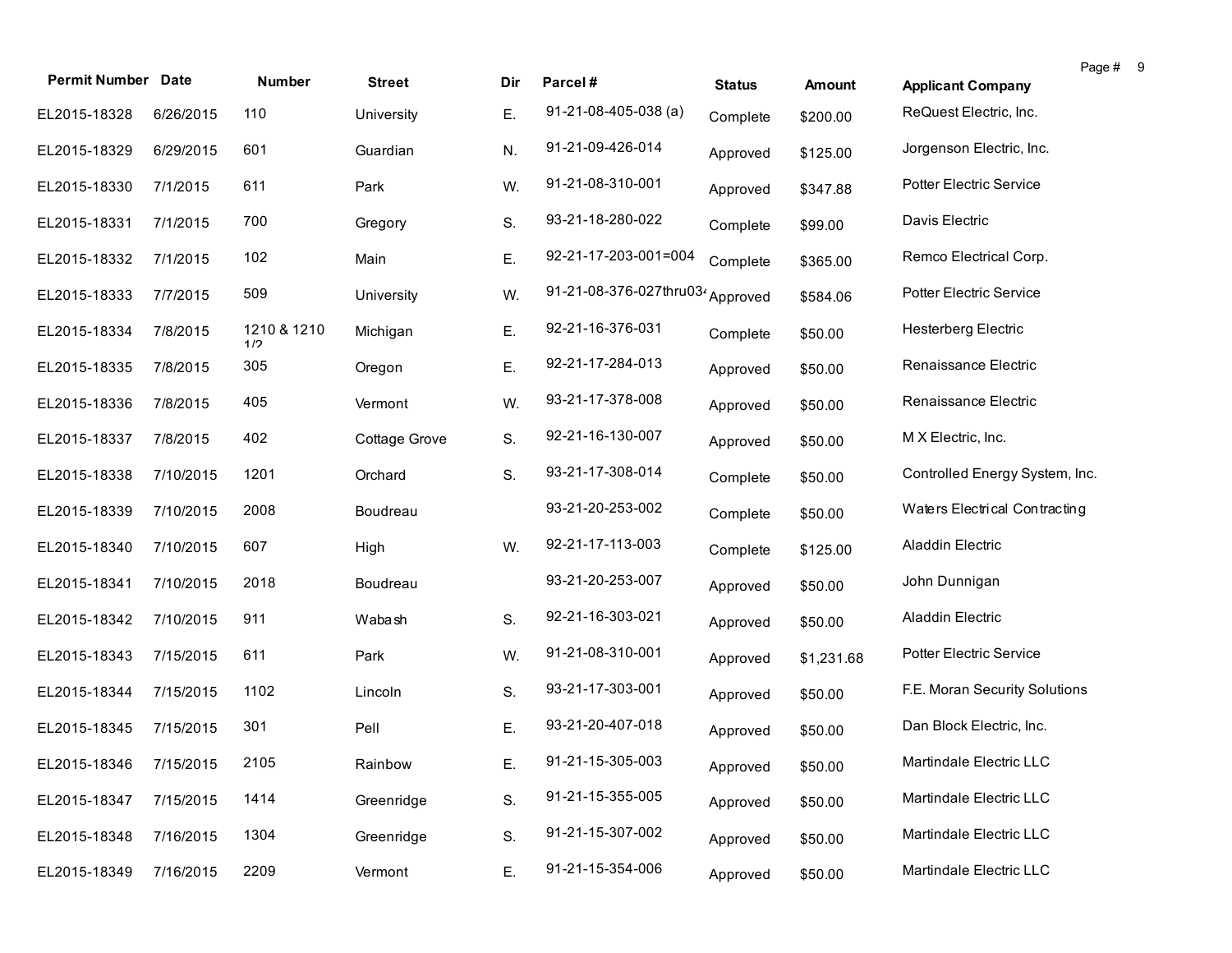| Permit Number | Date | Number | Street | Dir | Parcel # | Status | Amount | Applicant Company |
|---|---|---|---|---|---|---|---|---|
| EL2015-18328 | 6/26/2015 | 110 | University | E. | 91-21-08-405-038 (a) | Complete | $200.00 | ReQuest Electric, Inc. |
| EL2015-18329 | 6/29/2015 | 601 | Guardian | N. | 91-21-09-426-014 | Approved | $125.00 | Jorgenson Electric, Inc. |
| EL2015-18330 | 7/1/2015 | 611 | Park | W. | 91-21-08-310-001 | Approved | $347.88 | Potter Electric Service |
| EL2015-18331 | 7/1/2015 | 700 | Gregory | S. | 93-21-18-280-022 | Complete | $99.00 | Davis Electric |
| EL2015-18332 | 7/1/2015 | 102 | Main | E. | 92-21-17-203-001=004 | Complete | $365.00 | Remco Electrical Corp. |
| EL2015-18333 | 7/7/2015 | 509 | University | W. | 91-21-08-376-027thru034 | Approved | $584.06 | Potter Electric Service |
| EL2015-18334 | 7/8/2015 | 1210 & 1210 1/2 | Michigan | E. | 92-21-16-376-031 | Complete | $50.00 | Hesterberg Electric |
| EL2015-18335 | 7/8/2015 | 305 | Oregon | E. | 92-21-17-284-013 | Approved | $50.00 | Renaissance Electric |
| EL2015-18336 | 7/8/2015 | 405 | Vermont | W. | 93-21-17-378-008 | Approved | $50.00 | Renaissance Electric |
| EL2015-18337 | 7/8/2015 | 402 | Cottage Grove | S. | 92-21-16-130-007 | Approved | $50.00 | M X Electric, Inc. |
| EL2015-18338 | 7/10/2015 | 1201 | Orchard | S. | 93-21-17-308-014 | Complete | $50.00 | Controlled Energy System, Inc. |
| EL2015-18339 | 7/10/2015 | 2008 | Boudreau | | 93-21-20-253-002 | Complete | $50.00 | Waters Electrical Contracting |
| EL2015-18340 | 7/10/2015 | 607 | High | W. | 92-21-17-113-003 | Complete | $125.00 | Aladdin Electric |
| EL2015-18341 | 7/10/2015 | 2018 | Boudreau | | 93-21-20-253-007 | Approved | $50.00 | John Dunnigan |
| EL2015-18342 | 7/10/2015 | 911 | Wabash | S. | 92-21-16-303-021 | Approved | $50.00 | Aladdin Electric |
| EL2015-18343 | 7/15/2015 | 611 | Park | W. | 91-21-08-310-001 | Approved | $1,231.68 | Potter Electric Service |
| EL2015-18344 | 7/15/2015 | 1102 | Lincoln | S. | 93-21-17-303-001 | Approved | $50.00 | F.E. Moran Security Solutions |
| EL2015-18345 | 7/15/2015 | 301 | Pell | E. | 93-21-20-407-018 | Approved | $50.00 | Dan Block Electric, Inc. |
| EL2015-18346 | 7/15/2015 | 2105 | Rainbow | E. | 91-21-15-305-003 | Approved | $50.00 | Martindale Electric LLC |
| EL2015-18347 | 7/15/2015 | 1414 | Greenridge | S. | 91-21-15-355-005 | Approved | $50.00 | Martindale Electric LLC |
| EL2015-18348 | 7/16/2015 | 1304 | Greenridge | S. | 91-21-15-307-002 | Approved | $50.00 | Martindale Electric LLC |
| EL2015-18349 | 7/16/2015 | 2209 | Vermont | E. | 91-21-15-354-006 | Approved | $50.00 | Martindale Electric LLC |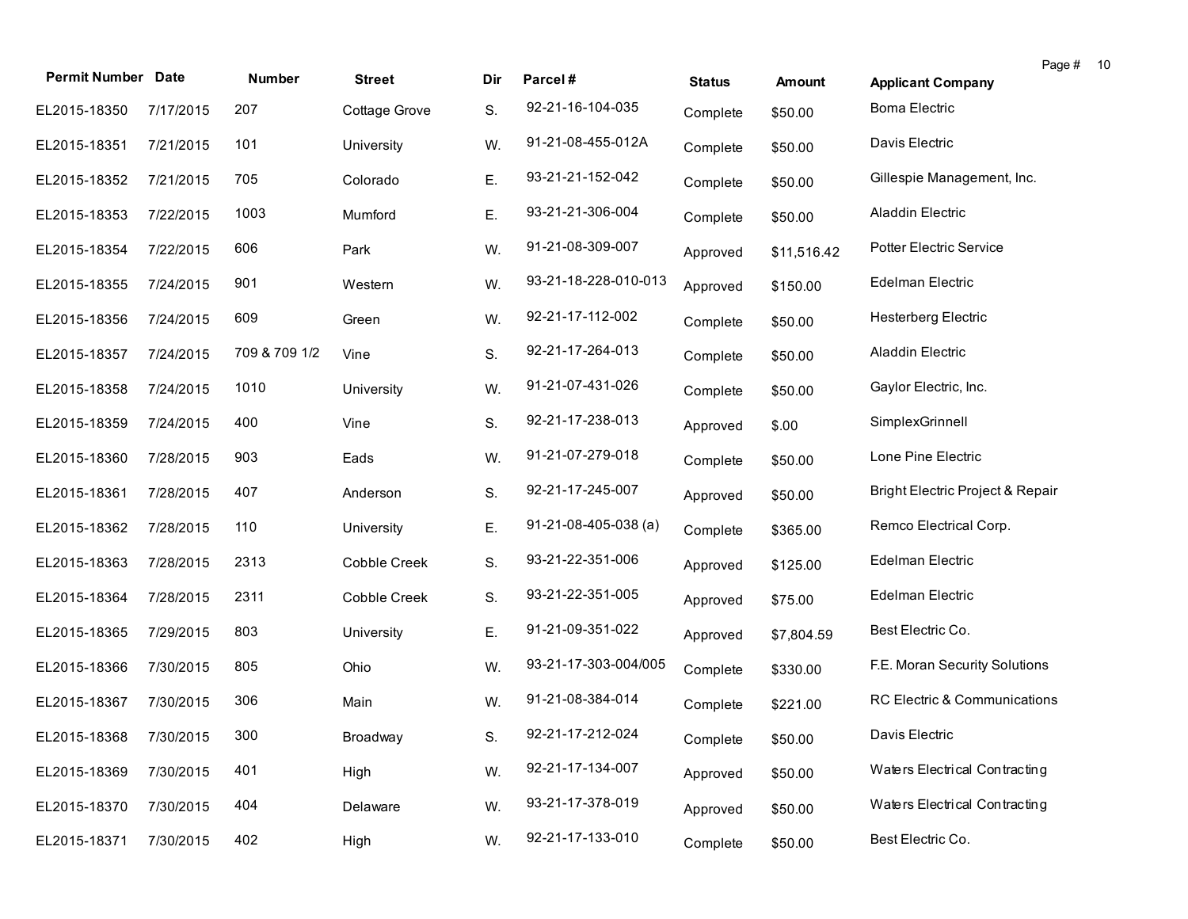| Permit Number | Date | Number | Street | Dir | Parcel # | Status | Amount | Applicant Company |
|---|---|---|---|---|---|---|---|---|
| EL2015-18350 | 7/17/2015 | 207 | Cottage Grove | S. | 92-21-16-104-035 | Complete | $50.00 | Boma Electric |
| EL2015-18351 | 7/21/2015 | 101 | University | W. | 91-21-08-455-012A | Complete | $50.00 | Davis Electric |
| EL2015-18352 | 7/21/2015 | 705 | Colorado | E. | 93-21-21-152-042 | Complete | $50.00 | Gillespie Management, Inc. |
| EL2015-18353 | 7/22/2015 | 1003 | Mumford | E. | 93-21-21-306-004 | Complete | $50.00 | Aladdin Electric |
| EL2015-18354 | 7/22/2015 | 606 | Park | W. | 91-21-08-309-007 | Approved | $11,516.42 | Potter Electric Service |
| EL2015-18355 | 7/24/2015 | 901 | Western | W. | 93-21-18-228-010-013 | Approved | $150.00 | Edelman Electric |
| EL2015-18356 | 7/24/2015 | 609 | Green | W. | 92-21-17-112-002 | Complete | $50.00 | Hesterberg Electric |
| EL2015-18357 | 7/24/2015 | 709 & 709 1/2 | Vine | S. | 92-21-17-264-013 | Complete | $50.00 | Aladdin Electric |
| EL2015-18358 | 7/24/2015 | 1010 | University | W. | 91-21-07-431-026 | Complete | $50.00 | Gaylor Electric, Inc. |
| EL2015-18359 | 7/24/2015 | 400 | Vine | S. | 92-21-17-238-013 | Approved | $.00 | SimplexGrinnell |
| EL2015-18360 | 7/28/2015 | 903 | Eads | W. | 91-21-07-279-018 | Complete | $50.00 | Lone Pine Electric |
| EL2015-18361 | 7/28/2015 | 407 | Anderson | S. | 92-21-17-245-007 | Approved | $50.00 | Bright Electric Project & Repair |
| EL2015-18362 | 7/28/2015 | 110 | University | E. | 91-21-08-405-038 (a) | Complete | $365.00 | Remco Electrical Corp. |
| EL2015-18363 | 7/28/2015 | 2313 | Cobble Creek | S. | 93-21-22-351-006 | Approved | $125.00 | Edelman Electric |
| EL2015-18364 | 7/28/2015 | 2311 | Cobble Creek | S. | 93-21-22-351-005 | Approved | $75.00 | Edelman Electric |
| EL2015-18365 | 7/29/2015 | 803 | University | E. | 91-21-09-351-022 | Approved | $7,804.59 | Best Electric Co. |
| EL2015-18366 | 7/30/2015 | 805 | Ohio | W. | 93-21-17-303-004/005 | Complete | $330.00 | F.E. Moran Security Solutions |
| EL2015-18367 | 7/30/2015 | 306 | Main | W. | 91-21-08-384-014 | Complete | $221.00 | RC Electric & Communications |
| EL2015-18368 | 7/30/2015 | 300 | Broadway | S. | 92-21-17-212-024 | Complete | $50.00 | Davis Electric |
| EL2015-18369 | 7/30/2015 | 401 | High | W. | 92-21-17-134-007 | Approved | $50.00 | Waters Electrical Contracting |
| EL2015-18370 | 7/30/2015 | 404 | Delaware | W. | 93-21-17-378-019 | Approved | $50.00 | Waters Electrical Contracting |
| EL2015-18371 | 7/30/2015 | 402 | High | W. | 92-21-17-133-010 | Complete | $50.00 | Best Electric Co. |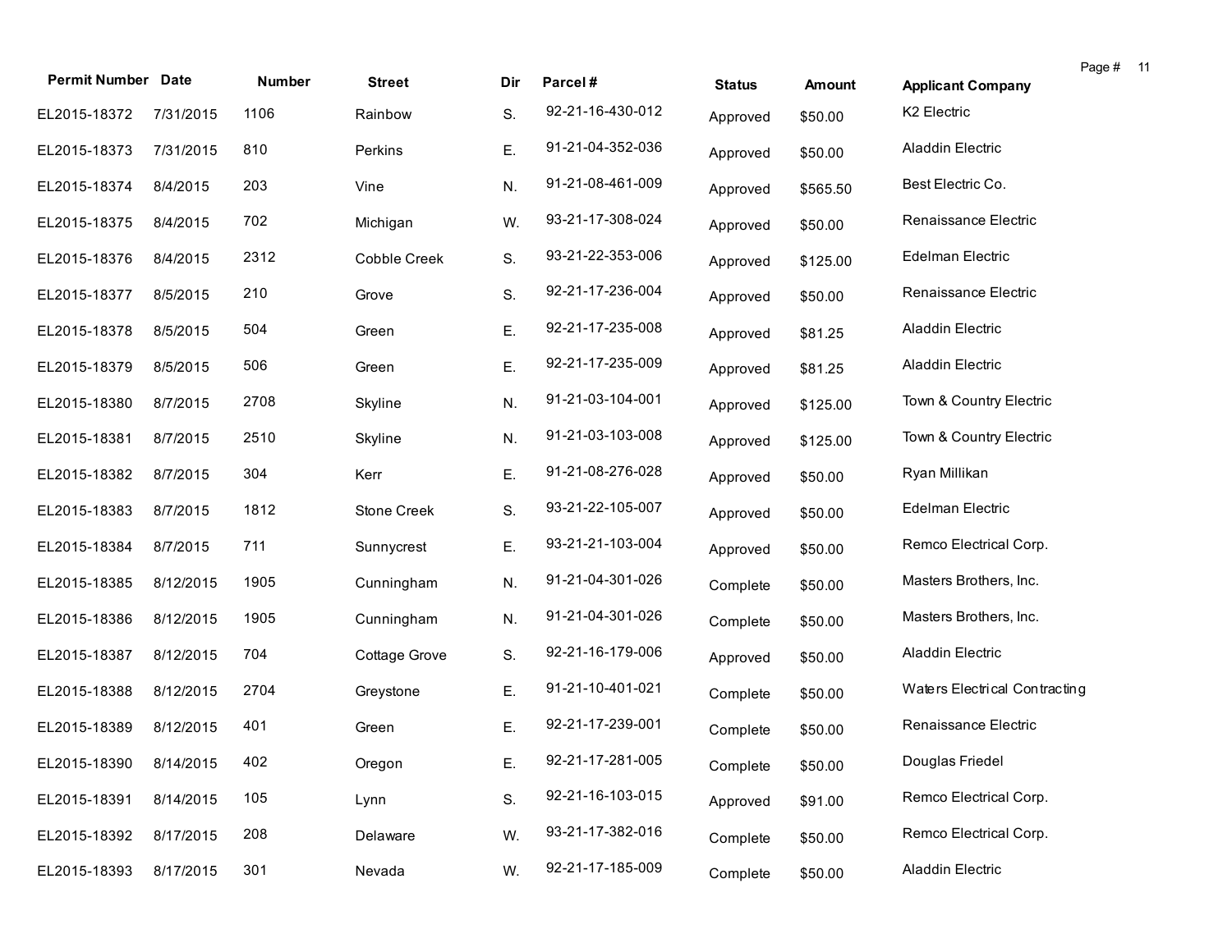| Permit Number | Date | Number | Street | Dir | Parcel # | Status | Amount | Applicant Company |
|---|---|---|---|---|---|---|---|---|
| EL2015-18372 | 7/31/2015 | 1106 | Rainbow | S. | 92-21-16-430-012 | Approved | $50.00 | K2 Electric |
| EL2015-18373 | 7/31/2015 | 810 | Perkins | E. | 91-21-04-352-036 | Approved | $50.00 | Aladdin Electric |
| EL2015-18374 | 8/4/2015 | 203 | Vine | N. | 91-21-08-461-009 | Approved | $565.50 | Best Electric Co. |
| EL2015-18375 | 8/4/2015 | 702 | Michigan | W. | 93-21-17-308-024 | Approved | $50.00 | Renaissance Electric |
| EL2015-18376 | 8/4/2015 | 2312 | Cobble Creek | S. | 93-21-22-353-006 | Approved | $125.00 | Edelman Electric |
| EL2015-18377 | 8/5/2015 | 210 | Grove | S. | 92-21-17-236-004 | Approved | $50.00 | Renaissance Electric |
| EL2015-18378 | 8/5/2015 | 504 | Green | E. | 92-21-17-235-008 | Approved | $81.25 | Aladdin Electric |
| EL2015-18379 | 8/5/2015 | 506 | Green | E. | 92-21-17-235-009 | Approved | $81.25 | Aladdin Electric |
| EL2015-18380 | 8/7/2015 | 2708 | Skyline | N. | 91-21-03-104-001 | Approved | $125.00 | Town & Country Electric |
| EL2015-18381 | 8/7/2015 | 2510 | Skyline | N. | 91-21-03-103-008 | Approved | $125.00 | Town & Country Electric |
| EL2015-18382 | 8/7/2015 | 304 | Kerr | E. | 91-21-08-276-028 | Approved | $50.00 | Ryan Millikan |
| EL2015-18383 | 8/7/2015 | 1812 | Stone Creek | S. | 93-21-22-105-007 | Approved | $50.00 | Edelman Electric |
| EL2015-18384 | 8/7/2015 | 711 | Sunnycrest | E. | 93-21-21-103-004 | Approved | $50.00 | Remco Electrical Corp. |
| EL2015-18385 | 8/12/2015 | 1905 | Cunningham | N. | 91-21-04-301-026 | Complete | $50.00 | Masters Brothers, Inc. |
| EL2015-18386 | 8/12/2015 | 1905 | Cunningham | N. | 91-21-04-301-026 | Complete | $50.00 | Masters Brothers, Inc. |
| EL2015-18387 | 8/12/2015 | 704 | Cottage Grove | S. | 92-21-16-179-006 | Approved | $50.00 | Aladdin Electric |
| EL2015-18388 | 8/12/2015 | 2704 | Greystone | E. | 91-21-10-401-021 | Complete | $50.00 | Waters Electrical Contracting |
| EL2015-18389 | 8/12/2015 | 401 | Green | E. | 92-21-17-239-001 | Complete | $50.00 | Renaissance Electric |
| EL2015-18390 | 8/14/2015 | 402 | Oregon | E. | 92-21-17-281-005 | Complete | $50.00 | Douglas Friedel |
| EL2015-18391 | 8/14/2015 | 105 | Lynn | S. | 92-21-16-103-015 | Approved | $91.00 | Remco Electrical Corp. |
| EL2015-18392 | 8/17/2015 | 208 | Delaware | W. | 93-21-17-382-016 | Complete | $50.00 | Remco Electrical Corp. |
| EL2015-18393 | 8/17/2015 | 301 | Nevada | W. | 92-21-17-185-009 | Complete | $50.00 | Aladdin Electric |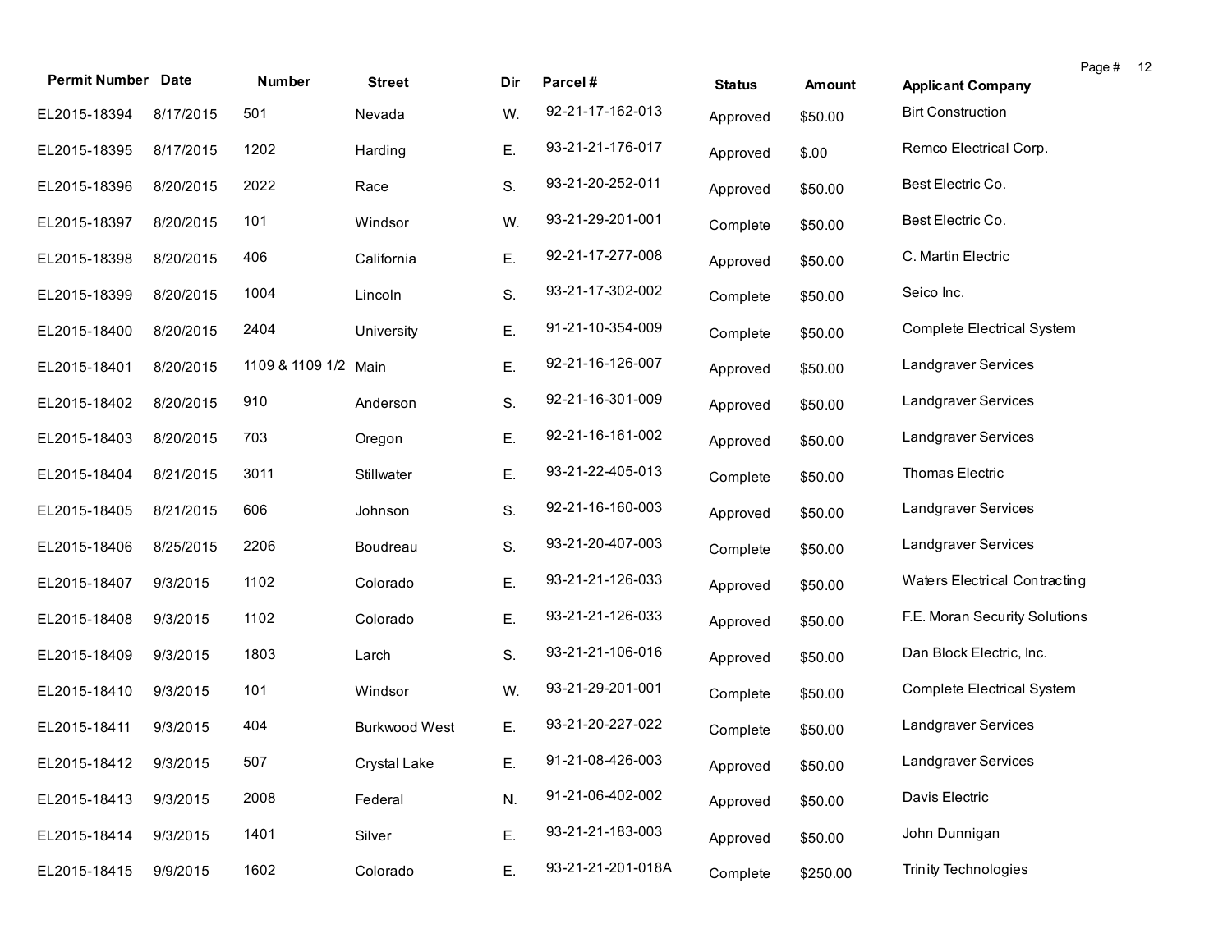| Permit Number | Date | Number | Street | Dir | Parcel # | Status | Amount | Applicant Company |
|---|---|---|---|---|---|---|---|---|
| EL2015-18394 | 8/17/2015 | 501 | Nevada | W. | 92-21-17-162-013 | Approved | $50.00 | Birt Construction |
| EL2015-18395 | 8/17/2015 | 1202 | Harding | E. | 93-21-21-176-017 | Approved | $.00 | Remco Electrical Corp. |
| EL2015-18396 | 8/20/2015 | 2022 | Race | S. | 93-21-20-252-011 | Approved | $50.00 | Best Electric Co. |
| EL2015-18397 | 8/20/2015 | 101 | Windsor | W. | 93-21-29-201-001 | Complete | $50.00 | Best Electric Co. |
| EL2015-18398 | 8/20/2015 | 406 | California | E. | 92-21-17-277-008 | Approved | $50.00 | C. Martin Electric |
| EL2015-18399 | 8/20/2015 | 1004 | Lincoln | S. | 93-21-17-302-002 | Complete | $50.00 | Seico Inc. |
| EL2015-18400 | 8/20/2015 | 2404 | University | E. | 91-21-10-354-009 | Complete | $50.00 | Complete Electrical System |
| EL2015-18401 | 8/20/2015 | 1109 & 1109 1/2 | Main | E. | 92-21-16-126-007 | Approved | $50.00 | Landgraver Services |
| EL2015-18402 | 8/20/2015 | 910 | Anderson | S. | 92-21-16-301-009 | Approved | $50.00 | Landgraver Services |
| EL2015-18403 | 8/20/2015 | 703 | Oregon | E. | 92-21-16-161-002 | Approved | $50.00 | Landgraver Services |
| EL2015-18404 | 8/21/2015 | 3011 | Stillwater | E. | 93-21-22-405-013 | Complete | $50.00 | Thomas Electric |
| EL2015-18405 | 8/21/2015 | 606 | Johnson | S. | 92-21-16-160-003 | Approved | $50.00 | Landgraver Services |
| EL2015-18406 | 8/25/2015 | 2206 | Boudreau | S. | 93-21-20-407-003 | Complete | $50.00 | Landgraver Services |
| EL2015-18407 | 9/3/2015 | 1102 | Colorado | E. | 93-21-21-126-033 | Approved | $50.00 | Waters Electrical Contracting |
| EL2015-18408 | 9/3/2015 | 1102 | Colorado | E. | 93-21-21-126-033 | Approved | $50.00 | F.E. Moran Security Solutions |
| EL2015-18409 | 9/3/2015 | 1803 | Larch | S. | 93-21-21-106-016 | Approved | $50.00 | Dan Block Electric, Inc. |
| EL2015-18410 | 9/3/2015 | 101 | Windsor | W. | 93-21-29-201-001 | Complete | $50.00 | Complete Electrical System |
| EL2015-18411 | 9/3/2015 | 404 | Burkwood West | E. | 93-21-20-227-022 | Complete | $50.00 | Landgraver Services |
| EL2015-18412 | 9/3/2015 | 507 | Crystal Lake | E. | 91-21-08-426-003 | Approved | $50.00 | Landgraver Services |
| EL2015-18413 | 9/3/2015 | 2008 | Federal | N. | 91-21-06-402-002 | Approved | $50.00 | Davis Electric |
| EL2015-18414 | 9/3/2015 | 1401 | Silver | E. | 93-21-21-183-003 | Approved | $50.00 | John Dunnigan |
| EL2015-18415 | 9/9/2015 | 1602 | Colorado | E. | 93-21-21-201-018A | Complete | $250.00 | Trinity Technologies |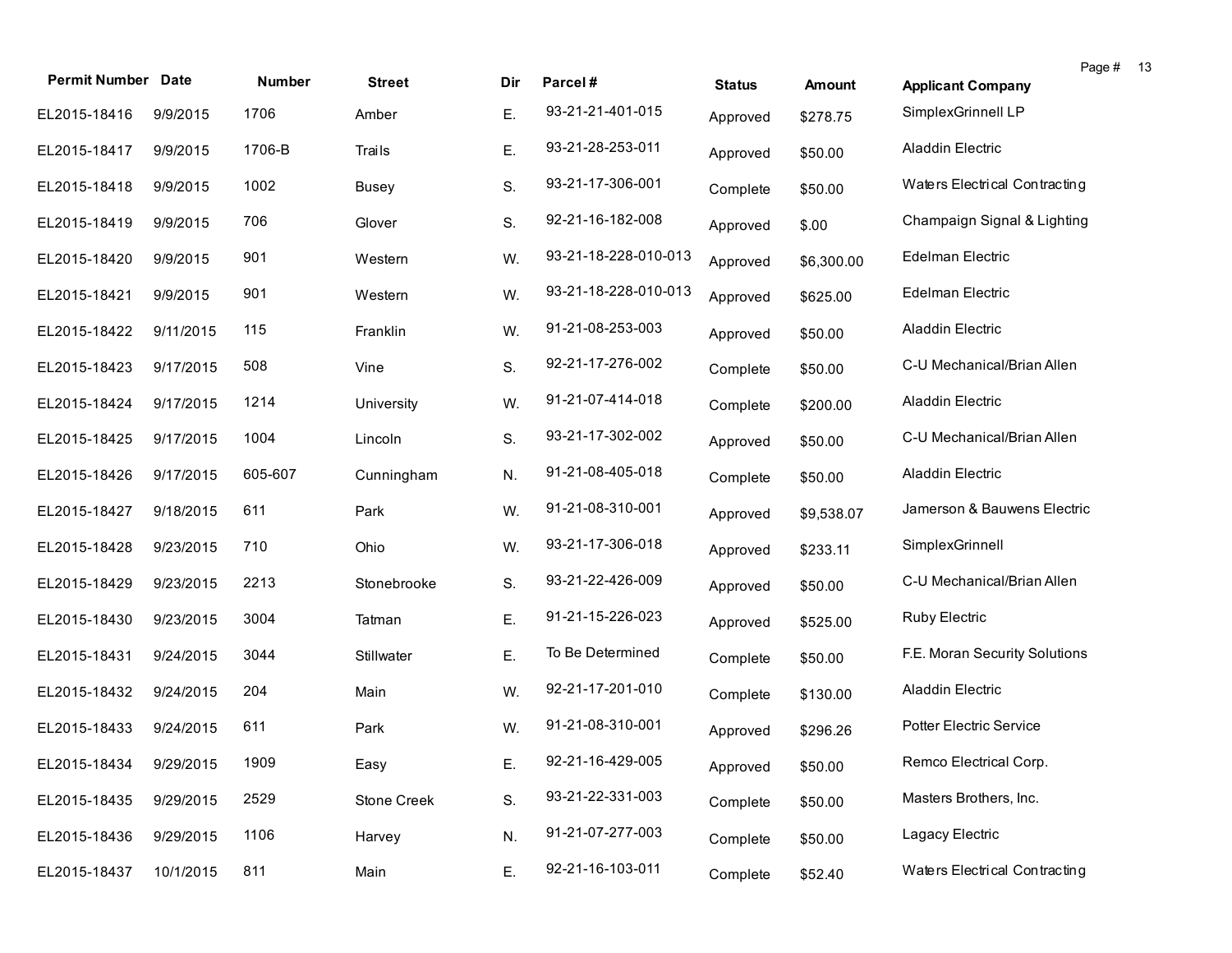| Permit Number | Date | Number | Street | Dir | Parcel # | Status | Amount | Applicant Company |
|---|---|---|---|---|---|---|---|---|
| EL2015-18416 | 9/9/2015 | 1706 | Amber | E. | 93-21-21-401-015 | Approved | $278.75 | SimplexGrinnell LP |
| EL2015-18417 | 9/9/2015 | 1706-B | Trails | E. | 93-21-28-253-011 | Approved | $50.00 | Aladdin Electric |
| EL2015-18418 | 9/9/2015 | 1002 | Busey | S. | 93-21-17-306-001 | Complete | $50.00 | Waters Electrical Contracting |
| EL2015-18419 | 9/9/2015 | 706 | Glover | S. | 92-21-16-182-008 | Approved | $.00 | Champaign Signal & Lighting |
| EL2015-18420 | 9/9/2015 | 901 | Western | W. | 93-21-18-228-010-013 | Approved | $6,300.00 | Edelman Electric |
| EL2015-18421 | 9/9/2015 | 901 | Western | W. | 93-21-18-228-010-013 | Approved | $625.00 | Edelman Electric |
| EL2015-18422 | 9/11/2015 | 115 | Franklin | W. | 91-21-08-253-003 | Approved | $50.00 | Aladdin Electric |
| EL2015-18423 | 9/17/2015 | 508 | Vine | S. | 92-21-17-276-002 | Complete | $50.00 | C-U Mechanical/Brian Allen |
| EL2015-18424 | 9/17/2015 | 1214 | University | W. | 91-21-07-414-018 | Complete | $200.00 | Aladdin Electric |
| EL2015-18425 | 9/17/2015 | 1004 | Lincoln | S. | 93-21-17-302-002 | Approved | $50.00 | C-U Mechanical/Brian Allen |
| EL2015-18426 | 9/17/2015 | 605-607 | Cunningham | N. | 91-21-08-405-018 | Complete | $50.00 | Aladdin Electric |
| EL2015-18427 | 9/18/2015 | 611 | Park | W. | 91-21-08-310-001 | Approved | $9,538.07 | Jamerson & Bauwens Electric |
| EL2015-18428 | 9/23/2015 | 710 | Ohio | W. | 93-21-17-306-018 | Approved | $233.11 | SimplexGrinnell |
| EL2015-18429 | 9/23/2015 | 2213 | Stonebrooke | S. | 93-21-22-426-009 | Approved | $50.00 | C-U Mechanical/Brian Allen |
| EL2015-18430 | 9/23/2015 | 3004 | Tatman | E. | 91-21-15-226-023 | Approved | $525.00 | Ruby Electric |
| EL2015-18431 | 9/24/2015 | 3044 | Stillwater | E. | To Be Determined | Complete | $50.00 | F.E. Moran Security Solutions |
| EL2015-18432 | 9/24/2015 | 204 | Main | W. | 92-21-17-201-010 | Complete | $130.00 | Aladdin Electric |
| EL2015-18433 | 9/24/2015 | 611 | Park | W. | 91-21-08-310-001 | Approved | $296.26 | Potter Electric Service |
| EL2015-18434 | 9/29/2015 | 1909 | Easy | E. | 92-21-16-429-005 | Approved | $50.00 | Remco Electrical Corp. |
| EL2015-18435 | 9/29/2015 | 2529 | Stone Creek | S. | 93-21-22-331-003 | Complete | $50.00 | Masters Brothers, Inc. |
| EL2015-18436 | 9/29/2015 | 1106 | Harvey | N. | 91-21-07-277-003 | Complete | $50.00 | Lagacy Electric |
| EL2015-18437 | 10/1/2015 | 811 | Main | E. | 92-21-16-103-011 | Complete | $52.40 | Waters Electrical Contracting |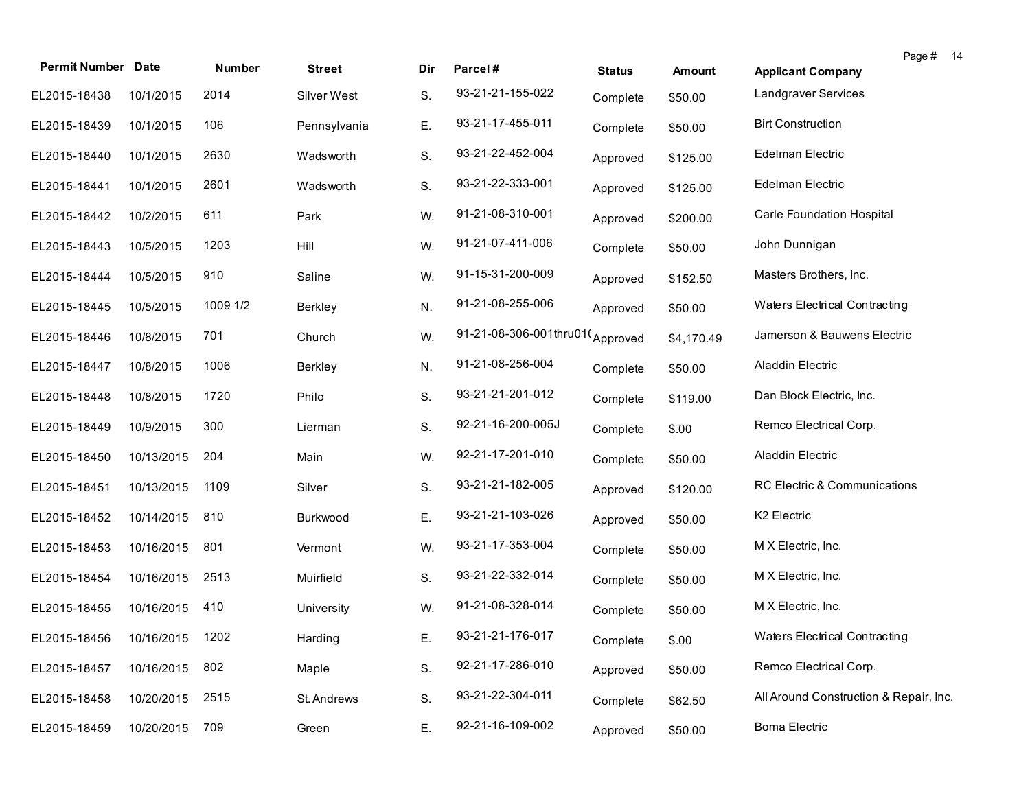| Permit Number | Date | Number | Street | Dir | Parcel # | Status | Amount | Applicant Company |
|---|---|---|---|---|---|---|---|---|
| EL2015-18438 | 10/1/2015 | 2014 | Silver West | S. | 93-21-21-155-022 | Complete | $50.00 | Landgraver Services |
| EL2015-18439 | 10/1/2015 | 106 | Pennsylvania | E. | 93-21-17-455-011 | Complete | $50.00 | Birt Construction |
| EL2015-18440 | 10/1/2015 | 2630 | Wadsworth | S. | 93-21-22-452-004 | Approved | $125.00 | Edelman Electric |
| EL2015-18441 | 10/1/2015 | 2601 | Wadsworth | S. | 93-21-22-333-001 | Approved | $125.00 | Edelman Electric |
| EL2015-18442 | 10/2/2015 | 611 | Park | W. | 91-21-08-310-001 | Approved | $200.00 | Carle Foundation Hospital |
| EL2015-18443 | 10/5/2015 | 1203 | Hill | W. | 91-21-07-411-006 | Complete | $50.00 | John Dunnigan |
| EL2015-18444 | 10/5/2015 | 910 | Saline | W. | 91-15-31-200-009 | Approved | $152.50 | Masters Brothers, Inc. |
| EL2015-18445 | 10/5/2015 | 1009 1/2 | Berkley | N. | 91-21-08-255-006 | Approved | $50.00 | Waters Electrical Contracting |
| EL2015-18446 | 10/8/2015 | 701 | Church | W. | 91-21-08-306-001thru01( | Approved | $4,170.49 | Jamerson & Bauwens Electric |
| EL2015-18447 | 10/8/2015 | 1006 | Berkley | N. | 91-21-08-256-004 | Complete | $50.00 | Aladdin Electric |
| EL2015-18448 | 10/8/2015 | 1720 | Philo | S. | 93-21-21-201-012 | Complete | $119.00 | Dan Block Electric, Inc. |
| EL2015-18449 | 10/9/2015 | 300 | Lierman | S. | 92-21-16-200-005J | Complete | $.00 | Remco Electrical Corp. |
| EL2015-18450 | 10/13/2015 | 204 | Main | W. | 92-21-17-201-010 | Complete | $50.00 | Aladdin Electric |
| EL2015-18451 | 10/13/2015 | 1109 | Silver | S. | 93-21-21-182-005 | Approved | $120.00 | RC Electric & Communications |
| EL2015-18452 | 10/14/2015 | 810 | Burkwood | E. | 93-21-21-103-026 | Approved | $50.00 | K2 Electric |
| EL2015-18453 | 10/16/2015 | 801 | Vermont | W. | 93-21-17-353-004 | Complete | $50.00 | M X Electric, Inc. |
| EL2015-18454 | 10/16/2015 | 2513 | Muirfield | S. | 93-21-22-332-014 | Complete | $50.00 | M X Electric, Inc. |
| EL2015-18455 | 10/16/2015 | 410 | University | W. | 91-21-08-328-014 | Complete | $50.00 | M X Electric, Inc. |
| EL2015-18456 | 10/16/2015 | 1202 | Harding | E. | 93-21-21-176-017 | Complete | $.00 | Waters Electrical Contracting |
| EL2015-18457 | 10/16/2015 | 802 | Maple | S. | 92-21-17-286-010 | Approved | $50.00 | Remco Electrical Corp. |
| EL2015-18458 | 10/20/2015 | 2515 | St. Andrews | S. | 93-21-22-304-011 | Complete | $62.50 | All Around Construction & Repair, Inc. |
| EL2015-18459 | 10/20/2015 | 709 | Green | E. | 92-21-16-109-002 | Approved | $50.00 | Boma Electric |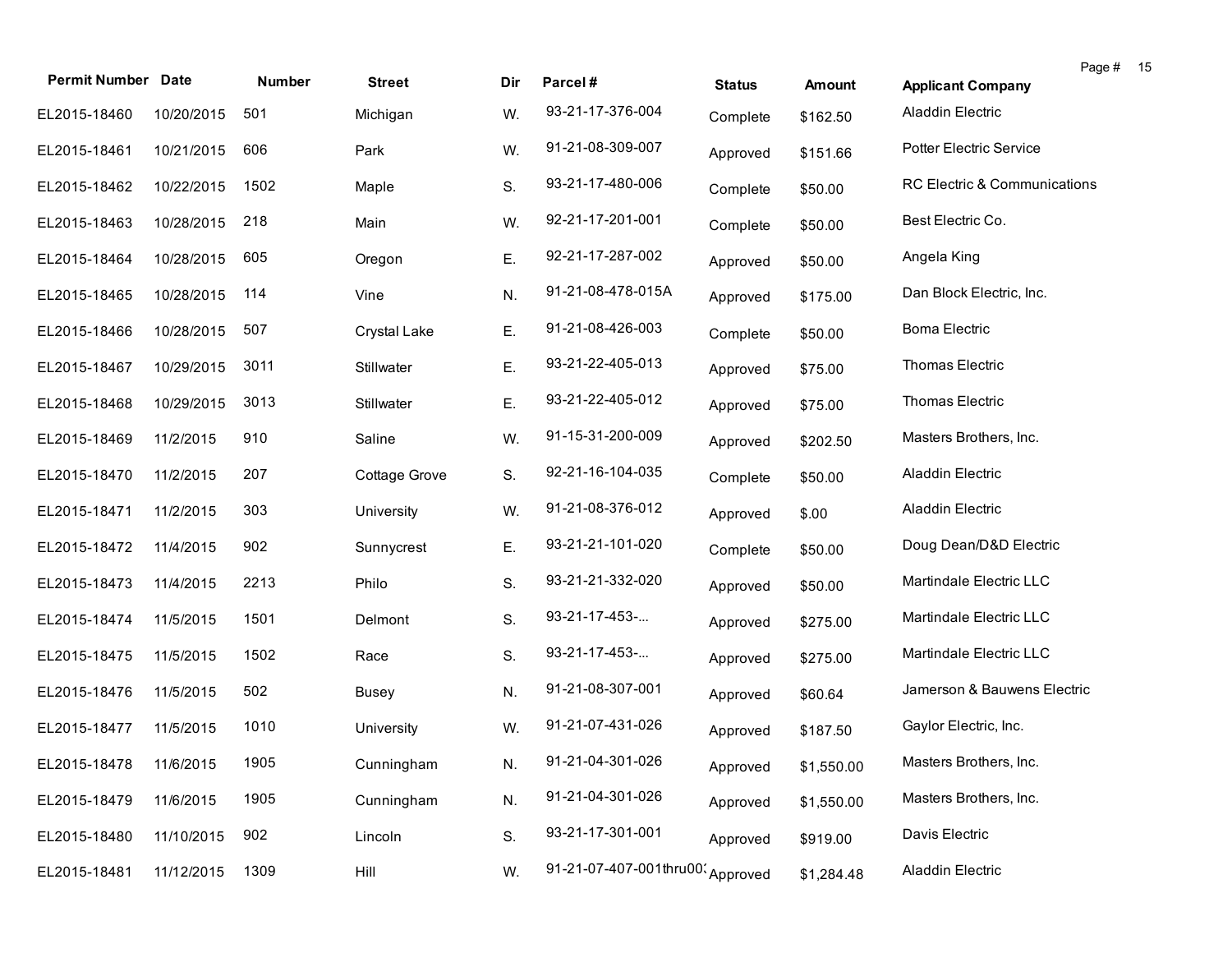| Permit Number | Date | Number | Street | Dir | Parcel # | Status | Amount | Applicant Company |
|---|---|---|---|---|---|---|---|---|
| EL2015-18460 | 10/20/2015 | 501 | Michigan | W. | 93-21-17-376-004 | Complete | $162.50 | Aladdin Electric |
| EL2015-18461 | 10/21/2015 | 606 | Park | W. | 91-21-08-309-007 | Approved | $151.66 | Potter Electric Service |
| EL2015-18462 | 10/22/2015 | 1502 | Maple | S. | 93-21-17-480-006 | Complete | $50.00 | RC Electric & Communications |
| EL2015-18463 | 10/28/2015 | 218 | Main | W. | 92-21-17-201-001 | Complete | $50.00 | Best Electric Co. |
| EL2015-18464 | 10/28/2015 | 605 | Oregon | E. | 92-21-17-287-002 | Approved | $50.00 | Angela King |
| EL2015-18465 | 10/28/2015 | 114 | Vine | N. | 91-21-08-478-015A | Approved | $175.00 | Dan Block Electric, Inc. |
| EL2015-18466 | 10/28/2015 | 507 | Crystal Lake | E. | 91-21-08-426-003 | Complete | $50.00 | Boma Electric |
| EL2015-18467 | 10/29/2015 | 3011 | Stillwater | E. | 93-21-22-405-013 | Approved | $75.00 | Thomas Electric |
| EL2015-18468 | 10/29/2015 | 3013 | Stillwater | E. | 93-21-22-405-012 | Approved | $75.00 | Thomas Electric |
| EL2015-18469 | 11/2/2015 | 910 | Saline | W. | 91-15-31-200-009 | Approved | $202.50 | Masters Brothers, Inc. |
| EL2015-18470 | 11/2/2015 | 207 | Cottage Grove | S. | 92-21-16-104-035 | Complete | $50.00 | Aladdin Electric |
| EL2015-18471 | 11/2/2015 | 303 | University | W. | 91-21-08-376-012 | Approved | $.00 | Aladdin Electric |
| EL2015-18472 | 11/4/2015 | 902 | Sunnycrest | E. | 93-21-21-101-020 | Complete | $50.00 | Doug Dean/D&D Electric |
| EL2015-18473 | 11/4/2015 | 2213 | Philo | S. | 93-21-21-332-020 | Approved | $50.00 | Martindale Electric LLC |
| EL2015-18474 | 11/5/2015 | 1501 | Delmont | S. | 93-21-17-453-... | Approved | $275.00 | Martindale Electric LLC |
| EL2015-18475 | 11/5/2015 | 1502 | Race | S. | 93-21-17-453-... | Approved | $275.00 | Martindale Electric LLC |
| EL2015-18476 | 11/5/2015 | 502 | Busey | N. | 91-21-08-307-001 | Approved | $60.64 | Jamerson & Bauwens Electric |
| EL2015-18477 | 11/5/2015 | 1010 | University | W. | 91-21-07-431-026 | Approved | $187.50 | Gaylor Electric, Inc. |
| EL2015-18478 | 11/6/2015 | 1905 | Cunningham | N. | 91-21-04-301-026 | Approved | $1,550.00 | Masters Brothers, Inc. |
| EL2015-18479 | 11/6/2015 | 1905 | Cunningham | N. | 91-21-04-301-026 | Approved | $1,550.00 | Masters Brothers, Inc. |
| EL2015-18480 | 11/10/2015 | 902 | Lincoln | S. | 93-21-17-301-001 | Approved | $919.00 | Davis Electric |
| EL2015-18481 | 11/12/2015 | 1309 | Hill | W. | 91-21-07-407-001thru003 | Approved | $1,284.48 | Aladdin Electric |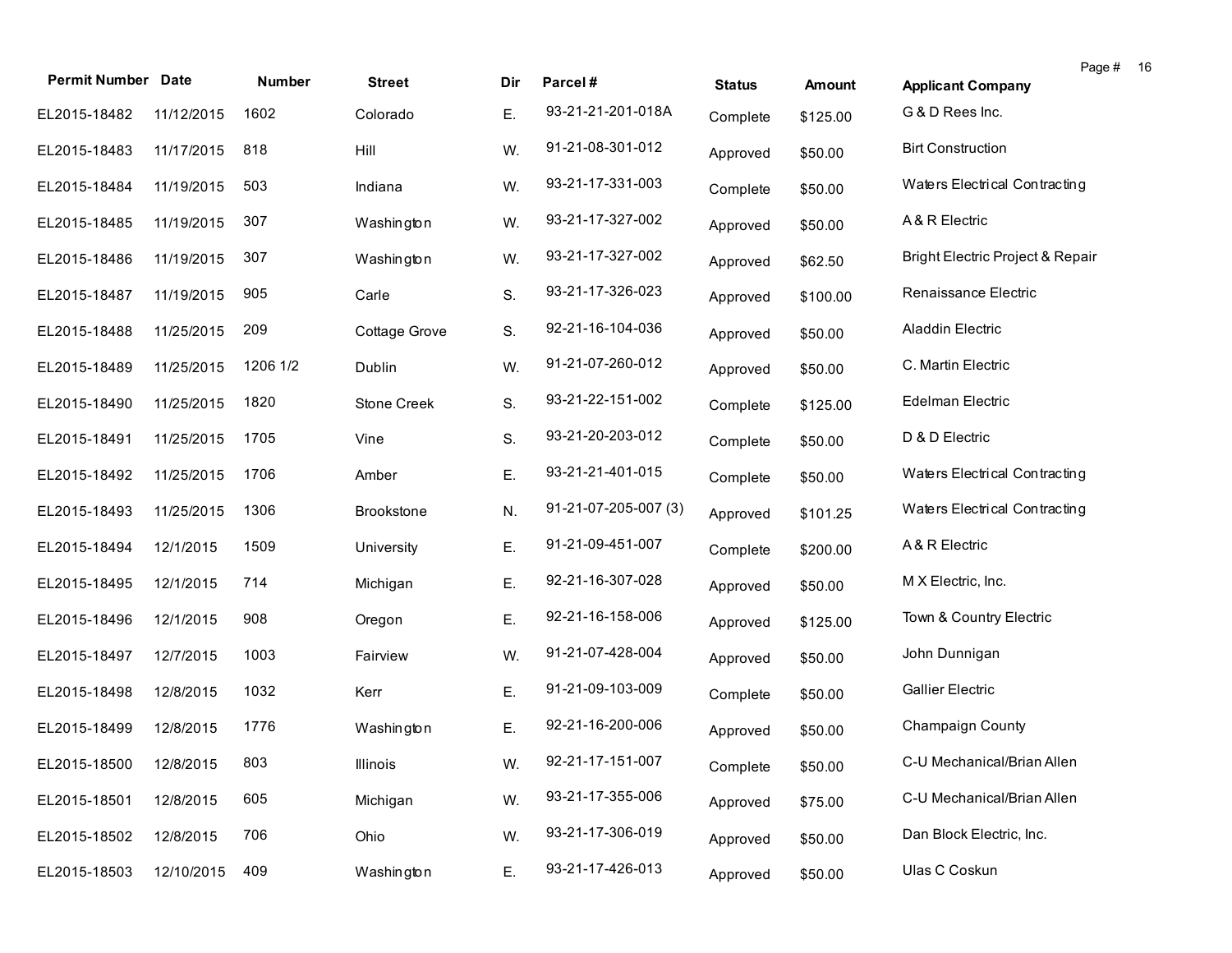| Permit Number | Date | Number | Street | Dir | Parcel # | Status | Amount | Applicant Company |
|---|---|---|---|---|---|---|---|---|
| EL2015-18482 | 11/12/2015 | 1602 | Colorado | E. | 93-21-21-201-018A | Complete | $125.00 | G & D Rees Inc. |
| EL2015-18483 | 11/17/2015 | 818 | Hill | W. | 91-21-08-301-012 | Approved | $50.00 | Birt Construction |
| EL2015-18484 | 11/19/2015 | 503 | Indiana | W. | 93-21-17-331-003 | Complete | $50.00 | Waters Electrical Contracting |
| EL2015-18485 | 11/19/2015 | 307 | Washington | W. | 93-21-17-327-002 | Approved | $50.00 | A & R Electric |
| EL2015-18486 | 11/19/2015 | 307 | Washington | W. | 93-21-17-327-002 | Approved | $62.50 | Bright Electric Project & Repair |
| EL2015-18487 | 11/19/2015 | 905 | Carle | S. | 93-21-17-326-023 | Approved | $100.00 | Renaissance Electric |
| EL2015-18488 | 11/25/2015 | 209 | Cottage Grove | S. | 92-21-16-104-036 | Approved | $50.00 | Aladdin Electric |
| EL2015-18489 | 11/25/2015 | 1206 1/2 | Dublin | W. | 91-21-07-260-012 | Approved | $50.00 | C. Martin Electric |
| EL2015-18490 | 11/25/2015 | 1820 | Stone Creek | S. | 93-21-22-151-002 | Complete | $125.00 | Edelman Electric |
| EL2015-18491 | 11/25/2015 | 1705 | Vine | S. | 93-21-20-203-012 | Complete | $50.00 | D & D Electric |
| EL2015-18492 | 11/25/2015 | 1706 | Amber | E. | 93-21-21-401-015 | Complete | $50.00 | Waters Electrical Contracting |
| EL2015-18493 | 11/25/2015 | 1306 | Brookstone | N. | 91-21-07-205-007 (3) | Approved | $101.25 | Waters Electrical Contracting |
| EL2015-18494 | 12/1/2015 | 1509 | University | E. | 91-21-09-451-007 | Complete | $200.00 | A & R Electric |
| EL2015-18495 | 12/1/2015 | 714 | Michigan | E. | 92-21-16-307-028 | Approved | $50.00 | M X Electric, Inc. |
| EL2015-18496 | 12/1/2015 | 908 | Oregon | E. | 92-21-16-158-006 | Approved | $125.00 | Town & Country Electric |
| EL2015-18497 | 12/7/2015 | 1003 | Fairview | W. | 91-21-07-428-004 | Approved | $50.00 | John Dunnigan |
| EL2015-18498 | 12/8/2015 | 1032 | Kerr | E. | 91-21-09-103-009 | Complete | $50.00 | Gallier Electric |
| EL2015-18499 | 12/8/2015 | 1776 | Washington | E. | 92-21-16-200-006 | Approved | $50.00 | Champaign County |
| EL2015-18500 | 12/8/2015 | 803 | Illinois | W. | 92-21-17-151-007 | Complete | $50.00 | C-U Mechanical/Brian Allen |
| EL2015-18501 | 12/8/2015 | 605 | Michigan | W. | 93-21-17-355-006 | Approved | $75.00 | C-U Mechanical/Brian Allen |
| EL2015-18502 | 12/8/2015 | 706 | Ohio | W. | 93-21-17-306-019 | Approved | $50.00 | Dan Block Electric, Inc. |
| EL2015-18503 | 12/10/2015 | 409 | Washington | E. | 93-21-17-426-013 | Approved | $50.00 | Ulas C Coskun |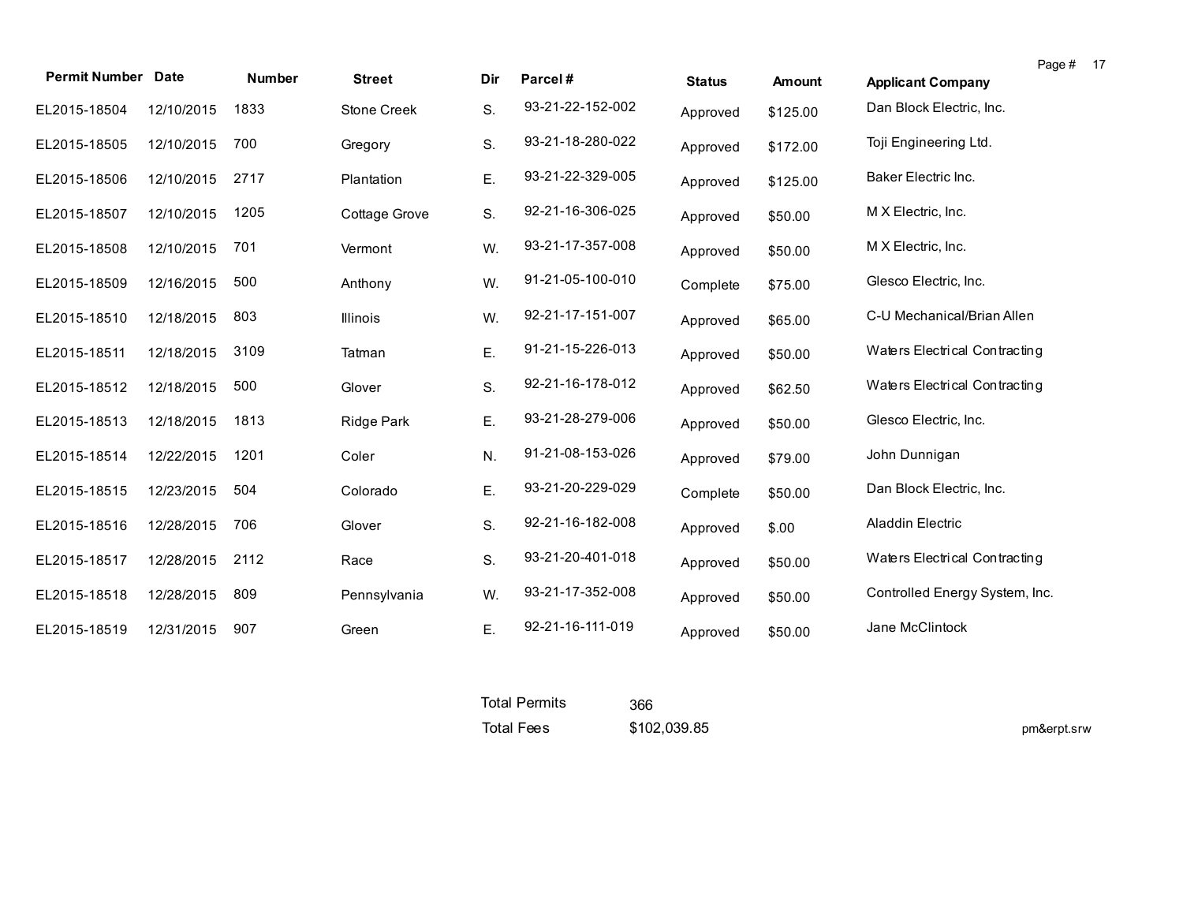| Permit Number | Date | Number | Street | Dir | Parcel # | Status | Amount | Applicant Company |
|---|---|---|---|---|---|---|---|---|
| EL2015-18504 | 12/10/2015 | 1833 | Stone Creek | S. | 93-21-22-152-002 | Approved | $125.00 | Dan Block Electric, Inc. |
| EL2015-18505 | 12/10/2015 | 700 | Gregory | S. | 93-21-18-280-022 | Approved | $172.00 | Toji Engineering Ltd. |
| EL2015-18506 | 12/10/2015 | 2717 | Plantation | E. | 93-21-22-329-005 | Approved | $125.00 | Baker Electric Inc. |
| EL2015-18507 | 12/10/2015 | 1205 | Cottage Grove | S. | 92-21-16-306-025 | Approved | $50.00 | M X Electric, Inc. |
| EL2015-18508 | 12/10/2015 | 701 | Vermont | W. | 93-21-17-357-008 | Approved | $50.00 | M X Electric, Inc. |
| EL2015-18509 | 12/16/2015 | 500 | Anthony | W. | 91-21-05-100-010 | Complete | $75.00 | Glesco Electric, Inc. |
| EL2015-18510 | 12/18/2015 | 803 | Illinois | W. | 92-21-17-151-007 | Approved | $65.00 | C-U Mechanical/Brian Allen |
| EL2015-18511 | 12/18/2015 | 3109 | Tatman | E. | 91-21-15-226-013 | Approved | $50.00 | Waters Electrical Contracting |
| EL2015-18512 | 12/18/2015 | 500 | Glover | S. | 92-21-16-178-012 | Approved | $62.50 | Waters Electrical Contracting |
| EL2015-18513 | 12/18/2015 | 1813 | Ridge Park | E. | 93-21-28-279-006 | Approved | $50.00 | Glesco Electric, Inc. |
| EL2015-18514 | 12/22/2015 | 1201 | Coler | N. | 91-21-08-153-026 | Approved | $79.00 | John Dunnigan |
| EL2015-18515 | 12/23/2015 | 504 | Colorado | E. | 93-21-20-229-029 | Complete | $50.00 | Dan Block Electric, Inc. |
| EL2015-18516 | 12/28/2015 | 706 | Glover | S. | 92-21-16-182-008 | Approved | $.00 | Aladdin Electric |
| EL2015-18517 | 12/28/2015 | 2112 | Race | S. | 93-21-20-401-018 | Approved | $50.00 | Waters Electrical Contracting |
| EL2015-18518 | 12/28/2015 | 809 | Pennsylvania | W. | 93-21-17-352-008 | Approved | $50.00 | Controlled Energy System, Inc. |
| EL2015-18519 | 12/31/2015 | 907 | Green | E. | 92-21-16-111-019 | Approved | $50.00 | Jane McClintock |

Total Permits 366

Total Fees $102,039.85

pm&erpt.srw